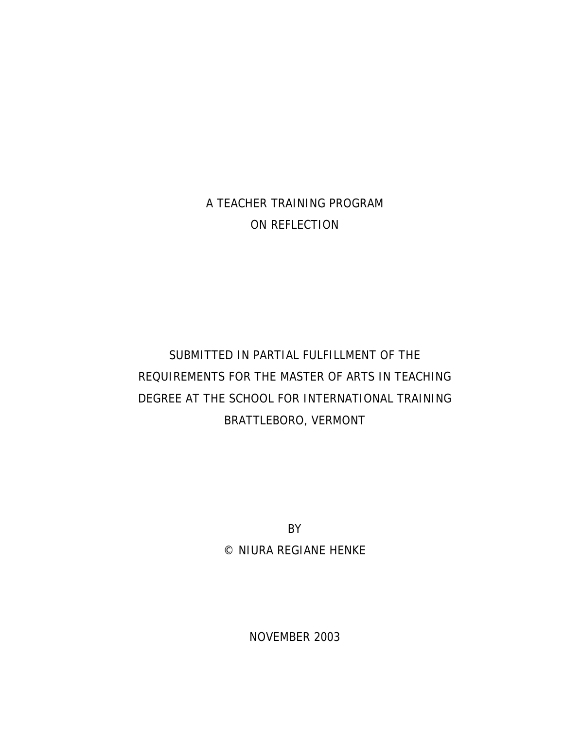# A TEACHER TRAINING PROGRAM ON REFLECTION

SUBMITTED IN PARTIAL FULFILLMENT OF THE REQUIREMENTS FOR THE MASTER OF ARTS IN TEACHING DEGREE AT THE SCHOOL FOR INTERNATIONAL TRAINING BRATTLEBORO, VERMONT

BY

© NIURA REGIANE HENKE

NOVEMBER 2003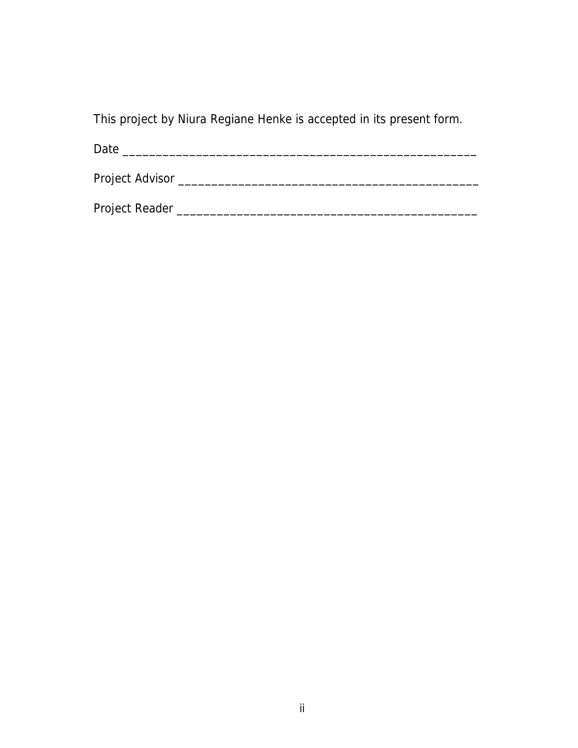This project by Niura Regiane Henke is accepted in its present form.

Date ______________________________________________________

Project Advisor ______________________________________________

Project Reader ______________________________________________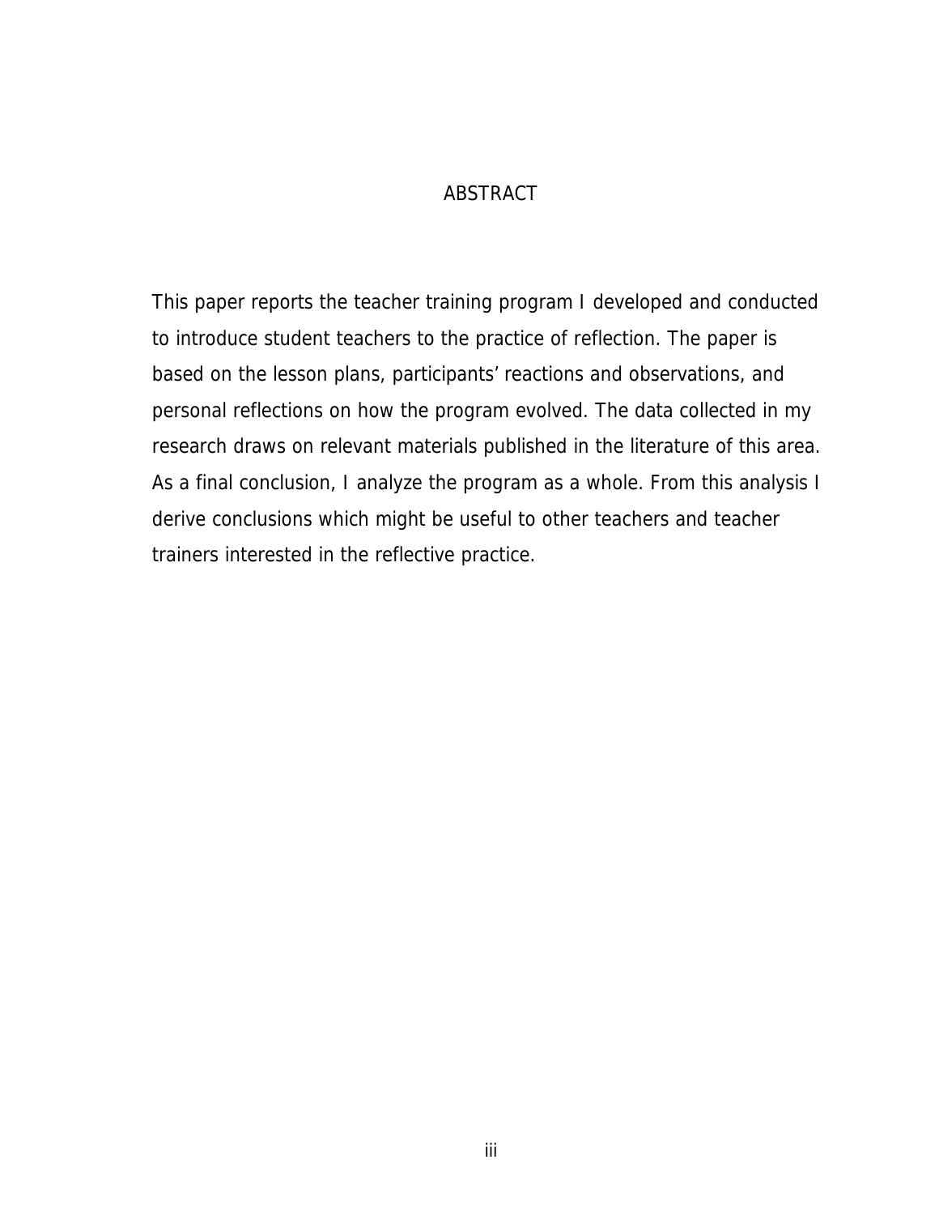# ABSTRACT

This paper reports the teacher training program I developed and conducted to introduce student teachers to the practice of reflection. The paper is based on the lesson plans, participants' reactions and observations, and personal reflections on how the program evolved. The data collected in my research draws on relevant materials published in the literature of this area. As a final conclusion, I analyze the program as a whole. From this analysis I derive conclusions which might be useful to other teachers and teacher trainers interested in the reflective practice.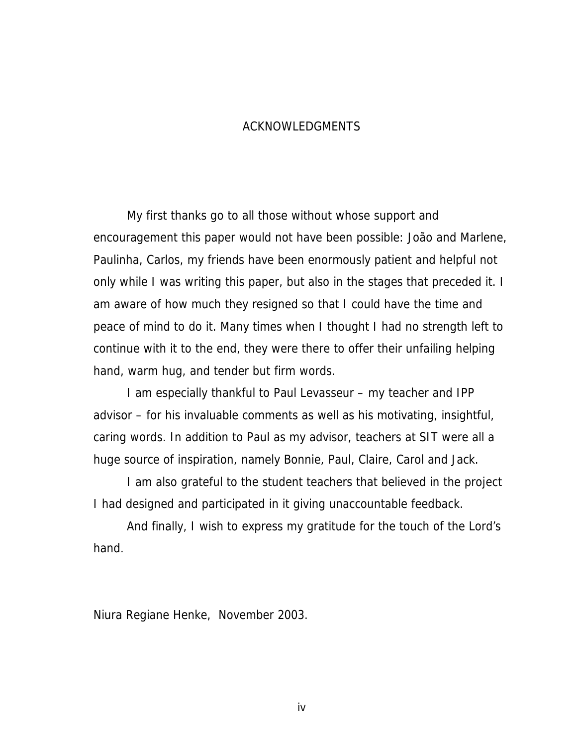# ACKNOWLEDGMENTS

My first thanks go to all those without whose support and encouragement this paper would not have been possible: João and Marlene, Paulinha, Carlos, my friends have been enormously patient and helpful not only while I was writing this paper, but also in the stages that preceded it. I am aware of how much they resigned so that I could have the time and peace of mind to do it. Many times when I thought I had no strength left to continue with it to the end, they were there to offer their unfailing helping hand, warm hug, and tender but firm words.

I am especially thankful to Paul Levasseur – my teacher and IPP advisor – for his invaluable comments as well as his motivating, insightful, caring words. In addition to Paul as my advisor, teachers at SIT were all a huge source of inspiration, namely Bonnie, Paul, Claire, Carol and Jack.

I am also grateful to the student teachers that believed in the project I had designed and participated in it giving unaccountable feedback.

And finally, I wish to express my gratitude for the touch of the Lord's hand.

Niura Regiane Henke, November 2003.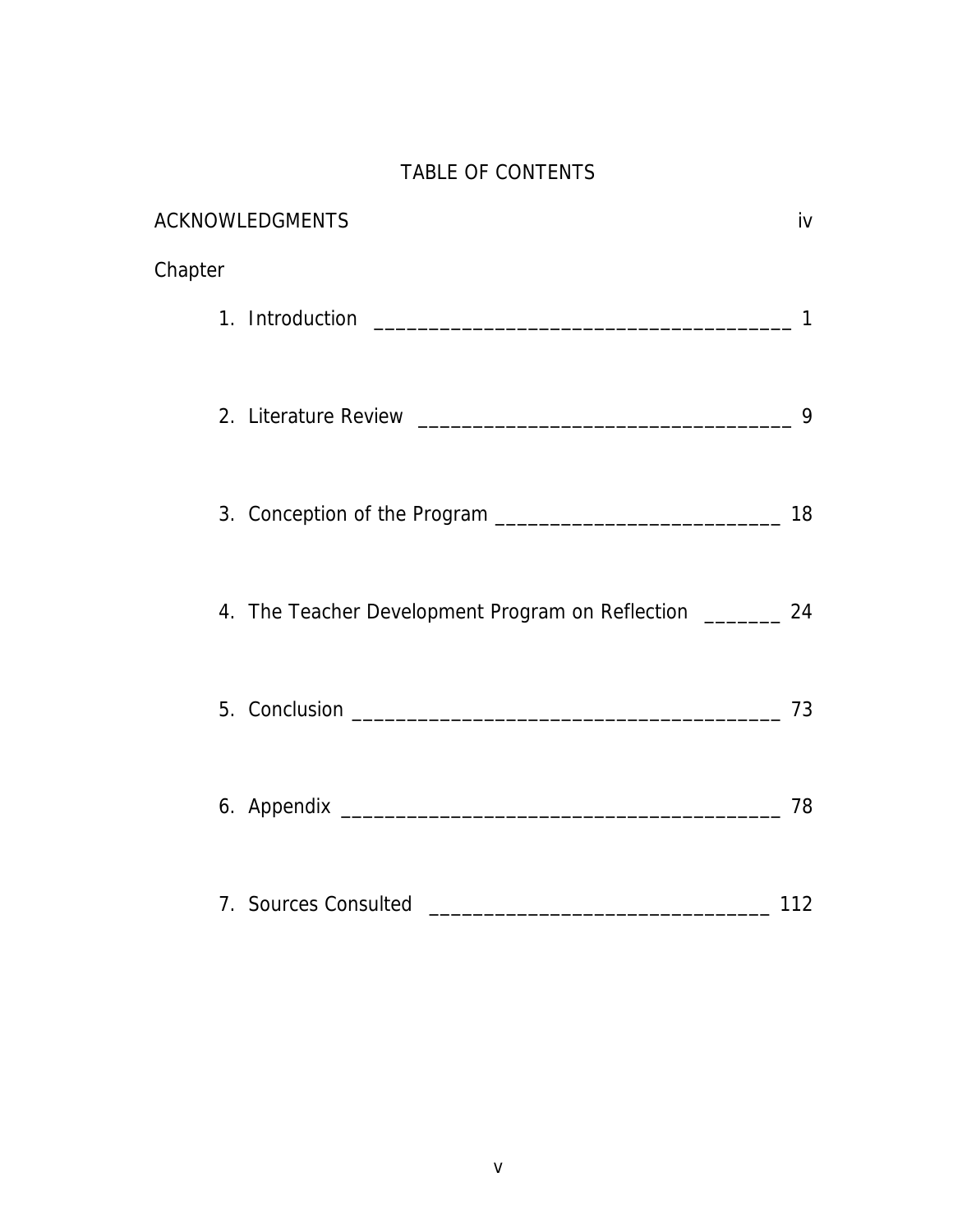# TABLE OF CONTENTS

ACKNOWLEDGMENTS iv

Chapter

1. Introduction ______________________________________ 1
2. Literature Review __________________________________ 9
3. Conception of the Program ___________________________ 18
4. The Teacher Development Program on Reflection _______ 24
5. Conclusion _______________________________________ 73
6. Appendix ________________________________________ 78
7. Sources Consulted _______________________________ 112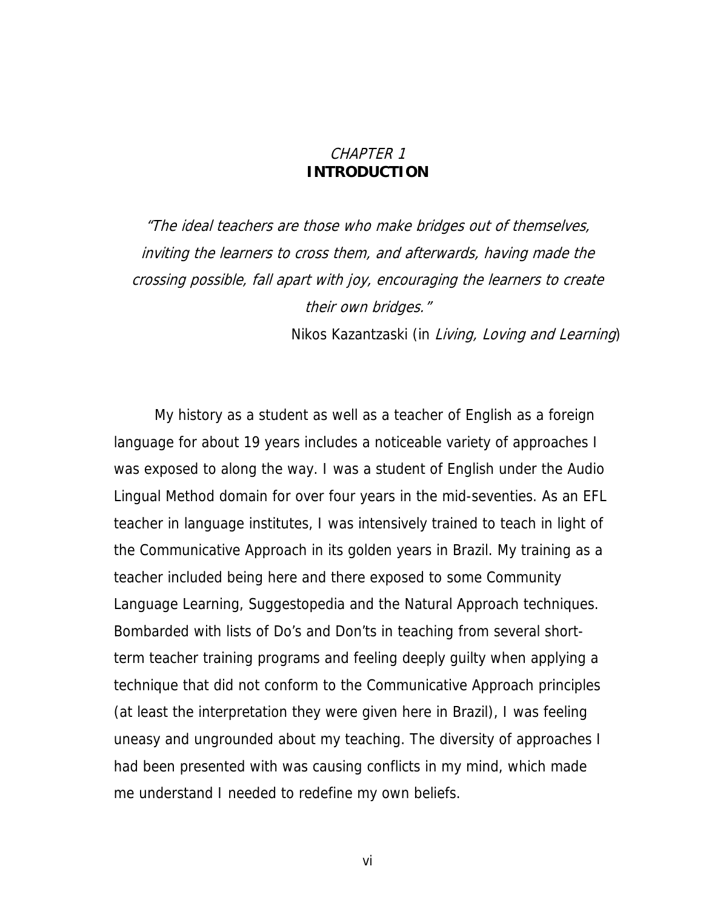# *CHAPTER 1*
# **INTRODUCTION**

*"The ideal teachers are those who make bridges out of themselves, inviting the learners to cross them, and afterwards, having made the crossing possible, fall apart with joy, encouraging the learners to create their own bridges."*

Nikos Kazantzaski (in *Living, Loving and Learning*)

My history as a student as well as a teacher of English as a foreign language for about 19 years includes a noticeable variety of approaches I was exposed to along the way. I was a student of English under the Audio Lingual Method domain for over four years in the mid-seventies. As an EFL teacher in language institutes, I was intensively trained to teach in light of the Communicative Approach in its golden years in Brazil. My training as a teacher included being here and there exposed to some Community Language Learning, Suggestopedia and the Natural Approach techniques. Bombarded with lists of Do's and Don'ts in teaching from several short-term teacher training programs and feeling deeply guilty when applying a technique that did not conform to the Communicative Approach principles (at least the interpretation they were given here in Brazil), I was feeling uneasy and ungrounded about my teaching. The diversity of approaches I had been presented with was causing conflicts in my mind, which made me understand I needed to redefine my own beliefs.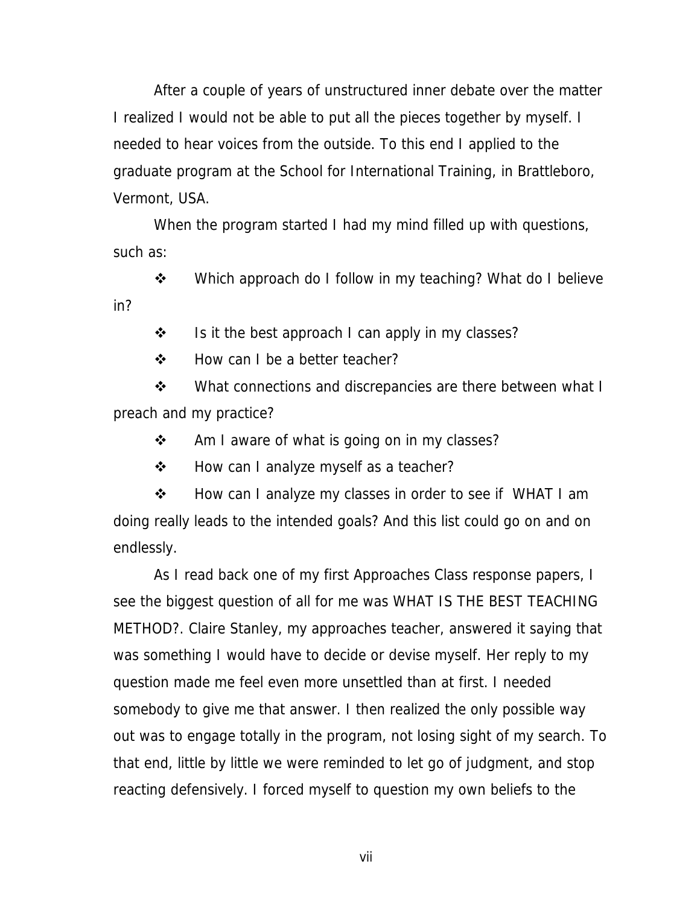After a couple of years of unstructured inner debate over the matter I realized I would not be able to put all the pieces together by myself. I needed to hear voices from the outside. To this end I applied to the graduate program at the School for International Training, in Brattleboro, Vermont, USA.

When the program started I had my mind filled up with questions, such as:

- Which approach do I follow in my teaching? What do I believe in?
- Is it the best approach I can apply in my classes?
- How can I be a better teacher?
- What connections and discrepancies are there between what I preach and my practice?
- Am I aware of what is going on in my classes?
- How can I analyze myself as a teacher?
- How can I analyze my classes in order to see if WHAT I am doing really leads to the intended goals? And this list could go on and on endlessly.

As I read back one of my first Approaches Class response papers, I see the biggest question of all for me was WHAT IS THE BEST TEACHING METHOD?. Claire Stanley, my approaches teacher, answered it saying that was something I would have to decide or devise myself. Her reply to my question made me feel even more unsettled than at first. I needed somebody to give me that answer. I then realized the only possible way out was to engage totally in the program, not losing sight of my search. To that end, little by little we were reminded to let go of judgment, and stop reacting defensively. I forced myself to question my own beliefs to the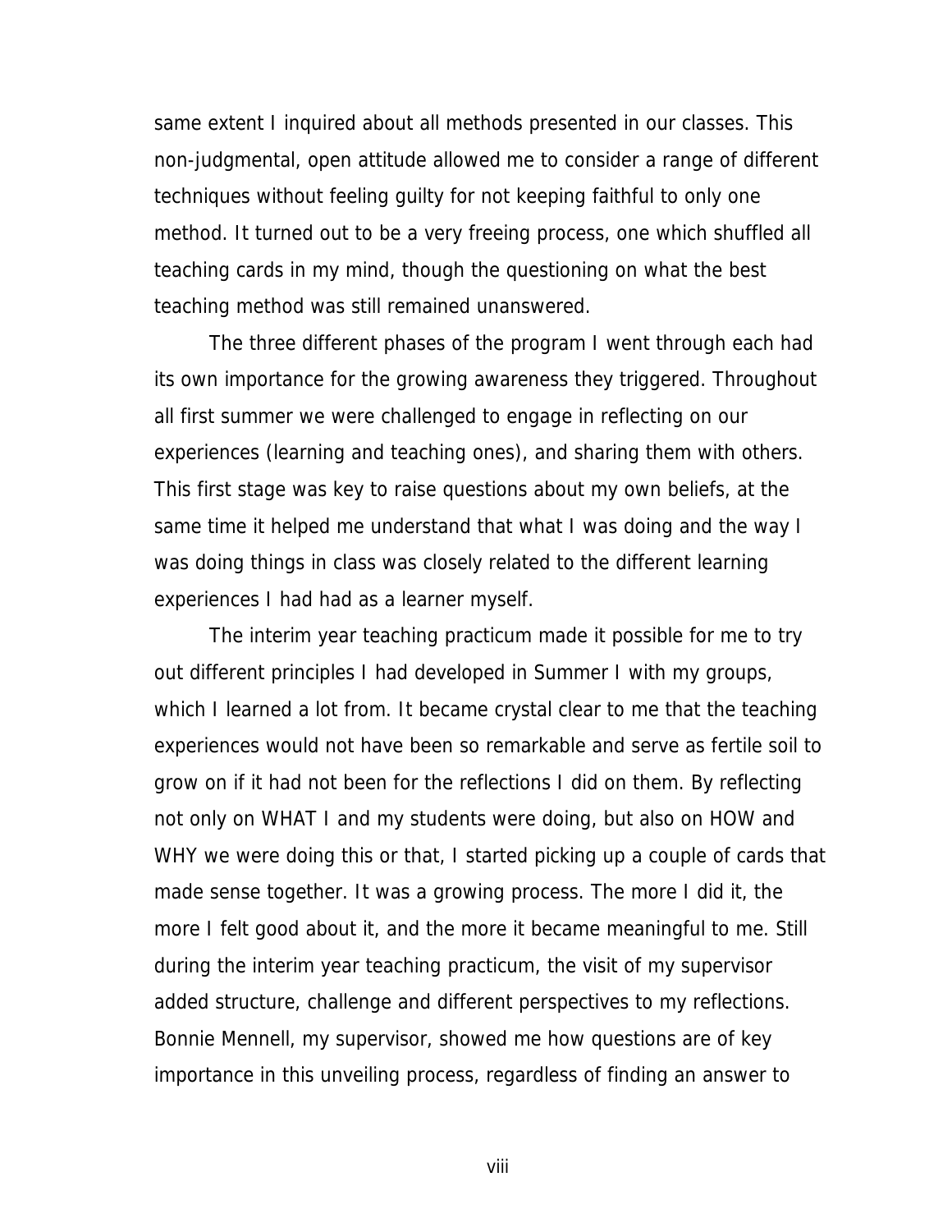same extent I inquired about all methods presented in our classes. This non-judgmental, open attitude allowed me to consider a range of different techniques without feeling guilty for not keeping faithful to only one method. It turned out to be a very freeing process, one which shuffled all teaching cards in my mind, though the questioning on what the best teaching method was still remained unanswered.

The three different phases of the program I went through each had its own importance for the growing awareness they triggered. Throughout all first summer we were challenged to engage in reflecting on our experiences (learning and teaching ones), and sharing them with others. This first stage was key to raise questions about my own beliefs, at the same time it helped me understand that what I was doing and the way I was doing things in class was closely related to the different learning experiences I had had as a learner myself.

The interim year teaching practicum made it possible for me to try out different principles I had developed in Summer I with my groups, which I learned a lot from. It became crystal clear to me that the teaching experiences would not have been so remarkable and serve as fertile soil to grow on if it had not been for the reflections I did on them. By reflecting not only on WHAT I and my students were doing, but also on HOW and WHY we were doing this or that, I started picking up a couple of cards that made sense together. It was a growing process. The more I did it, the more I felt good about it, and the more it became meaningful to me. Still during the interim year teaching practicum, the visit of my supervisor added structure, challenge and different perspectives to my reflections. Bonnie Mennell, my supervisor, showed me how questions are of key importance in this unveiling process, regardless of finding an answer to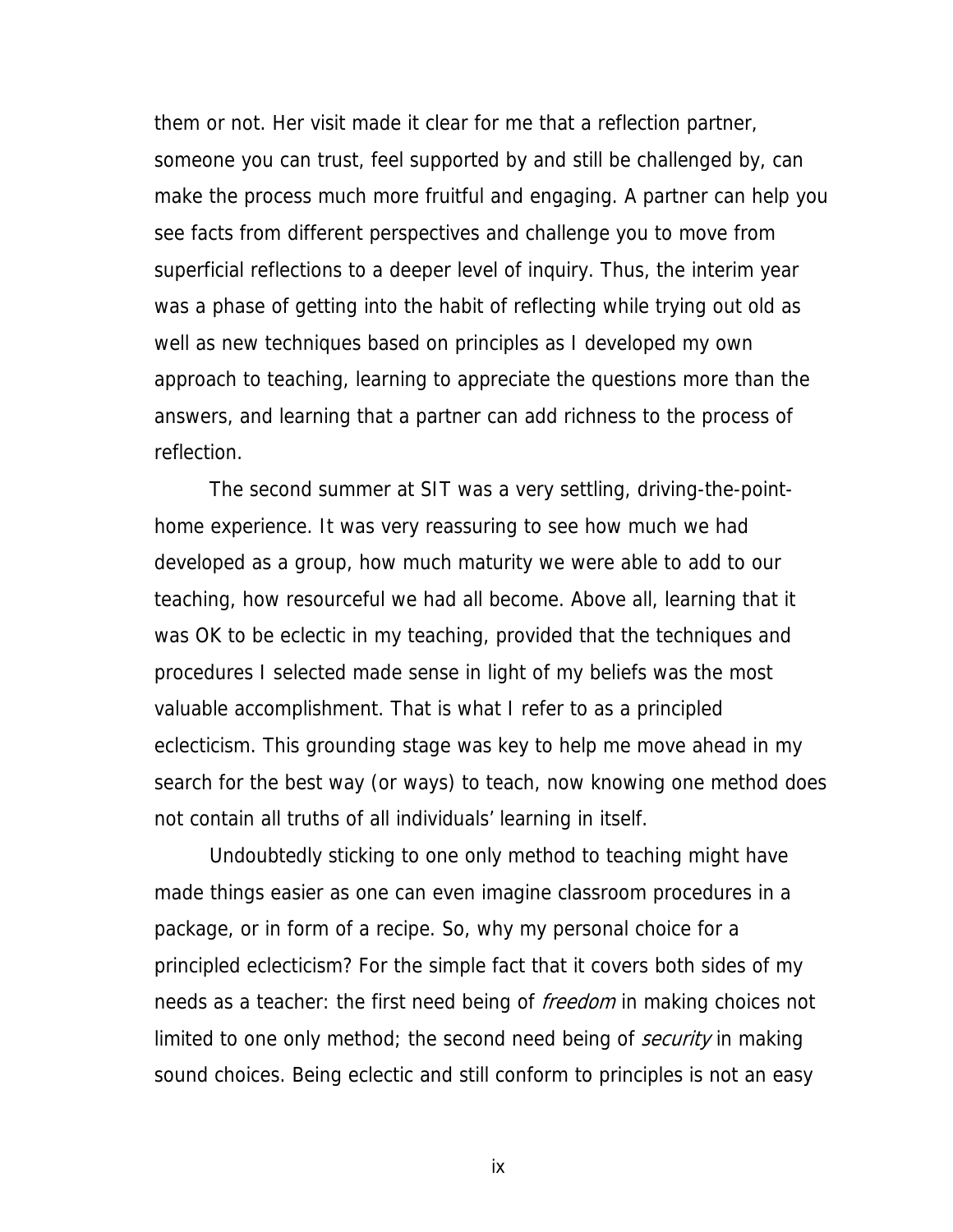them or not. Her visit made it clear for me that a reflection partner, someone you can trust, feel supported by and still be challenged by, can make the process much more fruitful and engaging. A partner can help you see facts from different perspectives and challenge you to move from superficial reflections to a deeper level of inquiry. Thus, the interim year was a phase of getting into the habit of reflecting while trying out old as well as new techniques based on principles as I developed my own approach to teaching, learning to appreciate the questions more than the answers, and learning that a partner can add richness to the process of reflection.

The second summer at SIT was a very settling, driving-the-point-home experience. It was very reassuring to see how much we had developed as a group, how much maturity we were able to add to our teaching, how resourceful we had all become. Above all, learning that it was OK to be eclectic in my teaching, provided that the techniques and procedures I selected made sense in light of my beliefs was the most valuable accomplishment. That is what I refer to as a principled eclecticism. This grounding stage was key to help me move ahead in my search for the best way (or ways) to teach, now knowing one method does not contain all truths of all individuals' learning in itself.

Undoubtedly sticking to one only method to teaching might have made things easier as one can even imagine classroom procedures in a package, or in form of a recipe. So, why my personal choice for a principled eclecticism? For the simple fact that it covers both sides of my needs as a teacher: the first need being of *freedom* in making choices not limited to one only method; the second need being of *security* in making sound choices. Being eclectic and still conform to principles is not an easy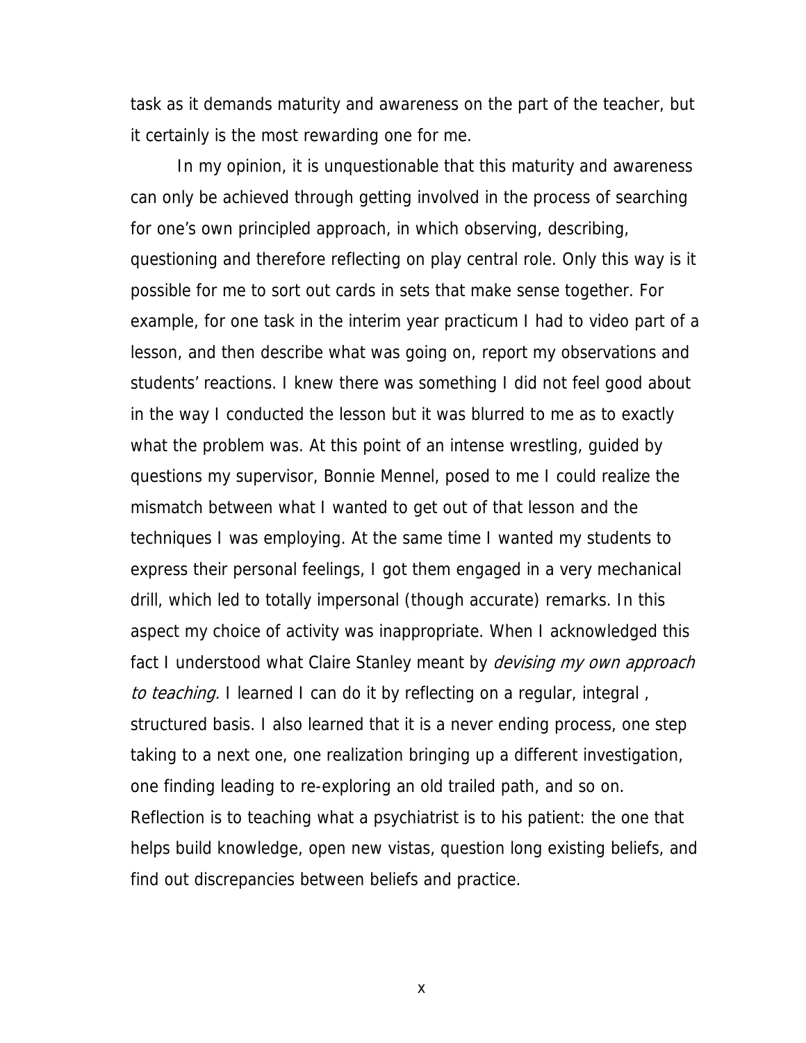task as it demands maturity and awareness on the part of the teacher, but it certainly is the most rewarding one for me.

In my opinion, it is unquestionable that this maturity and awareness can only be achieved through getting involved in the process of searching for one's own principled approach, in which observing, describing, questioning and therefore reflecting on play central role. Only this way is it possible for me to sort out cards in sets that make sense together. For example, for one task in the interim year practicum I had to video part of a lesson, and then describe what was going on, report my observations and students' reactions. I knew there was something I did not feel good about in the way I conducted the lesson but it was blurred to me as to exactly what the problem was. At this point of an intense wrestling, guided by questions my supervisor, Bonnie Mennel, posed to me I could realize the mismatch between what I wanted to get out of that lesson and the techniques I was employing. At the same time I wanted my students to express their personal feelings, I got them engaged in a very mechanical drill, which led to totally impersonal (though accurate) remarks. In this aspect my choice of activity was inappropriate. When I acknowledged this fact I understood what Claire Stanley meant by *devising my own approach to teaching.* I learned I can do it by reflecting on a regular, integral , structured basis. I also learned that it is a never ending process, one step taking to a next one, one realization bringing up a different investigation, one finding leading to re-exploring an old trailed path, and so on. Reflection is to teaching what a psychiatrist is to his patient: the one that helps build knowledge, open new vistas, question long existing beliefs, and find out discrepancies between beliefs and practice.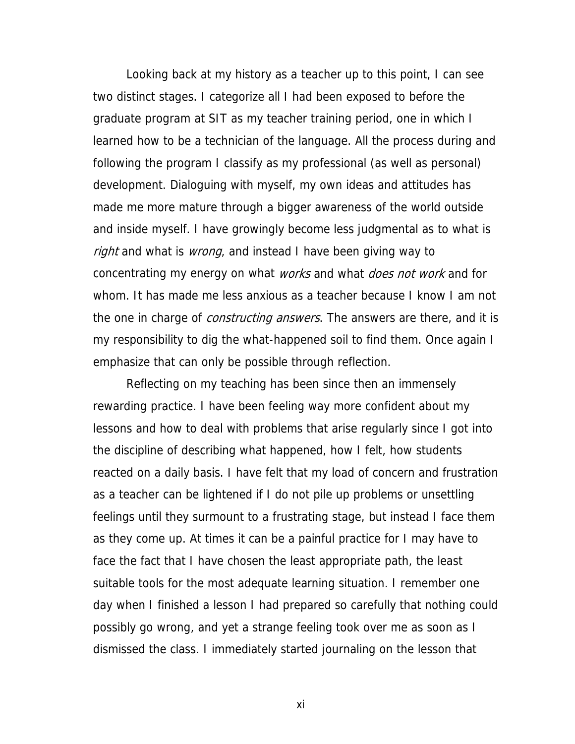Looking back at my history as a teacher up to this point, I can see two distinct stages. I categorize all I had been exposed to before the graduate program at SIT as my teacher training period, one in which I learned how to be a technician of the language. All the process during and following the program I classify as my professional (as well as personal) development. Dialoguing with myself, my own ideas and attitudes has made me more mature through a bigger awareness of the world outside and inside myself. I have growingly become less judgmental as to what is *right* and what is *wrong*, and instead I have been giving way to concentrating my energy on what *works* and what *does not work* and for whom. It has made me less anxious as a teacher because I know I am not the one in charge of *constructing answers*. The answers are there, and it is my responsibility to dig the what-happened soil to find them. Once again I emphasize that can only be possible through reflection.

Reflecting on my teaching has been since then an immensely rewarding practice. I have been feeling way more confident about my lessons and how to deal with problems that arise regularly since I got into the discipline of describing what happened, how I felt, how students reacted on a daily basis. I have felt that my load of concern and frustration as a teacher can be lightened if I do not pile up problems or unsettling feelings until they surmount to a frustrating stage, but instead I face them as they come up. At times it can be a painful practice for I may have to face the fact that I have chosen the least appropriate path, the least suitable tools for the most adequate learning situation. I remember one day when I finished a lesson I had prepared so carefully that nothing could possibly go wrong, and yet a strange feeling took over me as soon as I dismissed the class. I immediately started journaling on the lesson that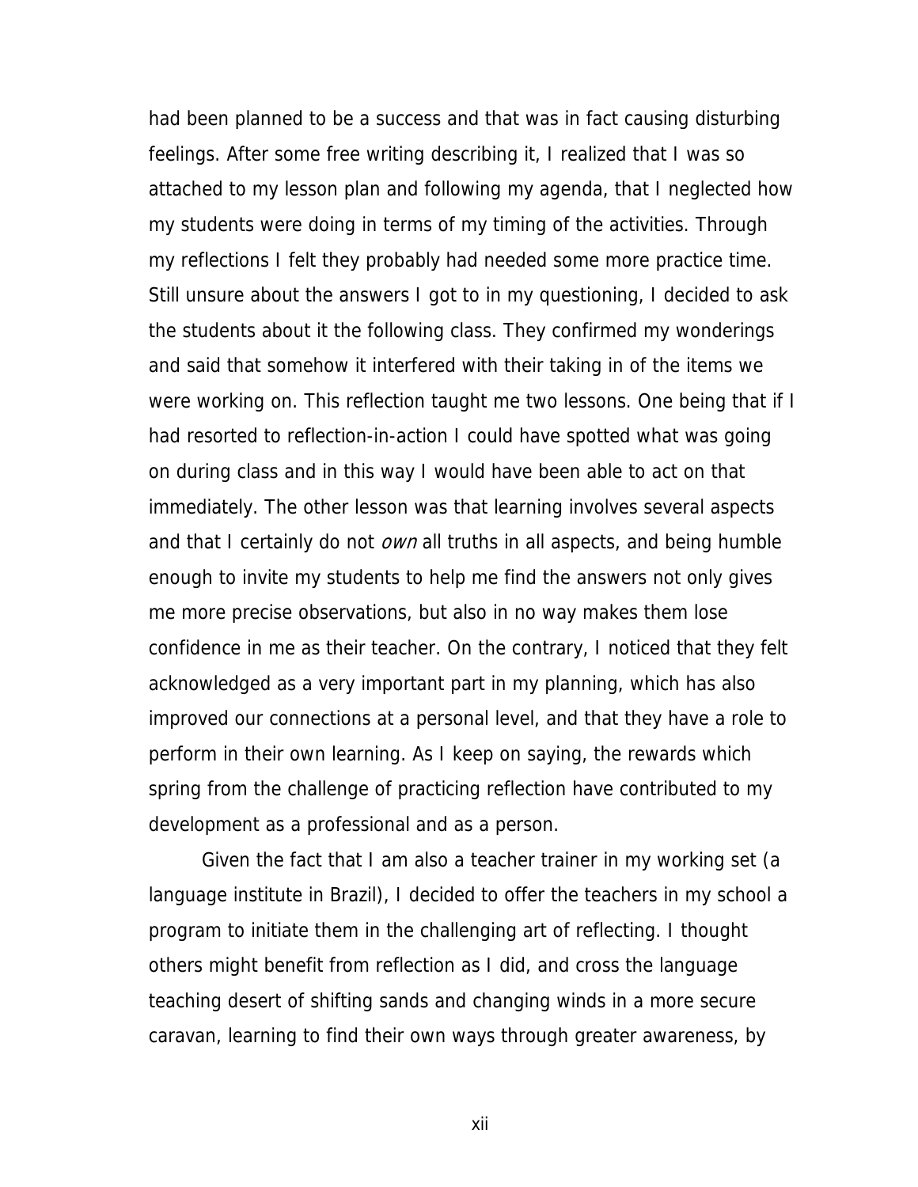had been planned to be a success and that was in fact causing disturbing feelings. After some free writing describing it, I realized that I was so attached to my lesson plan and following my agenda, that I neglected how my students were doing in terms of my timing of the activities. Through my reflections I felt they probably had needed some more practice time. Still unsure about the answers I got to in my questioning, I decided to ask the students about it the following class. They confirmed my wonderings and said that somehow it interfered with their taking in of the items we were working on. This reflection taught me two lessons. One being that if I had resorted to reflection-in-action I could have spotted what was going on during class and in this way I would have been able to act on that immediately. The other lesson was that learning involves several aspects and that I certainly do not *own* all truths in all aspects, and being humble enough to invite my students to help me find the answers not only gives me more precise observations, but also in no way makes them lose confidence in me as their teacher. On the contrary, I noticed that they felt acknowledged as a very important part in my planning, which has also improved our connections at a personal level, and that they have a role to perform in their own learning. As I keep on saying, the rewards which spring from the challenge of practicing reflection have contributed to my development as a professional and as a person.

Given the fact that I am also a teacher trainer in my working set (a language institute in Brazil), I decided to offer the teachers in my school a program to initiate them in the challenging art of reflecting. I thought others might benefit from reflection as I did, and cross the language teaching desert of shifting sands and changing winds in a more secure caravan, learning to find their own ways through greater awareness, by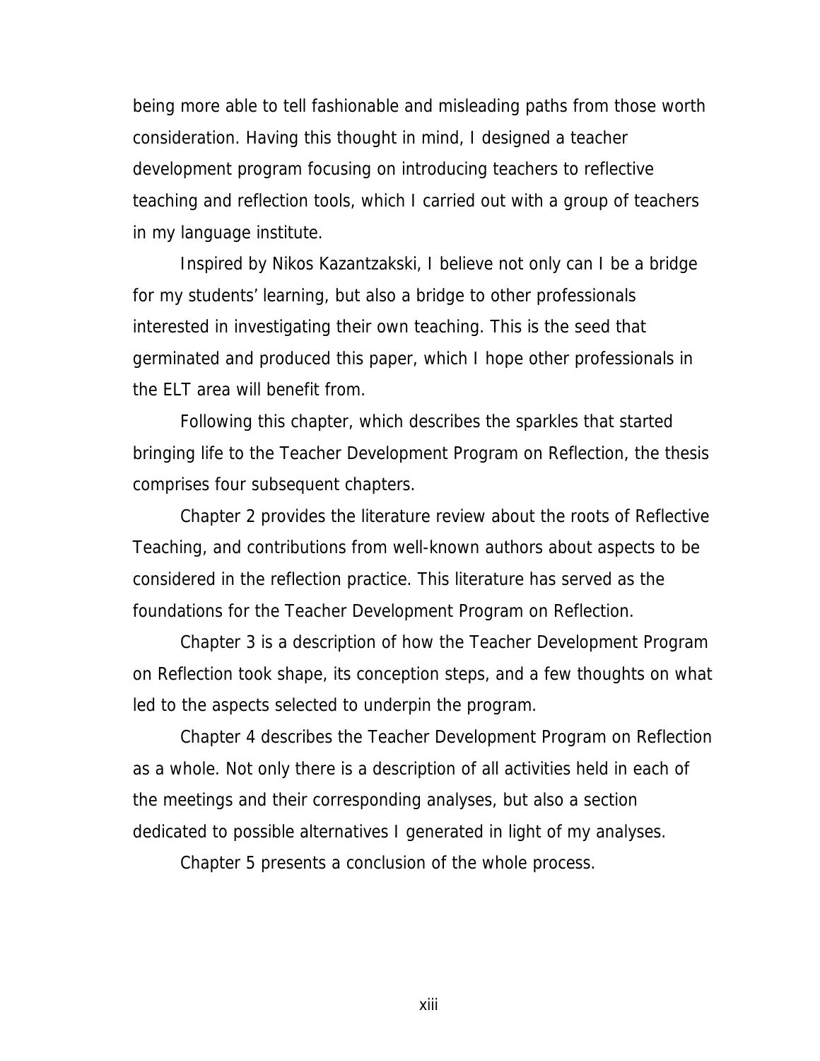being more able to tell fashionable and misleading paths from those worth consideration. Having this thought in mind, I designed a teacher development program focusing on introducing teachers to reflective teaching and reflection tools, which I carried out with a group of teachers in my language institute.

Inspired by Nikos Kazantzakski, I believe not only can I be a bridge for my students' learning, but also a bridge to other professionals interested in investigating their own teaching. This is the seed that germinated and produced this paper, which I hope other professionals in the ELT area will benefit from.

Following this chapter, which describes the sparkles that started bringing life to the Teacher Development Program on Reflection, the thesis comprises four subsequent chapters.

Chapter 2 provides the literature review about the roots of Reflective Teaching, and contributions from well-known authors about aspects to be considered in the reflection practice. This literature has served as the foundations for the Teacher Development Program on Reflection.

Chapter 3 is a description of how the Teacher Development Program on Reflection took shape, its conception steps, and a few thoughts on what led to the aspects selected to underpin the program.

Chapter 4 describes the Teacher Development Program on Reflection as a whole. Not only there is a description of all activities held in each of the meetings and their corresponding analyses, but also a section dedicated to possible alternatives I generated in light of my analyses.

Chapter 5 presents a conclusion of the whole process.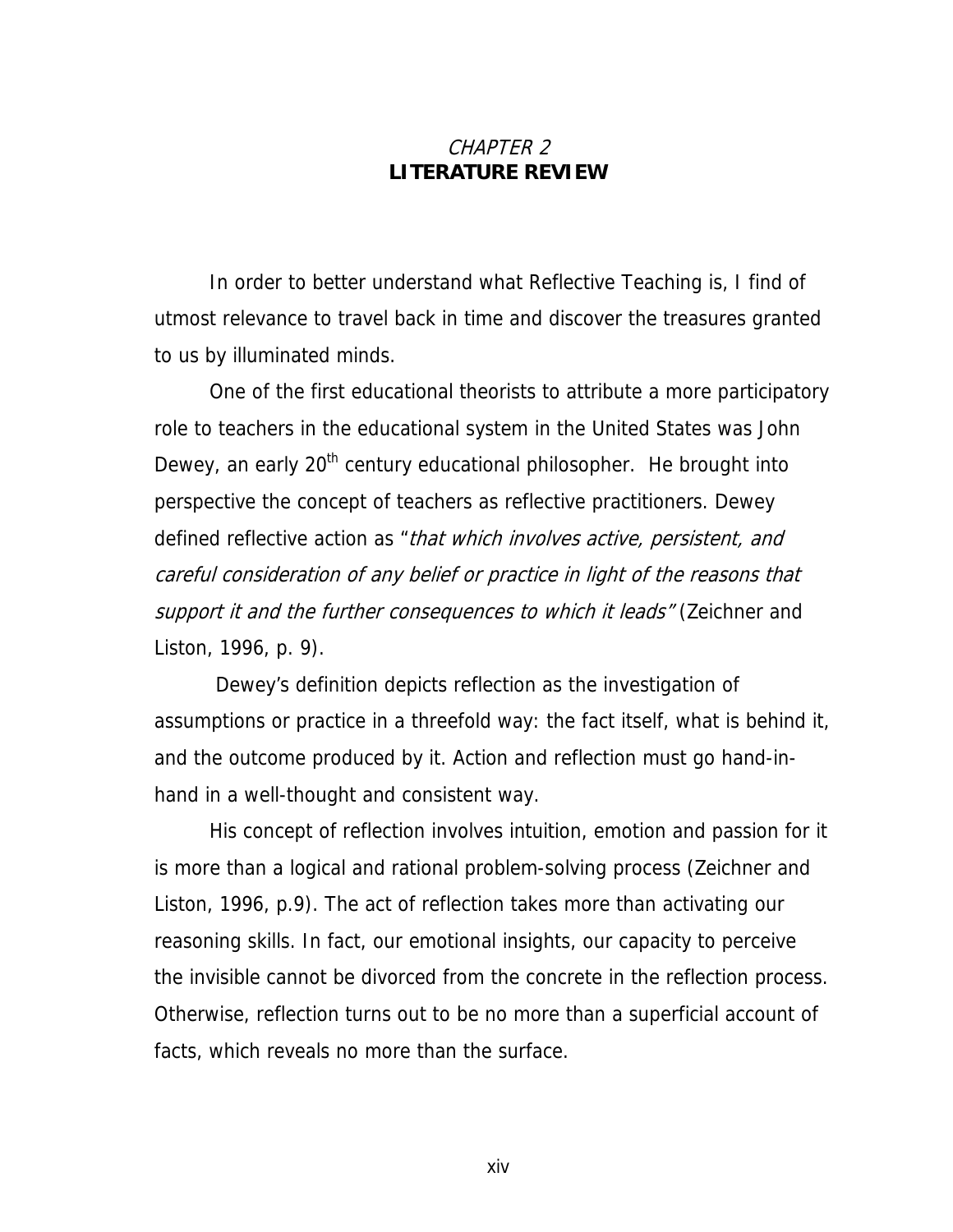# *CHAPTER 2*
# **LITERATURE REVIEW**

In order to better understand what Reflective Teaching is, I find of utmost relevance to travel back in time and discover the treasures granted to us by illuminated minds.

One of the first educational theorists to attribute a more participatory role to teachers in the educational system in the United States was John Dewey, an early 20th century educational philosopher. He brought into perspective the concept of teachers as reflective practitioners. Dewey defined reflective action as "*that which involves active, persistent, and careful consideration of any belief or practice in light of the reasons that support it and the further consequences to which it leads*" (Zeichner and Liston, 1996, p. 9).

Dewey's definition depicts reflection as the investigation of assumptions or practice in a threefold way: the fact itself, what is behind it, and the outcome produced by it. Action and reflection must go hand-in-hand in a well-thought and consistent way.

His concept of reflection involves intuition, emotion and passion for it is more than a logical and rational problem-solving process (Zeichner and Liston, 1996, p.9). The act of reflection takes more than activating our reasoning skills. In fact, our emotional insights, our capacity to perceive the invisible cannot be divorced from the concrete in the reflection process. Otherwise, reflection turns out to be no more than a superficial account of facts, which reveals no more than the surface.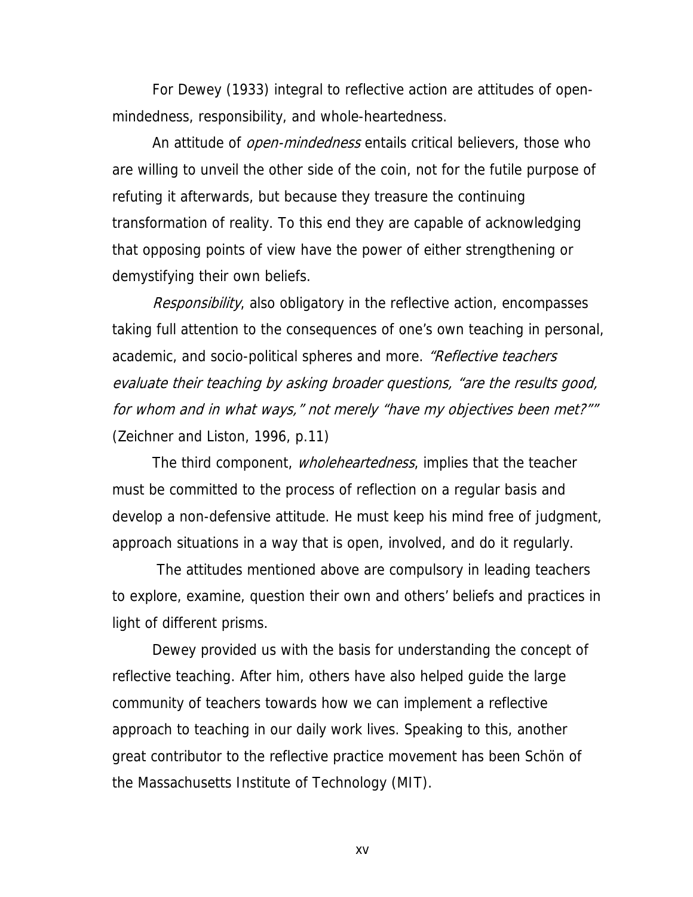For Dewey (1933) integral to reflective action are attitudes of open-mindedness, responsibility, and whole-heartedness.

An attitude of *open-mindedness* entails critical believers, those who are willing to unveil the other side of the coin, not for the futile purpose of refuting it afterwards, but because they treasure the continuing transformation of reality. To this end they are capable of acknowledging that opposing points of view have the power of either strengthening or demystifying their own beliefs.

*Responsibility*, also obligatory in the reflective action, encompasses taking full attention to the consequences of one's own teaching in personal, academic, and socio-political spheres and more. *"Reflective teachers evaluate their teaching by asking broader questions, "are the results good, for whom and in what ways," not merely "have my objectives been met?""* (Zeichner and Liston, 1996, p.11)

The third component, *wholeheartedness*, implies that the teacher must be committed to the process of reflection on a regular basis and develop a non-defensive attitude. He must keep his mind free of judgment, approach situations in a way that is open, involved, and do it regularly.

The attitudes mentioned above are compulsory in leading teachers to explore, examine, question their own and others' beliefs and practices in light of different prisms.

Dewey provided us with the basis for understanding the concept of reflective teaching. After him, others have also helped guide the large community of teachers towards how we can implement a reflective approach to teaching in our daily work lives. Speaking to this, another great contributor to the reflective practice movement has been Schön of the Massachusetts Institute of Technology (MIT).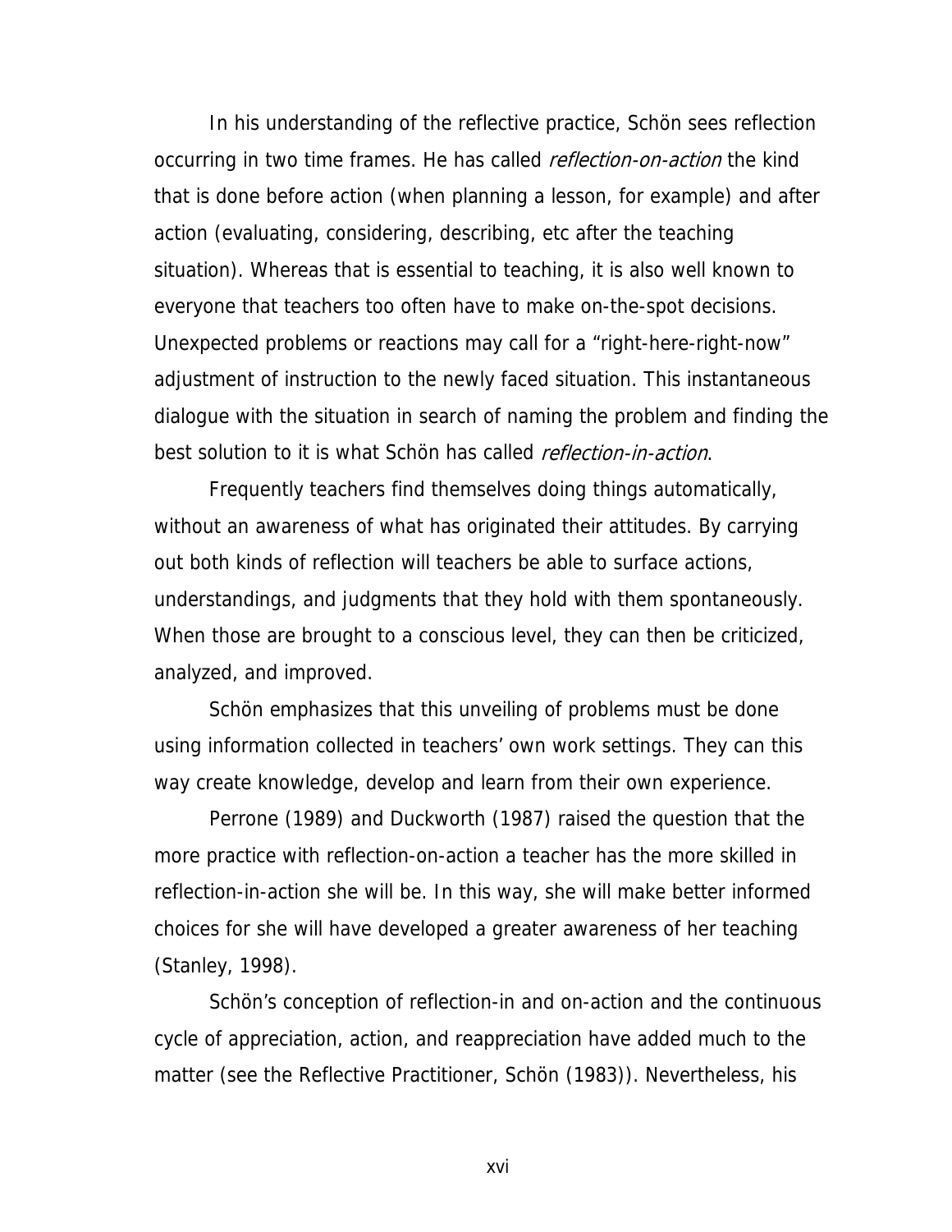In his understanding of the reflective practice, Schön sees reflection occurring in two time frames. He has called *reflection-on-action* the kind that is done before action (when planning a lesson, for example) and after action (evaluating, considering, describing, etc after the teaching situation). Whereas that is essential to teaching, it is also well known to everyone that teachers too often have to make on-the-spot decisions. Unexpected problems or reactions may call for a "right-here-right-now" adjustment of instruction to the newly faced situation. This instantaneous dialogue with the situation in search of naming the problem and finding the best solution to it is what Schön has called *reflection-in-action*.

Frequently teachers find themselves doing things automatically, without an awareness of what has originated their attitudes. By carrying out both kinds of reflection will teachers be able to surface actions, understandings, and judgments that they hold with them spontaneously. When those are brought to a conscious level, they can then be criticized, analyzed, and improved.

Schön emphasizes that this unveiling of problems must be done using information collected in teachers' own work settings. They can this way create knowledge, develop and learn from their own experience.

Perrone (1989) and Duckworth (1987) raised the question that the more practice with reflection-on-action a teacher has the more skilled in reflection-in-action she will be. In this way, she will make better informed choices for she will have developed a greater awareness of her teaching (Stanley, 1998).

Schön's conception of reflection-in and on-action and the continuous cycle of appreciation, action, and reappreciation have added much to the matter (see the Reflective Practitioner, Schön (1983)). Nevertheless, his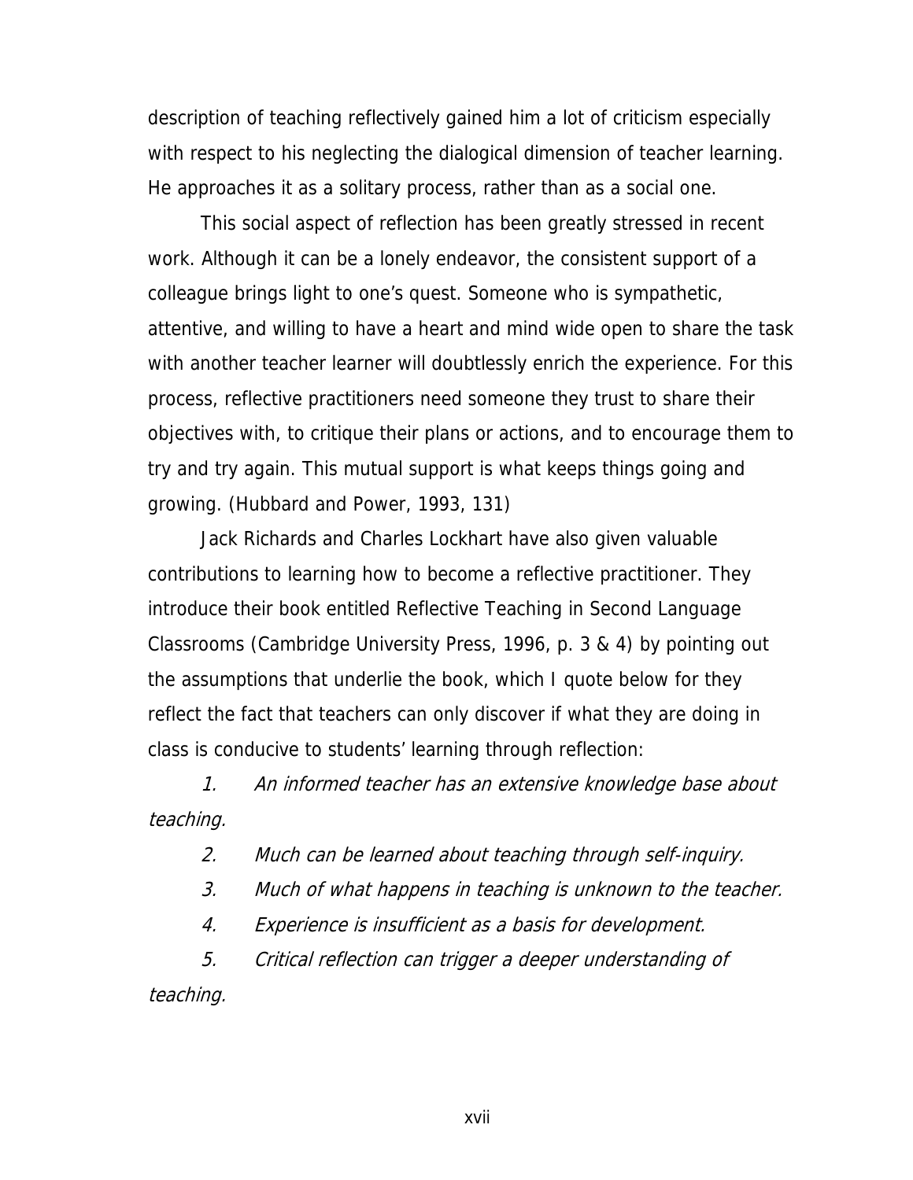description of teaching reflectively gained him a lot of criticism especially with respect to his neglecting the dialogical dimension of teacher learning. He approaches it as a solitary process, rather than as a social one.

This social aspect of reflection has been greatly stressed in recent work. Although it can be a lonely endeavor, the consistent support of a colleague brings light to one's quest. Someone who is sympathetic, attentive, and willing to have a heart and mind wide open to share the task with another teacher learner will doubtlessly enrich the experience. For this process, reflective practitioners need someone they trust to share their objectives with, to critique their plans or actions, and to encourage them to try and try again. This mutual support is what keeps things going and growing. (Hubbard and Power, 1993, 131)

Jack Richards and Charles Lockhart have also given valuable contributions to learning how to become a reflective practitioner. They introduce their book entitled Reflective Teaching in Second Language Classrooms (Cambridge University Press, 1996, p. 3 & 4) by pointing out the assumptions that underlie the book, which I quote below for they reflect the fact that teachers can only discover if what they are doing in class is conducive to students' learning through reflection:

1. *An informed teacher has an extensive knowledge base about teaching.*
2. *Much can be learned about teaching through self-inquiry.*
3. *Much of what happens in teaching is unknown to the teacher.*
4. *Experience is insufficient as a basis for development.*
5. *Critical reflection can trigger a deeper understanding of teaching.*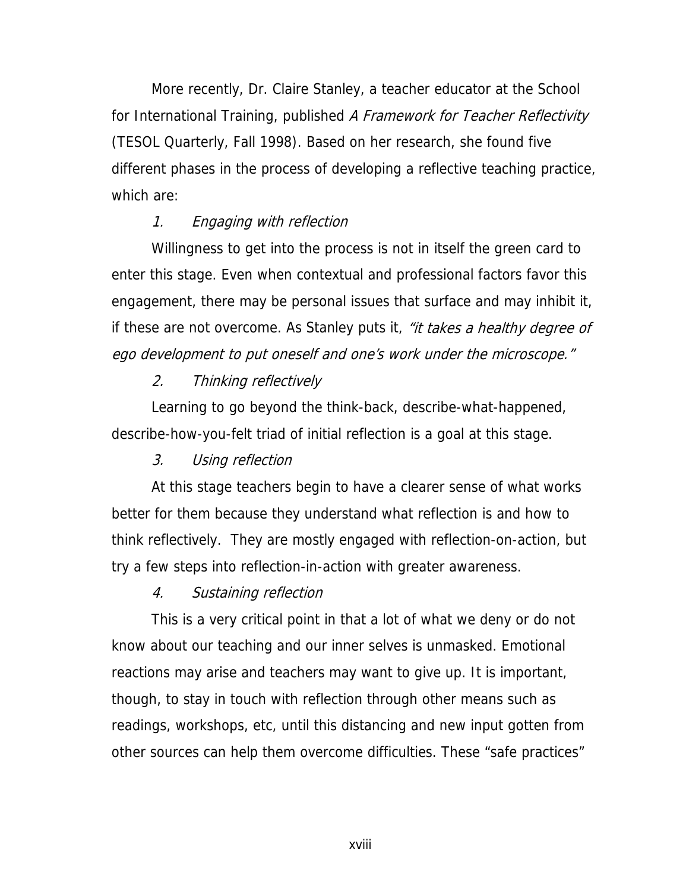More recently, Dr. Claire Stanley, a teacher educator at the School for International Training, published *A Framework for Teacher Reflectivity* (TESOL Quarterly, Fall 1998). Based on her research, she found five different phases in the process of developing a reflective teaching practice, which are:

1. *Engaging with reflection*

Willingness to get into the process is not in itself the green card to enter this stage. Even when contextual and professional factors favor this engagement, there may be personal issues that surface and may inhibit it, if these are not overcome. As Stanley puts it, *"it takes a healthy degree of ego development to put oneself and one's work under the microscope."*

2. *Thinking reflectively*

Learning to go beyond the think-back, describe-what-happened, describe-how-you-felt triad of initial reflection is a goal at this stage.

3. *Using reflection*

At this stage teachers begin to have a clearer sense of what works better for them because they understand what reflection is and how to think reflectively. They are mostly engaged with reflection-on-action, but try a few steps into reflection-in-action with greater awareness.

4. *Sustaining reflection*

This is a very critical point in that a lot of what we deny or do not know about our teaching and our inner selves is unmasked. Emotional reactions may arise and teachers may want to give up. It is important, though, to stay in touch with reflection through other means such as readings, workshops, etc, until this distancing and new input gotten from other sources can help them overcome difficulties. These "safe practices"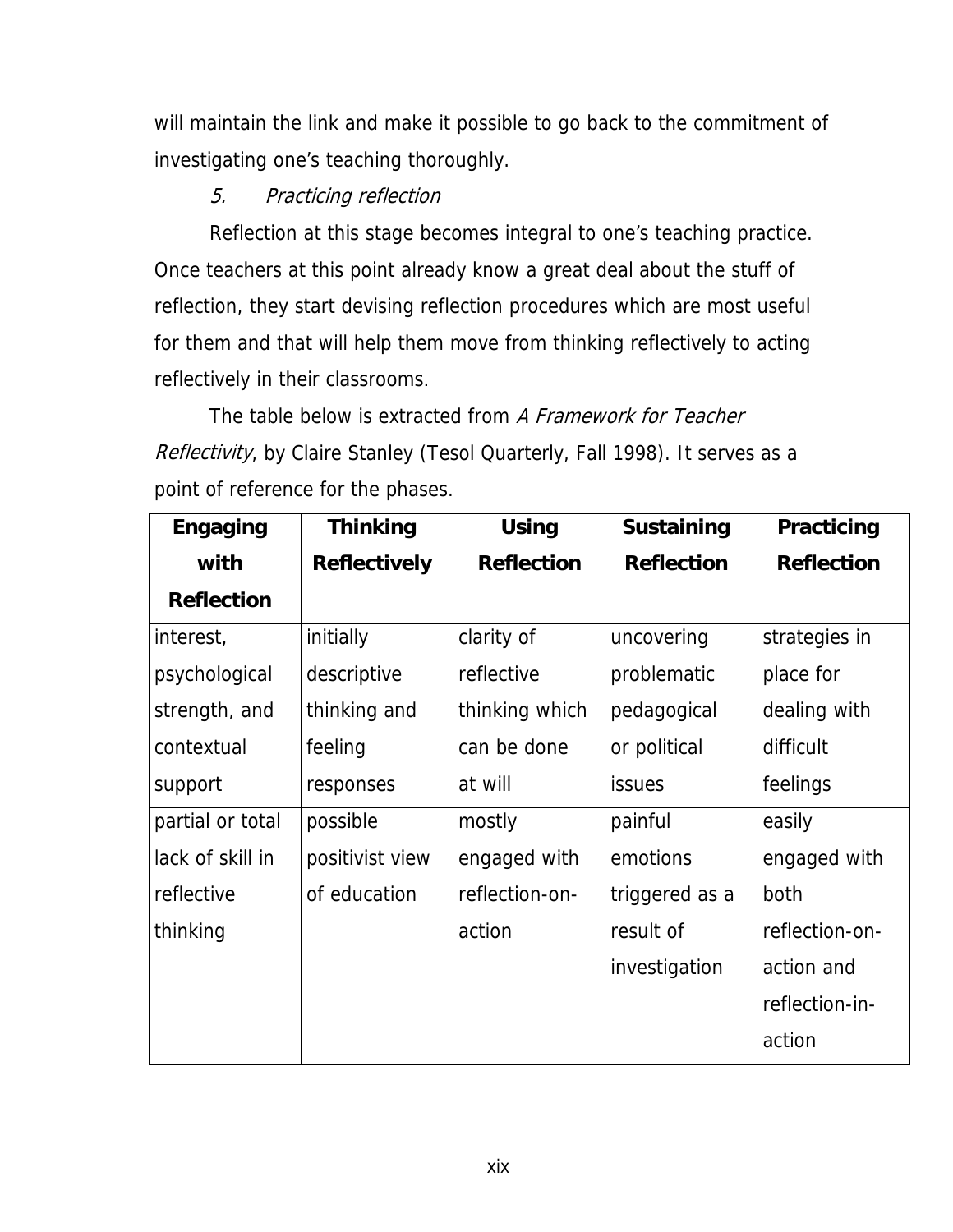will maintain the link and make it possible to go back to the commitment of investigating one's teaching thoroughly.

5. *Practicing reflection*

Reflection at this stage becomes integral to one's teaching practice. Once teachers at this point already know a great deal about the stuff of reflection, they start devising reflection procedures which are most useful for them and that will help them move from thinking reflectively to acting reflectively in their classrooms.

The table below is extracted from *A Framework for Teacher Reflectivity*, by Claire Stanley (Tesol Quarterly, Fall 1998). It serves as a point of reference for the phases.

| **Engaging with Reflection** | **Thinking Reflectively** | **Using Reflection** | **Sustaining Reflection** | **Practicing Reflection** |
|---|---|---|---|---|
| interest, psychological strength, and contextual support | initially descriptive thinking and feeling responses | clarity of reflective thinking which can be done at will | uncovering problematic pedagogical or political issues | strategies in place for dealing with difficult feelings |
| partial or total lack of skill in reflective thinking | possible positivist view of education | mostly engaged with reflection-on-action | painful emotions triggered as a result of investigation | easily engaged with both reflection-on-action and reflection-in-action |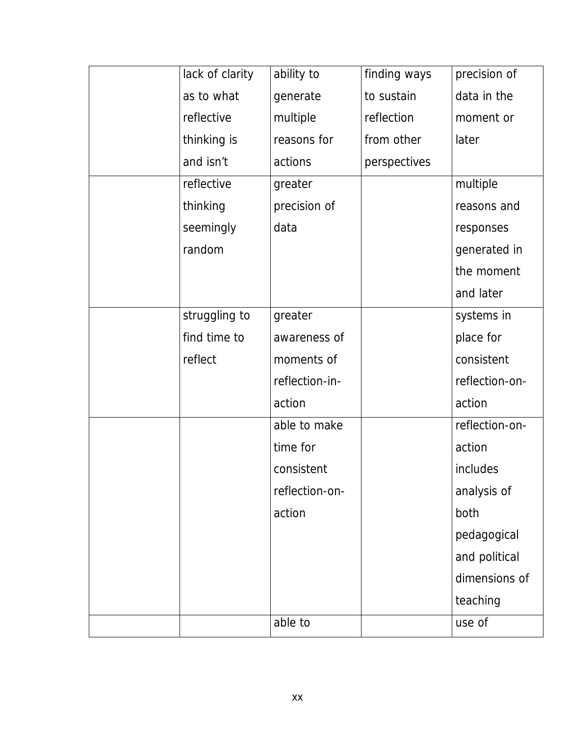| | | | | |
|---|---|---|---|---|
| | lack of clarity as to what reflective thinking is and isn't | ability to generate multiple reasons for actions | finding ways to sustain reflection from other perspectives | precision of data in the moment or later |
| | reflective thinking seemingly random | greater precision of data | | multiple reasons and responses generated in the moment and later |
| | struggling to find time to reflect | greater awareness of moments of reflection-in-action | | systems in place for consistent reflection-on-action |
| | | able to make time for consistent reflection-on-action | | reflection-on-action includes analysis of both pedagogical and political dimensions of teaching |
| | | able to | | use of |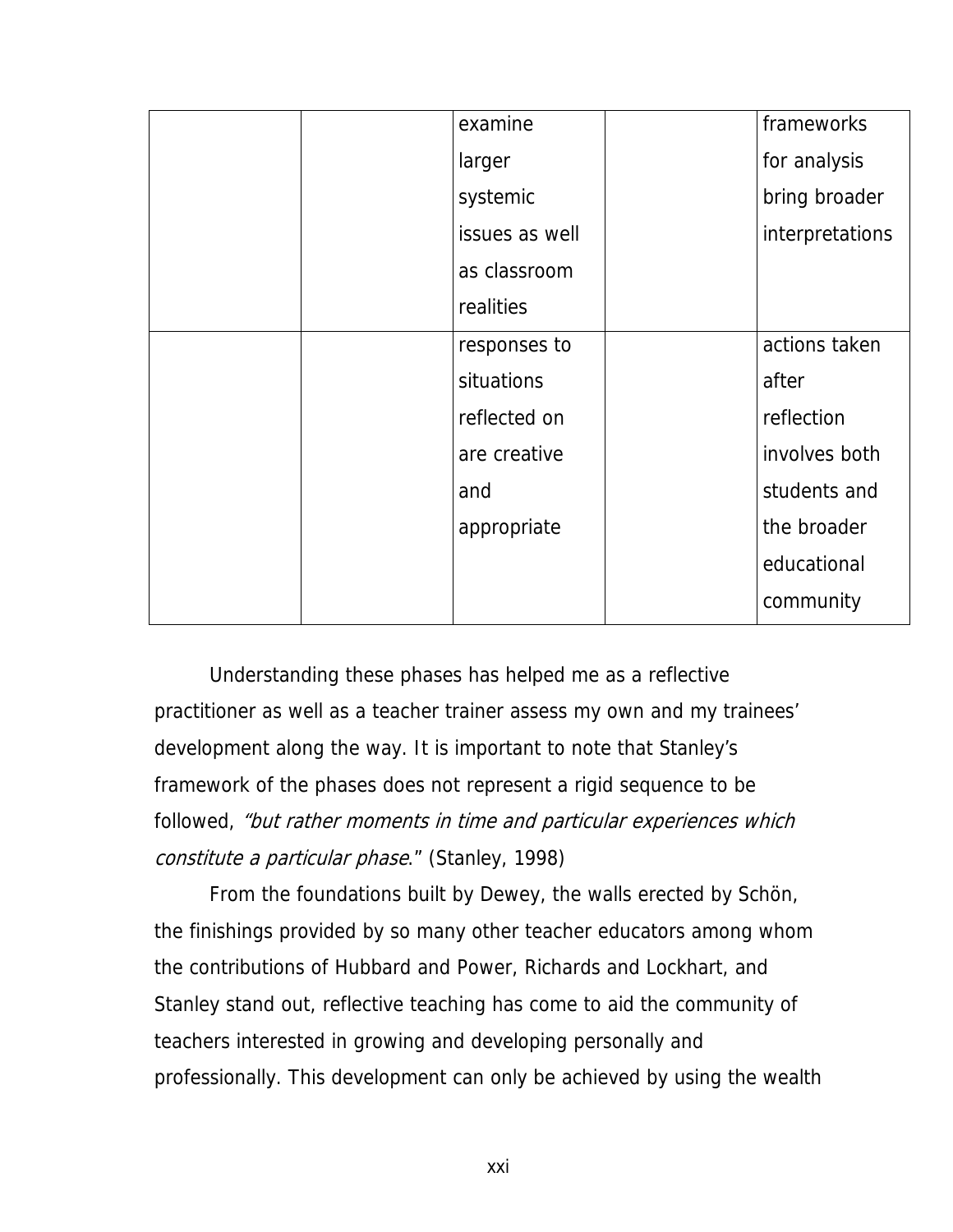|  |  | examine larger systemic issues as well as classroom realities |  | frameworks for analysis bring broader interpretations |
|---|---|---|---|---|
|  |  | responses to situations reflected on are creative and appropriate |  | actions taken after reflection involves both students and the broader educational community |

Understanding these phases has helped me as a reflective practitioner as well as a teacher trainer assess my own and my trainees' development along the way. It is important to note that Stanley's framework of the phases does not represent a rigid sequence to be followed, *"but rather moments in time and particular experiences which constitute a particular phase*." (Stanley, 1998)

From the foundations built by Dewey, the walls erected by Schön, the finishings provided by so many other teacher educators among whom the contributions of Hubbard and Power, Richards and Lockhart, and Stanley stand out, reflective teaching has come to aid the community of teachers interested in growing and developing personally and professionally. This development can only be achieved by using the wealth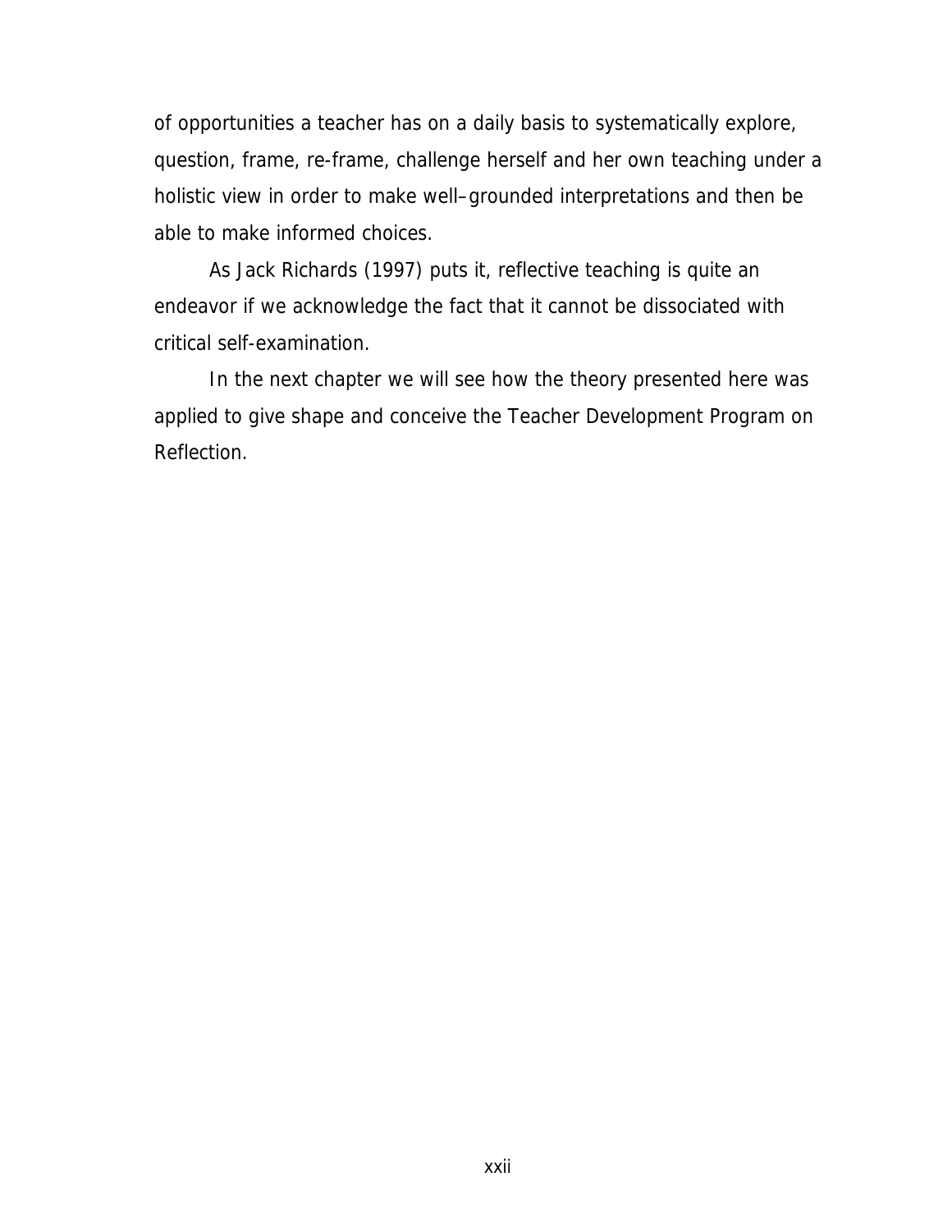of opportunities a teacher has on a daily basis to systematically explore, question, frame, re-frame, challenge herself and her own teaching under a holistic view in order to make well–grounded interpretations and then be able to make informed choices.

As Jack Richards (1997) puts it, reflective teaching is quite an endeavor if we acknowledge the fact that it cannot be dissociated with critical self-examination.

In the next chapter we will see how the theory presented here was applied to give shape and conceive the Teacher Development Program on Reflection.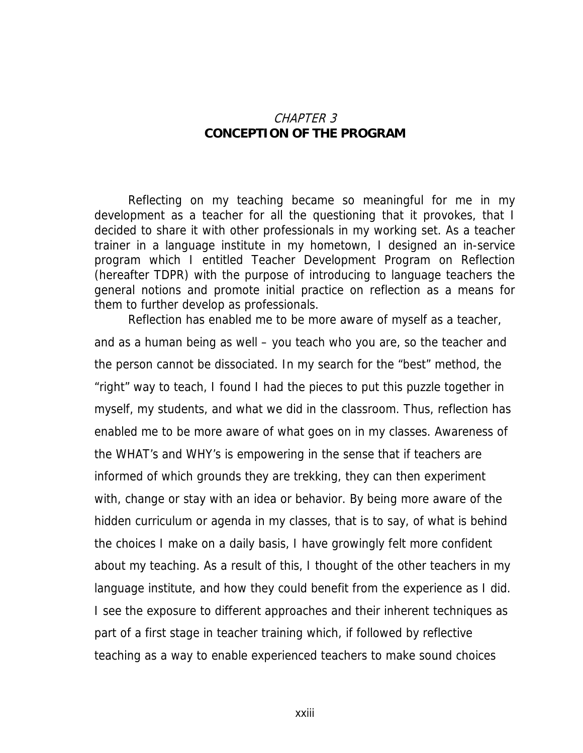*CHAPTER 3*

# CONCEPTION OF THE PROGRAM

Reflecting on my teaching became so meaningful for me in my development as a teacher for all the questioning that it provokes, that I decided to share it with other professionals in my working set. As a teacher trainer in a language institute in my hometown, I designed an in-service program which I entitled Teacher Development Program on Reflection (hereafter TDPR) with the purpose of introducing to language teachers the general notions and promote initial practice on reflection as a means for them to further develop as professionals.

Reflection has enabled me to be more aware of myself as a teacher, and as a human being as well – you teach who you are, so the teacher and the person cannot be dissociated. In my search for the "best" method, the "right" way to teach, I found I had the pieces to put this puzzle together in myself, my students, and what we did in the classroom. Thus, reflection has enabled me to be more aware of what goes on in my classes. Awareness of the WHAT's and WHY's is empowering in the sense that if teachers are informed of which grounds they are trekking, they can then experiment with, change or stay with an idea or behavior. By being more aware of the hidden curriculum or agenda in my classes, that is to say, of what is behind the choices I make on a daily basis, I have growingly felt more confident about my teaching. As a result of this, I thought of the other teachers in my language institute, and how they could benefit from the experience as I did. I see the exposure to different approaches and their inherent techniques as part of a first stage in teacher training which, if followed by reflective teaching as a way to enable experienced teachers to make sound choices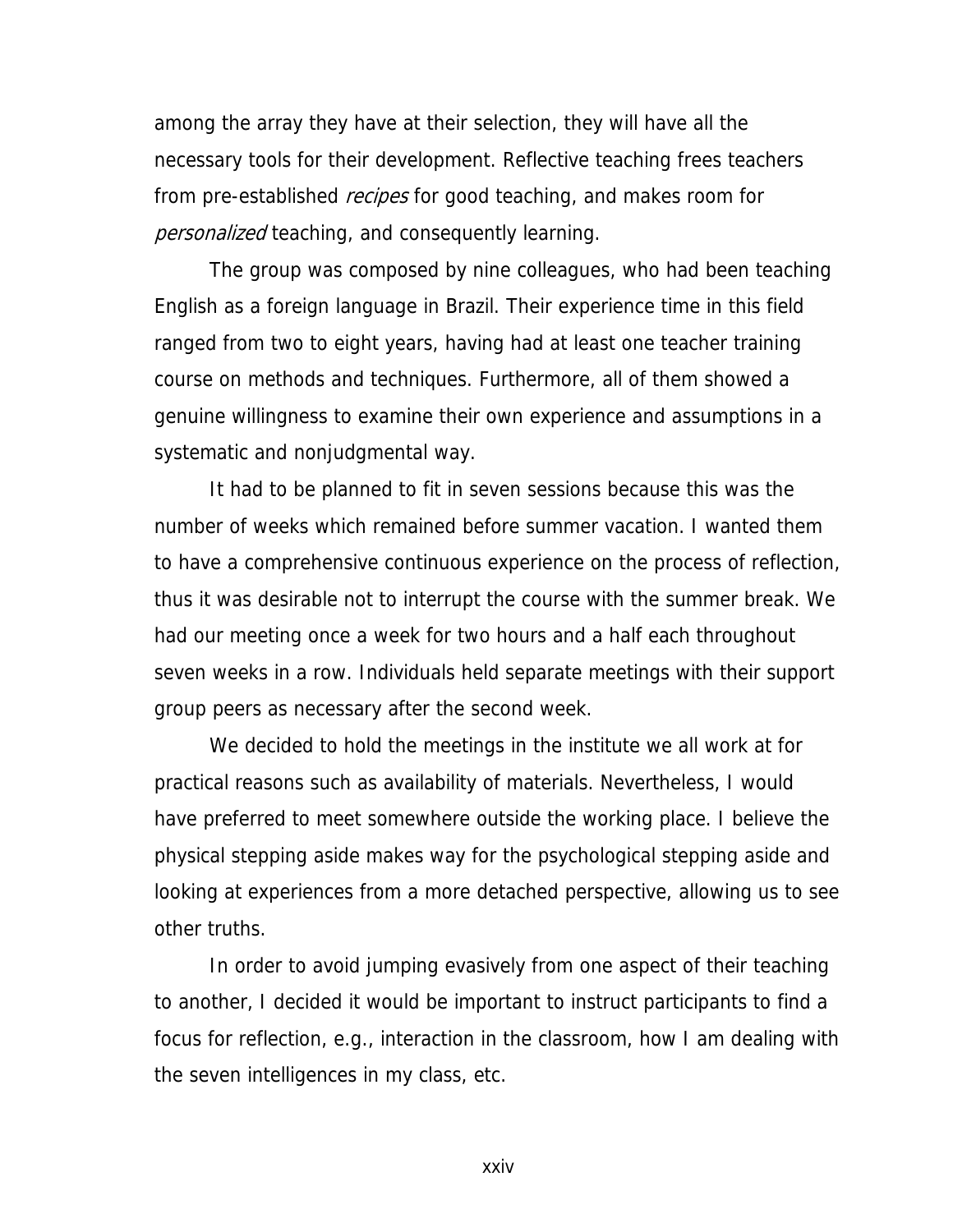among the array they have at their selection, they will have all the necessary tools for their development. Reflective teaching frees teachers from pre-established *recipes* for good teaching, and makes room for *personalized* teaching, and consequently learning.

The group was composed by nine colleagues, who had been teaching English as a foreign language in Brazil. Their experience time in this field ranged from two to eight years, having had at least one teacher training course on methods and techniques. Furthermore, all of them showed a genuine willingness to examine their own experience and assumptions in a systematic and nonjudgmental way.

It had to be planned to fit in seven sessions because this was the number of weeks which remained before summer vacation. I wanted them to have a comprehensive continuous experience on the process of reflection, thus it was desirable not to interrupt the course with the summer break. We had our meeting once a week for two hours and a half each throughout seven weeks in a row. Individuals held separate meetings with their support group peers as necessary after the second week.

We decided to hold the meetings in the institute we all work at for practical reasons such as availability of materials. Nevertheless, I would have preferred to meet somewhere outside the working place. I believe the physical stepping aside makes way for the psychological stepping aside and looking at experiences from a more detached perspective, allowing us to see other truths.

In order to avoid jumping evasively from one aspect of their teaching to another, I decided it would be important to instruct participants to find a focus for reflection, e.g., interaction in the classroom, how I am dealing with the seven intelligences in my class, etc.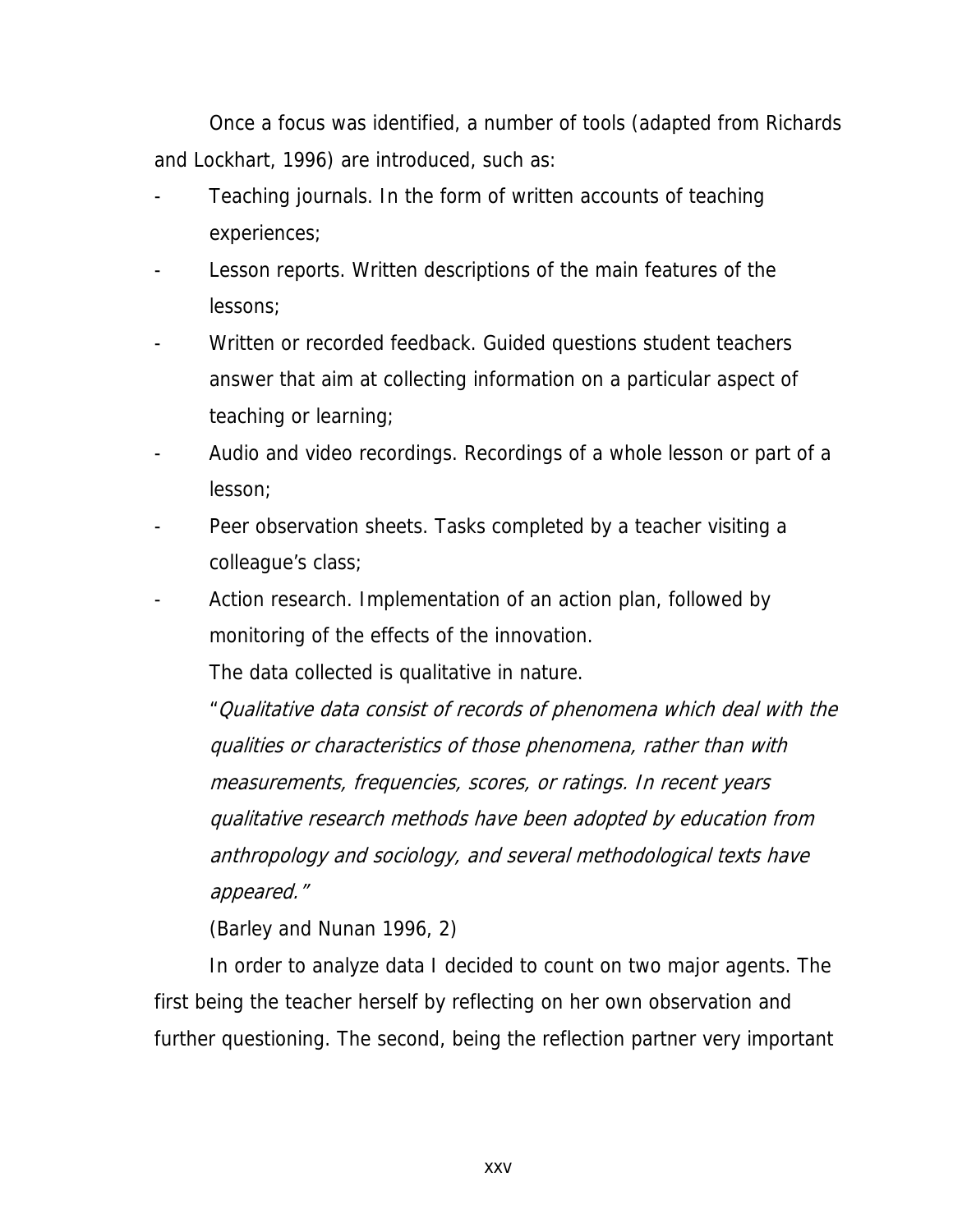Once a focus was identified, a number of tools (adapted from Richards and Lockhart, 1996) are introduced, such as:

- Teaching journals. In the form of written accounts of teaching experiences;
- Lesson reports. Written descriptions of the main features of the lessons;
- Written or recorded feedback. Guided questions student teachers answer that aim at collecting information on a particular aspect of teaching or learning;
- Audio and video recordings. Recordings of a whole lesson or part of a lesson;
- Peer observation sheets. Tasks completed by a teacher visiting a colleague's class;
- Action research. Implementation of an action plan, followed by monitoring of the effects of the innovation.

The data collected is qualitative in nature.

"*Qualitative data consist of records of phenomena which deal with the qualities or characteristics of those phenomena, rather than with measurements, frequencies, scores, or ratings. In recent years qualitative research methods have been adopted by education from anthropology and sociology, and several methodological texts have appeared.*"

(Barley and Nunan 1996, 2)

In order to analyze data I decided to count on two major agents. The first being the teacher herself by reflecting on her own observation and further questioning. The second, being the reflection partner very important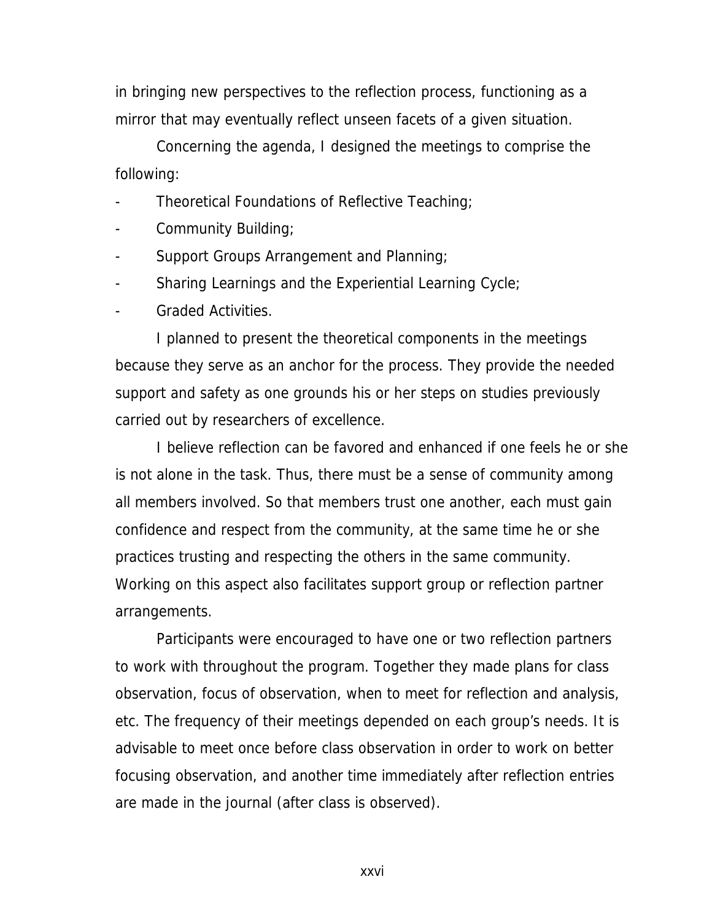in bringing new perspectives to the reflection process, functioning as a mirror that may eventually reflect unseen facets of a given situation.

Concerning the agenda, I designed the meetings to comprise the following:

- Theoretical Foundations of Reflective Teaching;
- Community Building;
- Support Groups Arrangement and Planning;
- Sharing Learnings and the Experiential Learning Cycle;
- Graded Activities.

I planned to present the theoretical components in the meetings because they serve as an anchor for the process. They provide the needed support and safety as one grounds his or her steps on studies previously carried out by researchers of excellence.

I believe reflection can be favored and enhanced if one feels he or she is not alone in the task. Thus, there must be a sense of community among all members involved. So that members trust one another, each must gain confidence and respect from the community, at the same time he or she practices trusting and respecting the others in the same community. Working on this aspect also facilitates support group or reflection partner arrangements.

Participants were encouraged to have one or two reflection partners to work with throughout the program. Together they made plans for class observation, focus of observation, when to meet for reflection and analysis, etc. The frequency of their meetings depended on each group's needs. It is advisable to meet once before class observation in order to work on better focusing observation, and another time immediately after reflection entries are made in the journal (after class is observed).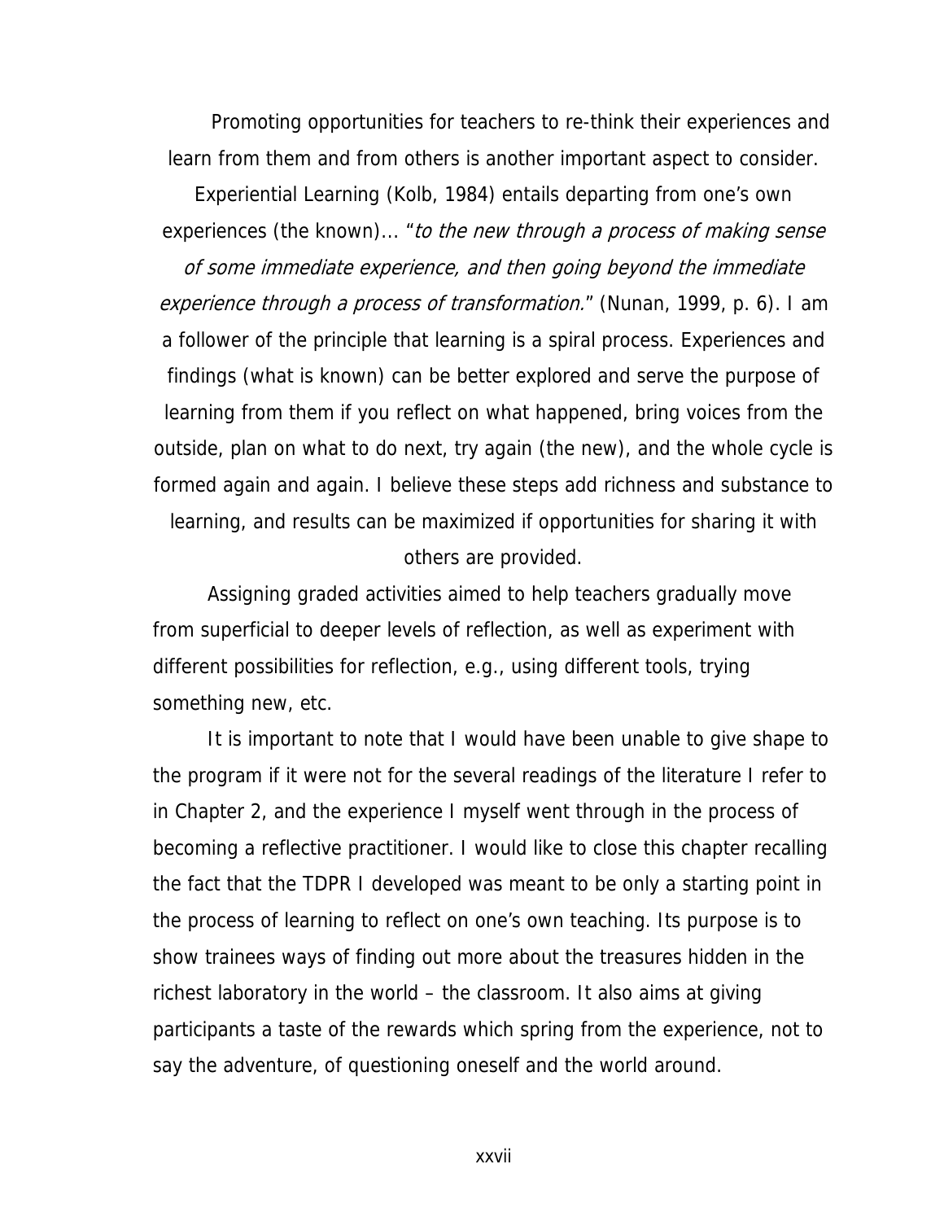Promoting opportunities for teachers to re-think their experiences and learn from them and from others is another important aspect to consider. Experiential Learning (Kolb, 1984) entails departing from one's own experiences (the known)… "*to the new through a process of making sense of some immediate experience, and then going beyond the immediate experience through a process of transformation.*" (Nunan, 1999, p. 6). I am a follower of the principle that learning is a spiral process. Experiences and findings (what is known) can be better explored and serve the purpose of learning from them if you reflect on what happened, bring voices from the outside, plan on what to do next, try again (the new), and the whole cycle is formed again and again. I believe these steps add richness and substance to learning, and results can be maximized if opportunities for sharing it with others are provided.

Assigning graded activities aimed to help teachers gradually move from superficial to deeper levels of reflection, as well as experiment with different possibilities for reflection, e.g., using different tools, trying something new, etc.

It is important to note that I would have been unable to give shape to the program if it were not for the several readings of the literature I refer to in Chapter 2, and the experience I myself went through in the process of becoming a reflective practitioner. I would like to close this chapter recalling the fact that the TDPR I developed was meant to be only a starting point in the process of learning to reflect on one's own teaching. Its purpose is to show trainees ways of finding out more about the treasures hidden in the richest laboratory in the world – the classroom. It also aims at giving participants a taste of the rewards which spring from the experience, not to say the adventure, of questioning oneself and the world around.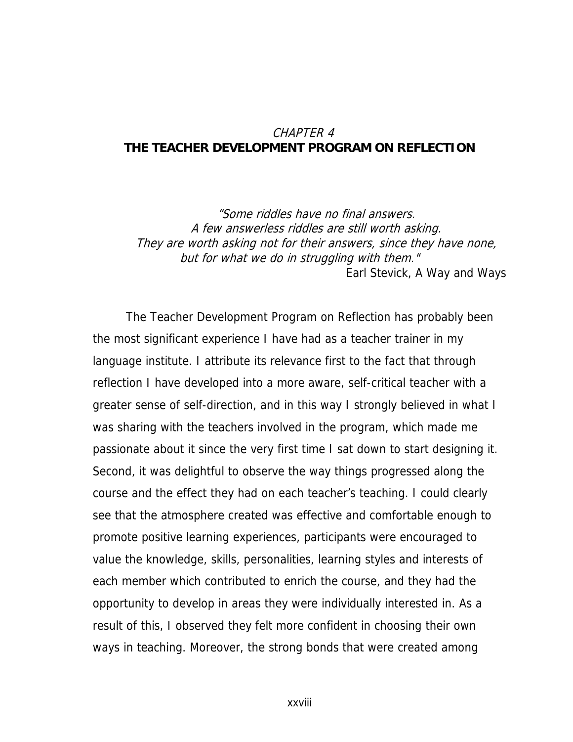# *CHAPTER 4*
# THE TEACHER DEVELOPMENT PROGRAM ON REFLECTION

> *"Some riddles have no final answers.*
> *A few answerless riddles are still worth asking.*
> *They are worth asking not for their answers, since they have none,*
> *but for what we do in struggling with them."*
>
> Earl Stevick, A Way and Ways

The Teacher Development Program on Reflection has probably been the most significant experience I have had as a teacher trainer in my language institute. I attribute its relevance first to the fact that through reflection I have developed into a more aware, self-critical teacher with a greater sense of self-direction, and in this way I strongly believed in what I was sharing with the teachers involved in the program, which made me passionate about it since the very first time I sat down to start designing it. Second, it was delightful to observe the way things progressed along the course and the effect they had on each teacher's teaching. I could clearly see that the atmosphere created was effective and comfortable enough to promote positive learning experiences, participants were encouraged to value the knowledge, skills, personalities, learning styles and interests of each member which contributed to enrich the course, and they had the opportunity to develop in areas they were individually interested in. As a result of this, I observed they felt more confident in choosing their own ways in teaching. Moreover, the strong bonds that were created among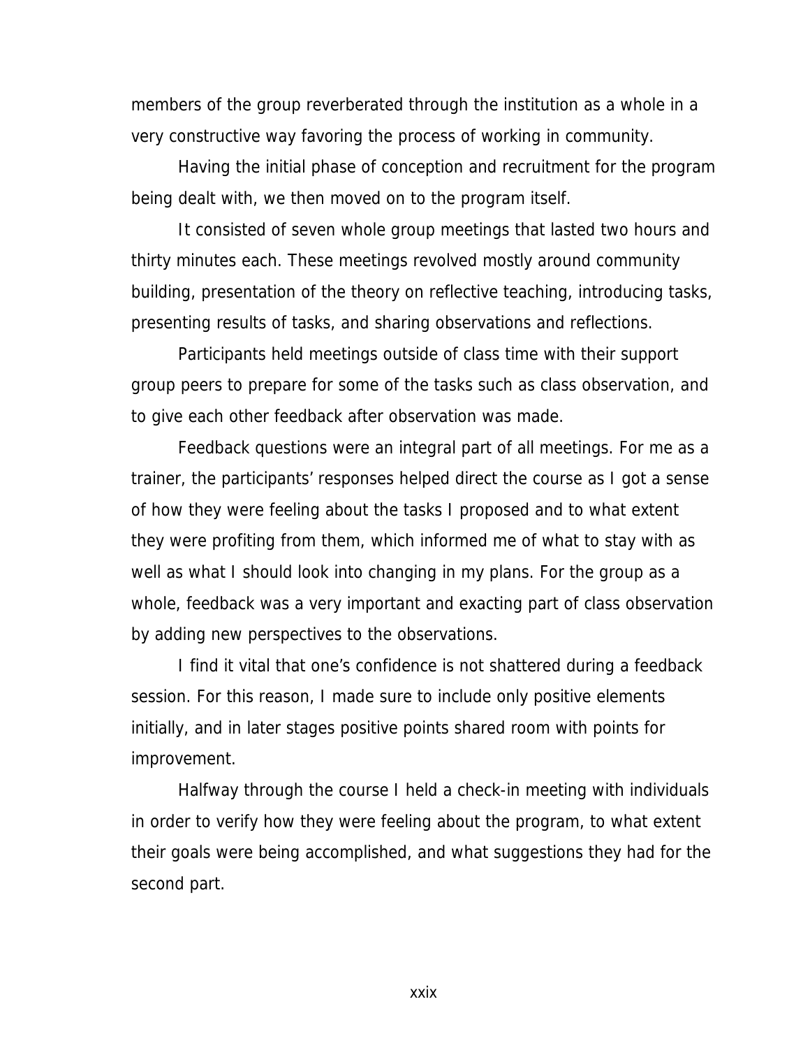members of the group reverberated through the institution as a whole in a very constructive way favoring the process of working in community.

Having the initial phase of conception and recruitment for the program being dealt with, we then moved on to the program itself.

It consisted of seven whole group meetings that lasted two hours and thirty minutes each. These meetings revolved mostly around community building, presentation of the theory on reflective teaching, introducing tasks, presenting results of tasks, and sharing observations and reflections.

Participants held meetings outside of class time with their support group peers to prepare for some of the tasks such as class observation, and to give each other feedback after observation was made.

Feedback questions were an integral part of all meetings. For me as a trainer, the participants' responses helped direct the course as I got a sense of how they were feeling about the tasks I proposed and to what extent they were profiting from them, which informed me of what to stay with as well as what I should look into changing in my plans. For the group as a whole, feedback was a very important and exacting part of class observation by adding new perspectives to the observations.

I find it vital that one's confidence is not shattered during a feedback session. For this reason, I made sure to include only positive elements initially, and in later stages positive points shared room with points for improvement.

Halfway through the course I held a check-in meeting with individuals in order to verify how they were feeling about the program, to what extent their goals were being accomplished, and what suggestions they had for the second part.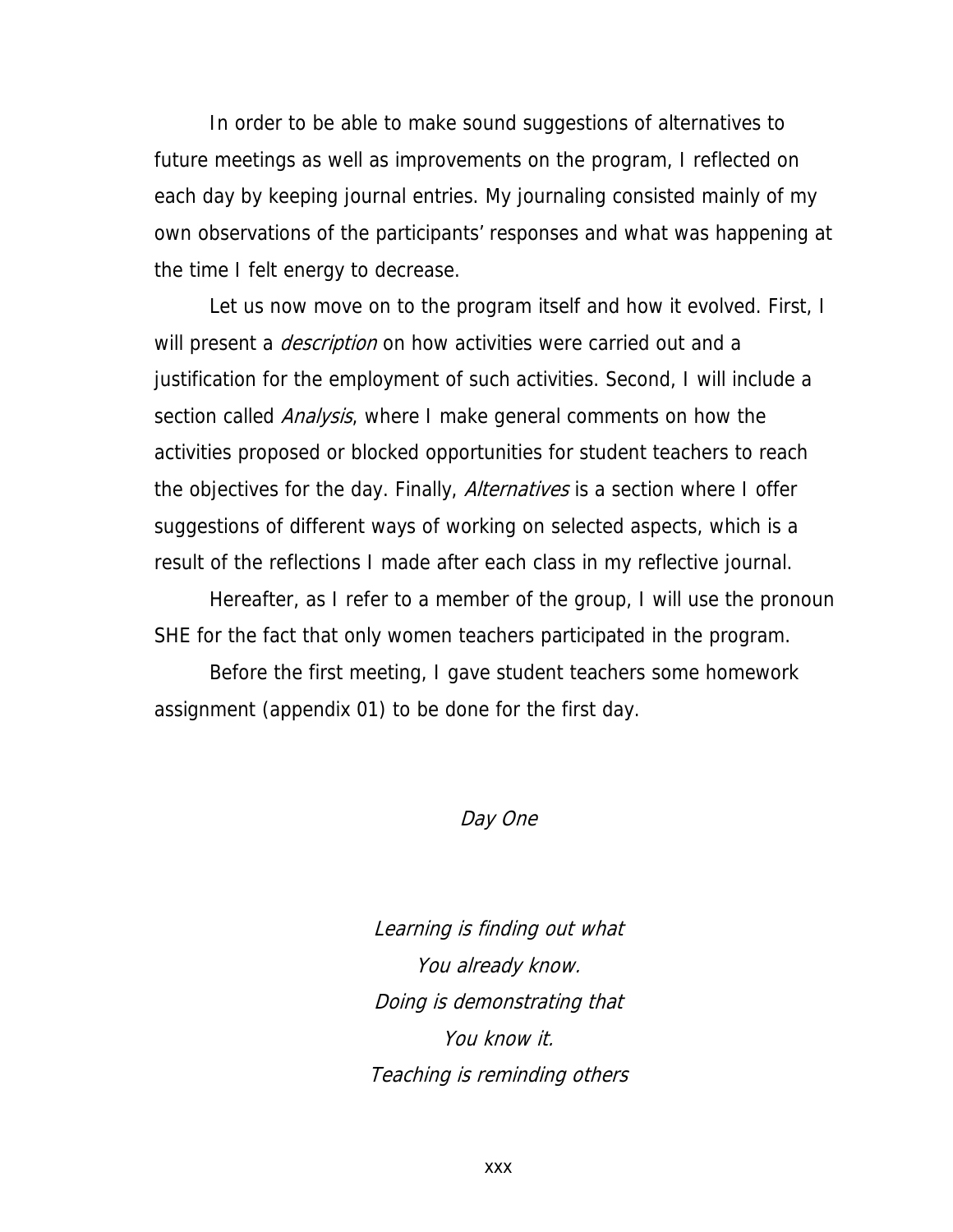In order to be able to make sound suggestions of alternatives to future meetings as well as improvements on the program, I reflected on each day by keeping journal entries. My journaling consisted mainly of my own observations of the participants' responses and what was happening at the time I felt energy to decrease.

Let us now move on to the program itself and how it evolved. First, I will present a *description* on how activities were carried out and a justification for the employment of such activities. Second, I will include a section called *Analysis*, where I make general comments on how the activities proposed or blocked opportunities for student teachers to reach the objectives for the day. Finally, *Alternatives* is a section where I offer suggestions of different ways of working on selected aspects, which is a result of the reflections I made after each class in my reflective journal.

Hereafter, as I refer to a member of the group, I will use the pronoun SHE for the fact that only women teachers participated in the program.

Before the first meeting, I gave student teachers some homework assignment (appendix 01) to be done for the first day.

## *Day One*

*Learning is finding out what*
*You already know.*
*Doing is demonstrating that*
*You know it.*
*Teaching is reminding others*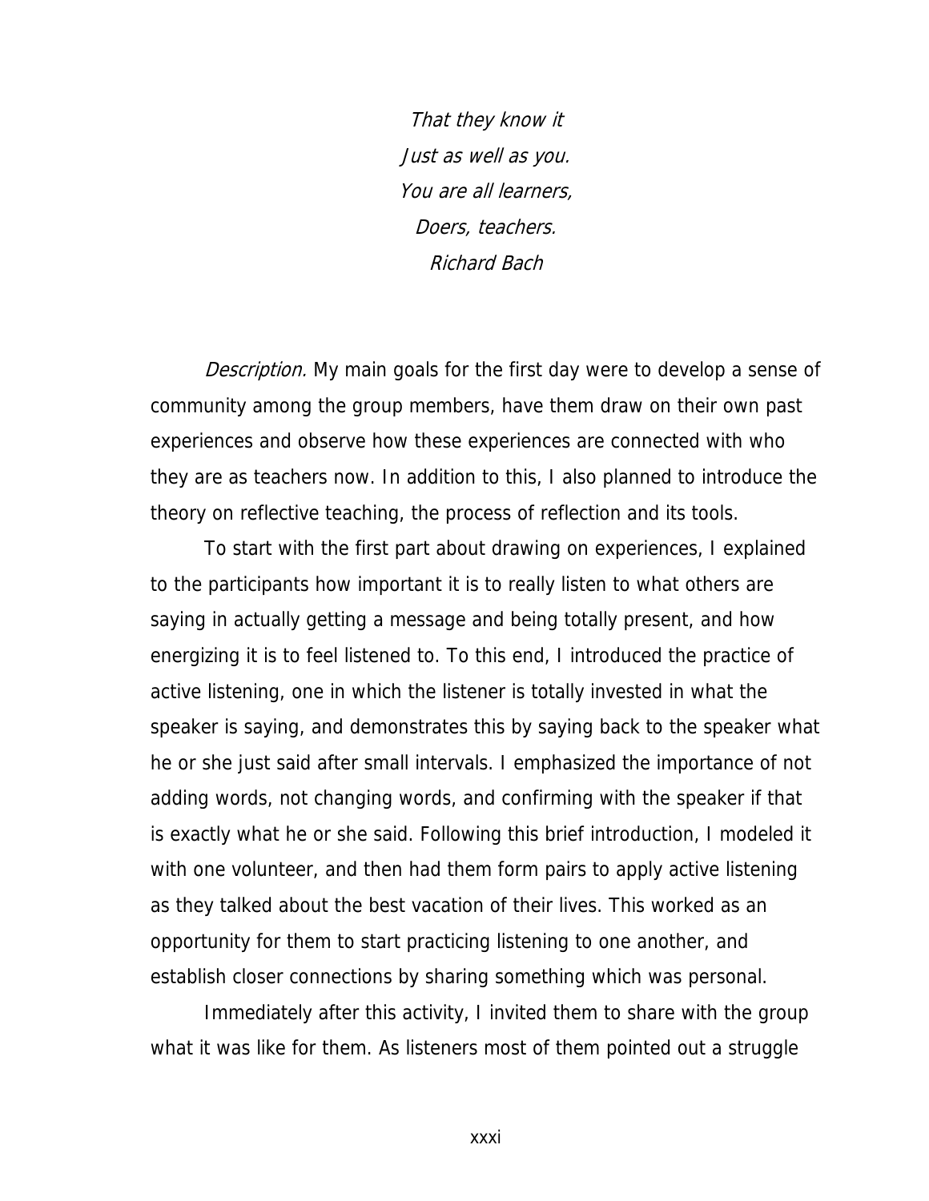*That they know it*  
*Just as well as you.*  
*You are all learners,*  
*Doers, teachers.*  
*Richard Bach*

*Description.* My main goals for the first day were to develop a sense of community among the group members, have them draw on their own past experiences and observe how these experiences are connected with who they are as teachers now. In addition to this, I also planned to introduce the theory on reflective teaching, the process of reflection and its tools.

To start with the first part about drawing on experiences, I explained to the participants how important it is to really listen to what others are saying in actually getting a message and being totally present, and how energizing it is to feel listened to. To this end, I introduced the practice of active listening, one in which the listener is totally invested in what the speaker is saying, and demonstrates this by saying back to the speaker what he or she just said after small intervals. I emphasized the importance of not adding words, not changing words, and confirming with the speaker if that is exactly what he or she said. Following this brief introduction, I modeled it with one volunteer, and then had them form pairs to apply active listening as they talked about the best vacation of their lives. This worked as an opportunity for them to start practicing listening to one another, and establish closer connections by sharing something which was personal.

Immediately after this activity, I invited them to share with the group what it was like for them. As listeners most of them pointed out a struggle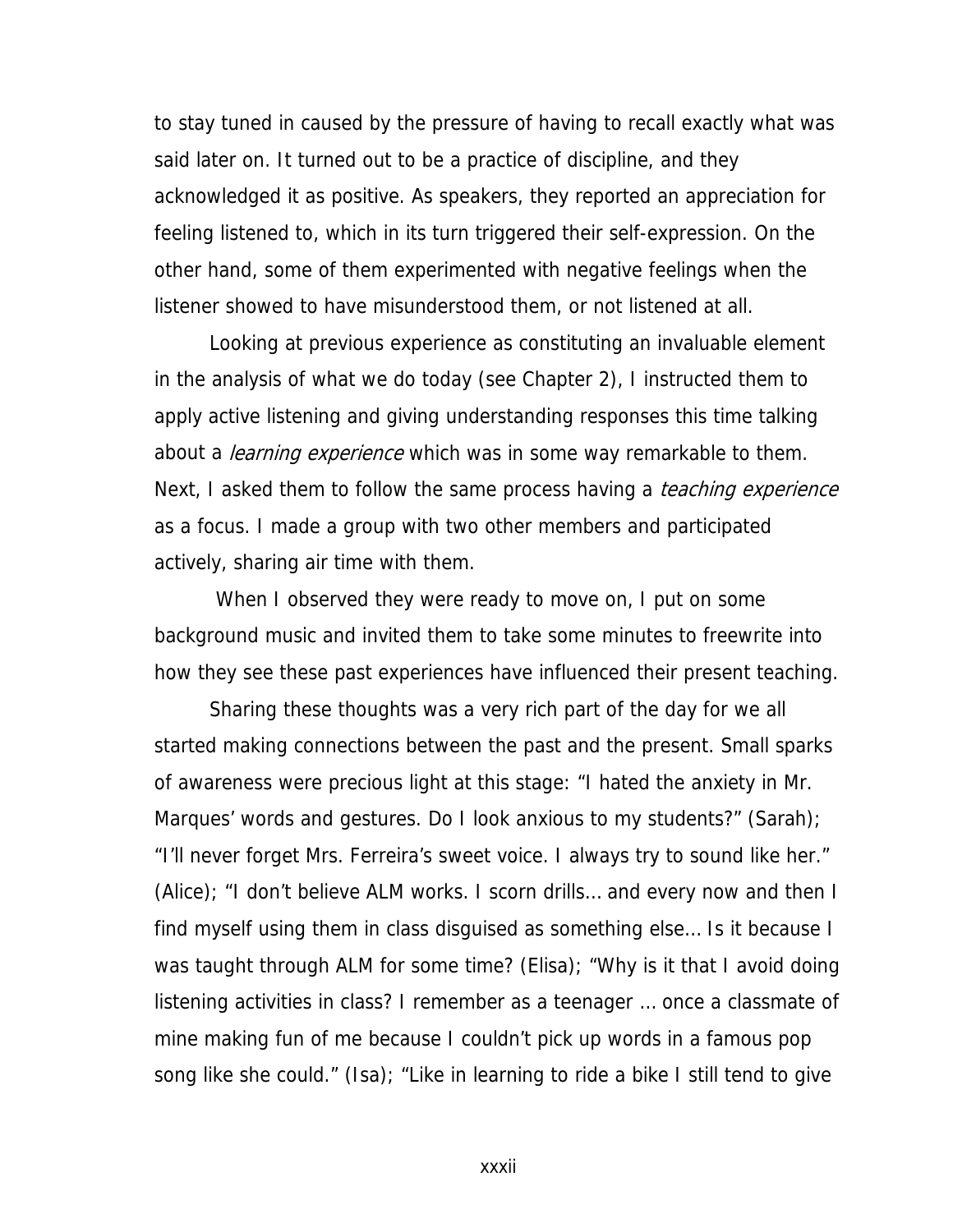to stay tuned in caused by the pressure of having to recall exactly what was said later on. It turned out to be a practice of discipline, and they acknowledged it as positive. As speakers, they reported an appreciation for feeling listened to, which in its turn triggered their self-expression. On the other hand, some of them experimented with negative feelings when the listener showed to have misunderstood them, or not listened at all.

Looking at previous experience as constituting an invaluable element in the analysis of what we do today (see Chapter 2), I instructed them to apply active listening and giving understanding responses this time talking about a *learning experience* which was in some way remarkable to them. Next, I asked them to follow the same process having a *teaching experience* as a focus. I made a group with two other members and participated actively, sharing air time with them.

When I observed they were ready to move on, I put on some background music and invited them to take some minutes to freewrite into how they see these past experiences have influenced their present teaching.

Sharing these thoughts was a very rich part of the day for we all started making connections between the past and the present. Small sparks of awareness were precious light at this stage: "I hated the anxiety in Mr. Marques' words and gestures. Do I look anxious to my students?" (Sarah); "I'll never forget Mrs. Ferreira's sweet voice. I always try to sound like her." (Alice); "I don't believe ALM works. I scorn drills... and every now and then I find myself using them in class disguised as something else... Is it because I was taught through ALM for some time? (Elisa); "Why is it that I avoid doing listening activities in class? I remember as a teenager ... once a classmate of mine making fun of me because I couldn't pick up words in a famous pop song like she could." (Isa); "Like in learning to ride a bike I still tend to give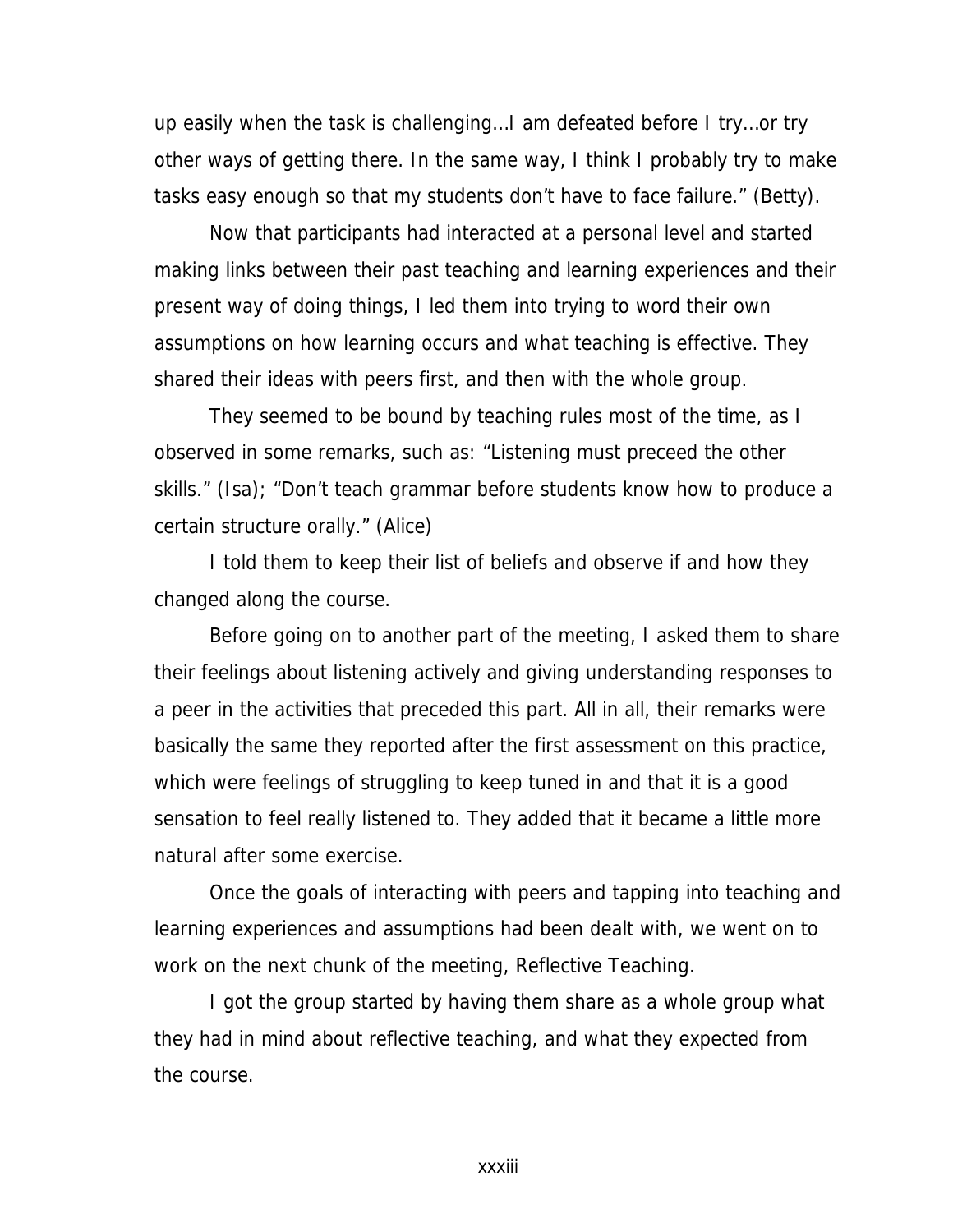up easily when the task is challenging...I am defeated before I try...or try other ways of getting there. In the same way, I think I probably try to make tasks easy enough so that my students don't have to face failure." (Betty).

Now that participants had interacted at a personal level and started making links between their past teaching and learning experiences and their present way of doing things, I led them into trying to word their own assumptions on how learning occurs and what teaching is effective. They shared their ideas with peers first, and then with the whole group.

They seemed to be bound by teaching rules most of the time, as I observed in some remarks, such as: "Listening must preceed the other skills." (Isa); "Don't teach grammar before students know how to produce a certain structure orally." (Alice)

I told them to keep their list of beliefs and observe if and how they changed along the course.

Before going on to another part of the meeting, I asked them to share their feelings about listening actively and giving understanding responses to a peer in the activities that preceded this part. All in all, their remarks were basically the same they reported after the first assessment on this practice, which were feelings of struggling to keep tuned in and that it is a good sensation to feel really listened to. They added that it became a little more natural after some exercise.

Once the goals of interacting with peers and tapping into teaching and learning experiences and assumptions had been dealt with, we went on to work on the next chunk of the meeting, Reflective Teaching.

I got the group started by having them share as a whole group what they had in mind about reflective teaching, and what they expected from the course.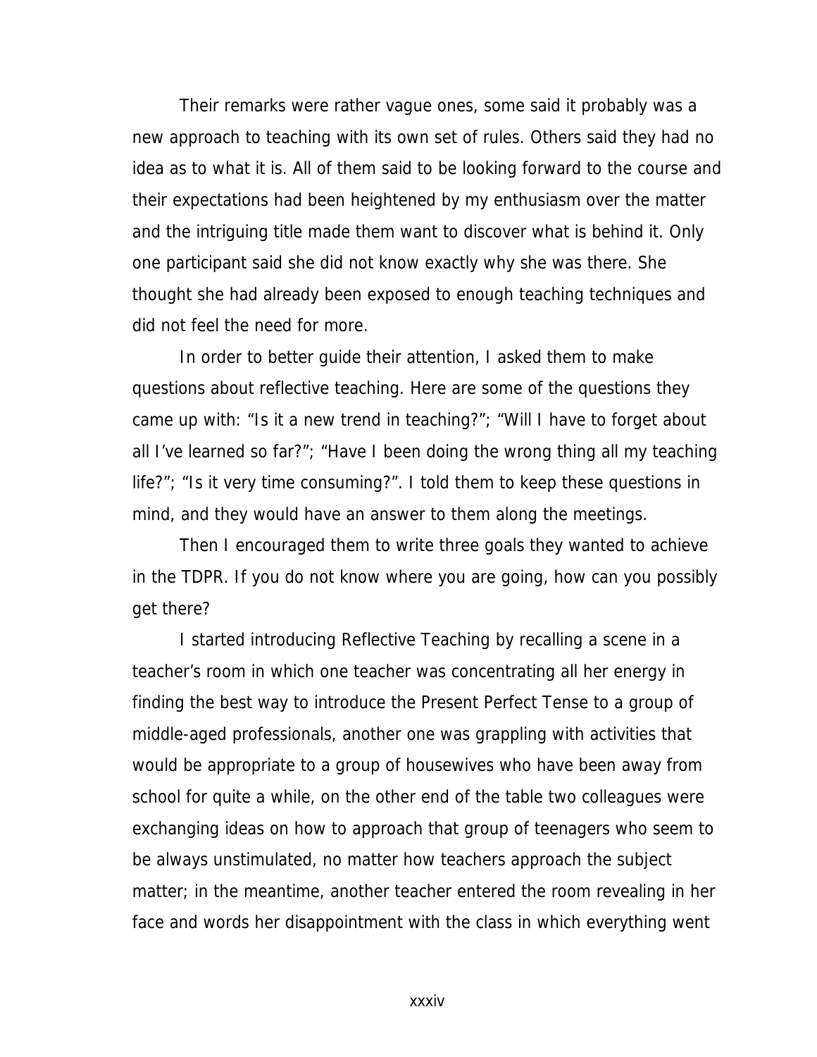Their remarks were rather vague ones, some said it probably was a new approach to teaching with its own set of rules. Others said they had no idea as to what it is. All of them said to be looking forward to the course and their expectations had been heightened by my enthusiasm over the matter and the intriguing title made them want to discover what is behind it. Only one participant said she did not know exactly why she was there. She thought she had already been exposed to enough teaching techniques and did not feel the need for more.

In order to better guide their attention, I asked them to make questions about reflective teaching. Here are some of the questions they came up with: "Is it a new trend in teaching?"; "Will I have to forget about all I've learned so far?"; "Have I been doing the wrong thing all my teaching life?"; "Is it very time consuming?". I told them to keep these questions in mind, and they would have an answer to them along the meetings.

Then I encouraged them to write three goals they wanted to achieve in the TDPR. If you do not know where you are going, how can you possibly get there?

I started introducing Reflective Teaching by recalling a scene in a teacher's room in which one teacher was concentrating all her energy in finding the best way to introduce the Present Perfect Tense to a group of middle-aged professionals, another one was grappling with activities that would be appropriate to a group of housewives who have been away from school for quite a while, on the other end of the table two colleagues were exchanging ideas on how to approach that group of teenagers who seem to be always unstimulated, no matter how teachers approach the subject matter; in the meantime, another teacher entered the room revealing in her face and words her disappointment with the class in which everything went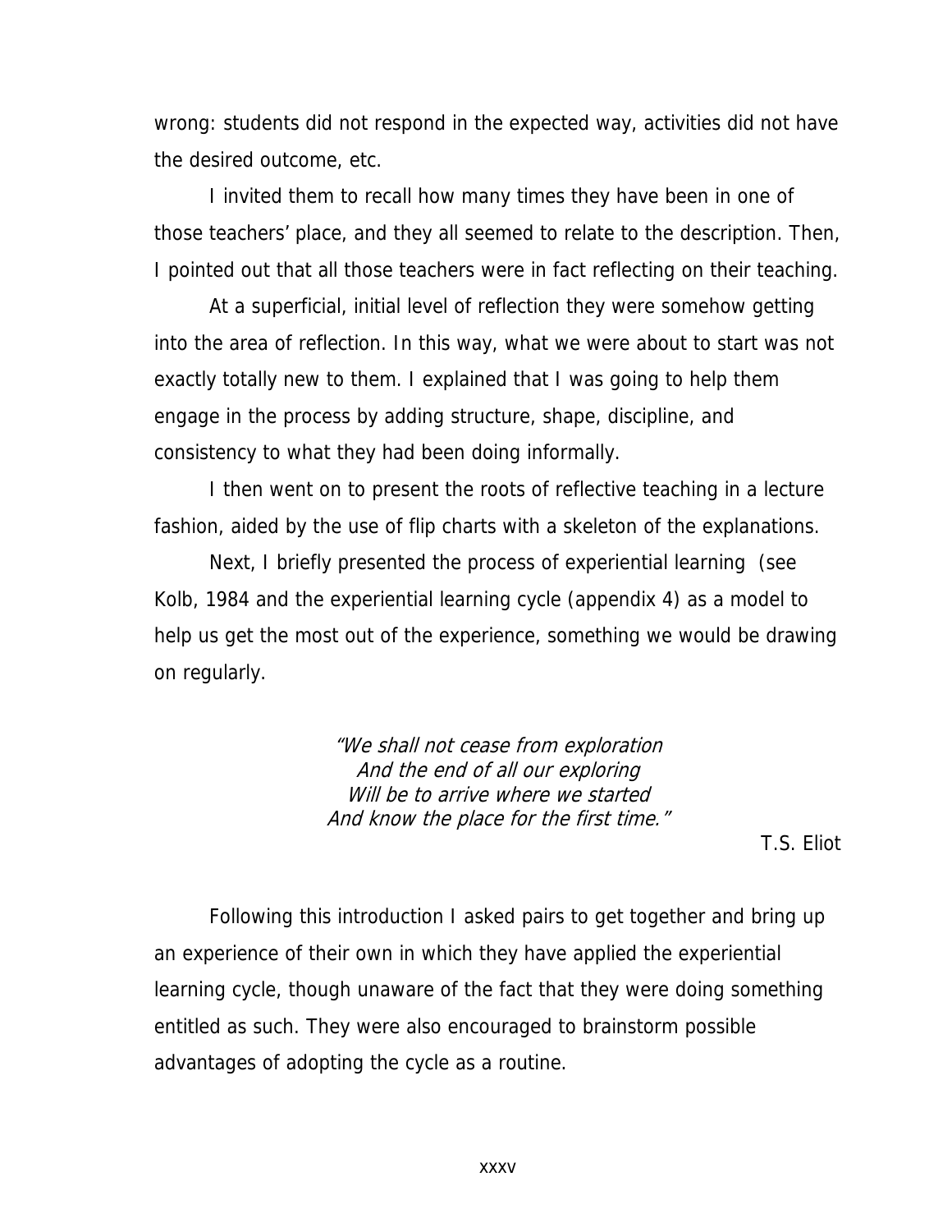wrong: students did not respond in the expected way, activities did not have the desired outcome, etc.

I invited them to recall how many times they have been in one of those teachers' place, and they all seemed to relate to the description. Then, I pointed out that all those teachers were in fact reflecting on their teaching.

At a superficial, initial level of reflection they were somehow getting into the area of reflection. In this way, what we were about to start was not exactly totally new to them. I explained that I was going to help them engage in the process by adding structure, shape, discipline, and consistency to what they had been doing informally.

I then went on to present the roots of reflective teaching in a lecture fashion, aided by the use of flip charts with a skeleton of the explanations.

Next, I briefly presented the process of experiential learning (see Kolb, 1984 and the experiential learning cycle (appendix 4) as a model to help us get the most out of the experience, something we would be drawing on regularly.

*"We shall not cease from exploration*
*And the end of all our exploring*
*Will be to arrive where we started*
*And know the place for the first time."*

T.S. Eliot

Following this introduction I asked pairs to get together and bring up an experience of their own in which they have applied the experiential learning cycle, though unaware of the fact that they were doing something entitled as such. They were also encouraged to brainstorm possible advantages of adopting the cycle as a routine.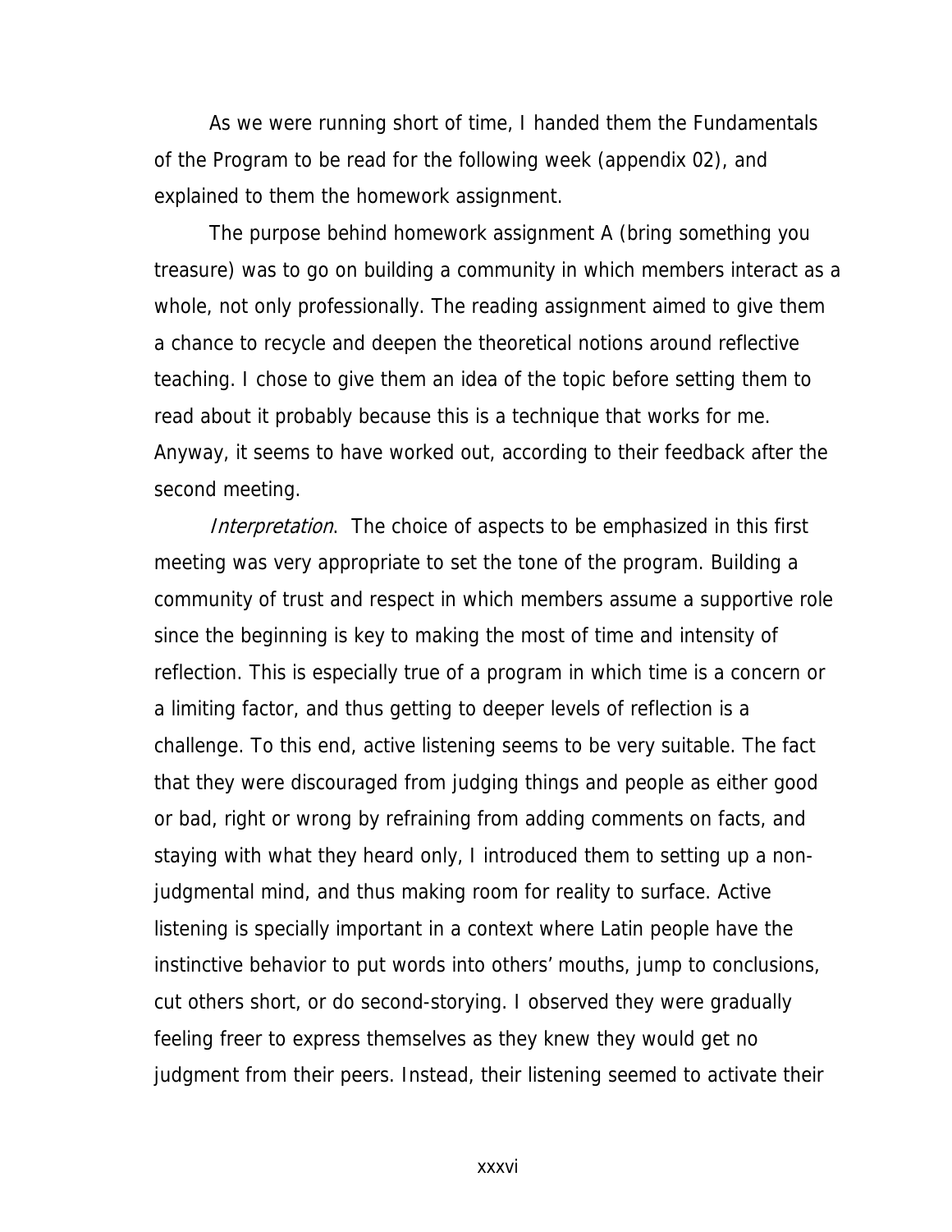As we were running short of time, I handed them the Fundamentals of the Program to be read for the following week (appendix 02), and explained to them the homework assignment.

The purpose behind homework assignment A (bring something you treasure) was to go on building a community in which members interact as a whole, not only professionally. The reading assignment aimed to give them a chance to recycle and deepen the theoretical notions around reflective teaching. I chose to give them an idea of the topic before setting them to read about it probably because this is a technique that works for me. Anyway, it seems to have worked out, according to their feedback after the second meeting.

*Interpretation*. The choice of aspects to be emphasized in this first meeting was very appropriate to set the tone of the program. Building a community of trust and respect in which members assume a supportive role since the beginning is key to making the most of time and intensity of reflection. This is especially true of a program in which time is a concern or a limiting factor, and thus getting to deeper levels of reflection is a challenge. To this end, active listening seems to be very suitable. The fact that they were discouraged from judging things and people as either good or bad, right or wrong by refraining from adding comments on facts, and staying with what they heard only, I introduced them to setting up a non-judgmental mind, and thus making room for reality to surface. Active listening is specially important in a context where Latin people have the instinctive behavior to put words into others' mouths, jump to conclusions, cut others short, or do second-storying. I observed they were gradually feeling freer to express themselves as they knew they would get no judgment from their peers. Instead, their listening seemed to activate their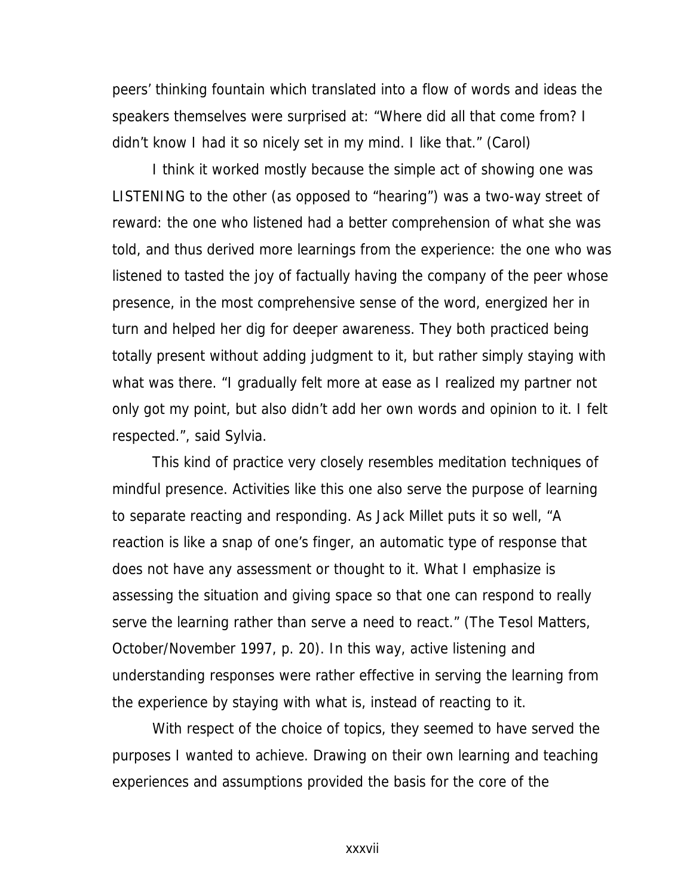peers' thinking fountain which translated into a flow of words and ideas the speakers themselves were surprised at: "Where did all that come from? I didn't know I had it so nicely set in my mind. I like that." (Carol)

I think it worked mostly because the simple act of showing one was LISTENING to the other (as opposed to "hearing") was a two-way street of reward: the one who listened had a better comprehension of what she was told, and thus derived more learnings from the experience: the one who was listened to tasted the joy of factually having the company of the peer whose presence, in the most comprehensive sense of the word, energized her in turn and helped her dig for deeper awareness. They both practiced being totally present without adding judgment to it, but rather simply staying with what was there. "I gradually felt more at ease as I realized my partner not only got my point, but also didn't add her own words and opinion to it. I felt respected.", said Sylvia.

This kind of practice very closely resembles meditation techniques of mindful presence. Activities like this one also serve the purpose of learning to separate reacting and responding. As Jack Millet puts it so well, "A reaction is like a snap of one's finger, an automatic type of response that does not have any assessment or thought to it. What I emphasize is assessing the situation and giving space so that one can respond to really serve the learning rather than serve a need to react." (The Tesol Matters, October/November 1997, p. 20). In this way, active listening and understanding responses were rather effective in serving the learning from the experience by staying with what is, instead of reacting to it.

With respect of the choice of topics, they seemed to have served the purposes I wanted to achieve. Drawing on their own learning and teaching experiences and assumptions provided the basis for the core of the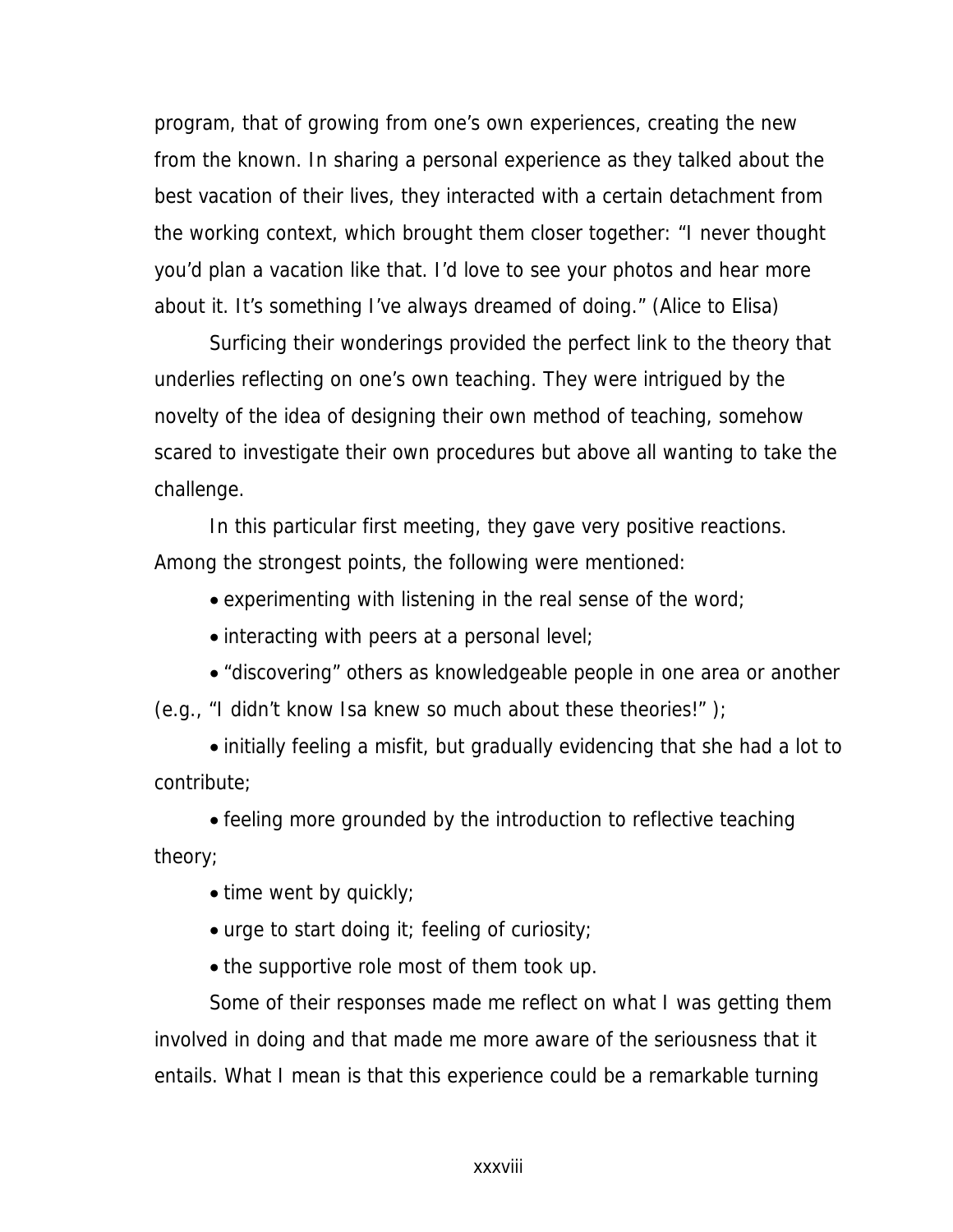program, that of growing from one's own experiences, creating the new from the known. In sharing a personal experience as they talked about the best vacation of their lives, they interacted with a certain detachment from the working context, which brought them closer together: "I never thought you'd plan a vacation like that. I'd love to see your photos and hear more about it. It's something I've always dreamed of doing." (Alice to Elisa)

Surficing their wonderings provided the perfect link to the theory that underlies reflecting on one's own teaching. They were intrigued by the novelty of the idea of designing their own method of teaching, somehow scared to investigate their own procedures but above all wanting to take the challenge.

In this particular first meeting, they gave very positive reactions. Among the strongest points, the following were mentioned:

- experimenting with listening in the real sense of the word;
- interacting with peers at a personal level;
- "discovering" others as knowledgeable people in one area or another (e.g., "I didn't know Isa knew so much about these theories!" );
- initially feeling a misfit, but gradually evidencing that she had a lot to contribute;
- feeling more grounded by the introduction to reflective teaching theory;
- time went by quickly;
- urge to start doing it; feeling of curiosity;
- the supportive role most of them took up.

Some of their responses made me reflect on what I was getting them involved in doing and that made me more aware of the seriousness that it entails. What I mean is that this experience could be a remarkable turning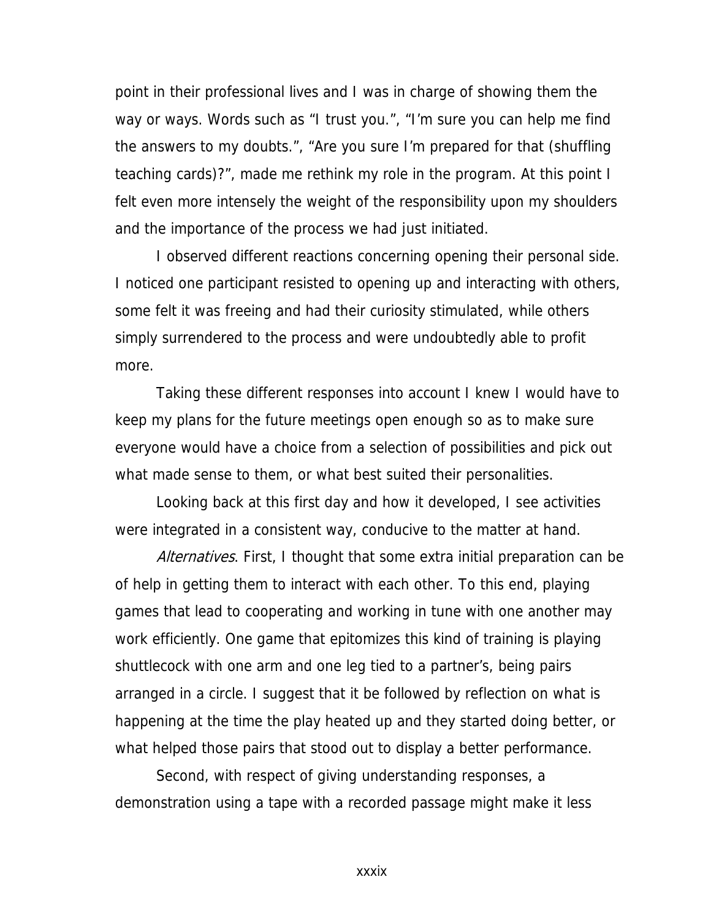point in their professional lives and I was in charge of showing them the way or ways. Words such as “I trust you.”, “I’m sure you can help me find the answers to my doubts.”, “Are you sure I’m prepared for that (shuffling teaching cards)?”, made me rethink my role in the program. At this point I felt even more intensely the weight of the responsibility upon my shoulders and the importance of the process we had just initiated.

I observed different reactions concerning opening their personal side. I noticed one participant resisted to opening up and interacting with others, some felt it was freeing and had their curiosity stimulated, while others simply surrendered to the process and were undoubtedly able to profit more.

Taking these different responses into account I knew I would have to keep my plans for the future meetings open enough so as to make sure everyone would have a choice from a selection of possibilities and pick out what made sense to them, or what best suited their personalities.

Looking back at this first day and how it developed, I see activities were integrated in a consistent way, conducive to the matter at hand.

*Alternatives*. First, I thought that some extra initial preparation can be of help in getting them to interact with each other. To this end, playing games that lead to cooperating and working in tune with one another may work efficiently. One game that epitomizes this kind of training is playing shuttlecock with one arm and one leg tied to a partner’s, being pairs arranged in a circle. I suggest that it be followed by reflection on what is happening at the time the play heated up and they started doing better, or what helped those pairs that stood out to display a better performance.

Second, with respect of giving understanding responses, a demonstration using a tape with a recorded passage might make it less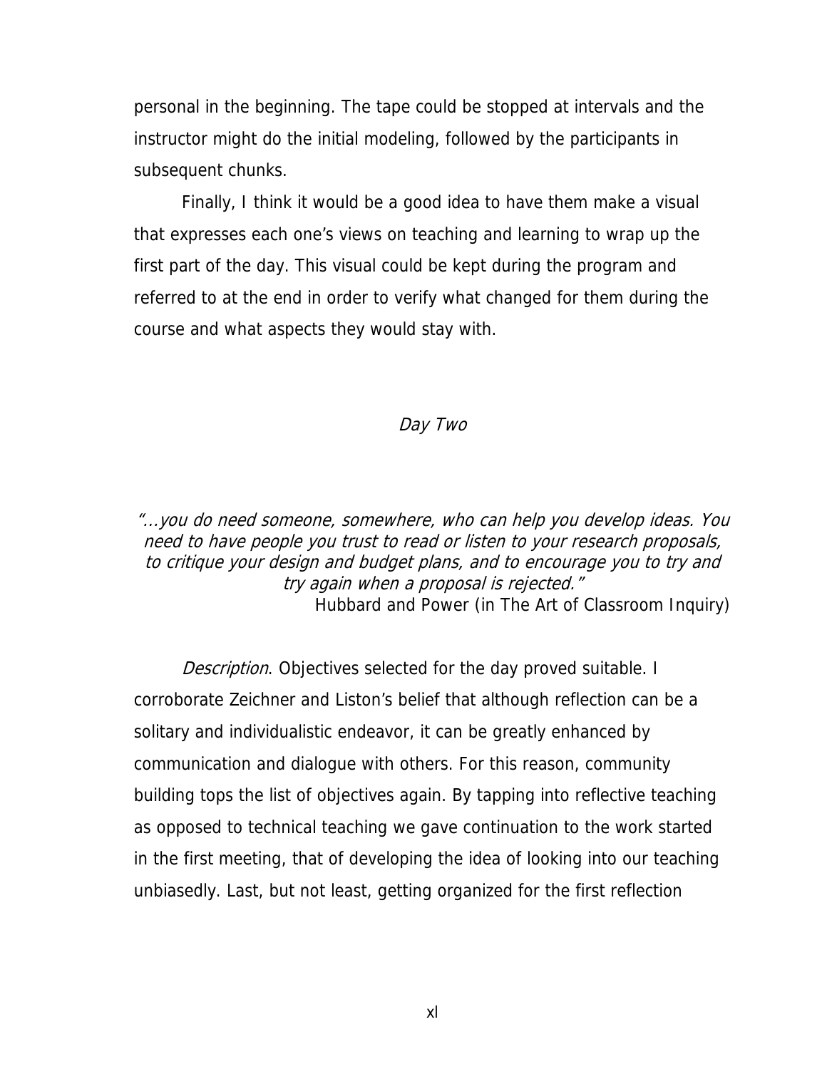personal in the beginning. The tape could be stopped at intervals and the instructor might do the initial modeling, followed by the participants in subsequent chunks.

Finally, I think it would be a good idea to have them make a visual that expresses each one's views on teaching and learning to wrap up the first part of the day. This visual could be kept during the program and referred to at the end in order to verify what changed for them during the course and what aspects they would stay with.

## *Day Two*

*"...you do need someone, somewhere, who can help you develop ideas. You need to have people you trust to read or listen to your research proposals, to critique your design and budget plans, and to encourage you to try and try again when a proposal is rejected."*

Hubbard and Power (in The Art of Classroom Inquiry)

*Description*. Objectives selected for the day proved suitable. I corroborate Zeichner and Liston's belief that although reflection can be a solitary and individualistic endeavor, it can be greatly enhanced by communication and dialogue with others. For this reason, community building tops the list of objectives again. By tapping into reflective teaching as opposed to technical teaching we gave continuation to the work started in the first meeting, that of developing the idea of looking into our teaching unbiasedly. Last, but not least, getting organized for the first reflection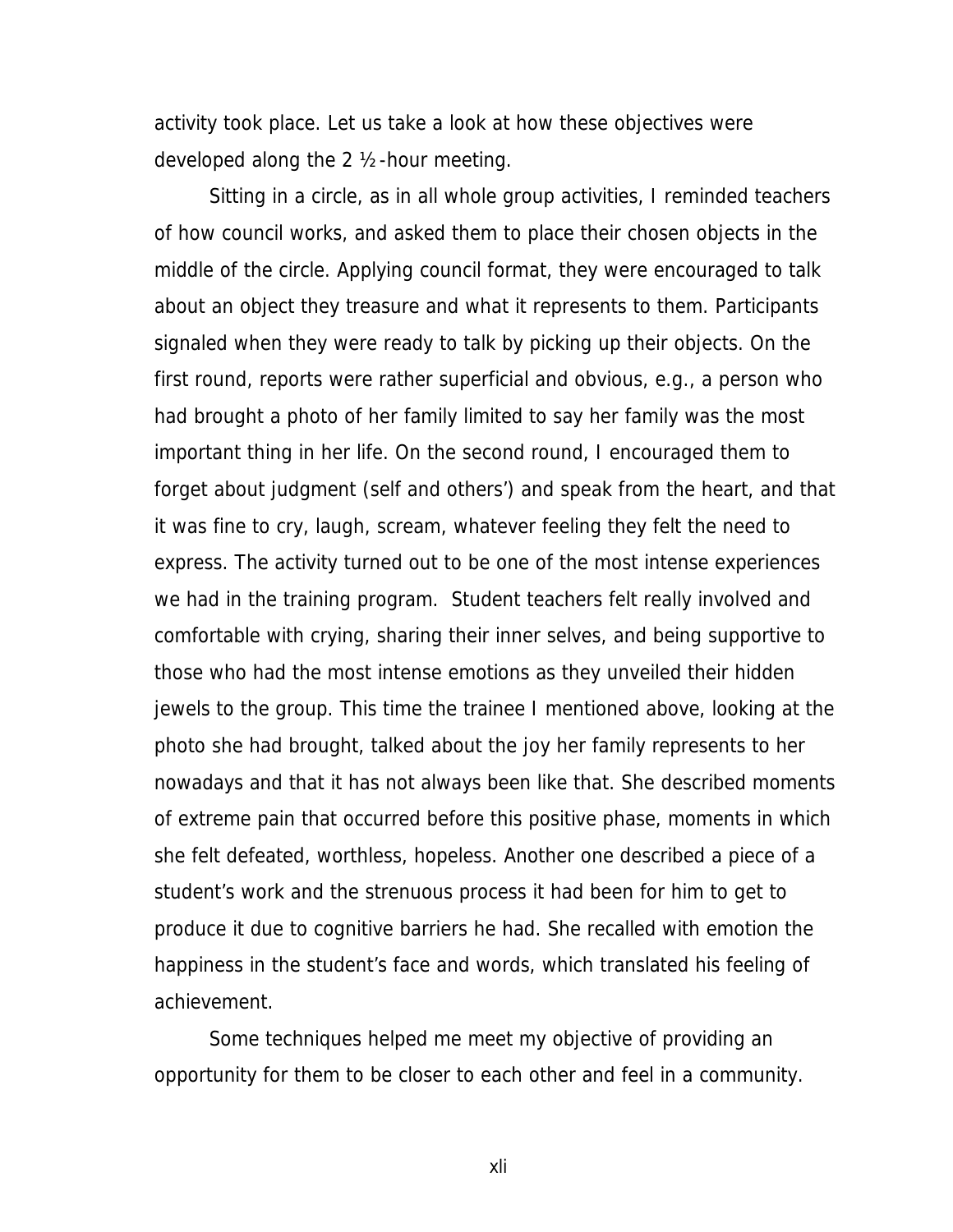activity took place. Let us take a look at how these objectives were developed along the 2 ½-hour meeting.

Sitting in a circle, as in all whole group activities, I reminded teachers of how council works, and asked them to place their chosen objects in the middle of the circle. Applying council format, they were encouraged to talk about an object they treasure and what it represents to them. Participants signaled when they were ready to talk by picking up their objects. On the first round, reports were rather superficial and obvious, e.g., a person who had brought a photo of her family limited to say her family was the most important thing in her life. On the second round, I encouraged them to forget about judgment (self and others') and speak from the heart, and that it was fine to cry, laugh, scream, whatever feeling they felt the need to express. The activity turned out to be one of the most intense experiences we had in the training program. Student teachers felt really involved and comfortable with crying, sharing their inner selves, and being supportive to those who had the most intense emotions as they unveiled their hidden jewels to the group. This time the trainee I mentioned above, looking at the photo she had brought, talked about the joy her family represents to her nowadays and that it has not always been like that. She described moments of extreme pain that occurred before this positive phase, moments in which she felt defeated, worthless, hopeless. Another one described a piece of a student's work and the strenuous process it had been for him to get to produce it due to cognitive barriers he had. She recalled with emotion the happiness in the student's face and words, which translated his feeling of achievement.

Some techniques helped me meet my objective of providing an opportunity for them to be closer to each other and feel in a community.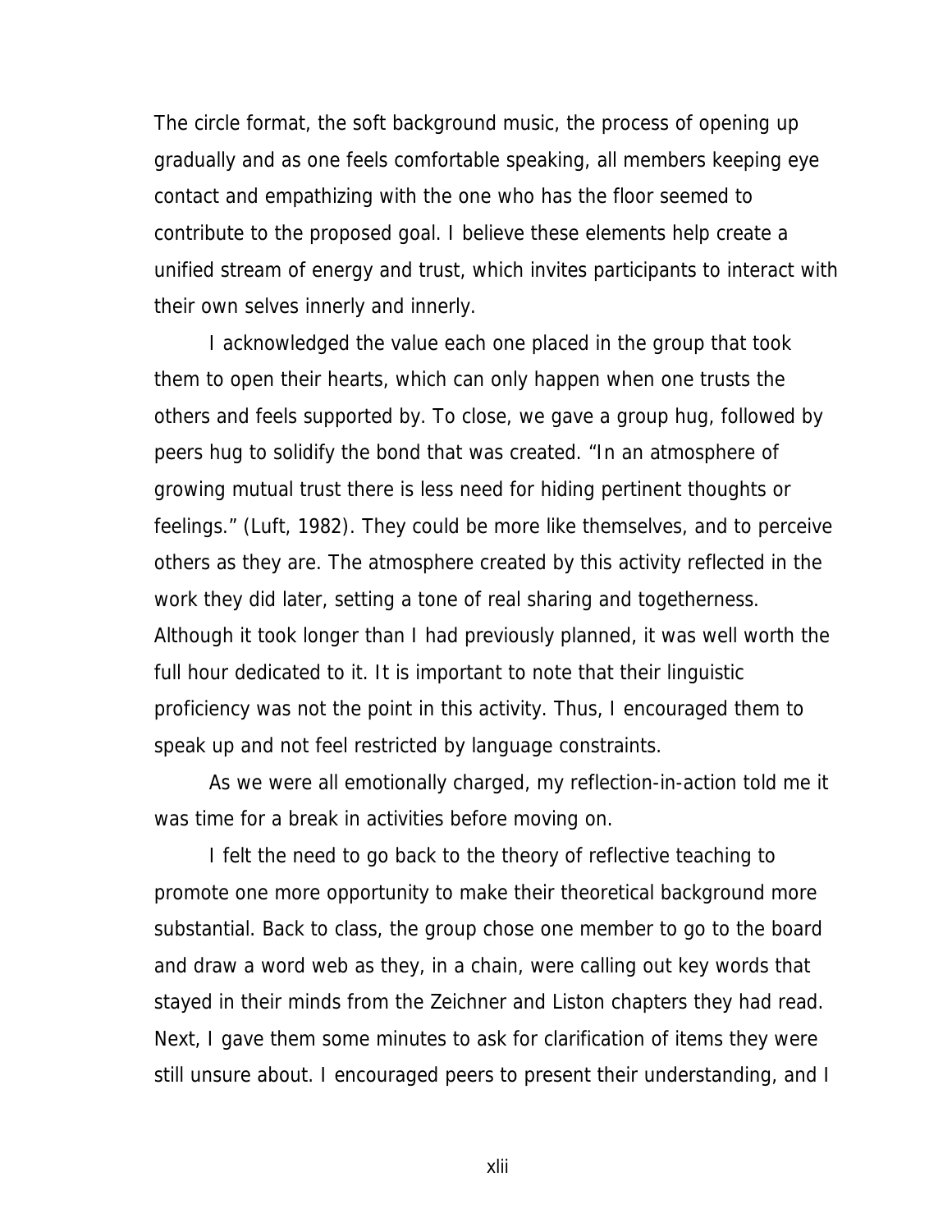The circle format, the soft background music, the process of opening up gradually and as one feels comfortable speaking, all members keeping eye contact and empathizing with the one who has the floor seemed to contribute to the proposed goal. I believe these elements help create a unified stream of energy and trust, which invites participants to interact with their own selves innerly and innerly.

I acknowledged the value each one placed in the group that took them to open their hearts, which can only happen when one trusts the others and feels supported by. To close, we gave a group hug, followed by peers hug to solidify the bond that was created. "In an atmosphere of growing mutual trust there is less need for hiding pertinent thoughts or feelings." (Luft, 1982). They could be more like themselves, and to perceive others as they are. The atmosphere created by this activity reflected in the work they did later, setting a tone of real sharing and togetherness. Although it took longer than I had previously planned, it was well worth the full hour dedicated to it. It is important to note that their linguistic proficiency was not the point in this activity. Thus, I encouraged them to speak up and not feel restricted by language constraints.

As we were all emotionally charged, my reflection-in-action told me it was time for a break in activities before moving on.

I felt the need to go back to the theory of reflective teaching to promote one more opportunity to make their theoretical background more substantial. Back to class, the group chose one member to go to the board and draw a word web as they, in a chain, were calling out key words that stayed in their minds from the Zeichner and Liston chapters they had read. Next, I gave them some minutes to ask for clarification of items they were still unsure about. I encouraged peers to present their understanding, and I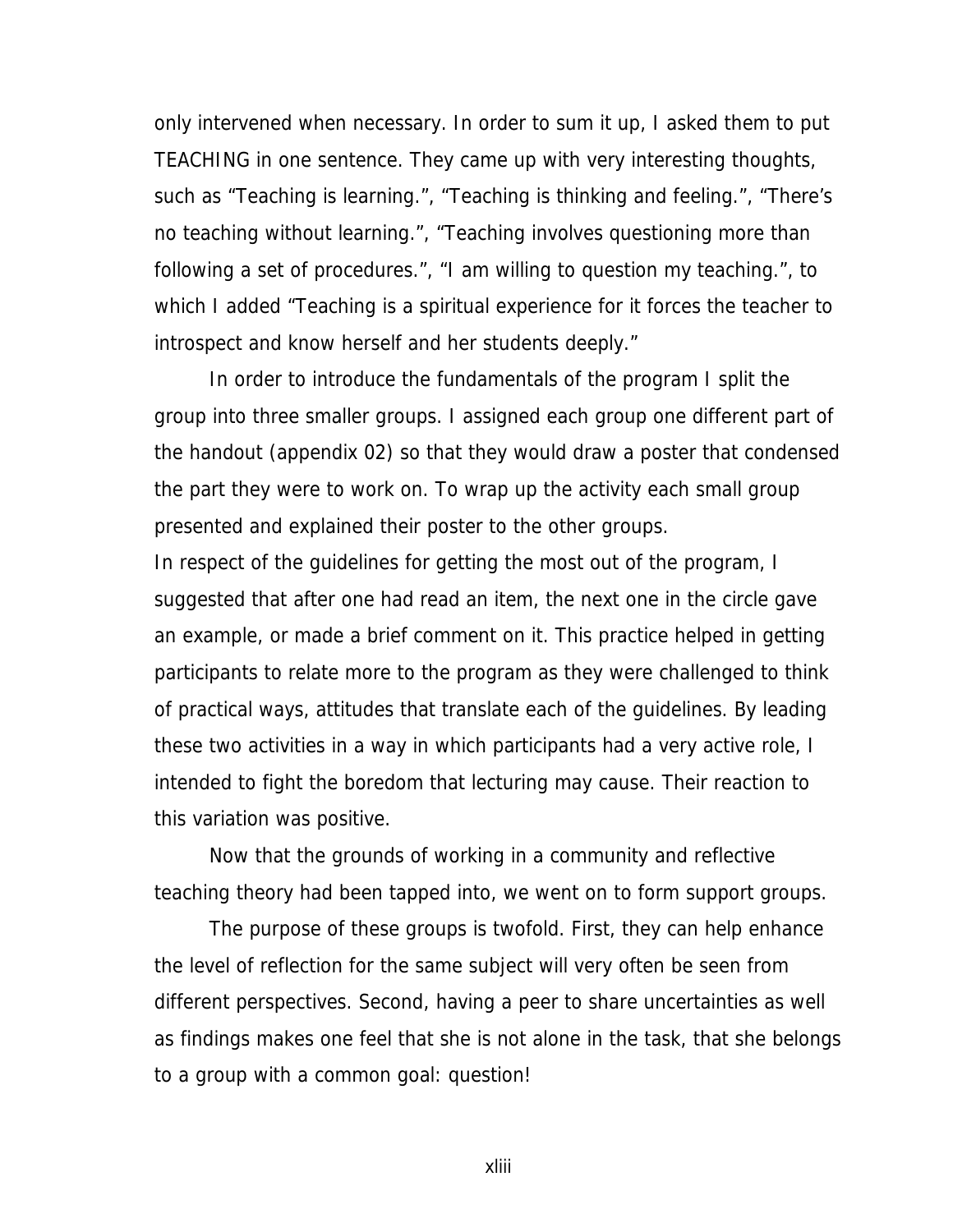only intervened when necessary. In order to sum it up, I asked them to put TEACHING in one sentence. They came up with very interesting thoughts, such as “Teaching is learning.”, “Teaching is thinking and feeling.”, “There’s no teaching without learning.”, “Teaching involves questioning more than following a set of procedures.”, “I am willing to question my teaching.”, to which I added “Teaching is a spiritual experience for it forces the teacher to introspect and know herself and her students deeply.”

In order to introduce the fundamentals of the program I split the group into three smaller groups. I assigned each group one different part of the handout (appendix 02) so that they would draw a poster that condensed the part they were to work on. To wrap up the activity each small group presented and explained their poster to the other groups.

In respect of the guidelines for getting the most out of the program, I suggested that after one had read an item, the next one in the circle gave an example, or made a brief comment on it. This practice helped in getting participants to relate more to the program as they were challenged to think of practical ways, attitudes that translate each of the guidelines. By leading these two activities in a way in which participants had a very active role, I intended to fight the boredom that lecturing may cause. Their reaction to this variation was positive.

Now that the grounds of working in a community and reflective teaching theory had been tapped into, we went on to form support groups.

The purpose of these groups is twofold. First, they can help enhance the level of reflection for the same subject will very often be seen from different perspectives. Second, having a peer to share uncertainties as well as findings makes one feel that she is not alone in the task, that she belongs to a group with a common goal: question!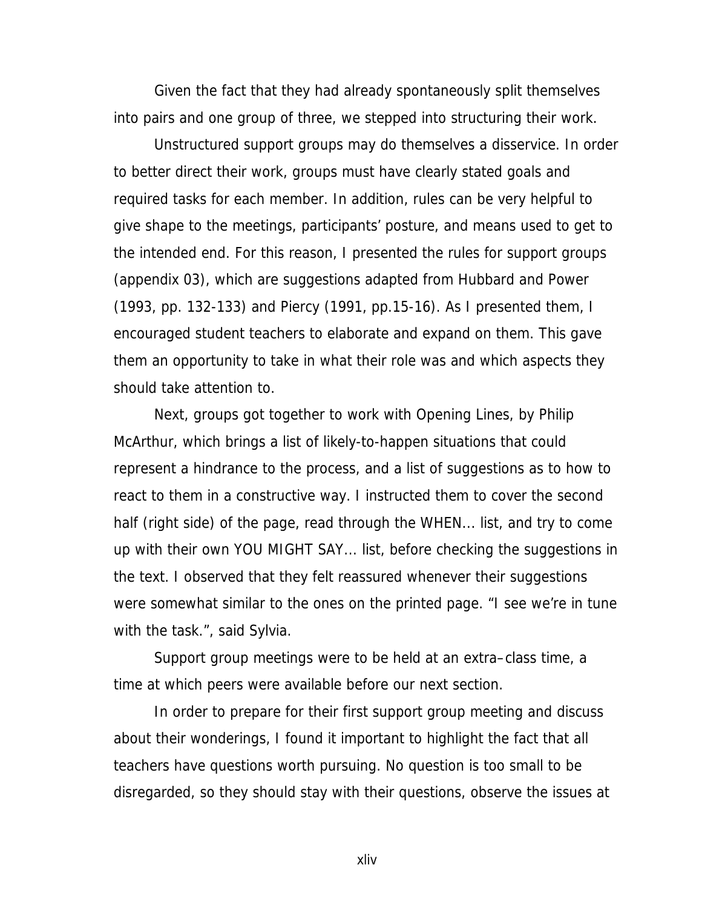Given the fact that they had already spontaneously split themselves into pairs and one group of three, we stepped into structuring their work.

Unstructured support groups may do themselves a disservice. In order to better direct their work, groups must have clearly stated goals and required tasks for each member. In addition, rules can be very helpful to give shape to the meetings, participants' posture, and means used to get to the intended end. For this reason, I presented the rules for support groups (appendix 03), which are suggestions adapted from Hubbard and Power (1993, pp. 132-133) and Piercy (1991, pp.15-16). As I presented them, I encouraged student teachers to elaborate and expand on them. This gave them an opportunity to take in what their role was and which aspects they should take attention to.

Next, groups got together to work with Opening Lines, by Philip McArthur, which brings a list of likely-to-happen situations that could represent a hindrance to the process, and a list of suggestions as to how to react to them in a constructive way. I instructed them to cover the second half (right side) of the page, read through the WHEN... list, and try to come up with their own YOU MIGHT SAY... list, before checking the suggestions in the text. I observed that they felt reassured whenever their suggestions were somewhat similar to the ones on the printed page. "I see we're in tune with the task.", said Sylvia.

Support group meetings were to be held at an extra–class time, a time at which peers were available before our next section.

In order to prepare for their first support group meeting and discuss about their wonderings, I found it important to highlight the fact that all teachers have questions worth pursuing. No question is too small to be disregarded, so they should stay with their questions, observe the issues at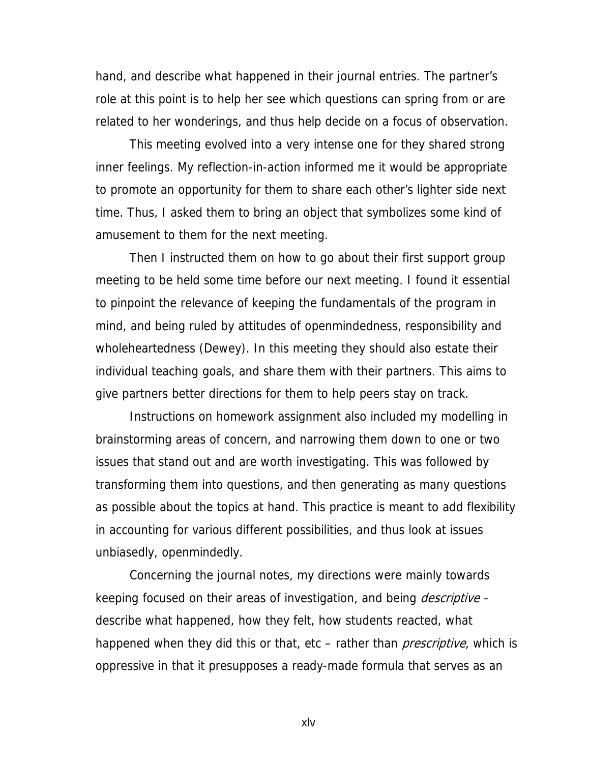hand, and describe what happened in their journal entries. The partner's role at this point is to help her see which questions can spring from or are related to her wonderings, and thus help decide on a focus of observation.

This meeting evolved into a very intense one for they shared strong inner feelings. My reflection-in-action informed me it would be appropriate to promote an opportunity for them to share each other's lighter side next time. Thus, I asked them to bring an object that symbolizes some kind of amusement to them for the next meeting.

Then I instructed them on how to go about their first support group meeting to be held some time before our next meeting. I found it essential to pinpoint the relevance of keeping the fundamentals of the program in mind, and being ruled by attitudes of openmindedness, responsibility and wholeheartedness (Dewey). In this meeting they should also estate their individual teaching goals, and share them with their partners. This aims to give partners better directions for them to help peers stay on track.

Instructions on homework assignment also included my modelling in brainstorming areas of concern, and narrowing them down to one or two issues that stand out and are worth investigating. This was followed by transforming them into questions, and then generating as many questions as possible about the topics at hand. This practice is meant to add flexibility in accounting for various different possibilities, and thus look at issues unbiasedly, openmindedly.

Concerning the journal notes, my directions were mainly towards keeping focused on their areas of investigation, and being *descriptive* – describe what happened, how they felt, how students reacted, what happened when they did this or that, etc – rather than *prescriptive*, which is oppressive in that it presupposes a ready-made formula that serves as an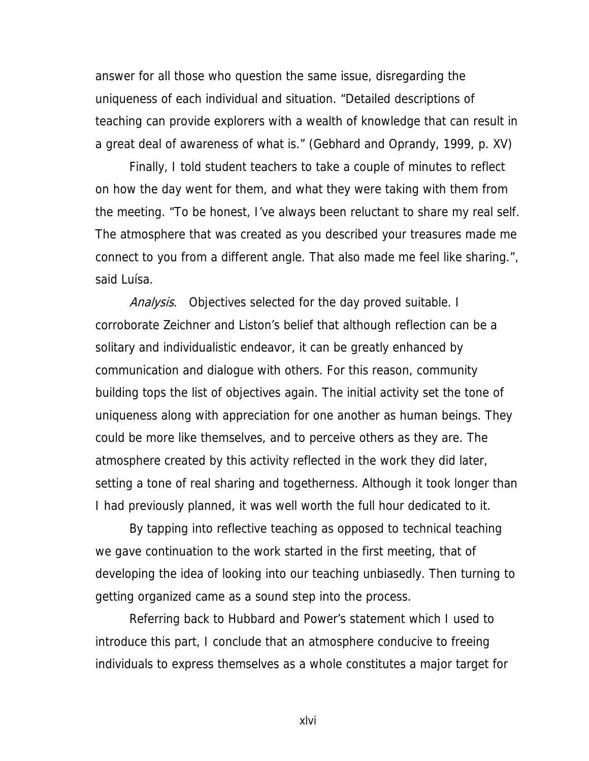answer for all those who question the same issue, disregarding the uniqueness of each individual and situation. “Detailed descriptions of teaching can provide explorers with a wealth of knowledge that can result in a great deal of awareness of what is.” (Gebhard and Oprandy, 1999, p. XV)

Finally, I told student teachers to take a couple of minutes to reflect on how the day went for them, and what they were taking with them from the meeting. “To be honest, I’ve always been reluctant to share my real self. The atmosphere that was created as you described your treasures made me connect to you from a different angle. That also made me feel like sharing.”, said Luísa.

*Analysis*. Objectives selected for the day proved suitable. I corroborate Zeichner and Liston’s belief that although reflection can be a solitary and individualistic endeavor, it can be greatly enhanced by communication and dialogue with others. For this reason, community building tops the list of objectives again. The initial activity set the tone of uniqueness along with appreciation for one another as human beings. They could be more like themselves, and to perceive others as they are. The atmosphere created by this activity reflected in the work they did later, setting a tone of real sharing and togetherness. Although it took longer than I had previously planned, it was well worth the full hour dedicated to it.

By tapping into reflective teaching as opposed to technical teaching we gave continuation to the work started in the first meeting, that of developing the idea of looking into our teaching unbiasedly. Then turning to getting organized came as a sound step into the process.

Referring back to Hubbard and Power’s statement which I used to introduce this part, I conclude that an atmosphere conducive to freeing individuals to express themselves as a whole constitutes a major target for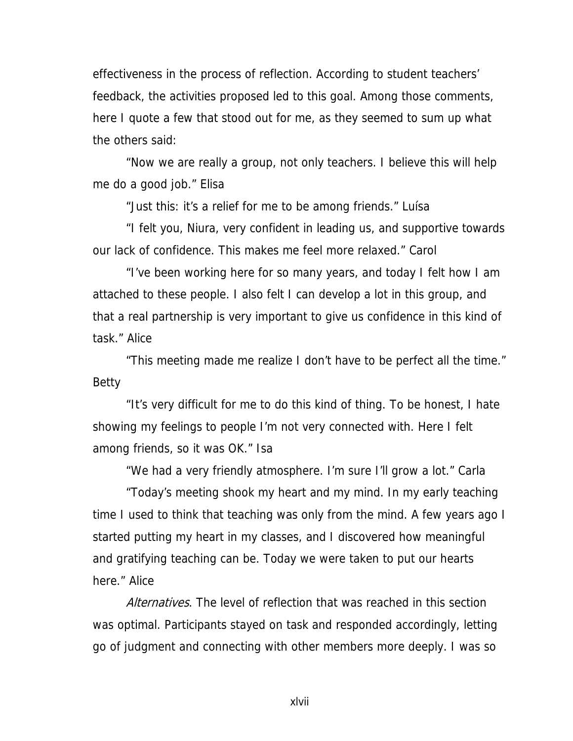effectiveness in the process of reflection. According to student teachers' feedback, the activities proposed led to this goal. Among those comments, here I quote a few that stood out for me, as they seemed to sum up what the others said:

"Now we are really a group, not only teachers. I believe this will help me do a good job." Elisa

"Just this: it's a relief for me to be among friends." Luísa

"I felt you, Niura, very confident in leading us, and supportive towards our lack of confidence. This makes me feel more relaxed." Carol

"I've been working here for so many years, and today I felt how I am attached to these people. I also felt I can develop a lot in this group, and that a real partnership is very important to give us confidence in this kind of task." Alice

"This meeting made me realize I don't have to be perfect all the time." Betty

"It's very difficult for me to do this kind of thing. To be honest, I hate showing my feelings to people I'm not very connected with. Here I felt among friends, so it was OK." Isa

"We had a very friendly atmosphere. I'm sure I'll grow a lot." Carla

"Today's meeting shook my heart and my mind. In my early teaching time I used to think that teaching was only from the mind. A few years ago I started putting my heart in my classes, and I discovered how meaningful and gratifying teaching can be. Today we were taken to put our hearts here." Alice

*Alternatives*. The level of reflection that was reached in this section was optimal. Participants stayed on task and responded accordingly, letting go of judgment and connecting with other members more deeply. I was so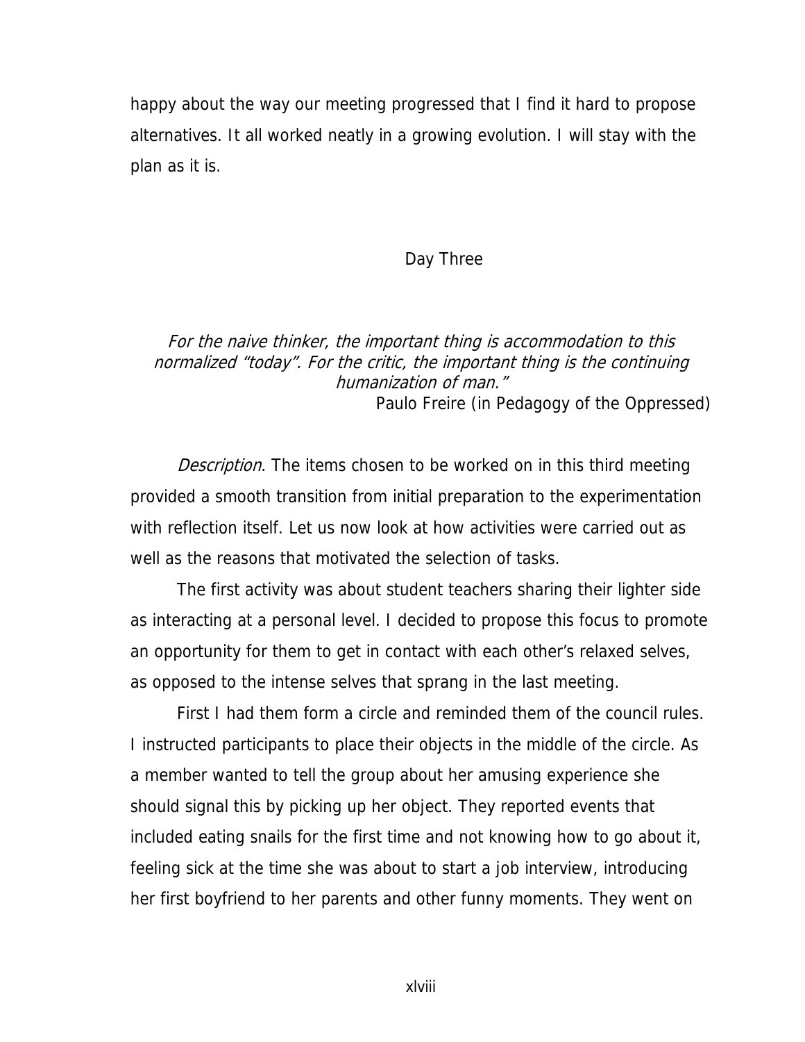happy about the way our meeting progressed that I find it hard to propose alternatives. It all worked neatly in a growing evolution. I will stay with the plan as it is.

## Day Three

*For the naive thinker, the important thing is accommodation to this normalized "today". For the critic, the important thing is the continuing humanization of man."*
Paulo Freire (in Pedagogy of the Oppressed)

*Description*. The items chosen to be worked on in this third meeting provided a smooth transition from initial preparation to the experimentation with reflection itself. Let us now look at how activities were carried out as well as the reasons that motivated the selection of tasks.

The first activity was about student teachers sharing their lighter side as interacting at a personal level. I decided to propose this focus to promote an opportunity for them to get in contact with each other's relaxed selves, as opposed to the intense selves that sprang in the last meeting.

First I had them form a circle and reminded them of the council rules. I instructed participants to place their objects in the middle of the circle. As a member wanted to tell the group about her amusing experience she should signal this by picking up her object. They reported events that included eating snails for the first time and not knowing how to go about it, feeling sick at the time she was about to start a job interview, introducing her first boyfriend to her parents and other funny moments. They went on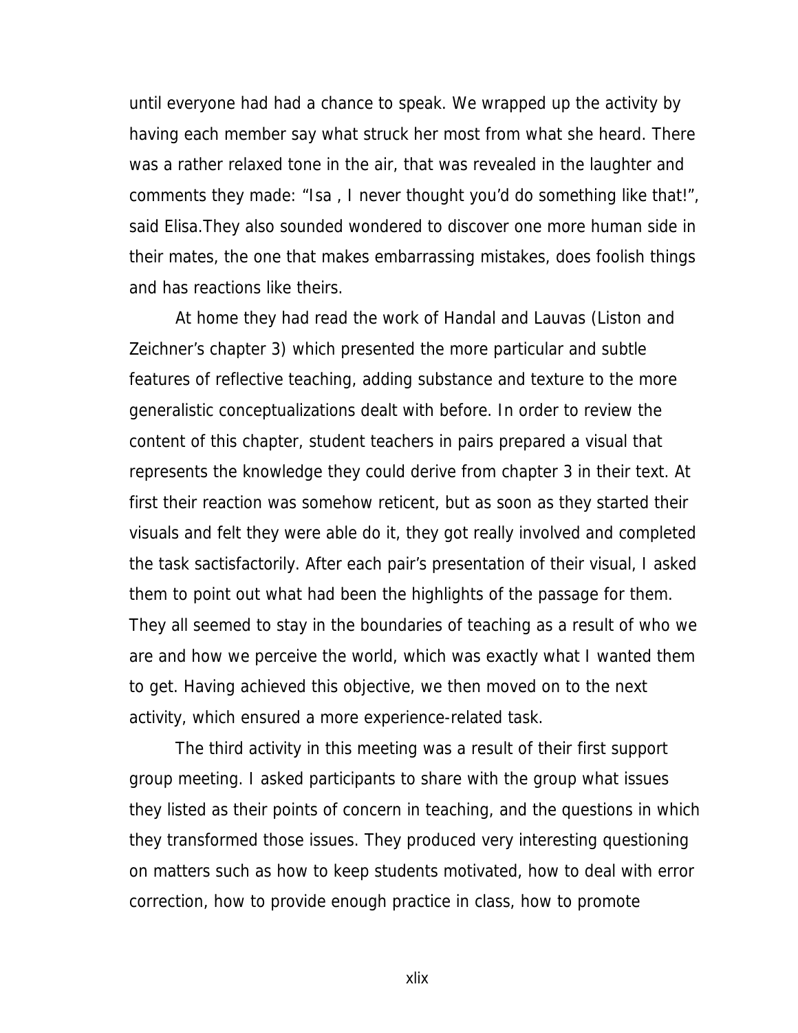until everyone had had a chance to speak. We wrapped up the activity by having each member say what struck her most from what she heard. There was a rather relaxed tone in the air, that was revealed in the laughter and comments they made: "Isa , I never thought you'd do something like that!", said Elisa.They also sounded wondered to discover one more human side in their mates, the one that makes embarrassing mistakes, does foolish things and has reactions like theirs.

At home they had read the work of Handal and Lauvas (Liston and Zeichner's chapter 3) which presented the more particular and subtle features of reflective teaching, adding substance and texture to the more generalistic conceptualizations dealt with before. In order to review the content of this chapter, student teachers in pairs prepared a visual that represents the knowledge they could derive from chapter 3 in their text. At first their reaction was somehow reticent, but as soon as they started their visuals and felt they were able do it, they got really involved and completed the task sactisfactorily. After each pair's presentation of their visual, I asked them to point out what had been the highlights of the passage for them. They all seemed to stay in the boundaries of teaching as a result of who we are and how we perceive the world, which was exactly what I wanted them to get. Having achieved this objective, we then moved on to the next activity, which ensured a more experience-related task.

The third activity in this meeting was a result of their first support group meeting. I asked participants to share with the group what issues they listed as their points of concern in teaching, and the questions in which they transformed those issues. They produced very interesting questioning on matters such as how to keep students motivated, how to deal with error correction, how to provide enough practice in class, how to promote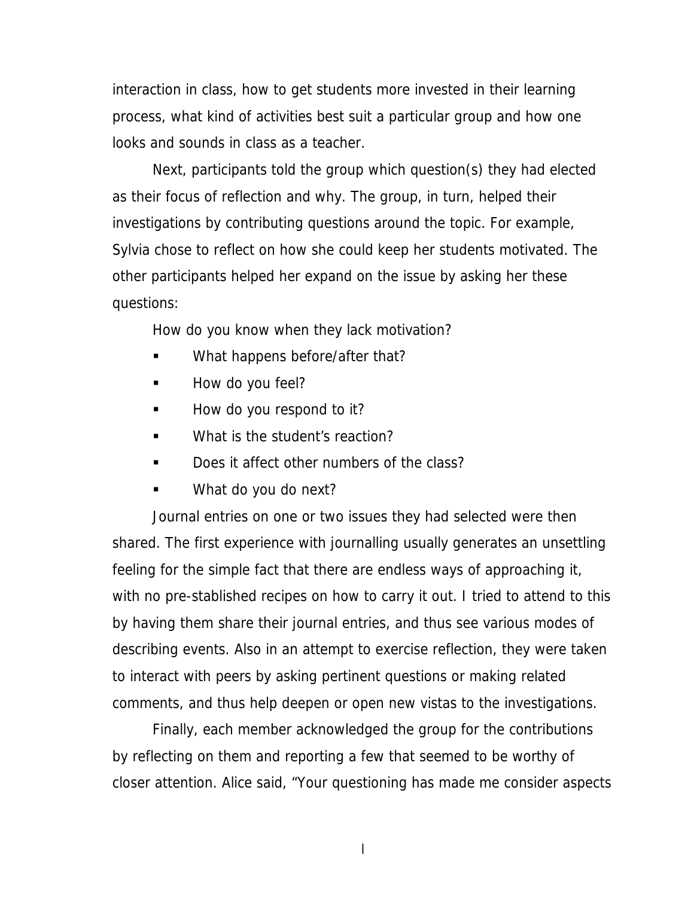interaction in class, how to get students more invested in their learning process, what kind of activities best suit a particular group and how one looks and sounds in class as a teacher.

Next, participants told the group which question(s) they had elected as their focus of reflection and why. The group, in turn, helped their investigations by contributing questions around the topic. For example, Sylvia chose to reflect on how she could keep her students motivated. The other participants helped her expand on the issue by asking her these questions:

How do you know when they lack motivation?

- What happens before/after that?
- How do you feel?
- How do you respond to it?
- What is the student's reaction?
- Does it affect other numbers of the class?
- What do you do next?

Journal entries on one or two issues they had selected were then shared. The first experience with journalling usually generates an unsettling feeling for the simple fact that there are endless ways of approaching it, with no pre-stablished recipes on how to carry it out. I tried to attend to this by having them share their journal entries, and thus see various modes of describing events. Also in an attempt to exercise reflection, they were taken to interact with peers by asking pertinent questions or making related comments, and thus help deepen or open new vistas to the investigations.

Finally, each member acknowledged the group for the contributions by reflecting on them and reporting a few that seemed to be worthy of closer attention. Alice said, "Your questioning has made me consider aspects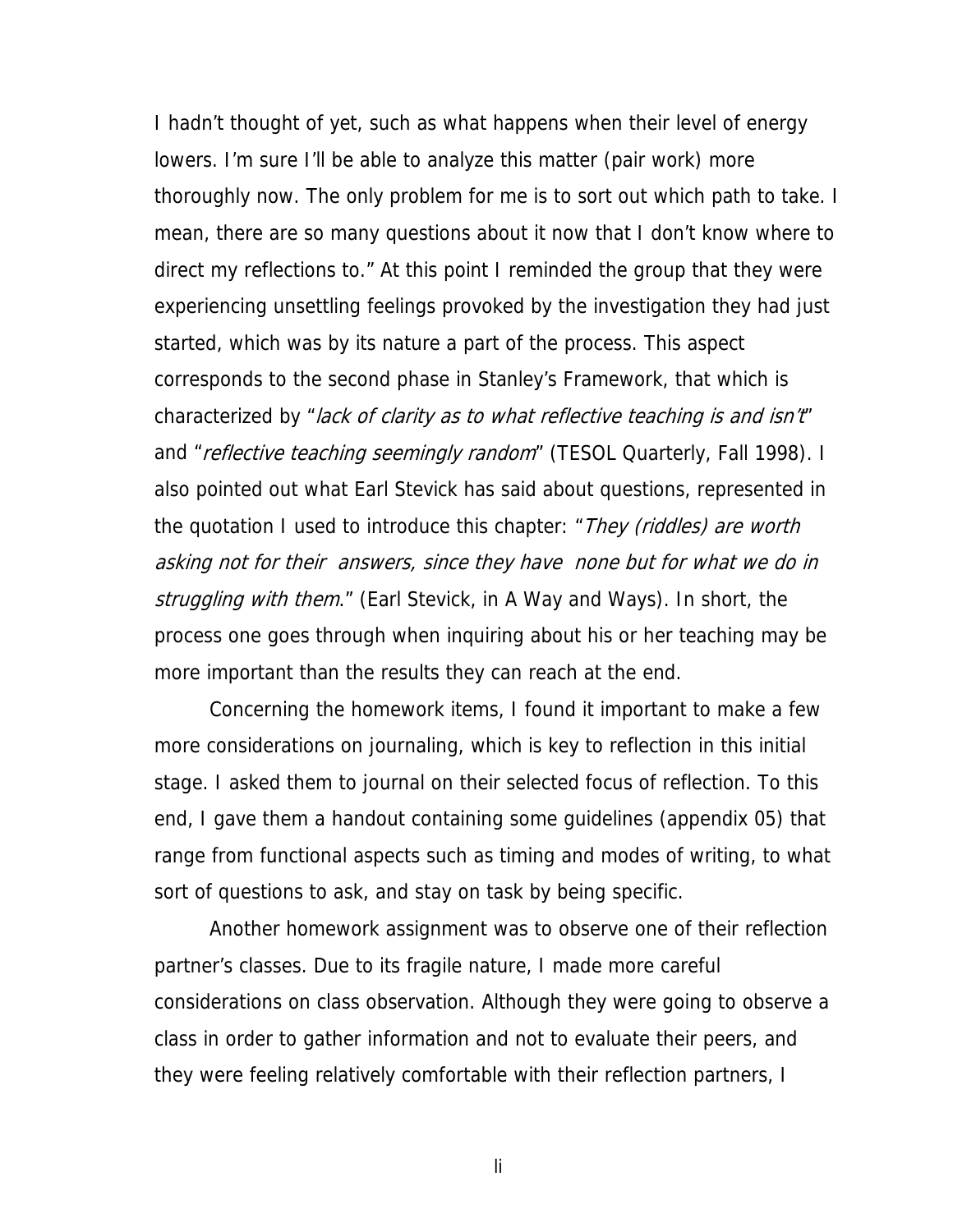I hadn't thought of yet, such as what happens when their level of energy lowers. I'm sure I'll be able to analyze this matter (pair work) more thoroughly now. The only problem for me is to sort out which path to take. I mean, there are so many questions about it now that I don't know where to direct my reflections to." At this point I reminded the group that they were experiencing unsettling feelings provoked by the investigation they had just started, which was by its nature a part of the process. This aspect corresponds to the second phase in Stanley's Framework, that which is characterized by "*lack of clarity as to what reflective teaching is and isn't*" and "*reflective teaching seemingly random*" (TESOL Quarterly, Fall 1998). I also pointed out what Earl Stevick has said about questions, represented in the quotation I used to introduce this chapter: "*They (riddles) are worth asking not for their answers, since they have none but for what we do in struggling with them*." (Earl Stevick, in A Way and Ways). In short, the process one goes through when inquiring about his or her teaching may be more important than the results they can reach at the end.

Concerning the homework items, I found it important to make a few more considerations on journaling, which is key to reflection in this initial stage. I asked them to journal on their selected focus of reflection. To this end, I gave them a handout containing some guidelines (appendix 05) that range from functional aspects such as timing and modes of writing, to what sort of questions to ask, and stay on task by being specific.

Another homework assignment was to observe one of their reflection partner's classes. Due to its fragile nature, I made more careful considerations on class observation. Although they were going to observe a class in order to gather information and not to evaluate their peers, and they were feeling relatively comfortable with their reflection partners, I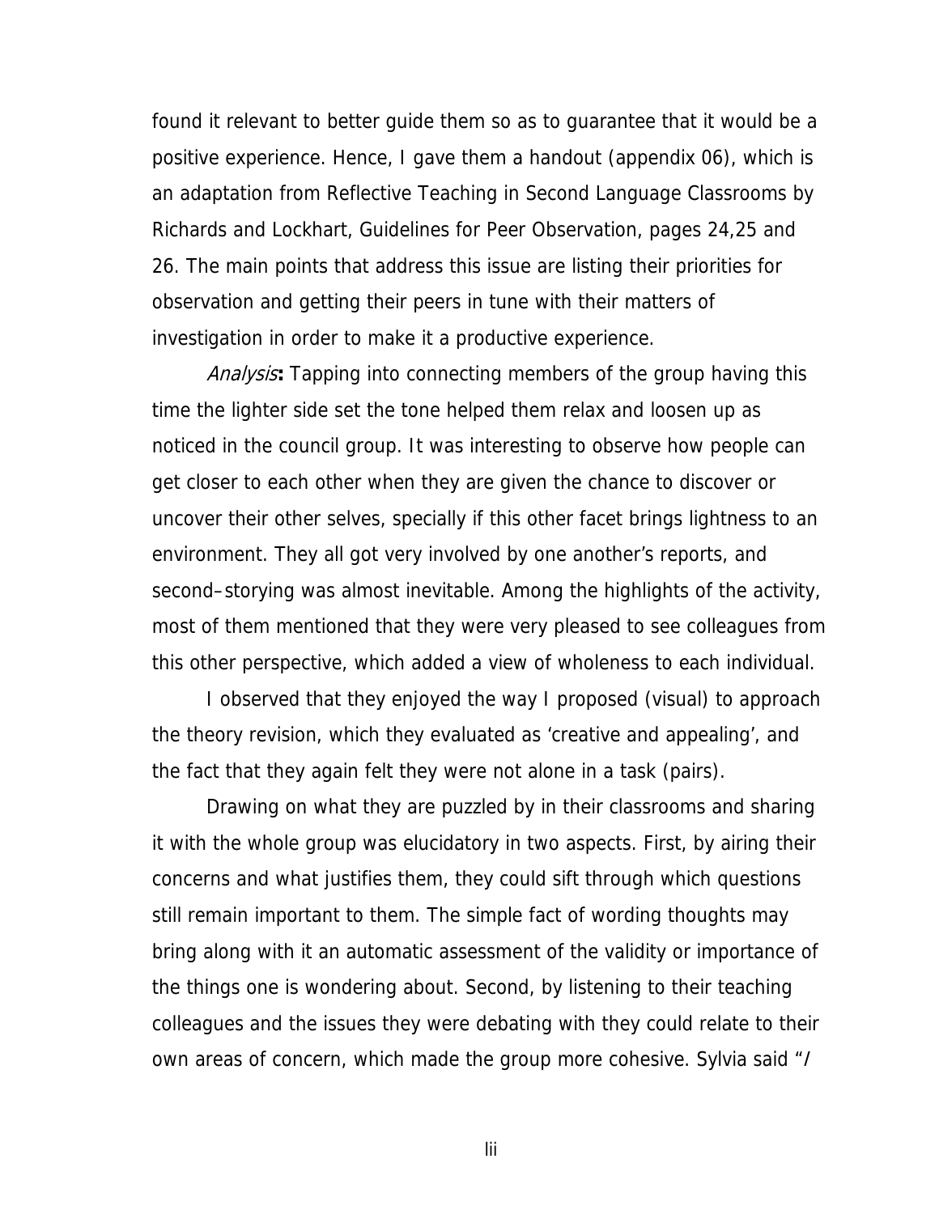found it relevant to better guide them so as to guarantee that it would be a positive experience. Hence, I gave them a handout (appendix 06), which is an adaptation from Reflective Teaching in Second Language Classrooms by Richards and Lockhart, Guidelines for Peer Observation, pages 24,25 and 26. The main points that address this issue are listing their priorities for observation and getting their peers in tune with their matters of investigation in order to make it a productive experience.

*Analysis***:** Tapping into connecting members of the group having this time the lighter side set the tone helped them relax and loosen up as noticed in the council group. It was interesting to observe how people can get closer to each other when they are given the chance to discover or uncover their other selves, specially if this other facet brings lightness to an environment. They all got very involved by one another's reports, and second–storying was almost inevitable. Among the highlights of the activity, most of them mentioned that they were very pleased to see colleagues from this other perspective, which added a view of wholeness to each individual.

I observed that they enjoyed the way I proposed (visual) to approach the theory revision, which they evaluated as 'creative and appealing', and the fact that they again felt they were not alone in a task (pairs).

Drawing on what they are puzzled by in their classrooms and sharing it with the whole group was elucidatory in two aspects. First, by airing their concerns and what justifies them, they could sift through which questions still remain important to them. The simple fact of wording thoughts may bring along with it an automatic assessment of the validity or importance of the things one is wondering about. Second, by listening to their teaching colleagues and the issues they were debating with they could relate to their own areas of concern, which made the group more cohesive. Sylvia said "*I*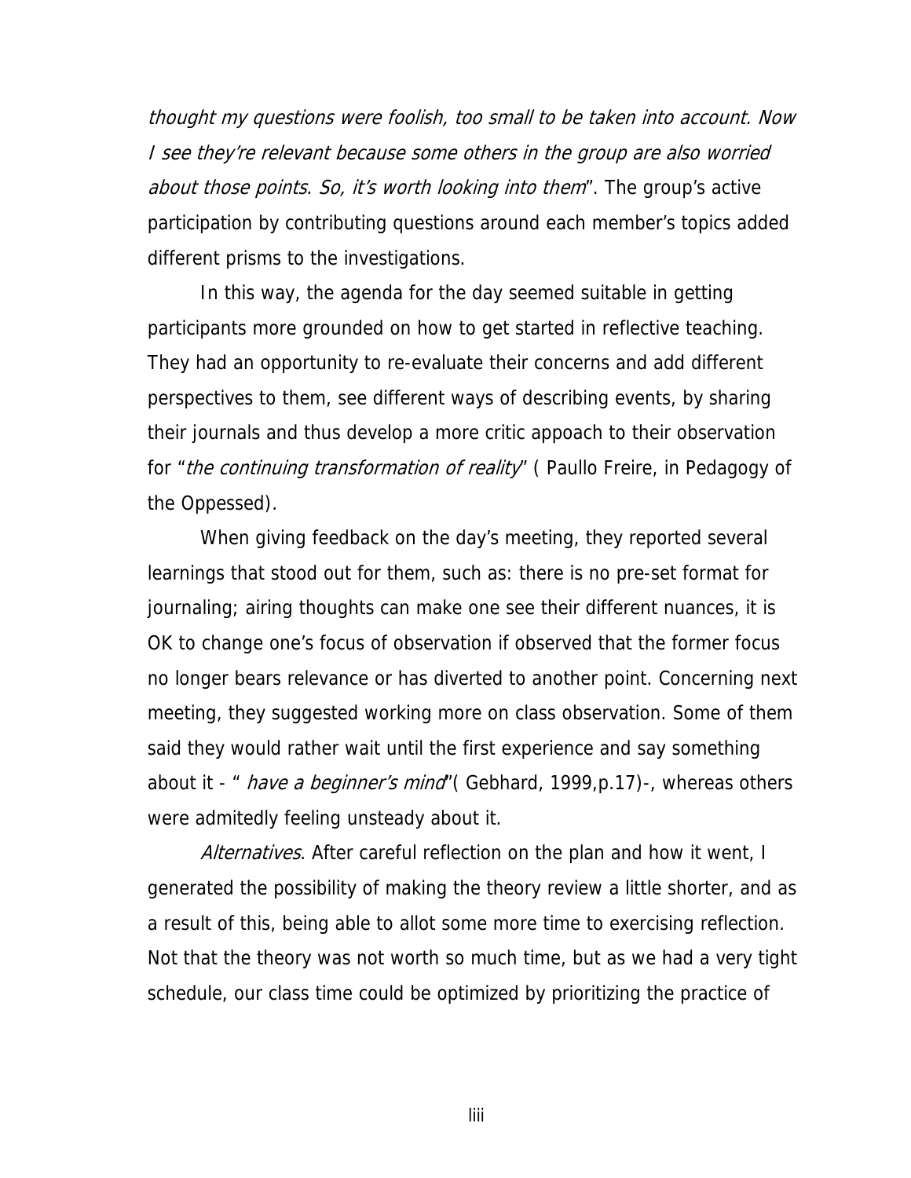*thought my questions were foolish, too small to be taken into account. Now I see they're relevant because some others in the group are also worried about those points. So, it's worth looking into them*". The group's active participation by contributing questions around each member's topics added different prisms to the investigations.

In this way, the agenda for the day seemed suitable in getting participants more grounded on how to get started in reflective teaching. They had an opportunity to re-evaluate their concerns and add different perspectives to them, see different ways of describing events, by sharing their journals and thus develop a more critic appoach to their observation for "*the continuing transformation of reality*" ( Paullo Freire, in Pedagogy of the Oppessed).

When giving feedback on the day's meeting, they reported several learnings that stood out for them, such as: there is no pre-set format for journaling; airing thoughts can make one see their different nuances, it is OK to change one's focus of observation if observed that the former focus no longer bears relevance or has diverted to another point. Concerning next meeting, they suggested working more on class observation. Some of them said they would rather wait until the first experience and say something about it - " *have a beginner's mind*"( Gebhard, 1999,p.17)-, whereas others were admitedly feeling unsteady about it.

*Alternatives*. After careful reflection on the plan and how it went, I generated the possibility of making the theory review a little shorter, and as a result of this, being able to allot some more time to exercising reflection. Not that the theory was not worth so much time, but as we had a very tight schedule, our class time could be optimized by prioritizing the practice of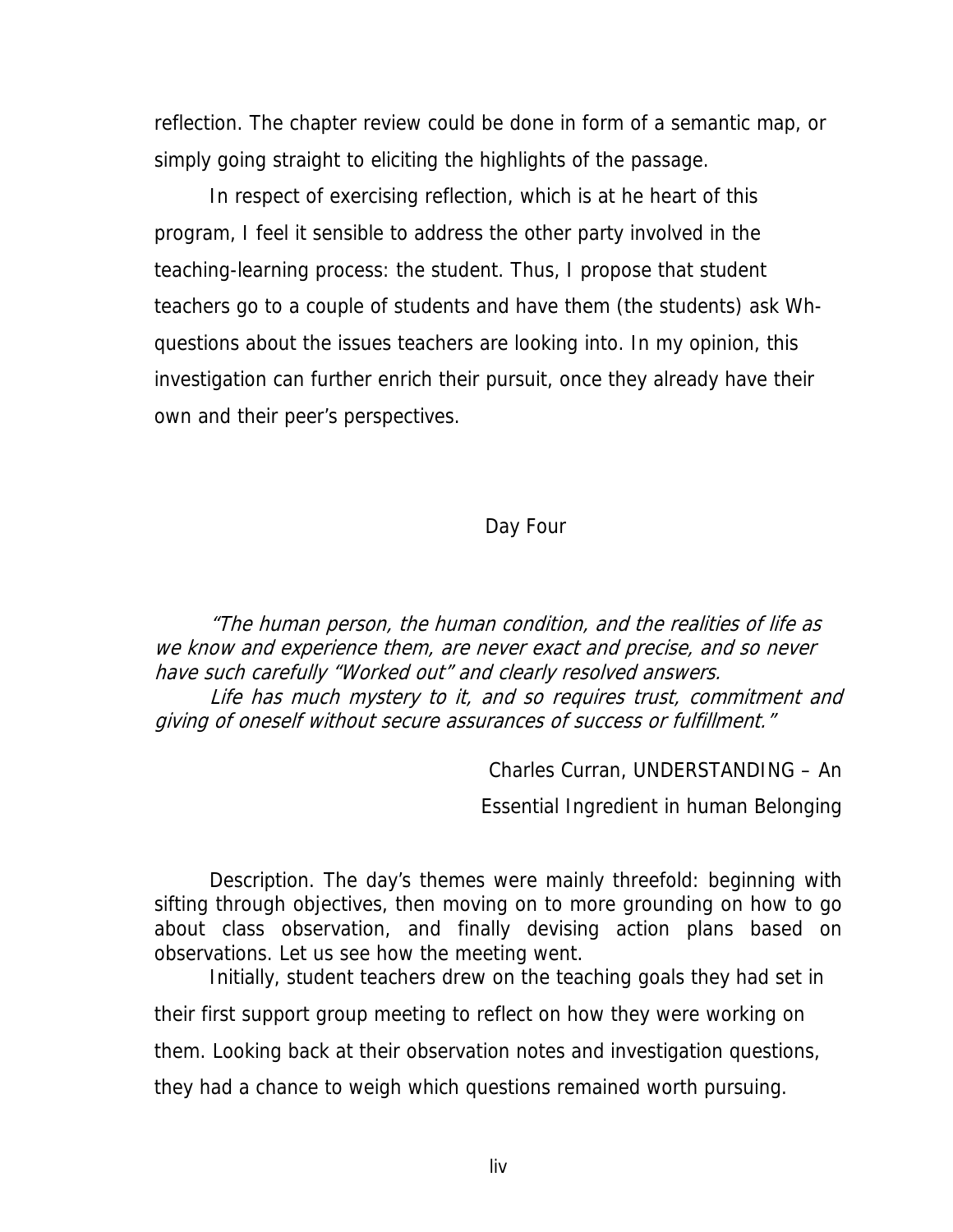reflection. The chapter review could be done in form of a semantic map, or simply going straight to eliciting the highlights of the passage.

In respect of exercising reflection, which is at he heart of this program, I feel it sensible to address the other party involved in the teaching-learning process: the student. Thus, I propose that student teachers go to a couple of students and have them (the students) ask Wh-questions about the issues teachers are looking into. In my opinion, this investigation can further enrich their pursuit, once they already have their own and their peer's perspectives.

## Day Four

*"The human person, the human condition, and the realities of life as we know and experience them, are never exact and precise, and so never have such carefully "Worked out" and clearly resolved answers.*

*Life has much mystery to it, and so requires trust, commitment and giving of oneself without secure assurances of success or fulfillment."*

Charles Curran, UNDERSTANDING – An Essential Ingredient in human Belonging

Description. The day's themes were mainly threefold: beginning with sifting through objectives, then moving on to more grounding on how to go about class observation, and finally devising action plans based on observations. Let us see how the meeting went.

Initially, student teachers drew on the teaching goals they had set in their first support group meeting to reflect on how they were working on them. Looking back at their observation notes and investigation questions, they had a chance to weigh which questions remained worth pursuing.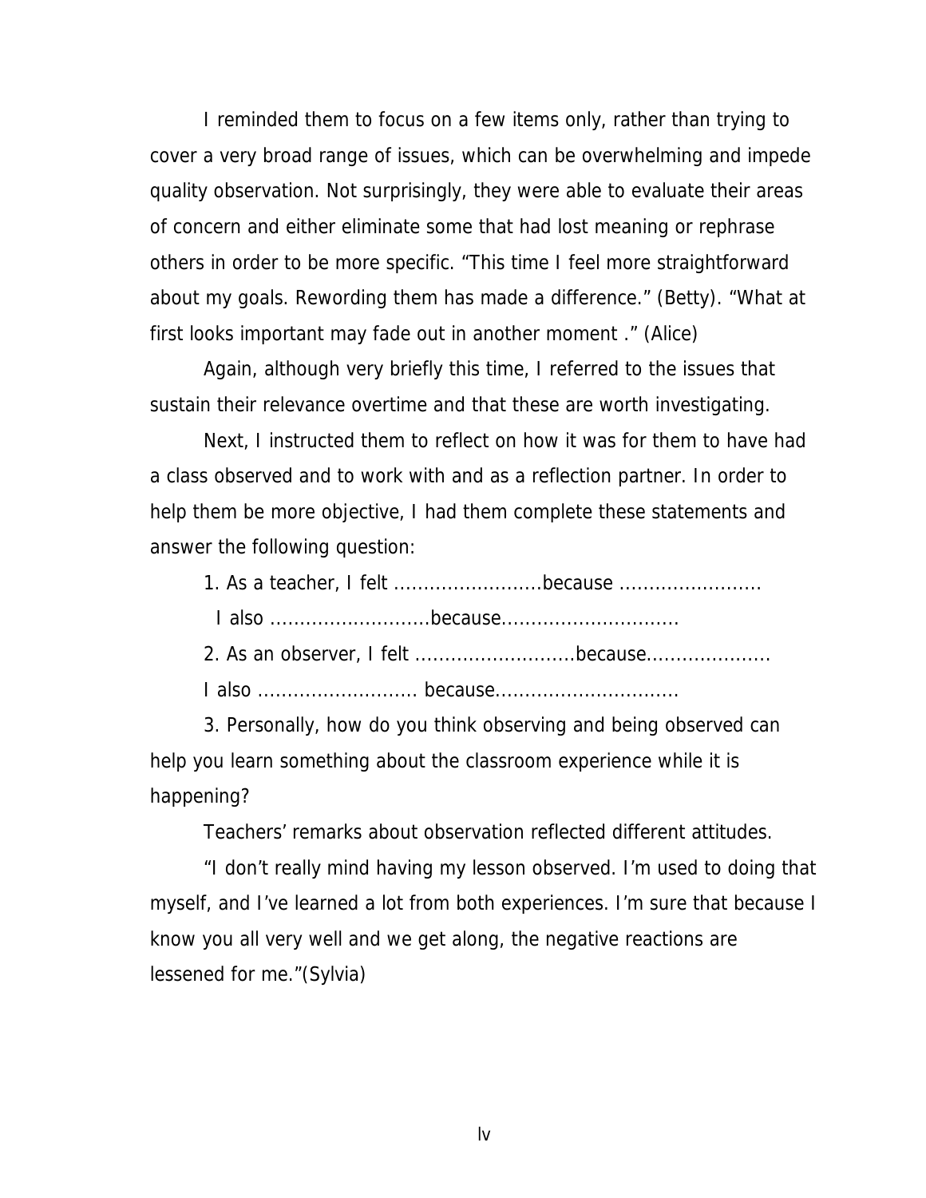I reminded them to focus on a few items only, rather than trying to cover a very broad range of issues, which can be overwhelming and impede quality observation. Not surprisingly, they were able to evaluate their areas of concern and either eliminate some that had lost meaning or rephrase others in order to be more specific. “This time I feel more straightforward about my goals. Rewording them has made a difference.” (Betty). “What at first looks important may fade out in another moment .” (Alice)

Again, although very briefly this time, I referred to the issues that sustain their relevance overtime and that these are worth investigating.

Next, I instructed them to reflect on how it was for them to have had a class observed and to work with and as a reflection partner. In order to help them be more objective, I had them complete these statements and answer the following question:

1. As a teacher, I felt .........................because ........................
   I also ...........................because..............................

2. As an observer, I felt ...........................because.....................
   I also ........................... because...............................

3. Personally, how do you think observing and being observed can help you learn something about the classroom experience while it is happening?

Teachers’ remarks about observation reflected different attitudes.

“I don’t really mind having my lesson observed. I’m used to doing that myself, and I’ve learned a lot from both experiences. I’m sure that because I know you all very well and we get along, the negative reactions are lessened for me.”(Sylvia)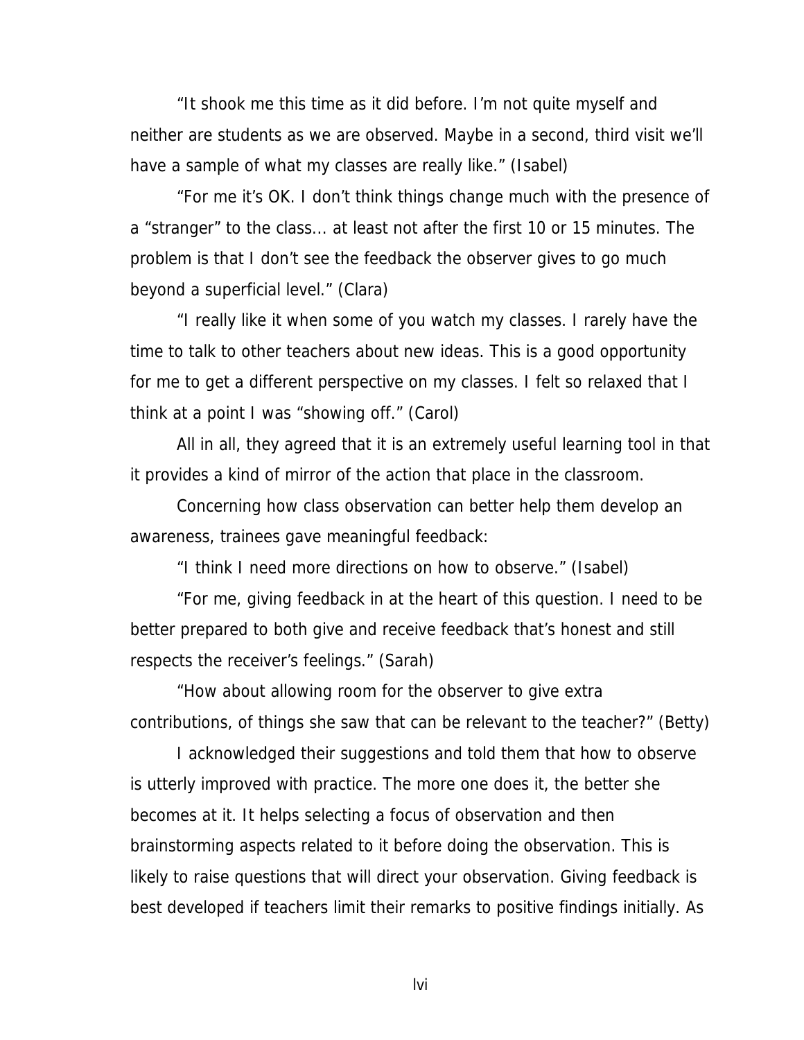"It shook me this time as it did before. I'm not quite myself and neither are students as we are observed. Maybe in a second, third visit we'll have a sample of what my classes are really like." (Isabel)

"For me it's OK. I don't think things change much with the presence of a "stranger" to the class... at least not after the first 10 or 15 minutes. The problem is that I don't see the feedback the observer gives to go much beyond a superficial level." (Clara)

"I really like it when some of you watch my classes. I rarely have the time to talk to other teachers about new ideas. This is a good opportunity for me to get a different perspective on my classes. I felt so relaxed that I think at a point I was "showing off." (Carol)

All in all, they agreed that it is an extremely useful learning tool in that it provides a kind of mirror of the action that place in the classroom.

Concerning how class observation can better help them develop an awareness, trainees gave meaningful feedback:

"I think I need more directions on how to observe." (Isabel)

"For me, giving feedback in at the heart of this question. I need to be better prepared to both give and receive feedback that's honest and still respects the receiver's feelings." (Sarah)

"How about allowing room for the observer to give extra contributions, of things she saw that can be relevant to the teacher?" (Betty)

I acknowledged their suggestions and told them that how to observe is utterly improved with practice. The more one does it, the better she becomes at it. It helps selecting a focus of observation and then brainstorming aspects related to it before doing the observation. This is likely to raise questions that will direct your observation. Giving feedback is best developed if teachers limit their remarks to positive findings initially. As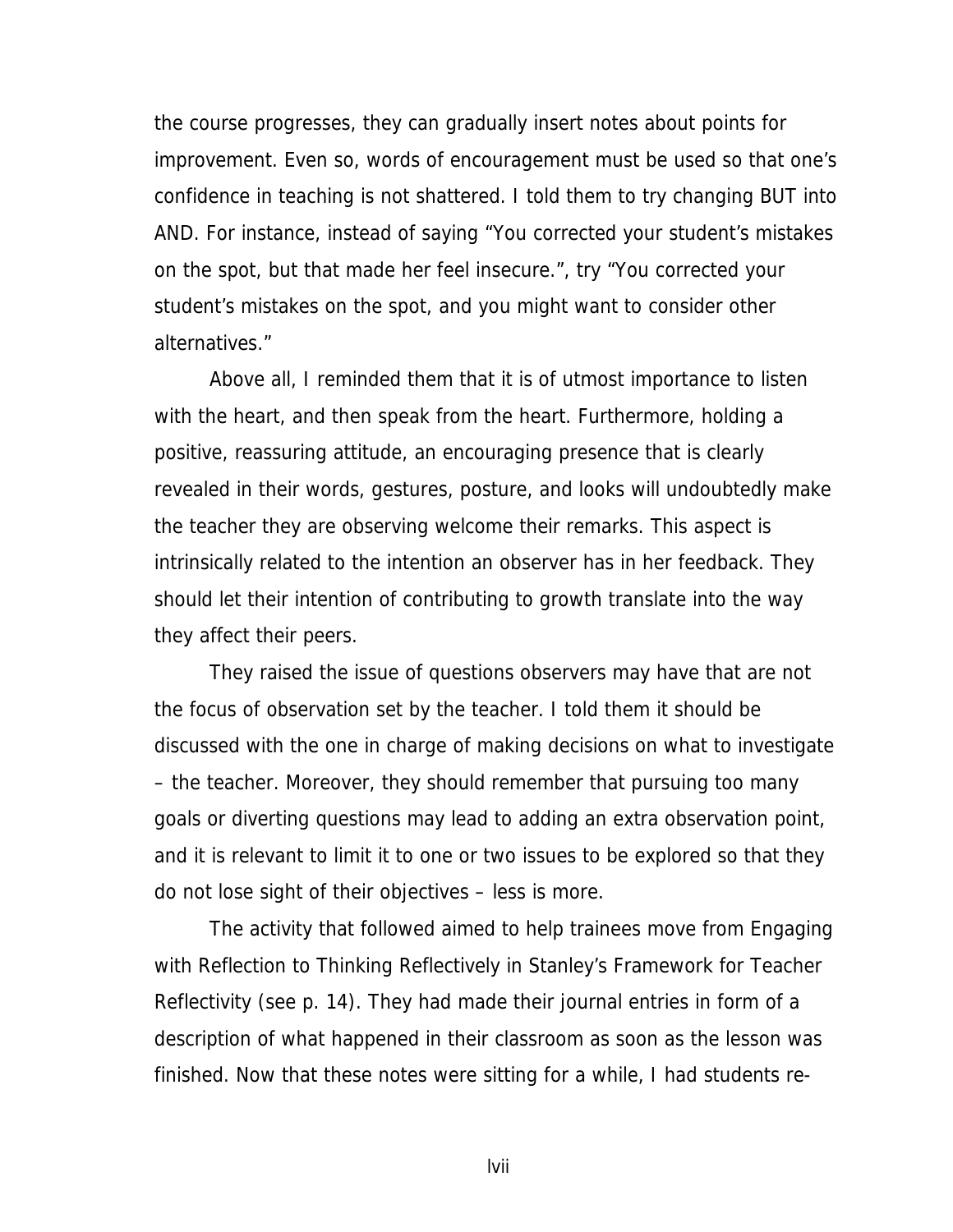the course progresses, they can gradually insert notes about points for improvement. Even so, words of encouragement must be used so that one's confidence in teaching is not shattered. I told them to try changing BUT into AND. For instance, instead of saying "You corrected your student's mistakes on the spot, but that made her feel insecure.", try "You corrected your student's mistakes on the spot, and you might want to consider other alternatives."

Above all, I reminded them that it is of utmost importance to listen with the heart, and then speak from the heart. Furthermore, holding a positive, reassuring attitude, an encouraging presence that is clearly revealed in their words, gestures, posture, and looks will undoubtedly make the teacher they are observing welcome their remarks. This aspect is intrinsically related to the intention an observer has in her feedback. They should let their intention of contributing to growth translate into the way they affect their peers.

They raised the issue of questions observers may have that are not the focus of observation set by the teacher. I told them it should be discussed with the one in charge of making decisions on what to investigate – the teacher. Moreover, they should remember that pursuing too many goals or diverting questions may lead to adding an extra observation point, and it is relevant to limit it to one or two issues to be explored so that they do not lose sight of their objectives – less is more.

The activity that followed aimed to help trainees move from Engaging with Reflection to Thinking Reflectively in Stanley's Framework for Teacher Reflectivity (see p. 14). They had made their journal entries in form of a description of what happened in their classroom as soon as the lesson was finished. Now that these notes were sitting for a while, I had students re-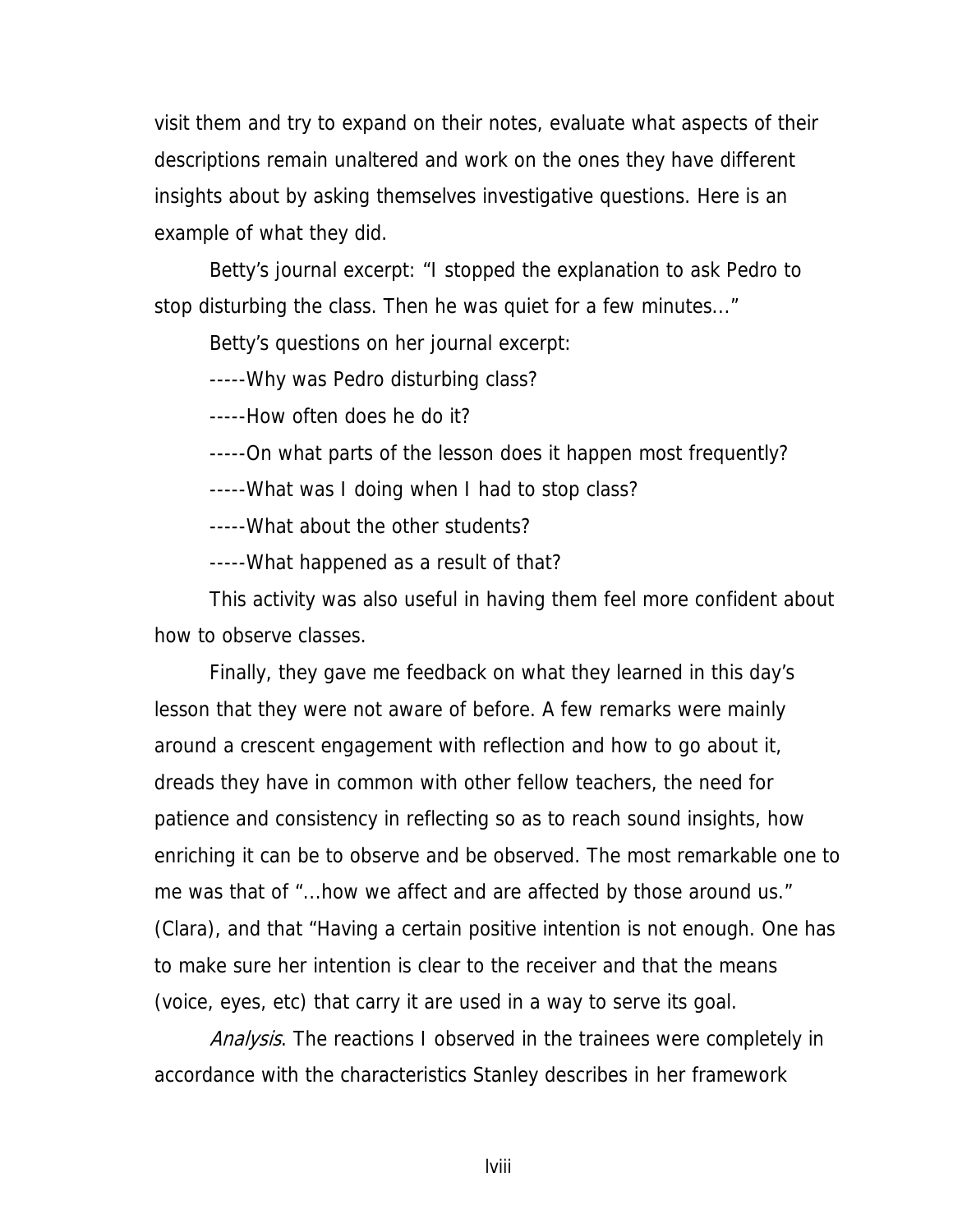visit them and try to expand on their notes, evaluate what aspects of their descriptions remain unaltered and work on the ones they have different insights about by asking themselves investigative questions. Here is an example of what they did.

Betty's journal excerpt: "I stopped the explanation to ask Pedro to stop disturbing the class. Then he was quiet for a few minutes..."

Betty's questions on her journal excerpt:

-----Why was Pedro disturbing class?

-----How often does he do it?

-----On what parts of the lesson does it happen most frequently?

-----What was I doing when I had to stop class?

-----What about the other students?

-----What happened as a result of that?

This activity was also useful in having them feel more confident about how to observe classes.

Finally, they gave me feedback on what they learned in this day's lesson that they were not aware of before. A few remarks were mainly around a crescent engagement with reflection and how to go about it, dreads they have in common with other fellow teachers, the need for patience and consistency in reflecting so as to reach sound insights, how enriching it can be to observe and be observed. The most remarkable one to me was that of "...how we affect and are affected by those around us." (Clara), and that "Having a certain positive intention is not enough. One has to make sure her intention is clear to the receiver and that the means (voice, eyes, etc) that carry it are used in a way to serve its goal.

*Analysis*. The reactions I observed in the trainees were completely in accordance with the characteristics Stanley describes in her framework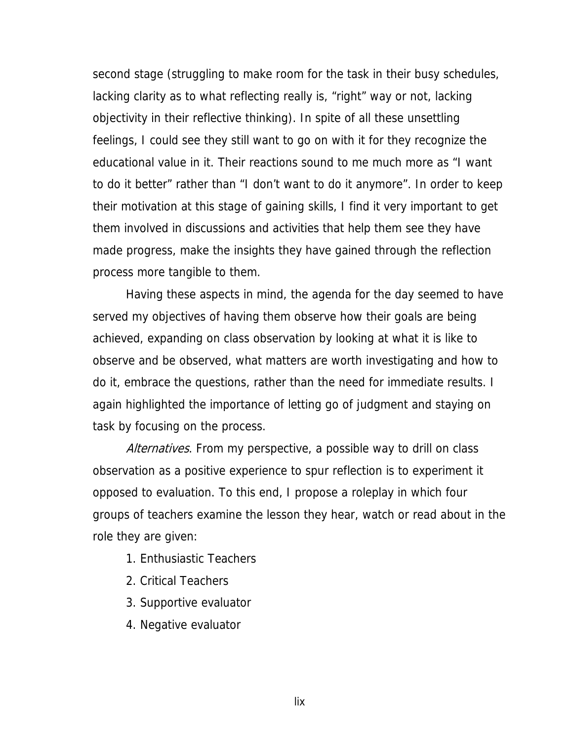second stage (struggling to make room for the task in their busy schedules, lacking clarity as to what reflecting really is, "right" way or not, lacking objectivity in their reflective thinking). In spite of all these unsettling feelings, I could see they still want to go on with it for they recognize the educational value in it. Their reactions sound to me much more as "I want to do it better" rather than "I don't want to do it anymore". In order to keep their motivation at this stage of gaining skills, I find it very important to get them involved in discussions and activities that help them see they have made progress, make the insights they have gained through the reflection process more tangible to them.

Having these aspects in mind, the agenda for the day seemed to have served my objectives of having them observe how their goals are being achieved, expanding on class observation by looking at what it is like to observe and be observed, what matters are worth investigating and how to do it, embrace the questions, rather than the need for immediate results. I again highlighted the importance of letting go of judgment and staying on task by focusing on the process.

*Alternatives*. From my perspective, a possible way to drill on class observation as a positive experience to spur reflection is to experiment it opposed to evaluation. To this end, I propose a roleplay in which four groups of teachers examine the lesson they hear, watch or read about in the role they are given:

1. Enthusiastic Teachers
2. Critical Teachers
3. Supportive evaluator
4. Negative evaluator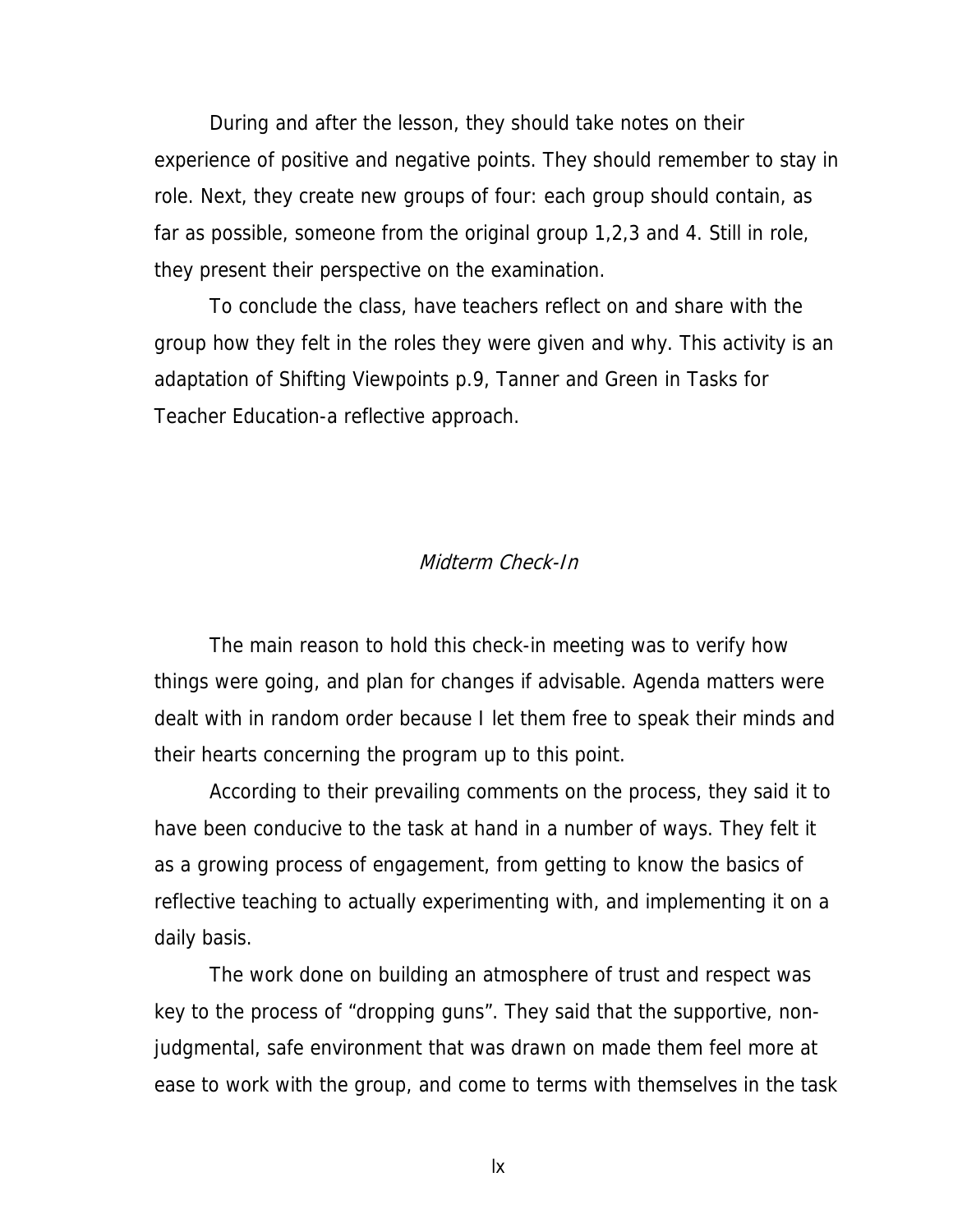During and after the lesson, they should take notes on their experience of positive and negative points. They should remember to stay in role. Next, they create new groups of four: each group should contain, as far as possible, someone from the original group 1,2,3 and 4. Still in role, they present their perspective on the examination.

To conclude the class, have teachers reflect on and share with the group how they felt in the roles they were given and why. This activity is an adaptation of Shifting Viewpoints p.9, Tanner and Green in Tasks for Teacher Education-a reflective approach.

### *Midterm Check-In*

The main reason to hold this check-in meeting was to verify how things were going, and plan for changes if advisable. Agenda matters were dealt with in random order because I let them free to speak their minds and their hearts concerning the program up to this point.

According to their prevailing comments on the process, they said it to have been conducive to the task at hand in a number of ways. They felt it as a growing process of engagement, from getting to know the basics of reflective teaching to actually experimenting with, and implementing it on a daily basis.

The work done on building an atmosphere of trust and respect was key to the process of "dropping guns". They said that the supportive, non-judgmental, safe environment that was drawn on made them feel more at ease to work with the group, and come to terms with themselves in the task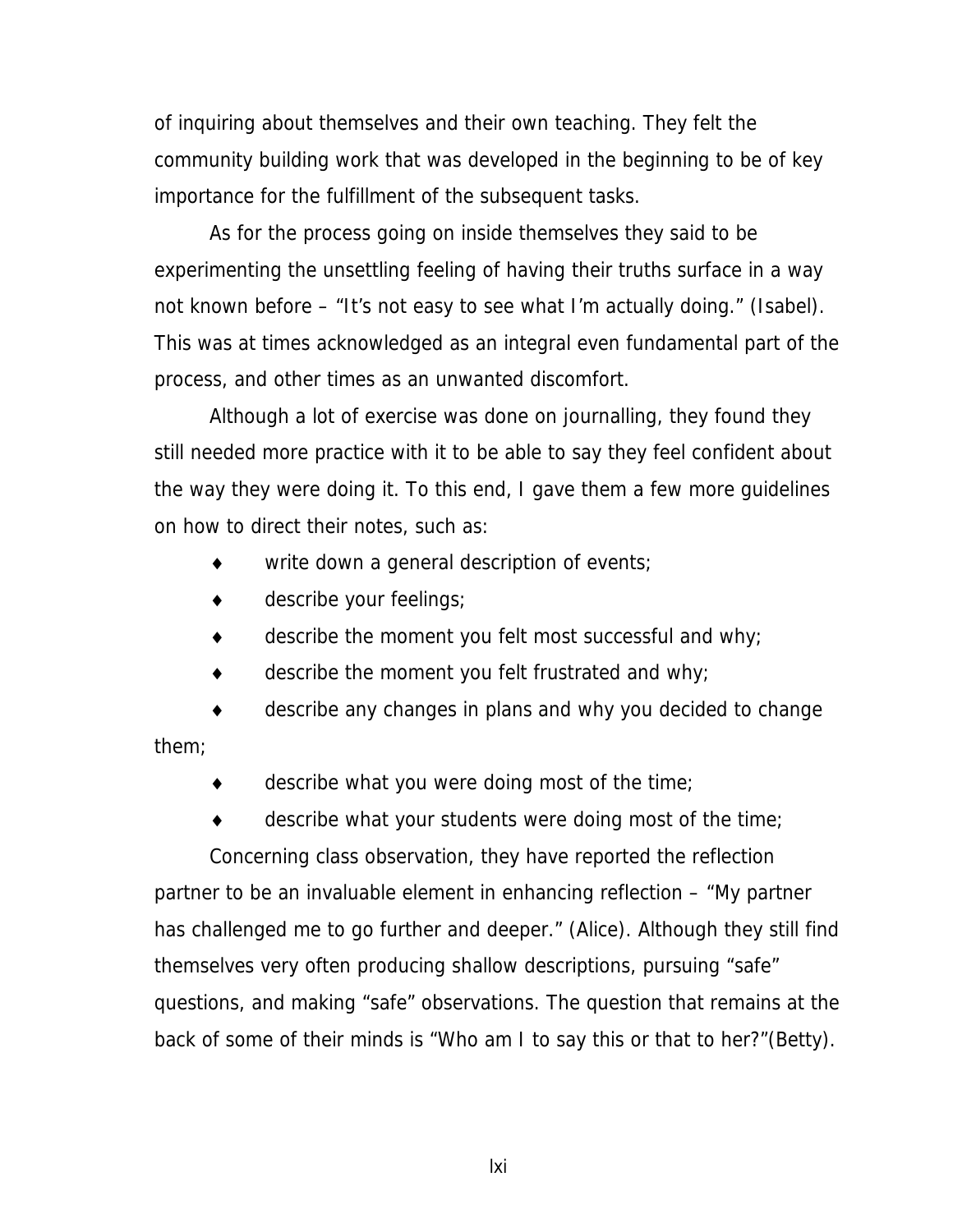of inquiring about themselves and their own teaching. They felt the community building work that was developed in the beginning to be of key importance for the fulfillment of the subsequent tasks.

As for the process going on inside themselves they said to be experimenting the unsettling feeling of having their truths surface in a way not known before – "It's not easy to see what I'm actually doing." (Isabel). This was at times acknowledged as an integral even fundamental part of the process, and other times as an unwanted discomfort.

Although a lot of exercise was done on journalling, they found they still needed more practice with it to be able to say they feel confident about the way they were doing it. To this end, I gave them a few more guidelines on how to direct their notes, such as:

- write down a general description of events;
- describe your feelings;
- describe the moment you felt most successful and why;
- describe the moment you felt frustrated and why;
- describe any changes in plans and why you decided to change them;
- describe what you were doing most of the time;
- describe what your students were doing most of the time;

Concerning class observation, they have reported the reflection partner to be an invaluable element in enhancing reflection – "My partner has challenged me to go further and deeper." (Alice). Although they still find themselves very often producing shallow descriptions, pursuing "safe" questions, and making "safe" observations. The question that remains at the back of some of their minds is "Who am I to say this or that to her?"(Betty).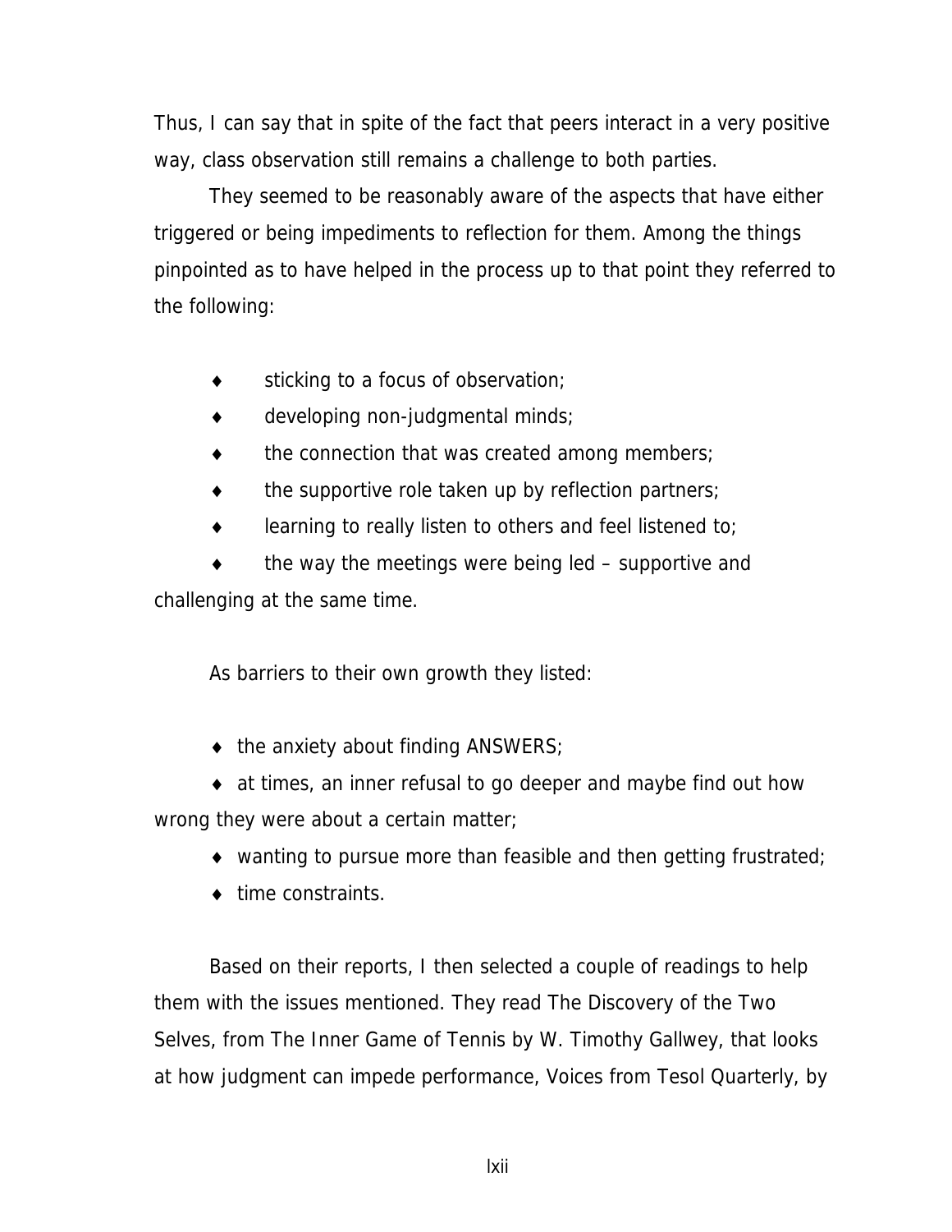Thus, I can say that in spite of the fact that peers interact in a very positive way, class observation still remains a challenge to both parties.

They seemed to be reasonably aware of the aspects that have either triggered or being impediments to reflection for them. Among the things pinpointed as to have helped in the process up to that point they referred to the following:

- sticking to a focus of observation;
- developing non-judgmental minds;
- the connection that was created among members;
- the supportive role taken up by reflection partners;
- learning to really listen to others and feel listened to;
- the way the meetings were being led – supportive and challenging at the same time.

As barriers to their own growth they listed:

- the anxiety about finding ANSWERS;
- at times, an inner refusal to go deeper and maybe find out how wrong they were about a certain matter;
- wanting to pursue more than feasible and then getting frustrated;
- time constraints.

Based on their reports, I then selected a couple of readings to help them with the issues mentioned. They read The Discovery of the Two Selves, from The Inner Game of Tennis by W. Timothy Gallwey, that looks at how judgment can impede performance, Voices from Tesol Quarterly, by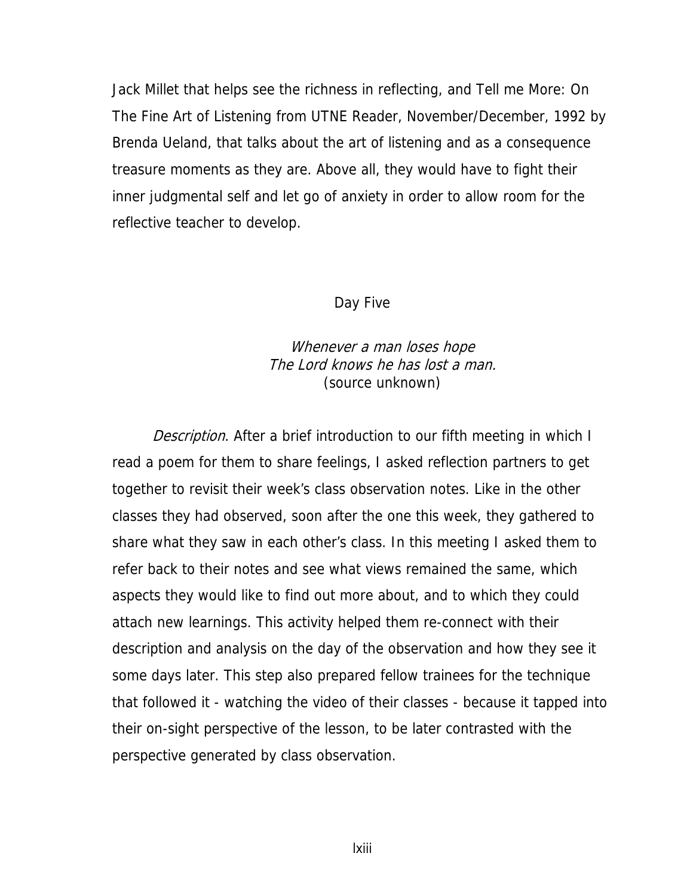Jack Millet that helps see the richness in reflecting, and Tell me More: On The Fine Art of Listening from UTNE Reader, November/December, 1992 by Brenda Ueland, that talks about the art of listening and as a consequence treasure moments as they are. Above all, they would have to fight their inner judgmental self and let go of anxiety in order to allow room for the reflective teacher to develop.

## Day Five

*Whenever a man loses hope*
*The Lord knows he has lost a man.*
(source unknown)

*Description*. After a brief introduction to our fifth meeting in which I read a poem for them to share feelings, I asked reflection partners to get together to revisit their week's class observation notes. Like in the other classes they had observed, soon after the one this week, they gathered to share what they saw in each other's class. In this meeting I asked them to refer back to their notes and see what views remained the same, which aspects they would like to find out more about, and to which they could attach new learnings. This activity helped them re-connect with their description and analysis on the day of the observation and how they see it some days later. This step also prepared fellow trainees for the technique that followed it - watching the video of their classes - because it tapped into their on-sight perspective of the lesson, to be later contrasted with the perspective generated by class observation.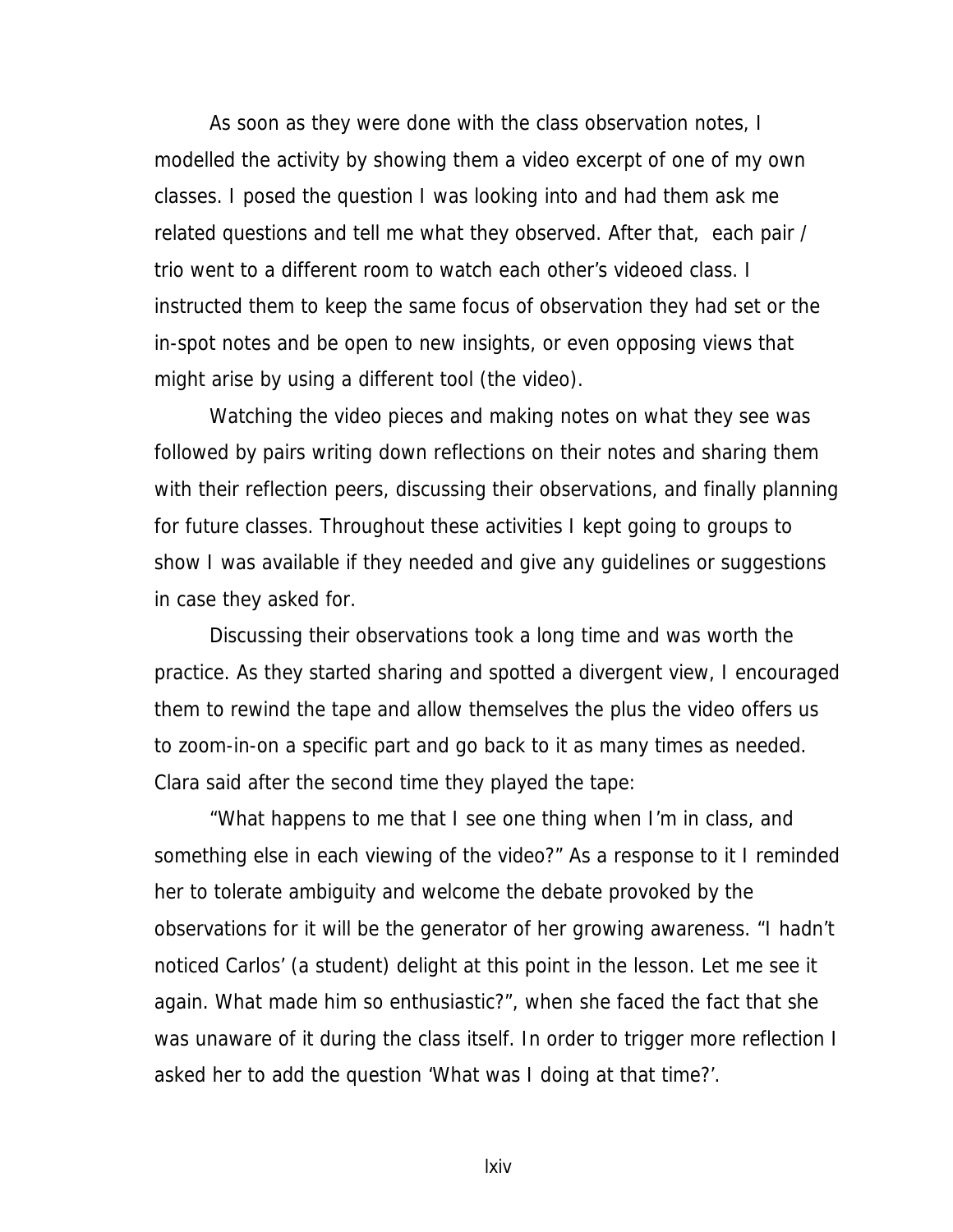As soon as they were done with the class observation notes, I modelled the activity by showing them a video excerpt of one of my own classes. I posed the question I was looking into and had them ask me related questions and tell me what they observed. After that, each pair / trio went to a different room to watch each other's videoed class. I instructed them to keep the same focus of observation they had set or the in-spot notes and be open to new insights, or even opposing views that might arise by using a different tool (the video).

Watching the video pieces and making notes on what they see was followed by pairs writing down reflections on their notes and sharing them with their reflection peers, discussing their observations, and finally planning for future classes. Throughout these activities I kept going to groups to show I was available if they needed and give any guidelines or suggestions in case they asked for.

Discussing their observations took a long time and was worth the practice. As they started sharing and spotted a divergent view, I encouraged them to rewind the tape and allow themselves the plus the video offers us to zoom-in-on a specific part and go back to it as many times as needed. Clara said after the second time they played the tape:

"What happens to me that I see one thing when I'm in class, and something else in each viewing of the video?" As a response to it I reminded her to tolerate ambiguity and welcome the debate provoked by the observations for it will be the generator of her growing awareness. "I hadn't noticed Carlos' (a student) delight at this point in the lesson. Let me see it again. What made him so enthusiastic?", when she faced the fact that she was unaware of it during the class itself. In order to trigger more reflection I asked her to add the question 'What was I doing at that time?'.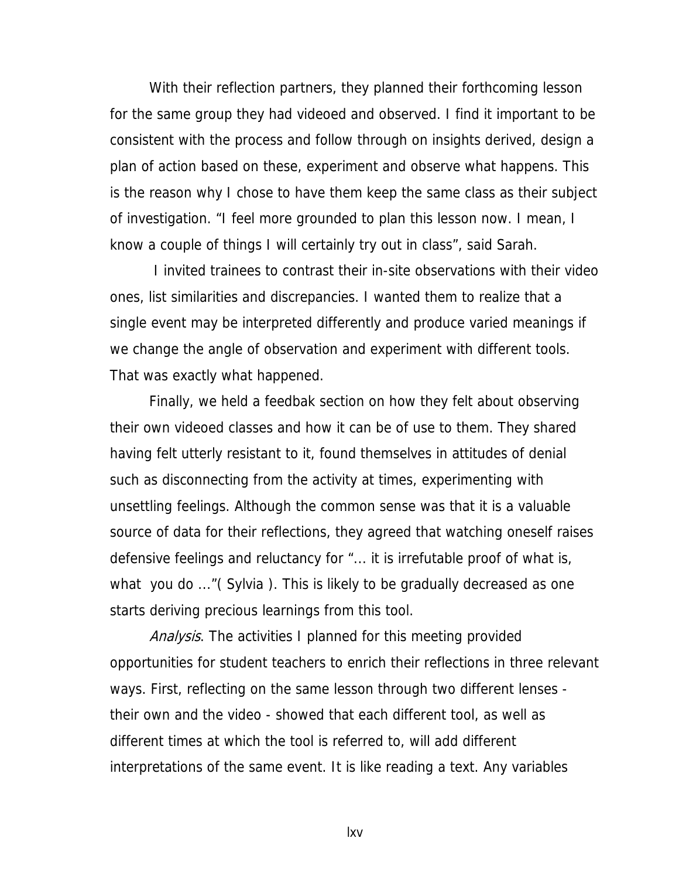With their reflection partners, they planned their forthcoming lesson for the same group they had videoed and observed. I find it important to be consistent with the process and follow through on insights derived, design a plan of action based on these, experiment and observe what happens. This is the reason why I chose to have them keep the same class as their subject of investigation. “I feel more grounded to plan this lesson now. I mean, I know a couple of things I will certainly try out in class”, said Sarah.

I invited trainees to contrast their in-site observations with their video ones, list similarities and discrepancies. I wanted them to realize that a single event may be interpreted differently and produce varied meanings if we change the angle of observation and experiment with different tools. That was exactly what happened.

Finally, we held a feedbak section on how they felt about observing their own videoed classes and how it can be of use to them. They shared having felt utterly resistant to it, found themselves in attitudes of denial such as disconnecting from the activity at times, experimenting with unsettling feelings. Although the common sense was that it is a valuable source of data for their reflections, they agreed that watching oneself raises defensive feelings and reluctancy for “... it is irrefutable proof of what is, what you do ...”( Sylvia ). This is likely to be gradually decreased as one starts deriving precious learnings from this tool.

*Analysis*. The activities I planned for this meeting provided opportunities for student teachers to enrich their reflections in three relevant ways. First, reflecting on the same lesson through two different lenses - their own and the video - showed that each different tool, as well as different times at which the tool is referred to, will add different interpretations of the same event. It is like reading a text. Any variables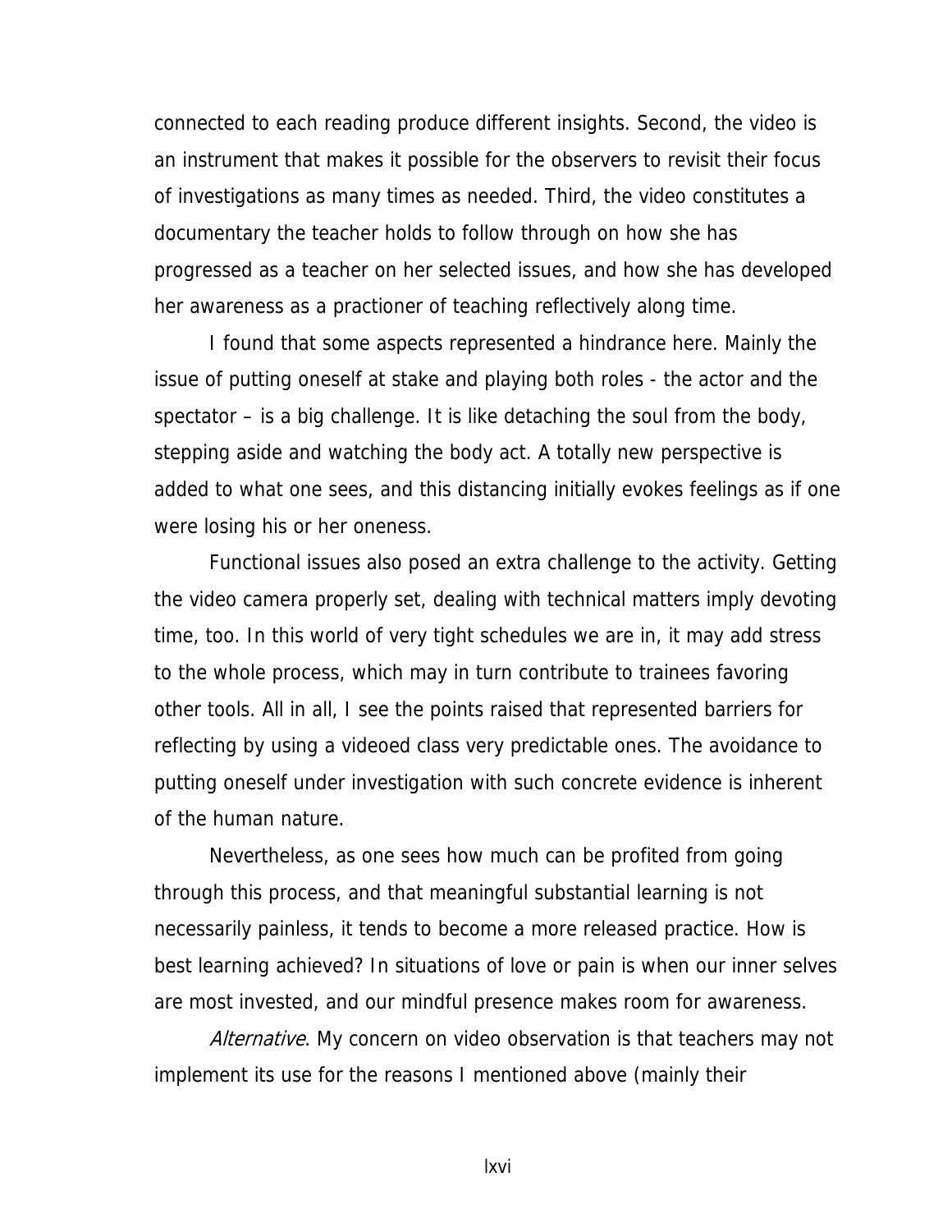connected to each reading produce different insights. Second, the video is an instrument that makes it possible for the observers to revisit their focus of investigations as many times as needed. Third, the video constitutes a documentary the teacher holds to follow through on how she has progressed as a teacher on her selected issues, and how she has developed her awareness as a practioner of teaching reflectively along time.

I found that some aspects represented a hindrance here. Mainly the issue of putting oneself at stake and playing both roles - the actor and the spectator – is a big challenge. It is like detaching the soul from the body, stepping aside and watching the body act. A totally new perspective is added to what one sees, and this distancing initially evokes feelings as if one were losing his or her oneness.

Functional issues also posed an extra challenge to the activity. Getting the video camera properly set, dealing with technical matters imply devoting time, too. In this world of very tight schedules we are in, it may add stress to the whole process, which may in turn contribute to trainees favoring other tools. All in all, I see the points raised that represented barriers for reflecting by using a videoed class very predictable ones. The avoidance to putting oneself under investigation with such concrete evidence is inherent of the human nature.

Nevertheless, as one sees how much can be profited from going through this process, and that meaningful substantial learning is not necessarily painless, it tends to become a more released practice. How is best learning achieved? In situations of love or pain is when our inner selves are most invested, and our mindful presence makes room for awareness.

*Alternative*. My concern on video observation is that teachers may not implement its use for the reasons I mentioned above (mainly their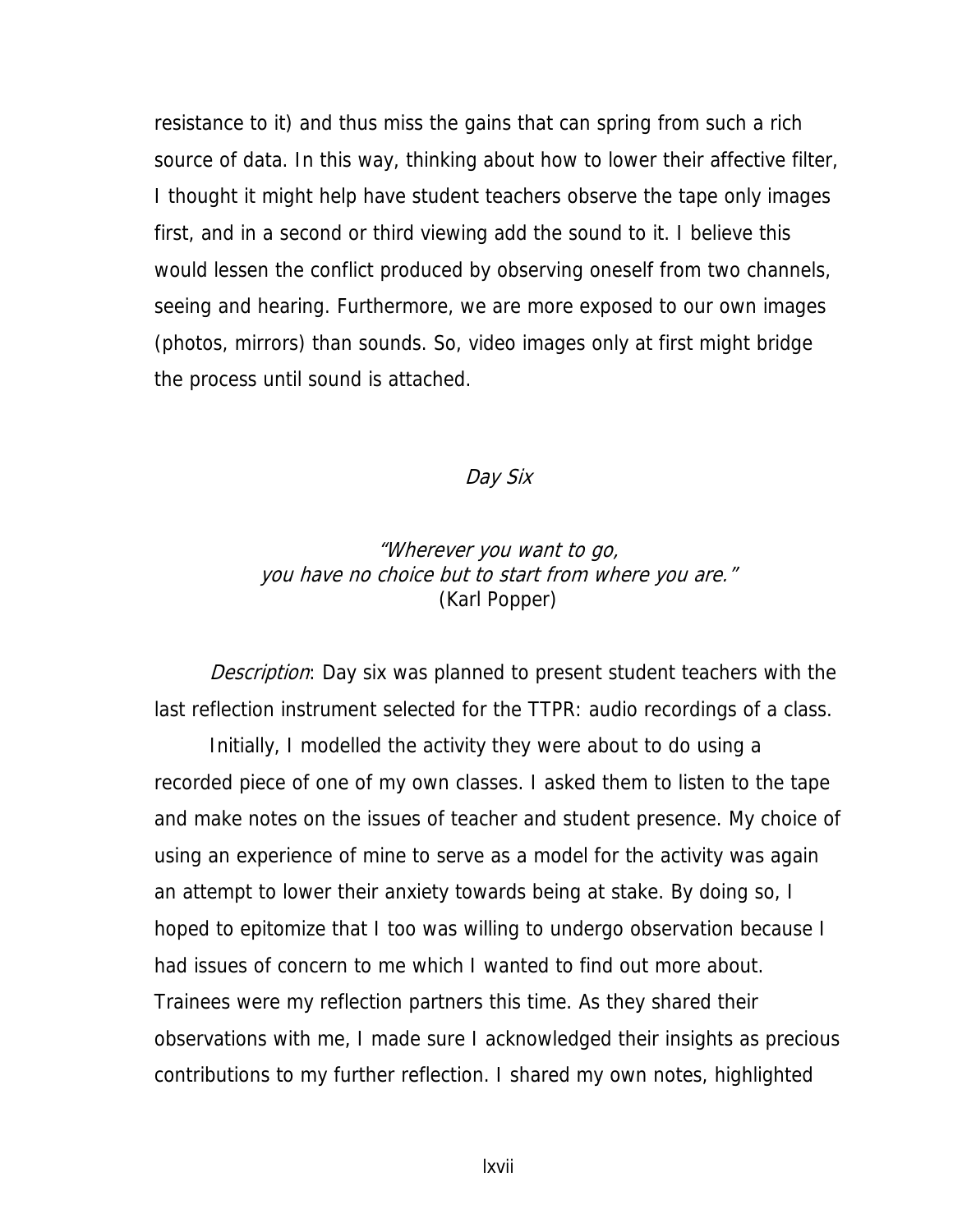resistance to it) and thus miss the gains that can spring from such a rich source of data. In this way, thinking about how to lower their affective filter, I thought it might help have student teachers observe the tape only images first, and in a second or third viewing add the sound to it. I believe this would lessen the conflict produced by observing oneself from two channels, seeing and hearing. Furthermore, we are more exposed to our own images (photos, mirrors) than sounds. So, video images only at first might bridge the process until sound is attached.

### *Day Six*

*"Wherever you want to go,*
*you have no choice but to start from where you are."*
(Karl Popper)

*Description*: Day six was planned to present student teachers with the last reflection instrument selected for the TTPR: audio recordings of a class.

Initially, I modelled the activity they were about to do using a recorded piece of one of my own classes. I asked them to listen to the tape and make notes on the issues of teacher and student presence. My choice of using an experience of mine to serve as a model for the activity was again an attempt to lower their anxiety towards being at stake. By doing so, I hoped to epitomize that I too was willing to undergo observation because I had issues of concern to me which I wanted to find out more about. Trainees were my reflection partners this time. As they shared their observations with me, I made sure I acknowledged their insights as precious contributions to my further reflection. I shared my own notes, highlighted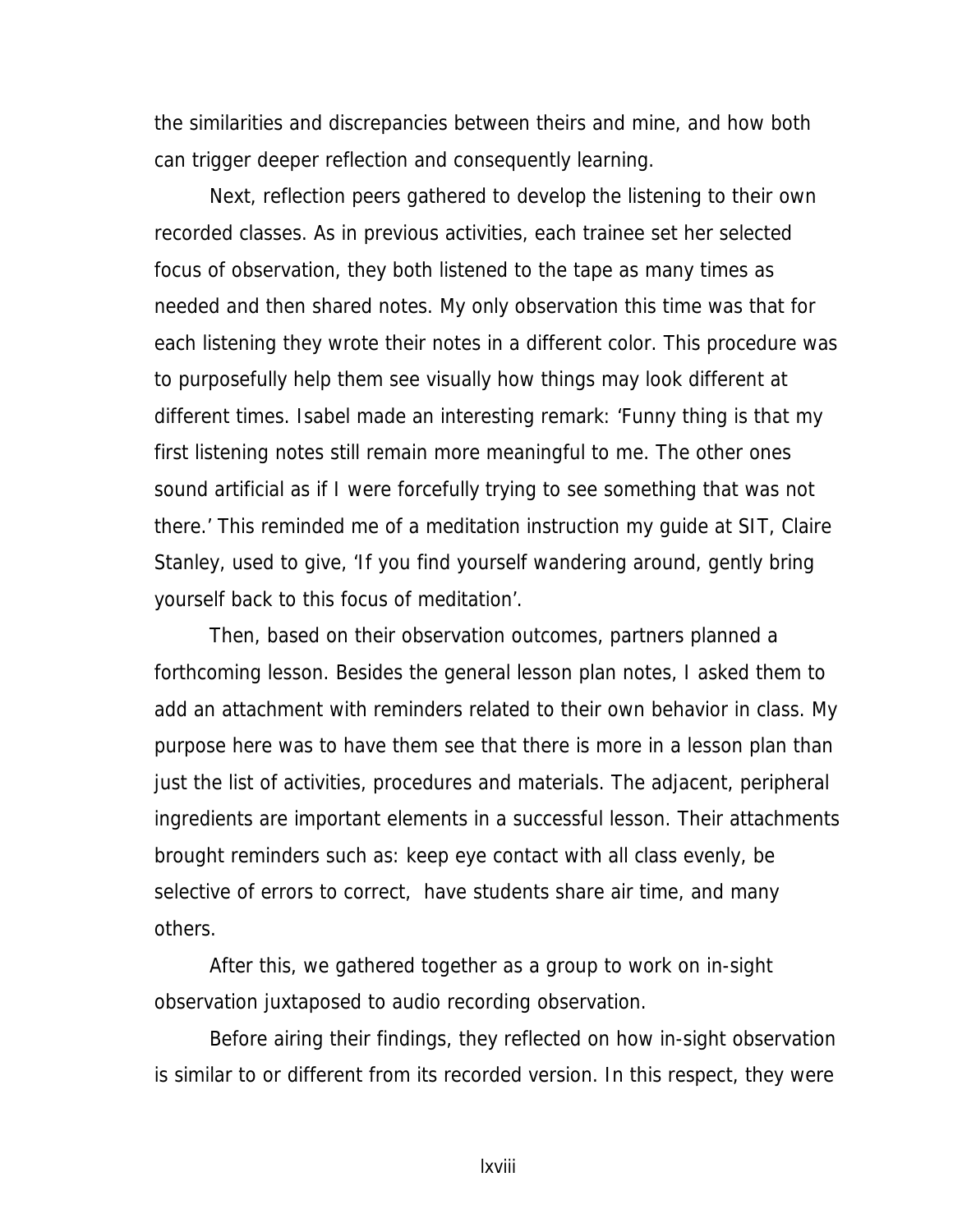the similarities and discrepancies between theirs and mine, and how both can trigger deeper reflection and consequently learning.

Next, reflection peers gathered to develop the listening to their own recorded classes. As in previous activities, each trainee set her selected focus of observation, they both listened to the tape as many times as needed and then shared notes. My only observation this time was that for each listening they wrote their notes in a different color. This procedure was to purposefully help them see visually how things may look different at different times. Isabel made an interesting remark: 'Funny thing is that my first listening notes still remain more meaningful to me. The other ones sound artificial as if I were forcefully trying to see something that was not there.' This reminded me of a meditation instruction my guide at SIT, Claire Stanley, used to give, 'If you find yourself wandering around, gently bring yourself back to this focus of meditation'.

Then, based on their observation outcomes, partners planned a forthcoming lesson. Besides the general lesson plan notes, I asked them to add an attachment with reminders related to their own behavior in class. My purpose here was to have them see that there is more in a lesson plan than just the list of activities, procedures and materials. The adjacent, peripheral ingredients are important elements in a successful lesson. Their attachments brought reminders such as: keep eye contact with all class evenly, be selective of errors to correct, have students share air time, and many others.

After this, we gathered together as a group to work on in-sight observation juxtaposed to audio recording observation.

Before airing their findings, they reflected on how in-sight observation is similar to or different from its recorded version. In this respect, they were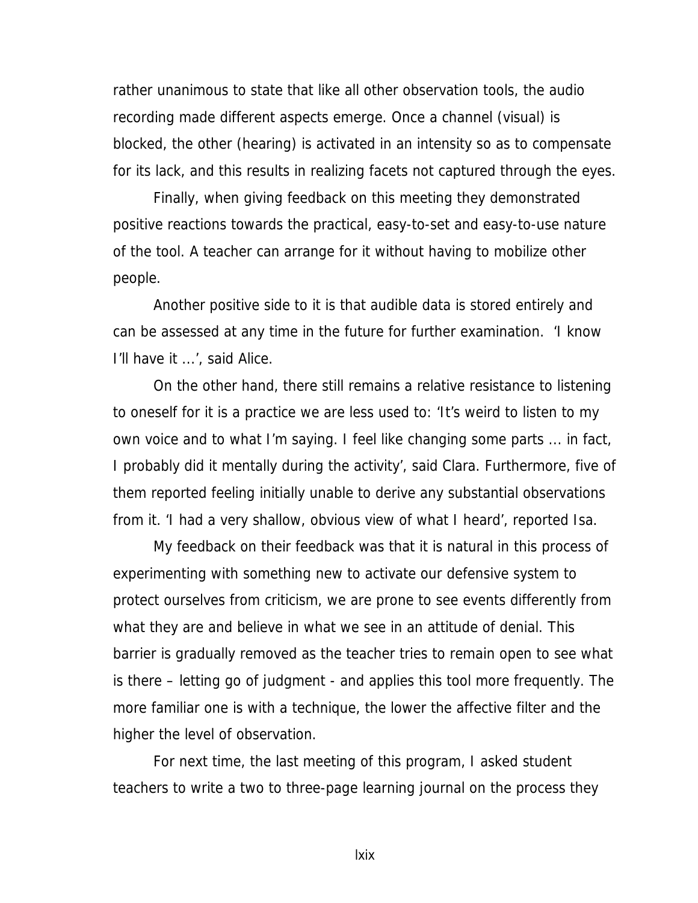rather unanimous to state that like all other observation tools, the audio recording made different aspects emerge. Once a channel (visual) is blocked, the other (hearing) is activated in an intensity so as to compensate for its lack, and this results in realizing facets not captured through the eyes.

Finally, when giving feedback on this meeting they demonstrated positive reactions towards the practical, easy-to-set and easy-to-use nature of the tool. A teacher can arrange for it without having to mobilize other people.

Another positive side to it is that audible data is stored entirely and can be assessed at any time in the future for further examination. 'I know I'll have it ...', said Alice.

On the other hand, there still remains a relative resistance to listening to oneself for it is a practice we are less used to: 'It's weird to listen to my own voice and to what I'm saying. I feel like changing some parts ... in fact, I probably did it mentally during the activity', said Clara. Furthermore, five of them reported feeling initially unable to derive any substantial observations from it. 'I had a very shallow, obvious view of what I heard', reported Isa.

My feedback on their feedback was that it is natural in this process of experimenting with something new to activate our defensive system to protect ourselves from criticism, we are prone to see events differently from what they are and believe in what we see in an attitude of denial. This barrier is gradually removed as the teacher tries to remain open to see what is there – letting go of judgment - and applies this tool more frequently. The more familiar one is with a technique, the lower the affective filter and the higher the level of observation.

For next time, the last meeting of this program, I asked student teachers to write a two to three-page learning journal on the process they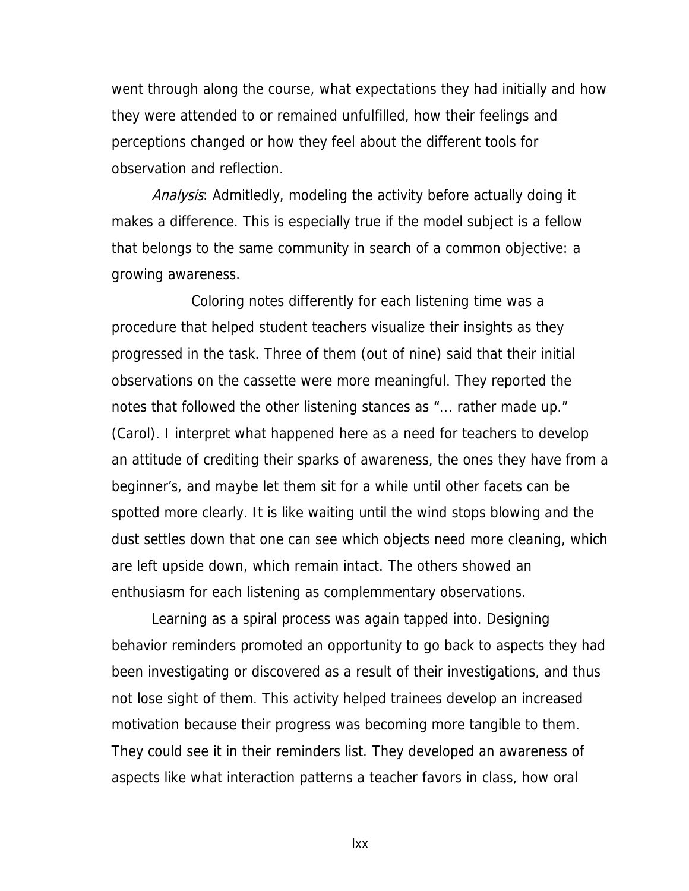went through along the course, what expectations they had initially and how they were attended to or remained unfulfilled, how their feelings and perceptions changed or how they feel about the different tools for observation and reflection.

*Analysis*: Admitledly, modeling the activity before actually doing it makes a difference. This is especially true if the model subject is a fellow that belongs to the same community in search of a common objective: a growing awareness.

Coloring notes differently for each listening time was a procedure that helped student teachers visualize their insights as they progressed in the task. Three of them (out of nine) said that their initial observations on the cassette were more meaningful. They reported the notes that followed the other listening stances as "... rather made up." (Carol). I interpret what happened here as a need for teachers to develop an attitude of crediting their sparks of awareness, the ones they have from a beginner's, and maybe let them sit for a while until other facets can be spotted more clearly. It is like waiting until the wind stops blowing and the dust settles down that one can see which objects need more cleaning, which are left upside down, which remain intact. The others showed an enthusiasm for each listening as complemmentary observations.

Learning as a spiral process was again tapped into. Designing behavior reminders promoted an opportunity to go back to aspects they had been investigating or discovered as a result of their investigations, and thus not lose sight of them. This activity helped trainees develop an increased motivation because their progress was becoming more tangible to them. They could see it in their reminders list. They developed an awareness of aspects like what interaction patterns a teacher favors in class, how oral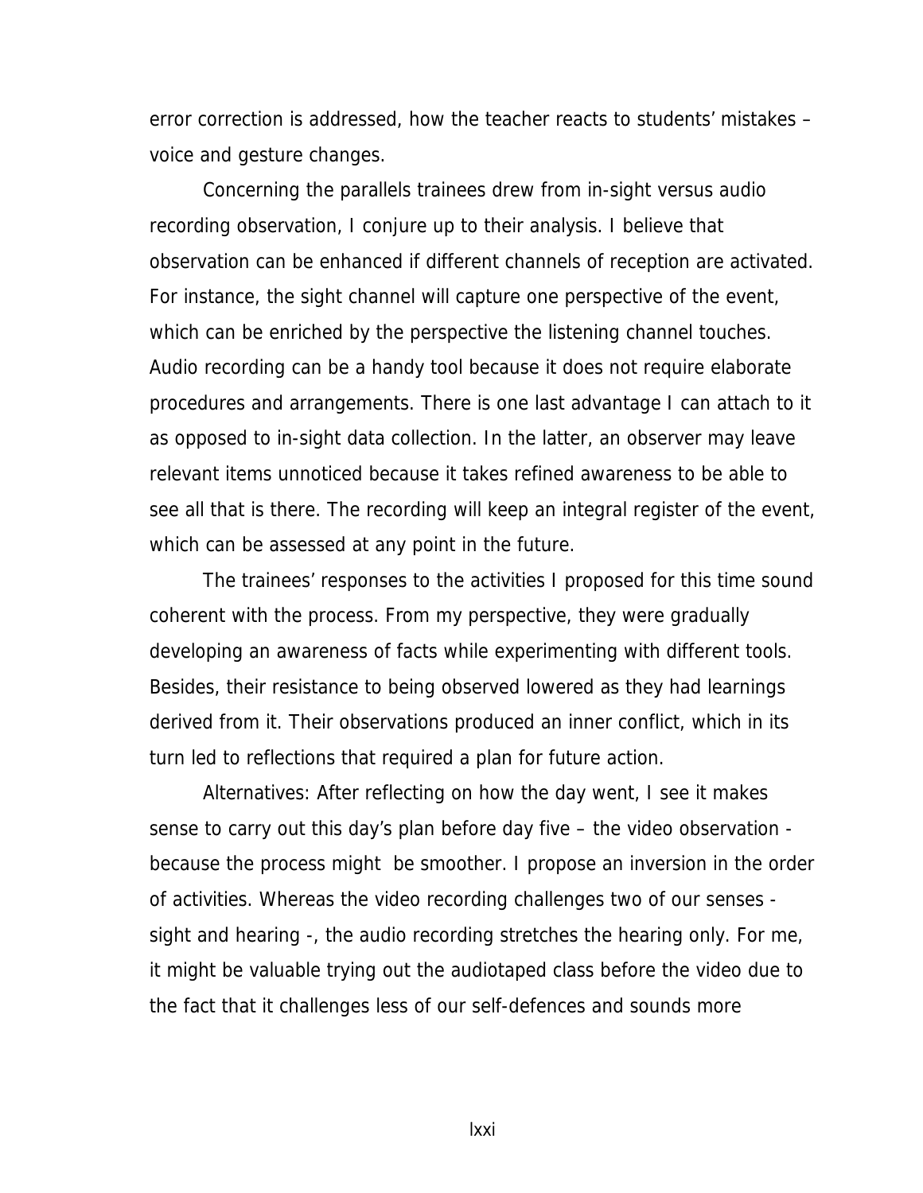error correction is addressed, how the teacher reacts to students' mistakes – voice and gesture changes.

Concerning the parallels trainees drew from in-sight versus audio recording observation, I conjure up to their analysis. I believe that observation can be enhanced if different channels of reception are activated. For instance, the sight channel will capture one perspective of the event, which can be enriched by the perspective the listening channel touches. Audio recording can be a handy tool because it does not require elaborate procedures and arrangements. There is one last advantage I can attach to it as opposed to in-sight data collection. In the latter, an observer may leave relevant items unnoticed because it takes refined awareness to be able to see all that is there. The recording will keep an integral register of the event, which can be assessed at any point in the future.

The trainees' responses to the activities I proposed for this time sound coherent with the process. From my perspective, they were gradually developing an awareness of facts while experimenting with different tools. Besides, their resistance to being observed lowered as they had learnings derived from it. Their observations produced an inner conflict, which in its turn led to reflections that required a plan for future action.

Alternatives: After reflecting on how the day went, I see it makes sense to carry out this day's plan before day five – the video observation - because the process might be smoother. I propose an inversion in the order of activities. Whereas the video recording challenges two of our senses - sight and hearing -, the audio recording stretches the hearing only. For me, it might be valuable trying out the audiotaped class before the video due to the fact that it challenges less of our self-defences and sounds more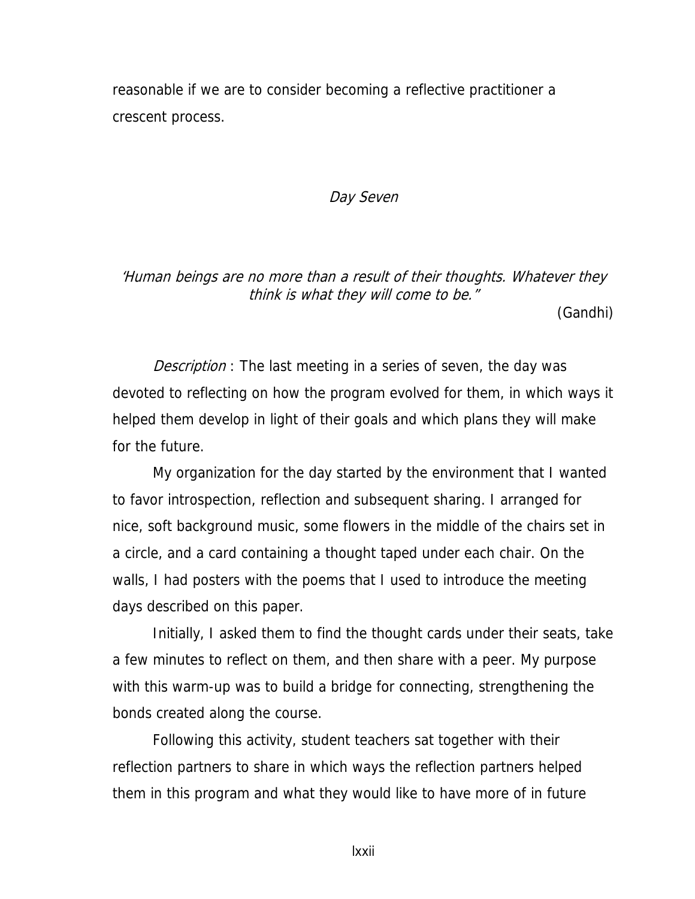reasonable if we are to consider becoming a reflective practitioner a crescent process.

## *Day Seven*

*'Human beings are no more than a result of their thoughts. Whatever they think is what they will come to be."*

(Gandhi)

*Description* : The last meeting in a series of seven, the day was devoted to reflecting on how the program evolved for them, in which ways it helped them develop in light of their goals and which plans they will make for the future.

My organization for the day started by the environment that I wanted to favor introspection, reflection and subsequent sharing. I arranged for nice, soft background music, some flowers in the middle of the chairs set in a circle, and a card containing a thought taped under each chair. On the walls, I had posters with the poems that I used to introduce the meeting days described on this paper.

Initially, I asked them to find the thought cards under their seats, take a few minutes to reflect on them, and then share with a peer. My purpose with this warm-up was to build a bridge for connecting, strengthening the bonds created along the course.

Following this activity, student teachers sat together with their reflection partners to share in which ways the reflection partners helped them in this program and what they would like to have more of in future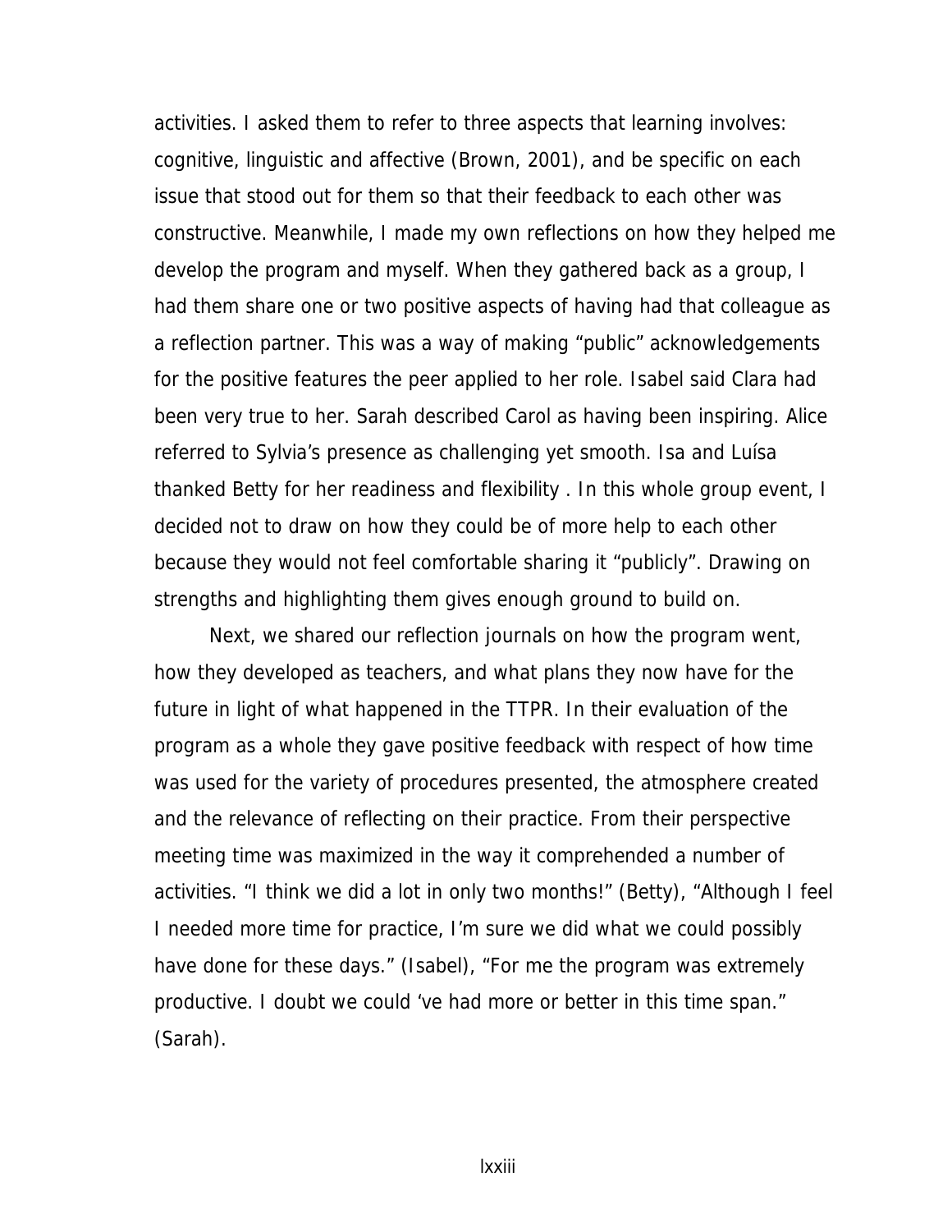activities. I asked them to refer to three aspects that learning involves: cognitive, linguistic and affective (Brown, 2001), and be specific on each issue that stood out for them so that their feedback to each other was constructive. Meanwhile, I made my own reflections on how they helped me develop the program and myself. When they gathered back as a group, I had them share one or two positive aspects of having had that colleague as a reflection partner. This was a way of making "public" acknowledgements for the positive features the peer applied to her role. Isabel said Clara had been very true to her. Sarah described Carol as having been inspiring. Alice referred to Sylvia's presence as challenging yet smooth. Isa and Luísa thanked Betty for her readiness and flexibility . In this whole group event, I decided not to draw on how they could be of more help to each other because they would not feel comfortable sharing it "publicly". Drawing on strengths and highlighting them gives enough ground to build on.

Next, we shared our reflection journals on how the program went, how they developed as teachers, and what plans they now have for the future in light of what happened in the TTPR. In their evaluation of the program as a whole they gave positive feedback with respect of how time was used for the variety of procedures presented, the atmosphere created and the relevance of reflecting on their practice. From their perspective meeting time was maximized in the way it comprehended a number of activities. "I think we did a lot in only two months!" (Betty), "Although I feel I needed more time for practice, I'm sure we did what we could possibly have done for these days." (Isabel), "For me the program was extremely productive. I doubt we could 've had more or better in this time span." (Sarah).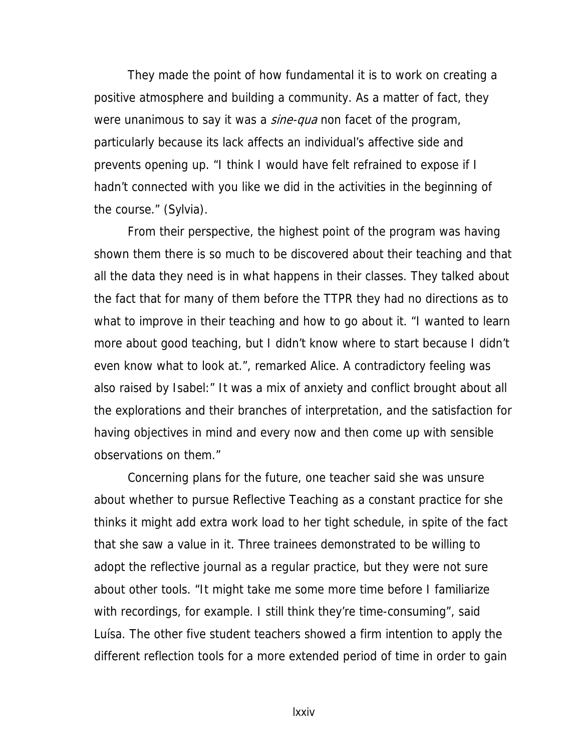They made the point of how fundamental it is to work on creating a positive atmosphere and building a community. As a matter of fact, they were unanimous to say it was a *sine-qua* non facet of the program, particularly because its lack affects an individual's affective side and prevents opening up. "I think I would have felt refrained to expose if I hadn't connected with you like we did in the activities in the beginning of the course." (Sylvia).

From their perspective, the highest point of the program was having shown them there is so much to be discovered about their teaching and that all the data they need is in what happens in their classes. They talked about the fact that for many of them before the TTPR they had no directions as to what to improve in their teaching and how to go about it. "I wanted to learn more about good teaching, but I didn't know where to start because I didn't even know what to look at.", remarked Alice. A contradictory feeling was also raised by Isabel:" It was a mix of anxiety and conflict brought about all the explorations and their branches of interpretation, and the satisfaction for having objectives in mind and every now and then come up with sensible observations on them."

Concerning plans for the future, one teacher said she was unsure about whether to pursue Reflective Teaching as a constant practice for she thinks it might add extra work load to her tight schedule, in spite of the fact that she saw a value in it. Three trainees demonstrated to be willing to adopt the reflective journal as a regular practice, but they were not sure about other tools. "It might take me some more time before I familiarize with recordings, for example. I still think they're time-consuming", said Luísa. The other five student teachers showed a firm intention to apply the different reflection tools for a more extended period of time in order to gain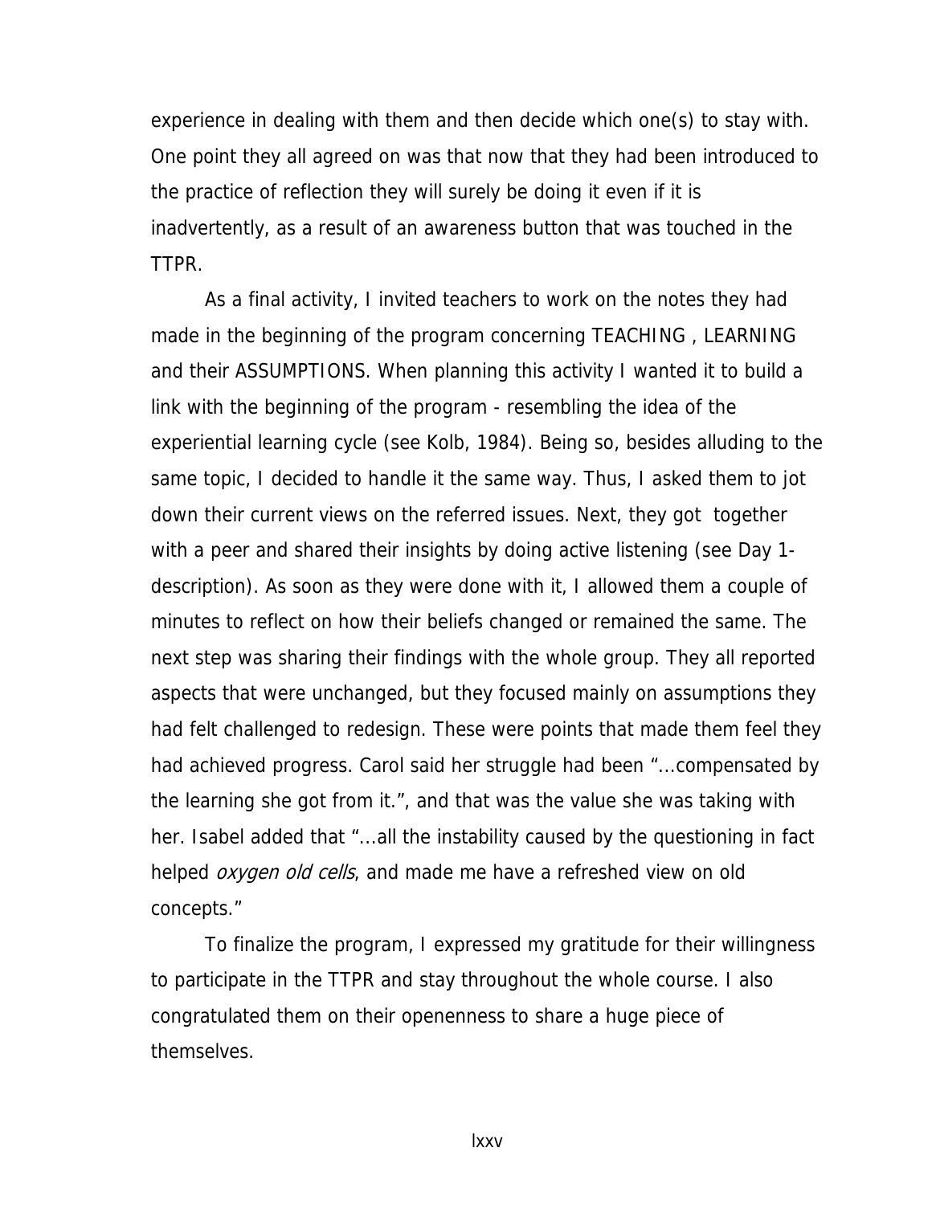experience in dealing with them and then decide which one(s) to stay with. One point they all agreed on was that now that they had been introduced to the practice of reflection they will surely be doing it even if it is inadvertently, as a result of an awareness button that was touched in the TTPR.

As a final activity, I invited teachers to work on the notes they had made in the beginning of the program concerning TEACHING , LEARNING and their ASSUMPTIONS. When planning this activity I wanted it to build a link with the beginning of the program - resembling the idea of the experiential learning cycle (see Kolb, 1984). Being so, besides alluding to the same topic, I decided to handle it the same way. Thus, I asked them to jot down their current views on the referred issues. Next, they got together with a peer and shared their insights by doing active listening (see Day 1- description). As soon as they were done with it, I allowed them a couple of minutes to reflect on how their beliefs changed or remained the same. The next step was sharing their findings with the whole group. They all reported aspects that were unchanged, but they focused mainly on assumptions they had felt challenged to redesign. These were points that made them feel they had achieved progress. Carol said her struggle had been "...compensated by the learning she got from it.", and that was the value she was taking with her. Isabel added that "...all the instability caused by the questioning in fact helped *oxygen old cells*, and made me have a refreshed view on old concepts."

To finalize the program, I expressed my gratitude for their willingness to participate in the TTPR and stay throughout the whole course. I also congratulated them on their openenness to share a huge piece of themselves.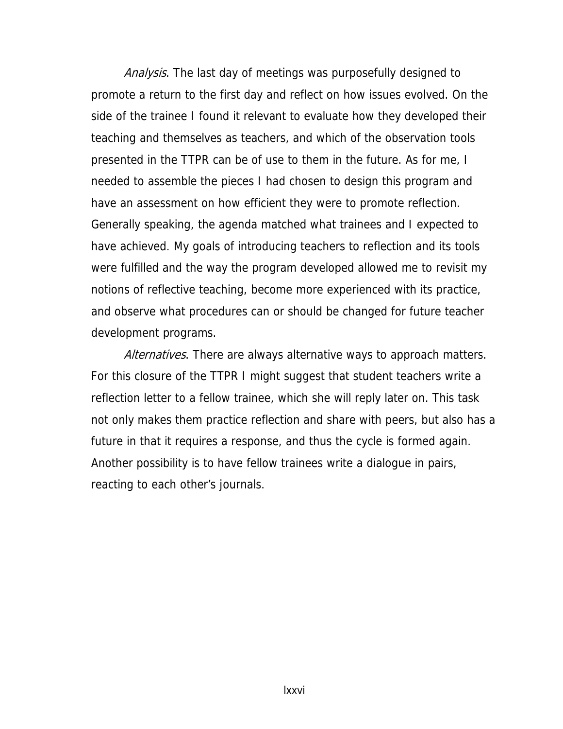*Analysis*. The last day of meetings was purposefully designed to promote a return to the first day and reflect on how issues evolved. On the side of the trainee I found it relevant to evaluate how they developed their teaching and themselves as teachers, and which of the observation tools presented in the TTPR can be of use to them in the future. As for me, I needed to assemble the pieces I had chosen to design this program and have an assessment on how efficient they were to promote reflection. Generally speaking, the agenda matched what trainees and I expected to have achieved. My goals of introducing teachers to reflection and its tools were fulfilled and the way the program developed allowed me to revisit my notions of reflective teaching, become more experienced with its practice, and observe what procedures can or should be changed for future teacher development programs.

*Alternatives*. There are always alternative ways to approach matters. For this closure of the TTPR I might suggest that student teachers write a reflection letter to a fellow trainee, which she will reply later on. This task not only makes them practice reflection and share with peers, but also has a future in that it requires a response, and thus the cycle is formed again. Another possibility is to have fellow trainees write a dialogue in pairs, reacting to each other's journals.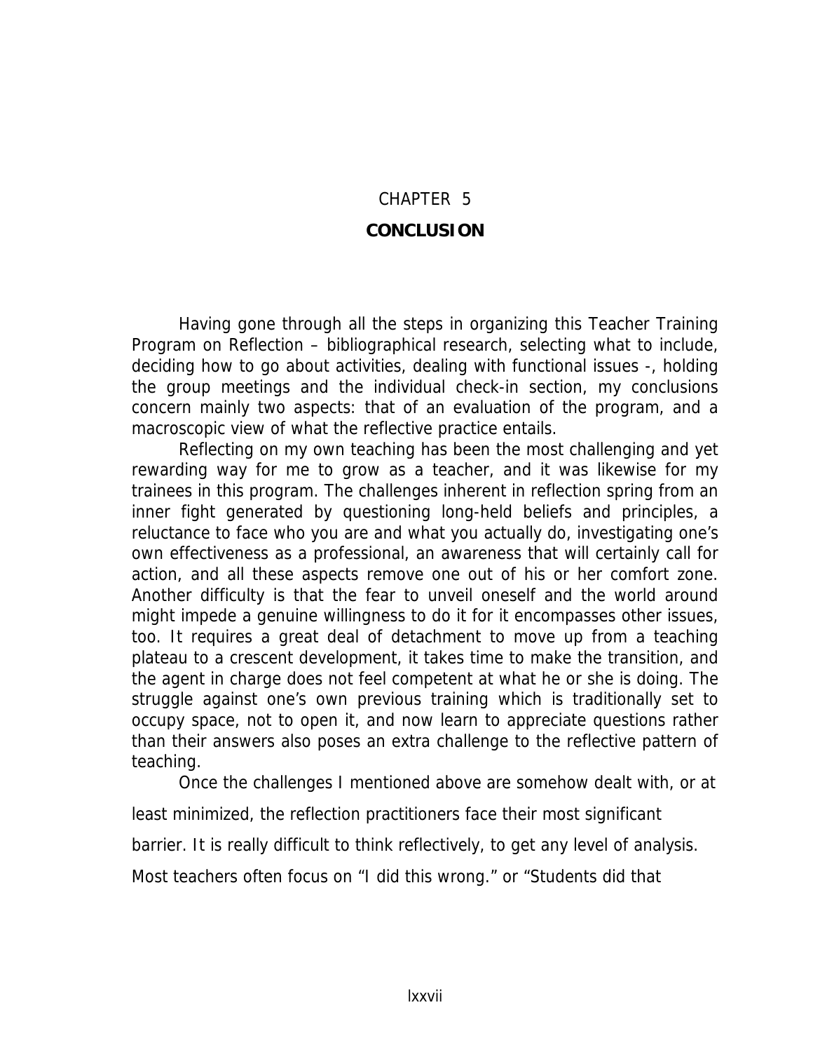# CHAPTER 5

## CONCLUSION

Having gone through all the steps in organizing this Teacher Training Program on Reflection – bibliographical research, selecting what to include, deciding how to go about activities, dealing with functional issues -, holding the group meetings and the individual check-in section, my conclusions concern mainly two aspects: that of an evaluation of the program, and a macroscopic view of what the reflective practice entails.

Reflecting on my own teaching has been the most challenging and yet rewarding way for me to grow as a teacher, and it was likewise for my trainees in this program. The challenges inherent in reflection spring from an inner fight generated by questioning long-held beliefs and principles, a reluctance to face who you are and what you actually do, investigating one's own effectiveness as a professional, an awareness that will certainly call for action, and all these aspects remove one out of his or her comfort zone. Another difficulty is that the fear to unveil oneself and the world around might impede a genuine willingness to do it for it encompasses other issues, too. It requires a great deal of detachment to move up from a teaching plateau to a crescent development, it takes time to make the transition, and the agent in charge does not feel competent at what he or she is doing. The struggle against one's own previous training which is traditionally set to occupy space, not to open it, and now learn to appreciate questions rather than their answers also poses an extra challenge to the reflective pattern of teaching.

Once the challenges I mentioned above are somehow dealt with, or at least minimized, the reflection practitioners face their most significant barrier. It is really difficult to think reflectively, to get any level of analysis. Most teachers often focus on "I did this wrong." or "Students did that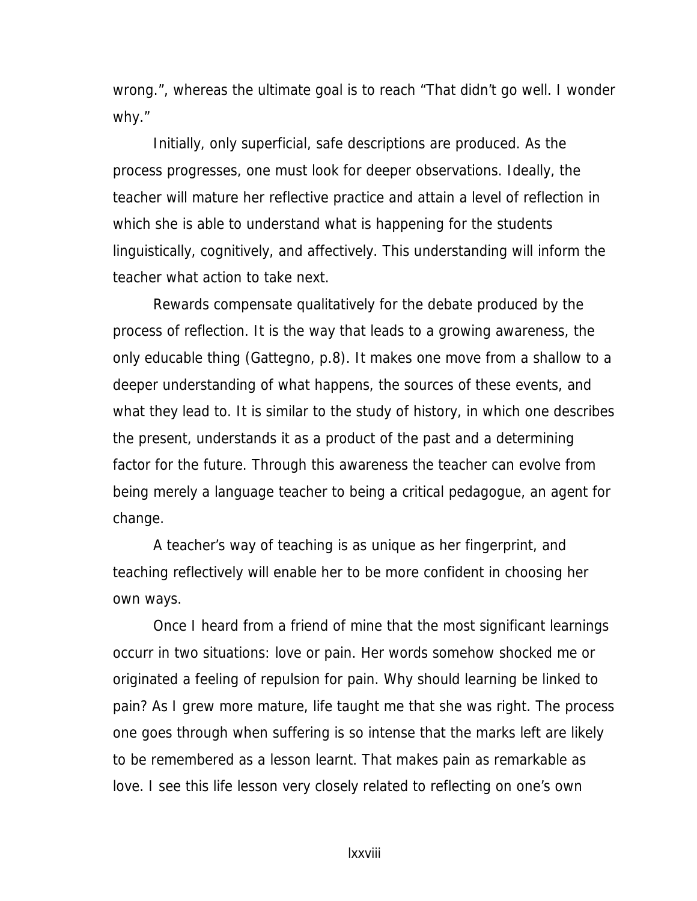wrong.", whereas the ultimate goal is to reach "That didn't go well. I wonder why."

Initially, only superficial, safe descriptions are produced. As the process progresses, one must look for deeper observations. Ideally, the teacher will mature her reflective practice and attain a level of reflection in which she is able to understand what is happening for the students linguistically, cognitively, and affectively. This understanding will inform the teacher what action to take next.

Rewards compensate qualitatively for the debate produced by the process of reflection. It is the way that leads to a growing awareness, the only educable thing (Gattegno, p.8). It makes one move from a shallow to a deeper understanding of what happens, the sources of these events, and what they lead to. It is similar to the study of history, in which one describes the present, understands it as a product of the past and a determining factor for the future. Through this awareness the teacher can evolve from being merely a language teacher to being a critical pedagogue, an agent for change.

A teacher's way of teaching is as unique as her fingerprint, and teaching reflectively will enable her to be more confident in choosing her own ways.

Once I heard from a friend of mine that the most significant learnings occurr in two situations: love or pain. Her words somehow shocked me or originated a feeling of repulsion for pain. Why should learning be linked to pain? As I grew more mature, life taught me that she was right. The process one goes through when suffering is so intense that the marks left are likely to be remembered as a lesson learnt. That makes pain as remarkable as love. I see this life lesson very closely related to reflecting on one's own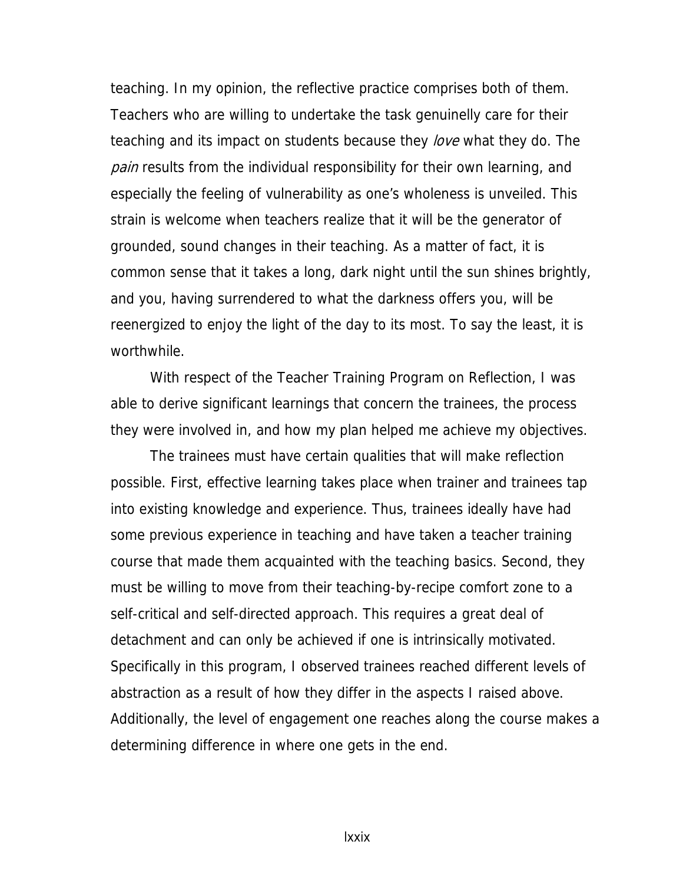teaching. In my opinion, the reflective practice comprises both of them. Teachers who are willing to undertake the task genuinelly care for their teaching and its impact on students because they *love* what they do. The *pain* results from the individual responsibility for their own learning, and especially the feeling of vulnerability as one's wholeness is unveiled. This strain is welcome when teachers realize that it will be the generator of grounded, sound changes in their teaching. As a matter of fact, it is common sense that it takes a long, dark night until the sun shines brightly, and you, having surrendered to what the darkness offers you, will be reenergized to enjoy the light of the day to its most. To say the least, it is worthwhile.

With respect of the Teacher Training Program on Reflection, I was able to derive significant learnings that concern the trainees, the process they were involved in, and how my plan helped me achieve my objectives.

The trainees must have certain qualities that will make reflection possible. First, effective learning takes place when trainer and trainees tap into existing knowledge and experience. Thus, trainees ideally have had some previous experience in teaching and have taken a teacher training course that made them acquainted with the teaching basics. Second, they must be willing to move from their teaching-by-recipe comfort zone to a self-critical and self-directed approach. This requires a great deal of detachment and can only be achieved if one is intrinsically motivated. Specifically in this program, I observed trainees reached different levels of abstraction as a result of how they differ in the aspects I raised above. Additionally, the level of engagement one reaches along the course makes a determining difference in where one gets in the end.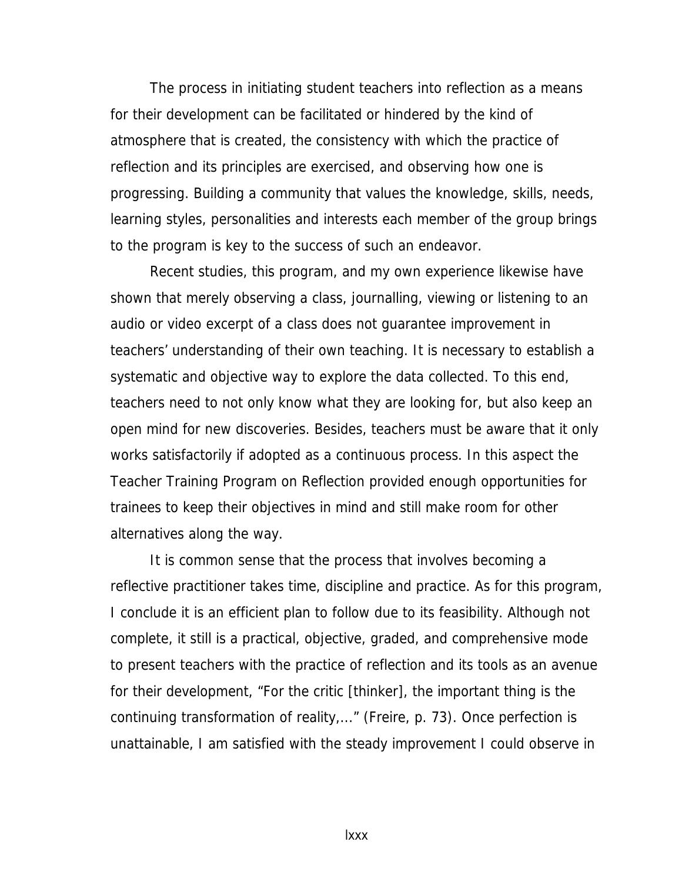The process in initiating student teachers into reflection as a means for their development can be facilitated or hindered by the kind of atmosphere that is created, the consistency with which the practice of reflection and its principles are exercised, and observing how one is progressing. Building a community that values the knowledge, skills, needs, learning styles, personalities and interests each member of the group brings to the program is key to the success of such an endeavor.

Recent studies, this program, and my own experience likewise have shown that merely observing a class, journalling, viewing or listening to an audio or video excerpt of a class does not guarantee improvement in teachers' understanding of their own teaching. It is necessary to establish a systematic and objective way to explore the data collected. To this end, teachers need to not only know what they are looking for, but also keep an open mind for new discoveries. Besides, teachers must be aware that it only works satisfactorily if adopted as a continuous process. In this aspect the Teacher Training Program on Reflection provided enough opportunities for trainees to keep their objectives in mind and still make room for other alternatives along the way.

It is common sense that the process that involves becoming a reflective practitioner takes time, discipline and practice. As for this program, I conclude it is an efficient plan to follow due to its feasibility. Although not complete, it still is a practical, objective, graded, and comprehensive mode to present teachers with the practice of reflection and its tools as an avenue for their development, "For the critic [thinker], the important thing is the continuing transformation of reality,..." (Freire, p. 73). Once perfection is unattainable, I am satisfied with the steady improvement I could observe in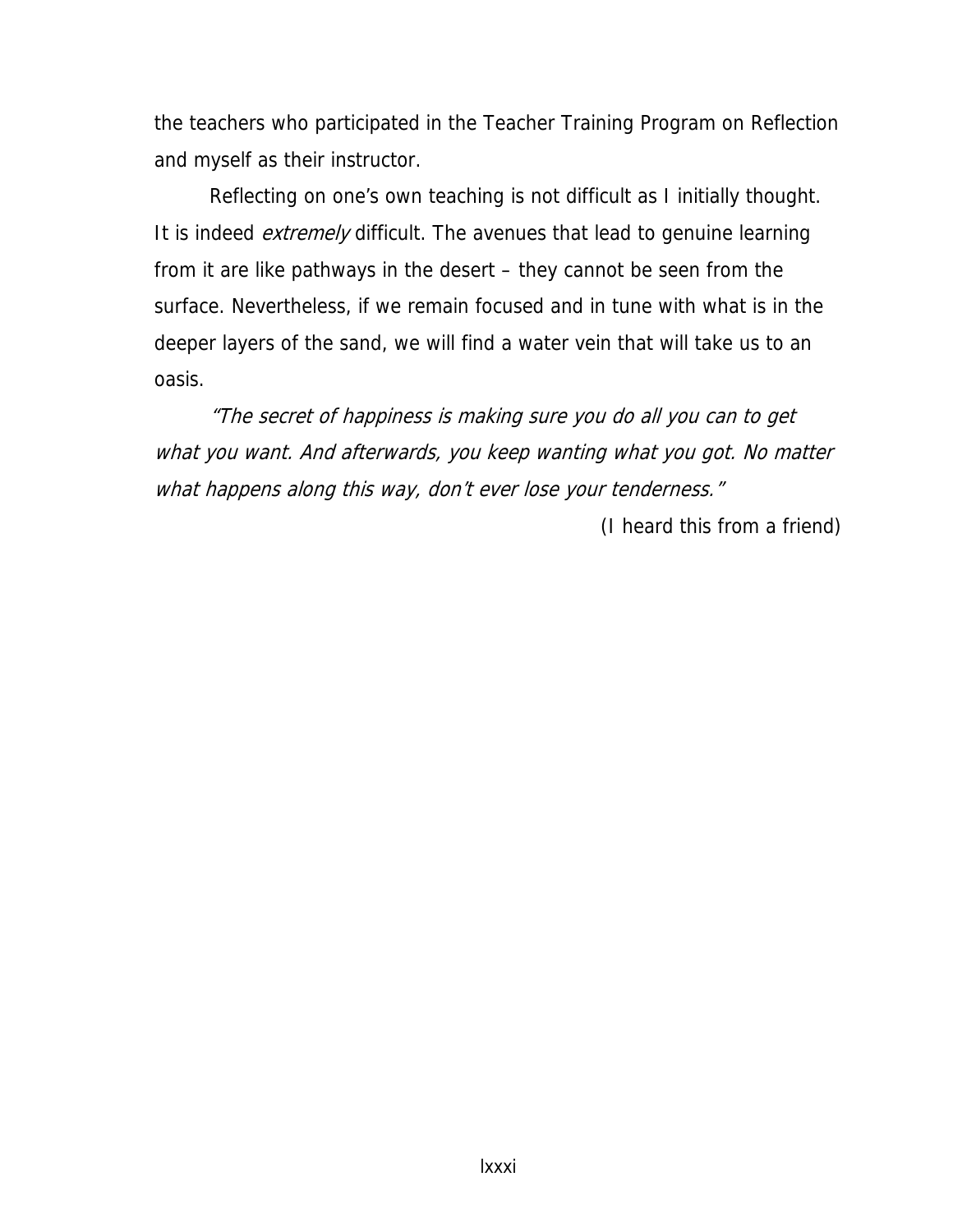the teachers who participated in the Teacher Training Program on Reflection and myself as their instructor.

Reflecting on one's own teaching is not difficult as I initially thought. It is indeed *extremely* difficult. The avenues that lead to genuine learning from it are like pathways in the desert – they cannot be seen from the surface. Nevertheless, if we remain focused and in tune with what is in the deeper layers of the sand, we will find a water vein that will take us to an oasis.

*"The secret of happiness is making sure you do all you can to get what you want. And afterwards, you keep wanting what you got. No matter what happens along this way, don't ever lose your tenderness."*

(I heard this from a friend)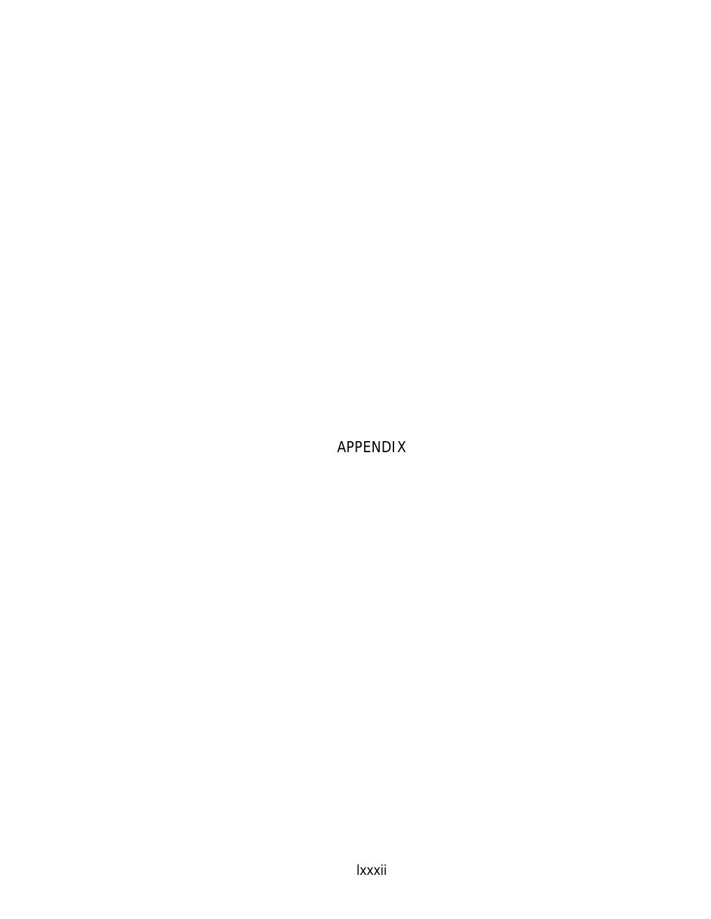# APPENDIX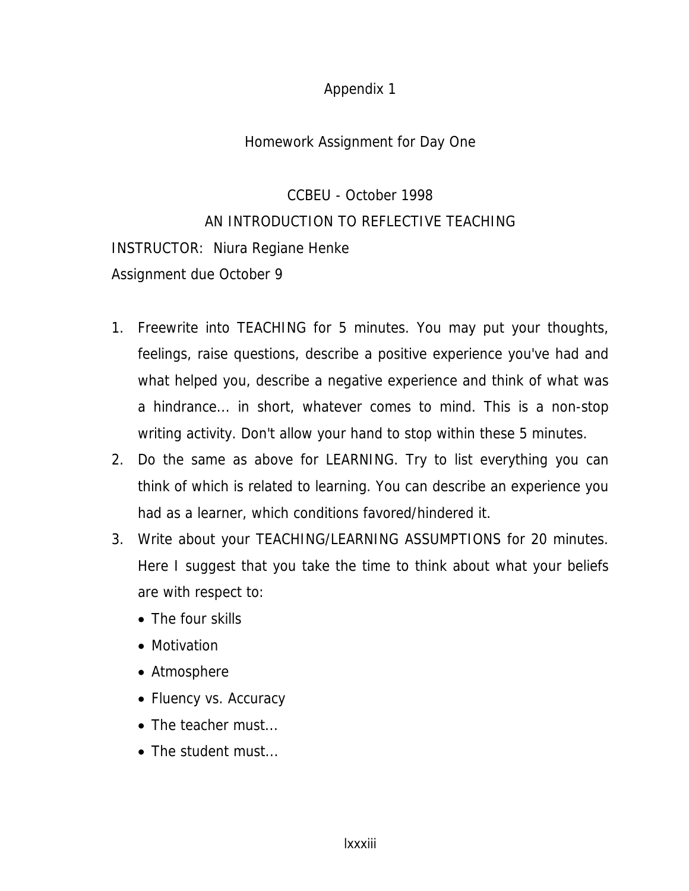# Appendix 1

## Homework Assignment for Day One

CCBEU - October 1998

AN INTRODUCTION TO REFLECTIVE TEACHING

INSTRUCTOR: Niura Regiane Henke

Assignment due October 9

1. Freewrite into TEACHING for 5 minutes. You may put your thoughts, feelings, raise questions, describe a positive experience you've had and what helped you, describe a negative experience and think of what was a hindrance... in short, whatever comes to mind. This is a non-stop writing activity. Don't allow your hand to stop within these 5 minutes.
2. Do the same as above for LEARNING. Try to list everything you can think of which is related to learning. You can describe an experience you had as a learner, which conditions favored/hindered it.
3. Write about your TEACHING/LEARNING ASSUMPTIONS for 20 minutes. Here I suggest that you take the time to think about what your beliefs are with respect to:
   - The four skills
   - Motivation
   - Atmosphere
   - Fluency vs. Accuracy
   - The teacher must...
   - The student must...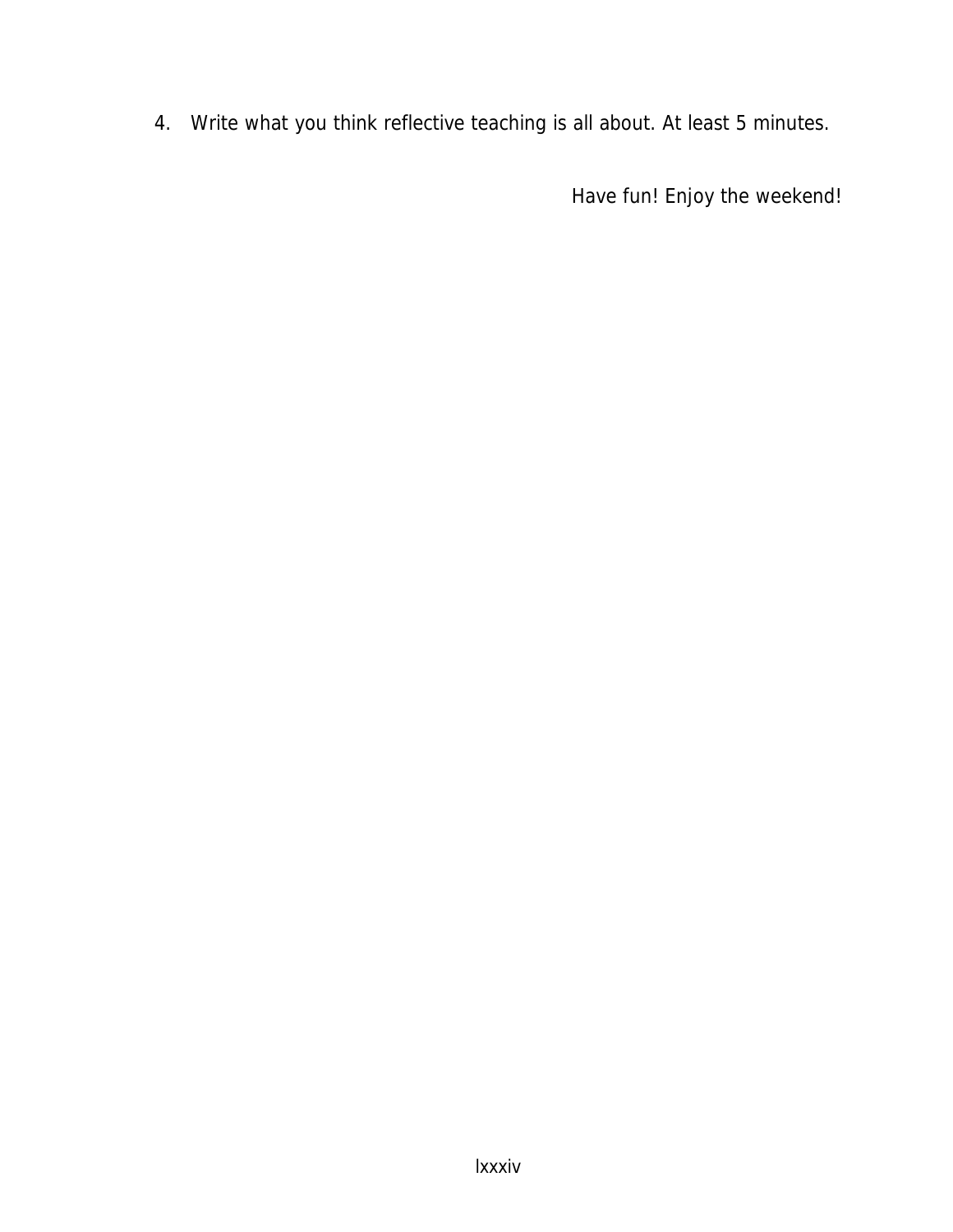4. Write what you think reflective teaching is all about. At least 5 minutes.

Have fun! Enjoy the weekend!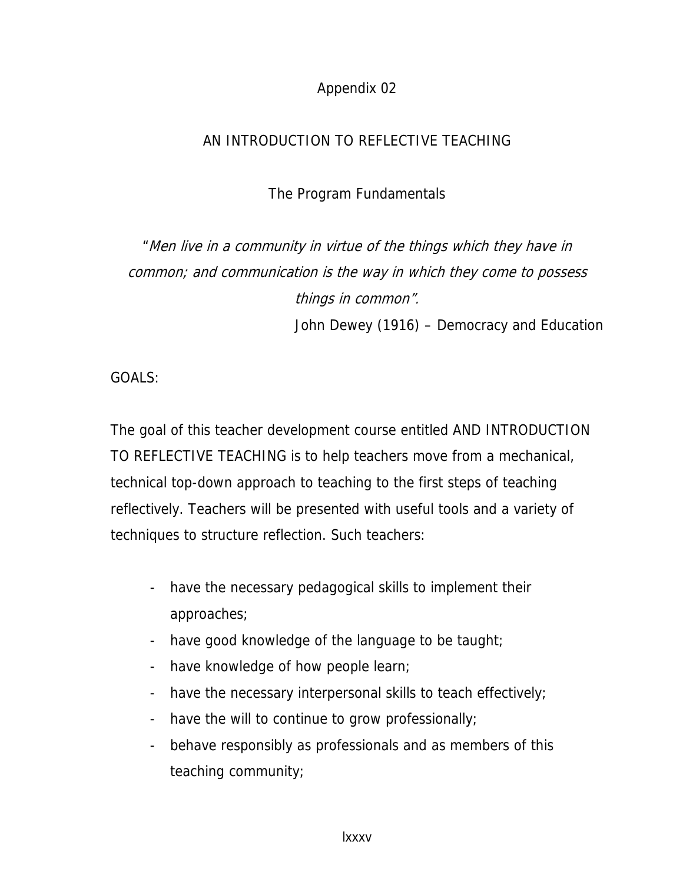Appendix 02

# AN INTRODUCTION TO REFLECTIVE TEACHING

## The Program Fundamentals

"*Men live in a community in virtue of the things which they have in common; and communication is the way in which they come to possess things in common".*

John Dewey (1916) – Democracy and Education

GOALS:

The goal of this teacher development course entitled AND INTRODUCTION TO REFLECTIVE TEACHING is to help teachers move from a mechanical, technical top-down approach to teaching to the first steps of teaching reflectively. Teachers will be presented with useful tools and a variety of techniques to structure reflection. Such teachers:

- have the necessary pedagogical skills to implement their approaches;
- have good knowledge of the language to be taught;
- have knowledge of how people learn;
- have the necessary interpersonal skills to teach effectively;
- have the will to continue to grow professionally;
- behave responsibly as professionals and as members of this teaching community;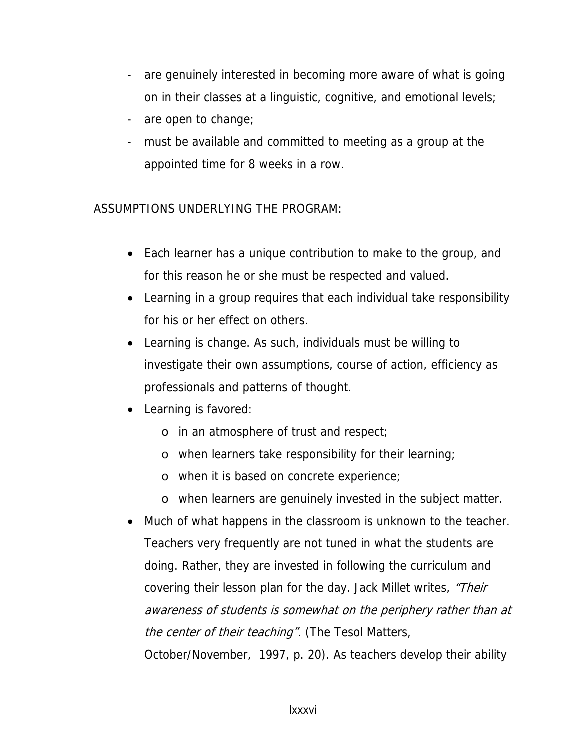- are genuinely interested in becoming more aware of what is going on in their classes at a linguistic, cognitive, and emotional levels;
- are open to change;
- must be available and committed to meeting as a group at the appointed time for 8 weeks in a row.

ASSUMPTIONS UNDERLYING THE PROGRAM:

- Each learner has a unique contribution to make to the group, and for this reason he or she must be respected and valued.
- Learning in a group requires that each individual take responsibility for his or her effect on others.
- Learning is change. As such, individuals must be willing to investigate their own assumptions, course of action, efficiency as professionals and patterns of thought.
- Learning is favored:
  - in an atmosphere of trust and respect;
  - when learners take responsibility for their learning;
  - when it is based on concrete experience;
  - when learners are genuinely invested in the subject matter.
- Much of what happens in the classroom is unknown to the teacher. Teachers very frequently are not tuned in what the students are doing. Rather, they are invested in following the curriculum and covering their lesson plan for the day. Jack Millet writes, *"Their awareness of students is somewhat on the periphery rather than at the center of their teaching".* (The Tesol Matters, October/November, 1997, p. 20). As teachers develop their ability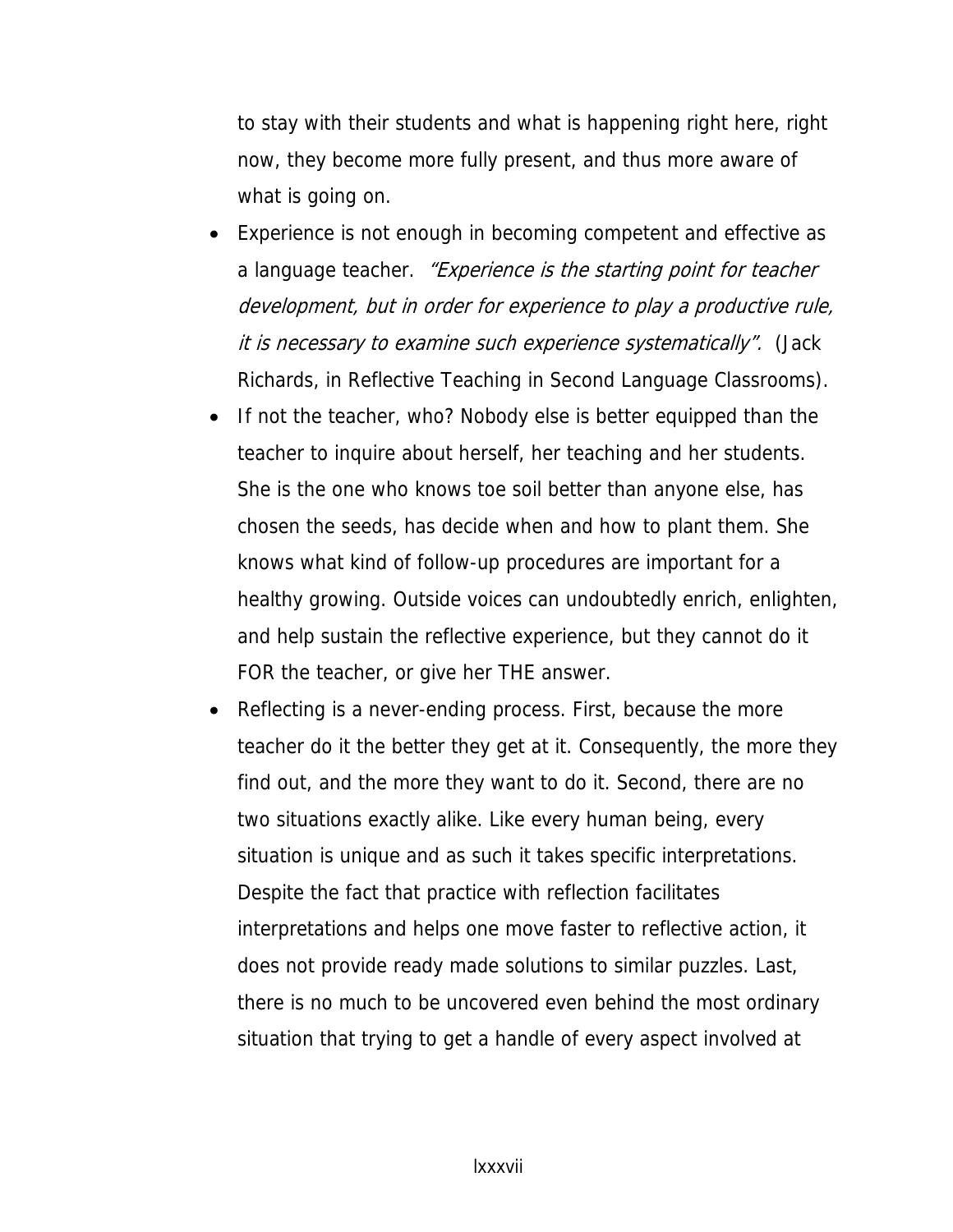to stay with their students and what is happening right here, right now, they become more fully present, and thus more aware of what is going on.

- Experience is not enough in becoming competent and effective as a language teacher. *"Experience is the starting point for teacher development, but in order for experience to play a productive rule, it is necessary to examine such experience systematically".* (Jack Richards, in Reflective Teaching in Second Language Classrooms).
- If not the teacher, who? Nobody else is better equipped than the teacher to inquire about herself, her teaching and her students. She is the one who knows toe soil better than anyone else, has chosen the seeds, has decide when and how to plant them. She knows what kind of follow-up procedures are important for a healthy growing. Outside voices can undoubtedly enrich, enlighten, and help sustain the reflective experience, but they cannot do it FOR the teacher, or give her THE answer.
- Reflecting is a never-ending process. First, because the more teacher do it the better they get at it. Consequently, the more they find out, and the more they want to do it. Second, there are no two situations exactly alike. Like every human being, every situation is unique and as such it takes specific interpretations. Despite the fact that practice with reflection facilitates interpretations and helps one move faster to reflective action, it does not provide ready made solutions to similar puzzles. Last, there is no much to be uncovered even behind the most ordinary situation that trying to get a handle of every aspect involved at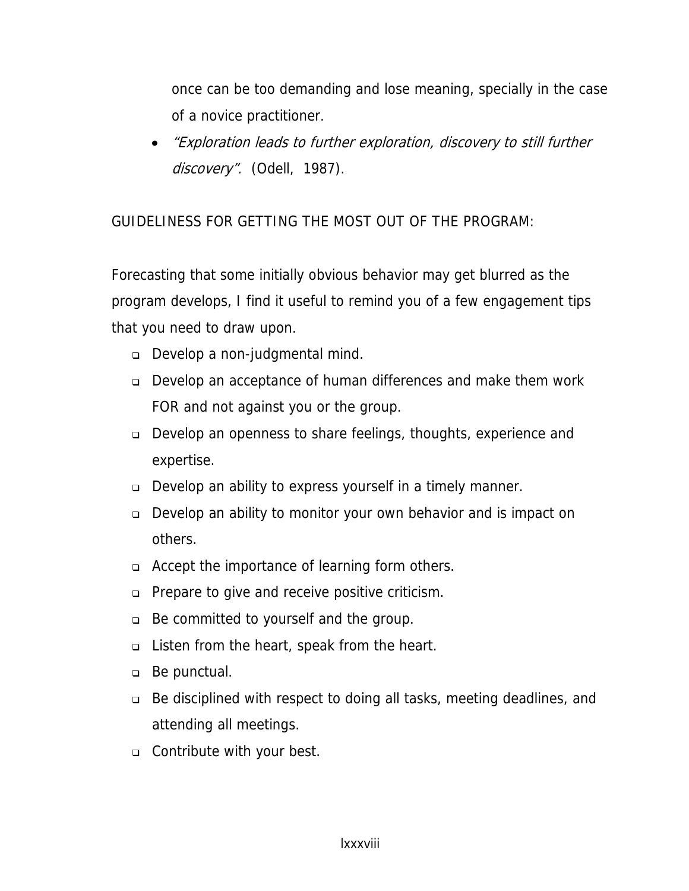once can be too demanding and lose meaning, specially in the case of a novice practitioner.

- *"Exploration leads to further exploration, discovery to still further discovery".* (Odell, 1987).

GUIDELINESS FOR GETTING THE MOST OUT OF THE PROGRAM:

Forecasting that some initially obvious behavior may get blurred as the program develops, I find it useful to remind you of a few engagement tips that you need to draw upon.

- Develop a non-judgmental mind.
- Develop an acceptance of human differences and make them work FOR and not against you or the group.
- Develop an openness to share feelings, thoughts, experience and expertise.
- Develop an ability to express yourself in a timely manner.
- Develop an ability to monitor your own behavior and is impact on others.
- Accept the importance of learning form others.
- Prepare to give and receive positive criticism.
- Be committed to yourself and the group.
- Listen from the heart, speak from the heart.
- Be punctual.
- Be disciplined with respect to doing all tasks, meeting deadlines, and attending all meetings.
- Contribute with your best.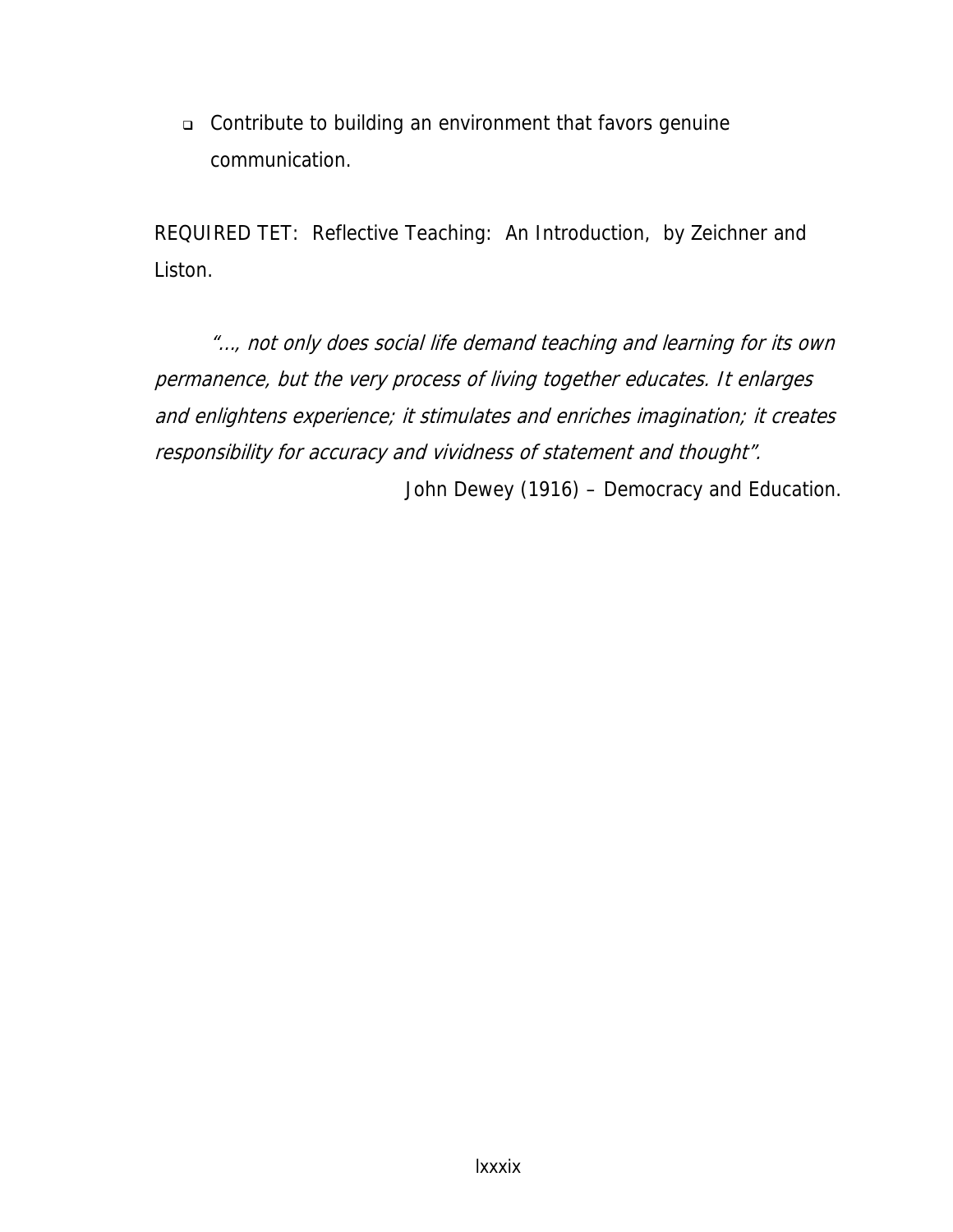- Contribute to building an environment that favors genuine communication.

REQUIRED TET: Reflective Teaching: An Introduction, by Zeichner and Liston.

*"…, not only does social life demand teaching and learning for its own permanence, but the very process of living together educates. It enlarges and enlightens experience; it stimulates and enriches imagination; it creates responsibility for accuracy and vividness of statement and thought".*

John Dewey (1916) – Democracy and Education.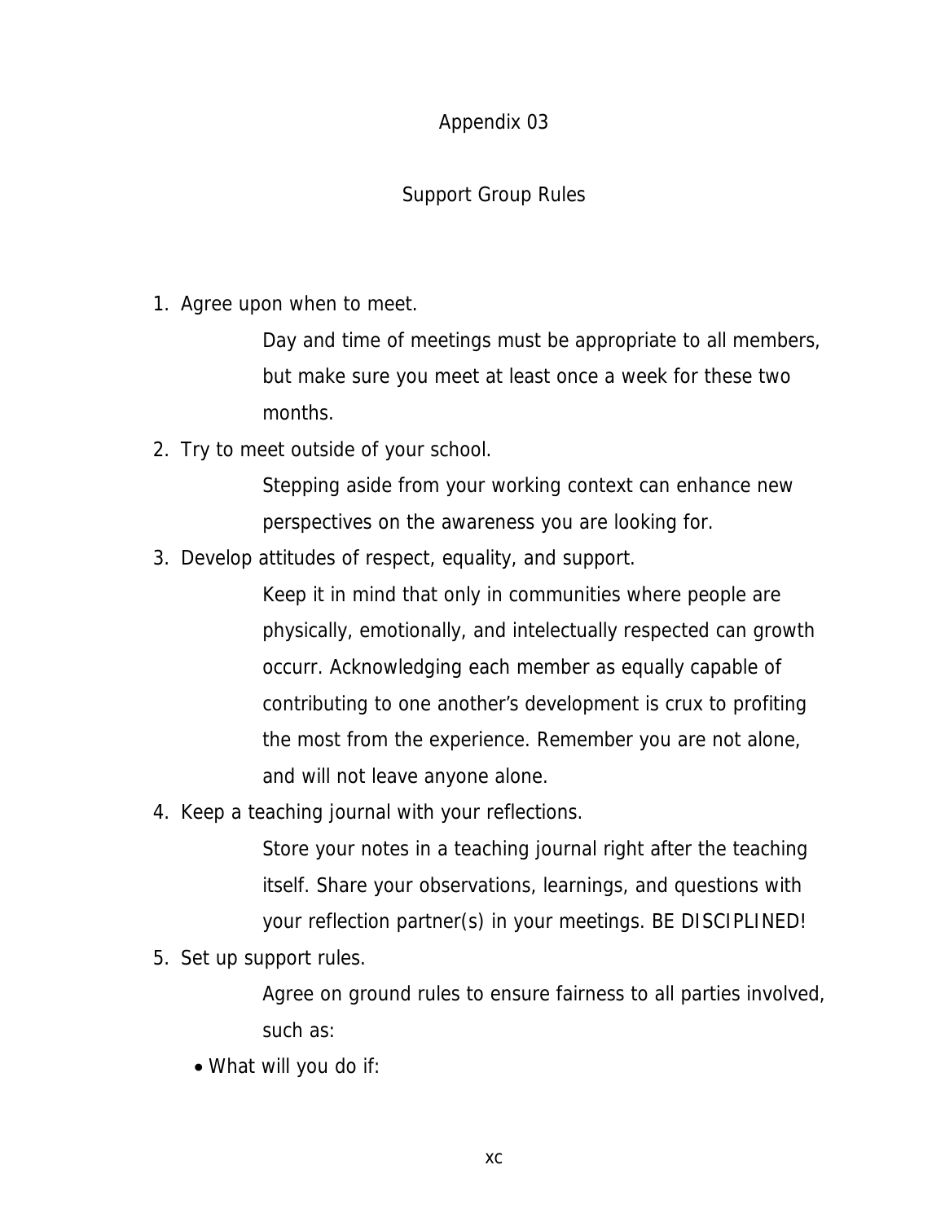# Appendix 03

## Support Group Rules

1. Agree upon when to meet.

   Day and time of meetings must be appropriate to all members, but make sure you meet at least once a week for these two months.

2. Try to meet outside of your school.

   Stepping aside from your working context can enhance new perspectives on the awareness you are looking for.

3. Develop attitudes of respect, equality, and support.

   Keep it in mind that only in communities where people are physically, emotionally, and intelectually respected can growth occurr. Acknowledging each member as equally capable of contributing to one another's development is crux to profiting the most from the experience. Remember you are not alone, and will not leave anyone alone.

4. Keep a teaching journal with your reflections.

   Store your notes in a teaching journal right after the teaching itself. Share your observations, learnings, and questions with your reflection partner(s) in your meetings. BE DISCIPLINED!

5. Set up support rules.

   Agree on ground rules to ensure fairness to all parties involved, such as:

- What will you do if: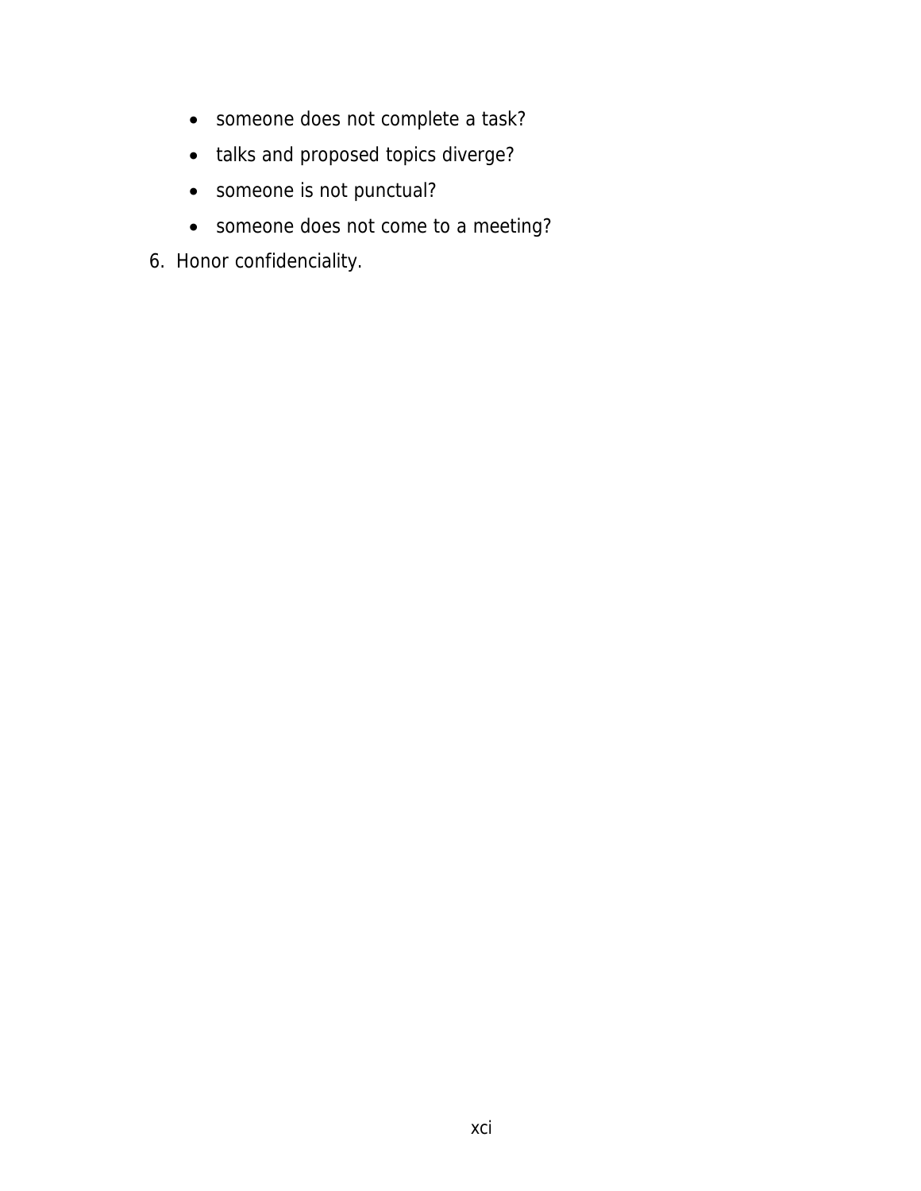- someone does not complete a task?
- talks and proposed topics diverge?
- someone is not punctual?
- someone does not come to a meeting?

6. Honor confidenciality.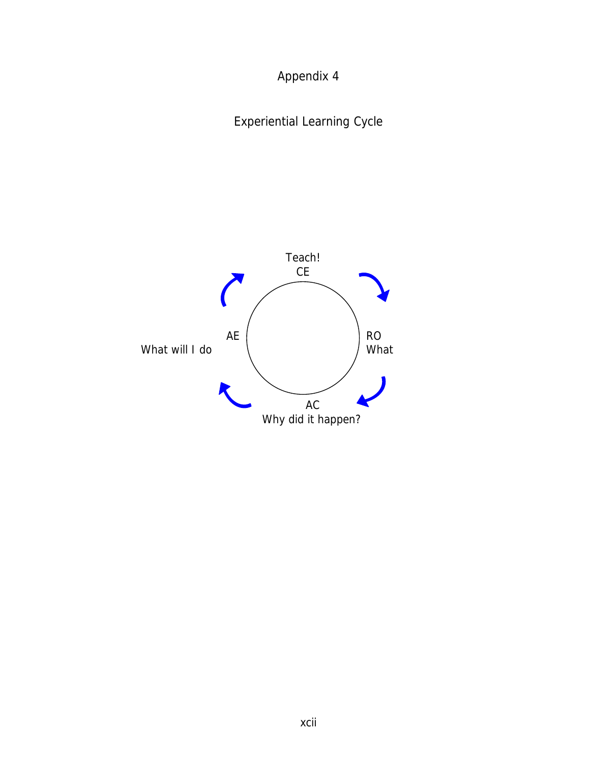# Appendix 4

## Experiential Learning Cycle

Teach!
CE

RO
What

AC
Why did it happen?

AE
What will I do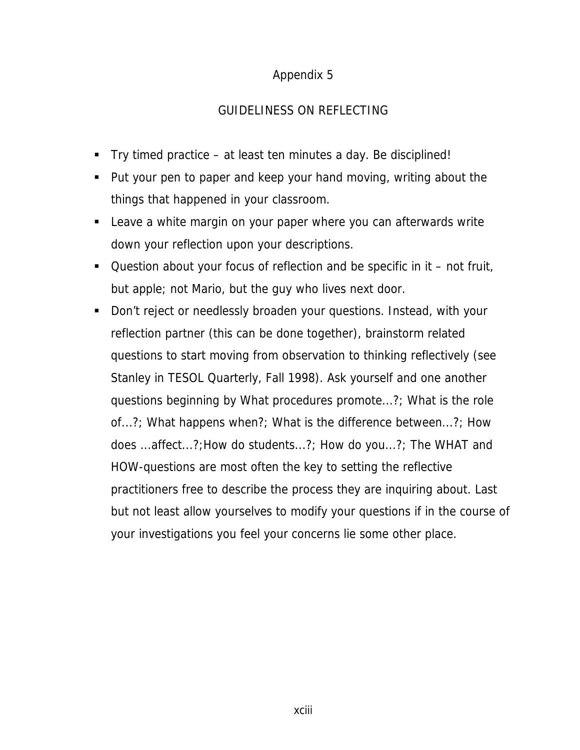# Appendix 5

## GUIDELINESS ON REFLECTING

- Try timed practice – at least ten minutes a day. Be disciplined!
- Put your pen to paper and keep your hand moving, writing about the things that happened in your classroom.
- Leave a white margin on your paper where you can afterwards write down your reflection upon your descriptions.
- Question about your focus of reflection and be specific in it – not fruit, but apple; not Mario, but the guy who lives next door.
- Don't reject or needlessly broaden your questions. Instead, with your reflection partner (this can be done together), brainstorm related questions to start moving from observation to thinking reflectively (see Stanley in TESOL Quarterly, Fall 1998). Ask yourself and one another questions beginning by What procedures promote...?; What is the role of...?; What happens when?; What is the difference between...?; How does ...affect...?;How do students...?; How do you...?; The WHAT and HOW-questions are most often the key to setting the reflective practitioners free to describe the process they are inquiring about. Last but not least allow yourselves to modify your questions if in the course of your investigations you feel your concerns lie some other place.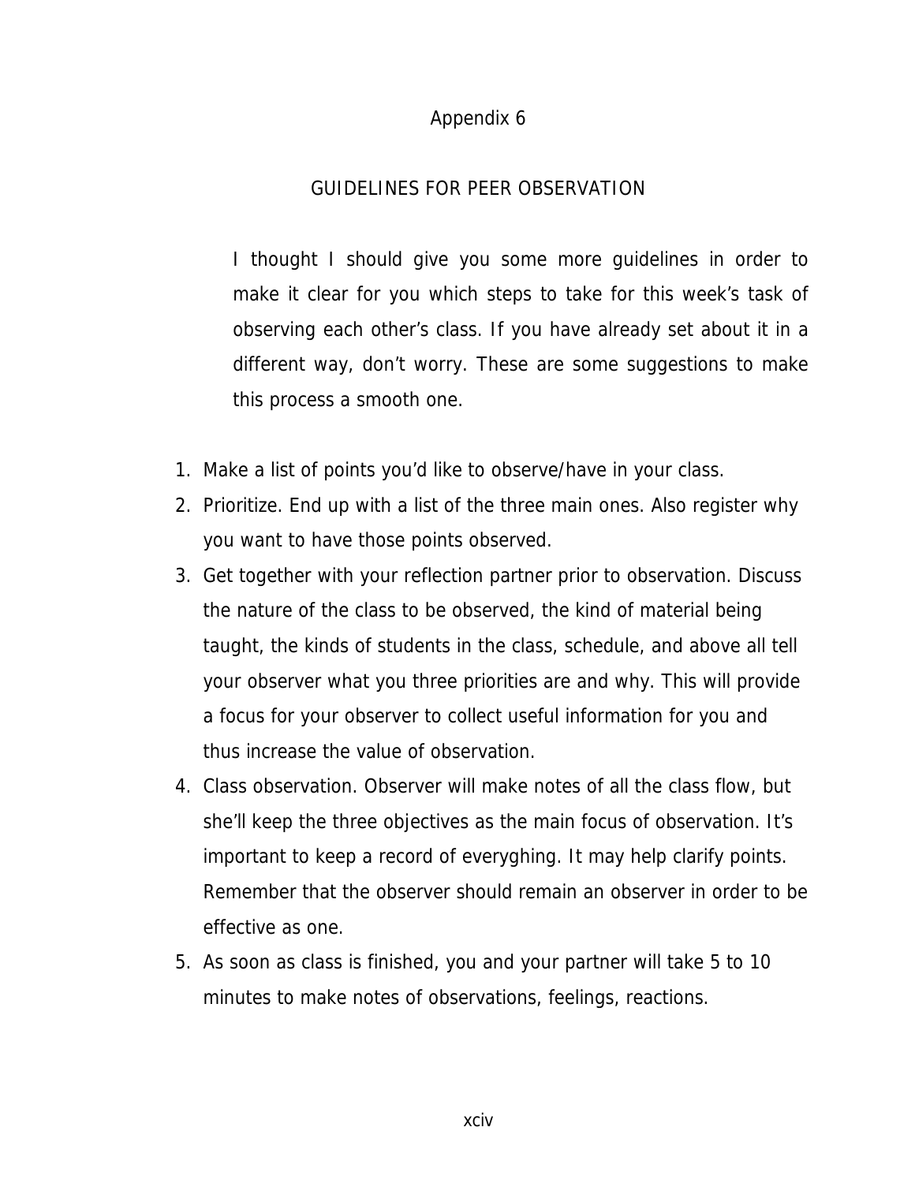# Appendix 6

## GUIDELINES FOR PEER OBSERVATION

> I thought I should give you some more guidelines in order to make it clear for you which steps to take for this week's task of observing each other's class. If you have already set about it in a different way, don't worry. These are some suggestions to make this process a smooth one.

1. Make a list of points you'd like to observe/have in your class.
2. Prioritize. End up with a list of the three main ones. Also register why you want to have those points observed.
3. Get together with your reflection partner prior to observation. Discuss the nature of the class to be observed, the kind of material being taught, the kinds of students in the class, schedule, and above all tell your observer what you three priorities are and why. This will provide a focus for your observer to collect useful information for you and thus increase the value of observation.
4. Class observation. Observer will make notes of all the class flow, but she'll keep the three objectives as the main focus of observation. It's important to keep a record of everyghing. It may help clarify points. Remember that the observer should remain an observer in order to be effective as one.
5. As soon as class is finished, you and your partner will take 5 to 10 minutes to make notes of observations, feelings, reactions.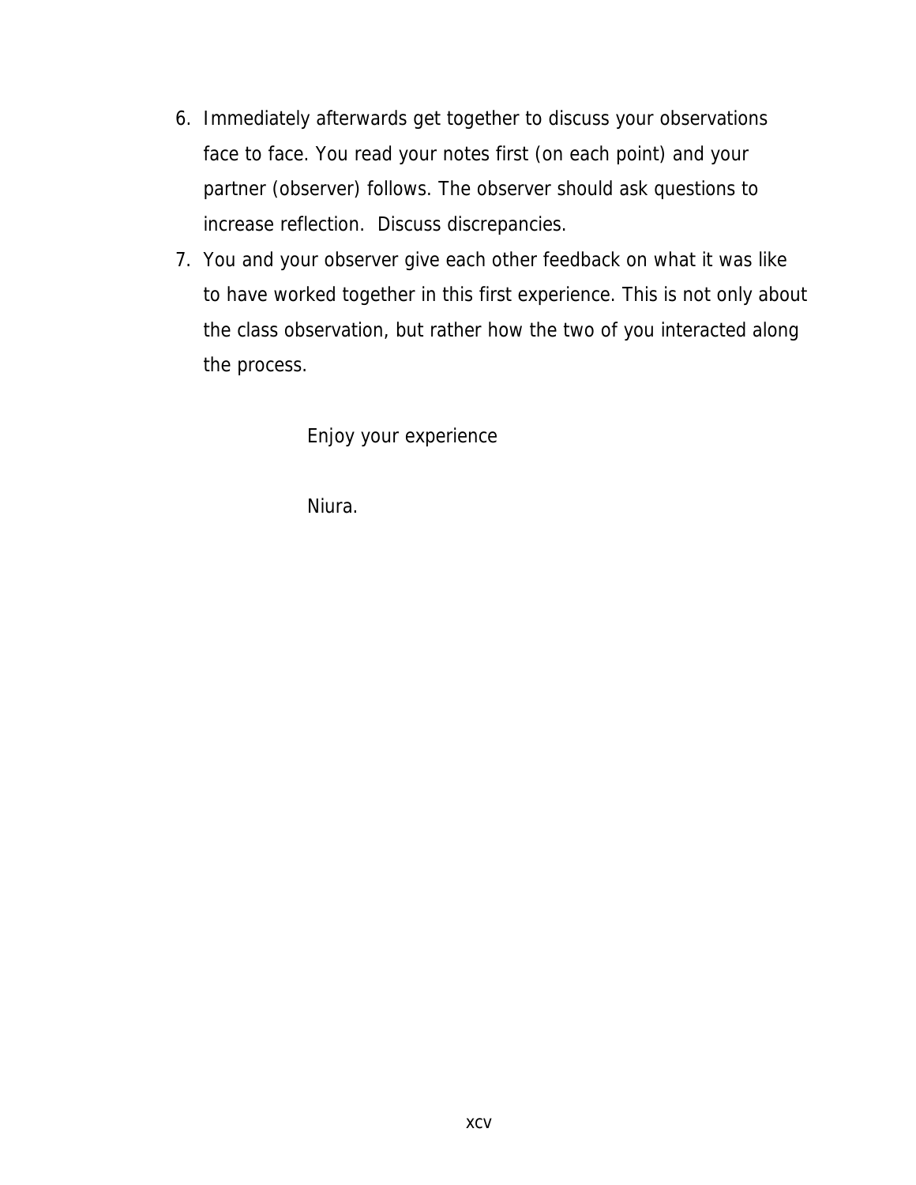6. Immediately afterwards get together to discuss your observations face to face. You read your notes first (on each point) and your partner (observer) follows. The observer should ask questions to increase reflection. Discuss discrepancies.
7. You and your observer give each other feedback on what it was like to have worked together in this first experience. This is not only about the class observation, but rather how the two of you interacted along the process.

Enjoy your experience

Niura.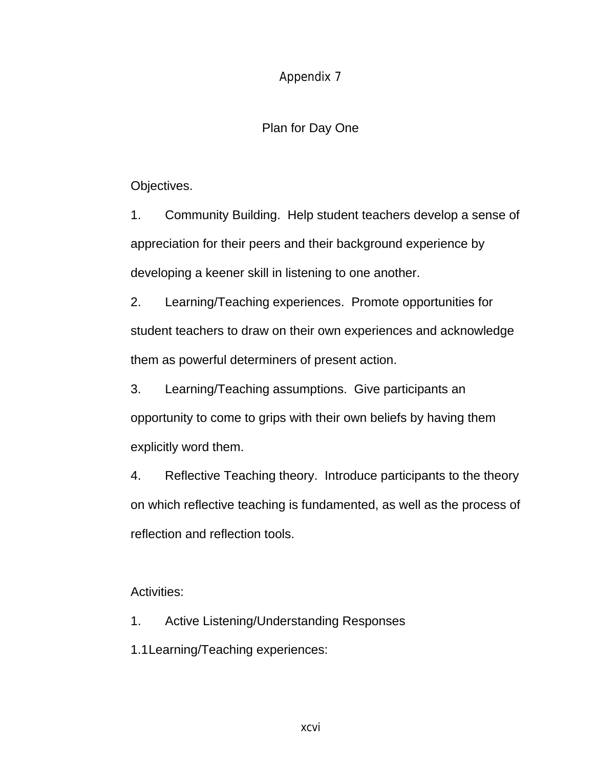# Appendix 7

## Plan for Day One

Objectives.

1. Community Building. Help student teachers develop a sense of appreciation for their peers and their background experience by developing a keener skill in listening to one another.
2. Learning/Teaching experiences. Promote opportunities for student teachers to draw on their own experiences and acknowledge them as powerful determiners of present action.
3. Learning/Teaching assumptions. Give participants an opportunity to come to grips with their own beliefs by having them explicitly word them.
4. Reflective Teaching theory. Introduce participants to the theory on which reflective teaching is fundamented, as well as the process of reflection and reflection tools.

Activities:

1. Active Listening/Understanding Responses

1.1 Learning/Teaching experiences: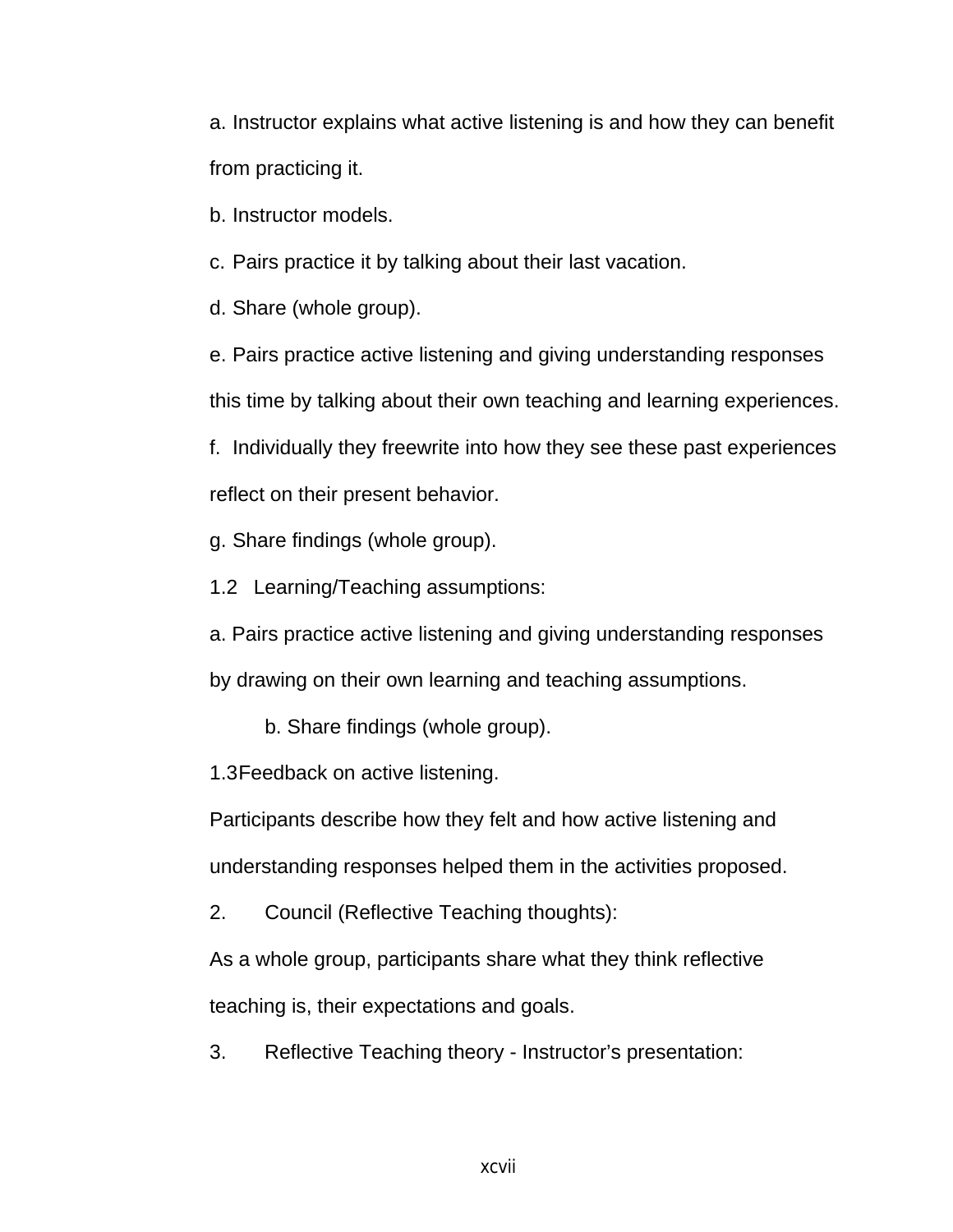a. Instructor explains what active listening is and how they can benefit from practicing it.

b. Instructor models.

c. Pairs practice it by talking about their last vacation.

d. Share (whole group).

e. Pairs practice active listening and giving understanding responses this time by talking about their own teaching and learning experiences.

f. Individually they freewrite into how they see these past experiences reflect on their present behavior.

g. Share findings (whole group).

1.2 Learning/Teaching assumptions:

a. Pairs practice active listening and giving understanding responses by drawing on their own learning and teaching assumptions.

b. Share findings (whole group).

1.3 Feedback on active listening.

Participants describe how they felt and how active listening and understanding responses helped them in the activities proposed.

2. Council (Reflective Teaching thoughts):

As a whole group, participants share what they think reflective teaching is, their expectations and goals.

3. Reflective Teaching theory - Instructor's presentation: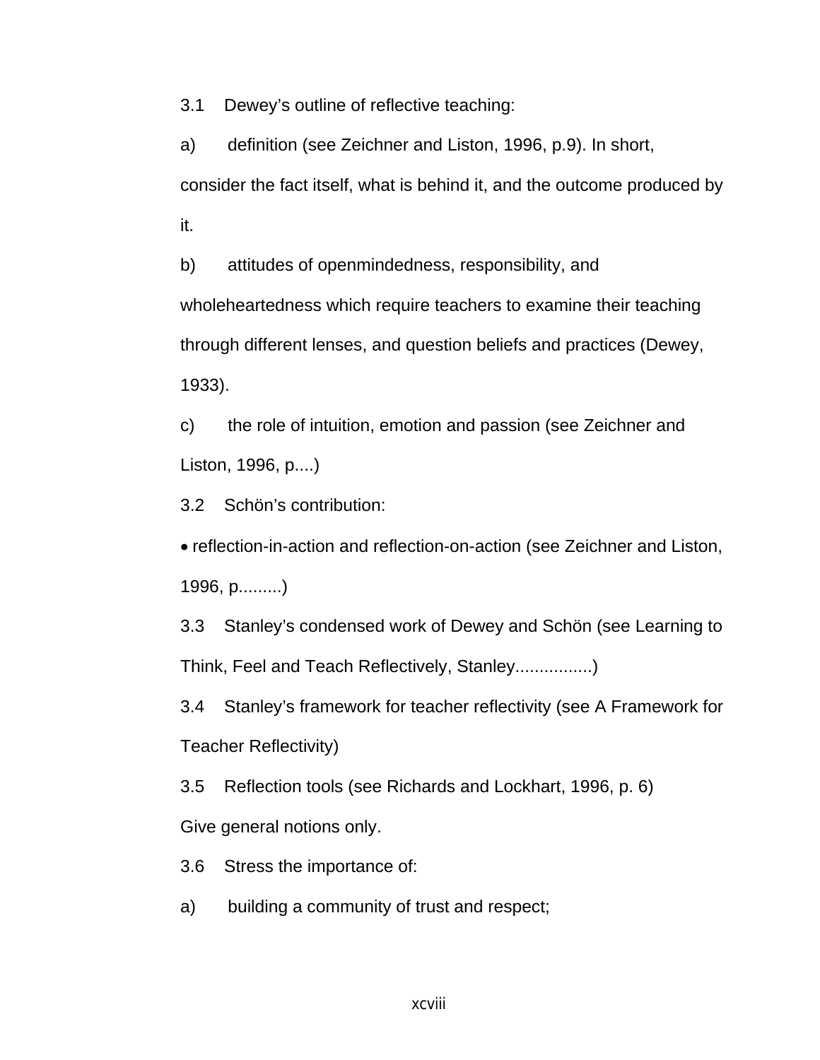3.1 Dewey's outline of reflective teaching:

a) definition (see Zeichner and Liston, 1996, p.9). In short, consider the fact itself, what is behind it, and the outcome produced by it.

b) attitudes of openmindedness, responsibility, and wholeheartedness which require teachers to examine their teaching through different lenses, and question beliefs and practices (Dewey, 1933).

c) the role of intuition, emotion and passion (see Zeichner and Liston, 1996, p....)

3.2 Schön's contribution:

- reflection-in-action and reflection-on-action (see Zeichner and Liston, 1996, p.........)

3.3 Stanley's condensed work of Dewey and Schön (see Learning to Think, Feel and Teach Reflectively, Stanley................)

3.4 Stanley's framework for teacher reflectivity (see A Framework for Teacher Reflectivity)

3.5 Reflection tools (see Richards and Lockhart, 1996, p. 6) Give general notions only.

3.6 Stress the importance of:

a) building a community of trust and respect;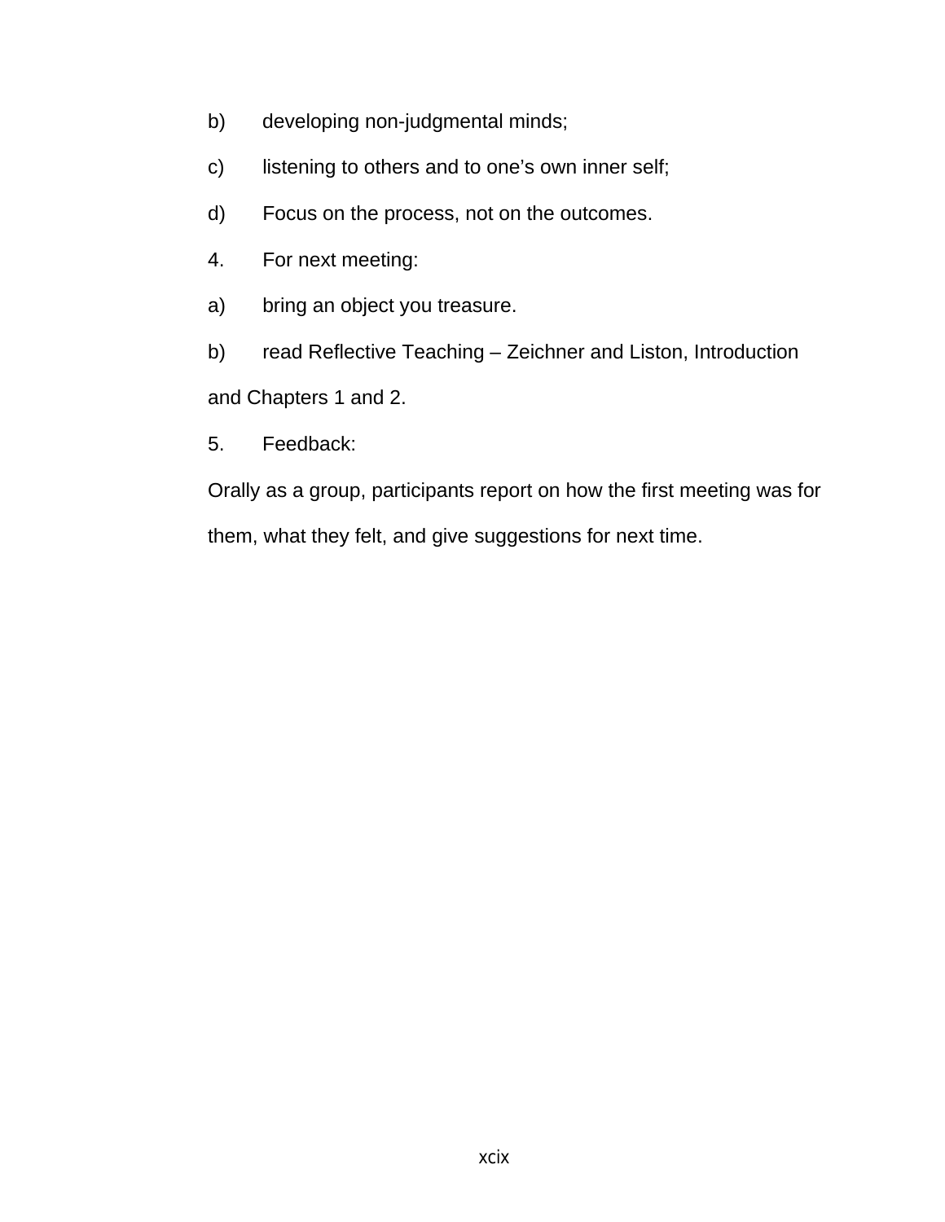b) developing non-judgmental minds;

c) listening to others and to one's own inner self;

d) Focus on the process, not on the outcomes.

4. For next meeting:

a) bring an object you treasure.

b) read Reflective Teaching – Zeichner and Liston, Introduction and Chapters 1 and 2.

5. Feedback:

Orally as a group, participants report on how the first meeting was for them, what they felt, and give suggestions for next time.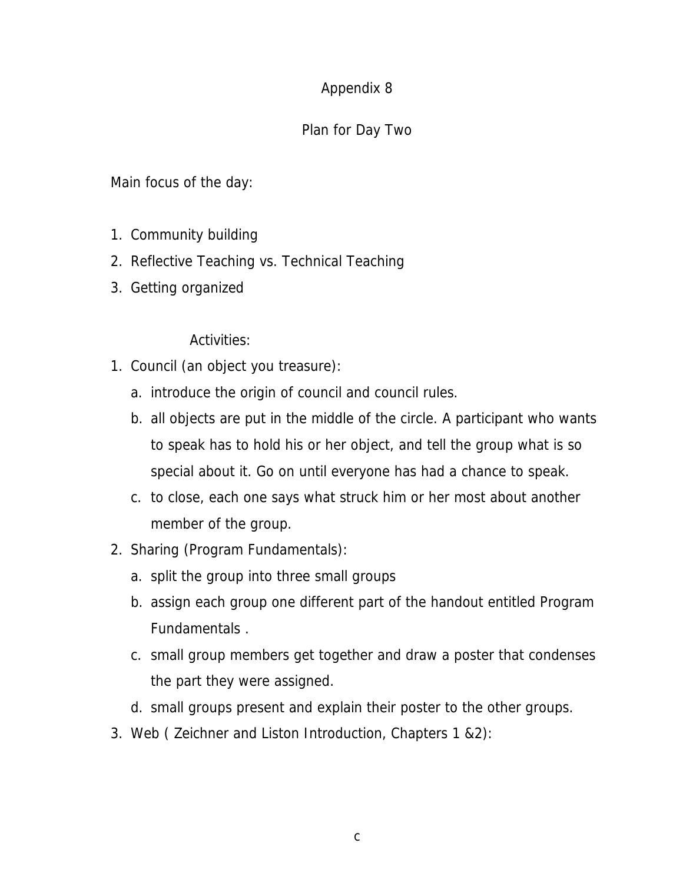# Appendix 8

## Plan for Day Two

Main focus of the day:

1. Community building
2. Reflective Teaching vs. Technical Teaching
3. Getting organized

Activities:

1. Council (an object you treasure):
   a. introduce the origin of council and council rules.
   b. all objects are put in the middle of the circle. A participant who wants to speak has to hold his or her object, and tell the group what is so special about it. Go on until everyone has had a chance to speak.
   c. to close, each one says what struck him or her most about another member of the group.
2. Sharing (Program Fundamentals):
   a. split the group into three small groups
   b. assign each group one different part of the handout entitled Program Fundamentals .
   c. small group members get together and draw a poster that condenses the part they were assigned.
   d. small groups present and explain their poster to the other groups.
3. Web ( Zeichner and Liston Introduction, Chapters 1 &2):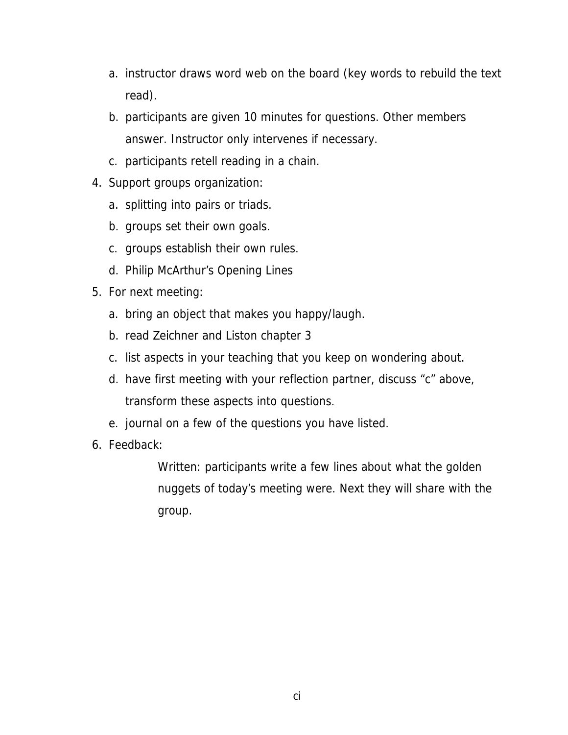a. instructor draws word web on the board (key words to rebuild the text read).
   b. participants are given 10 minutes for questions. Other members answer. Instructor only intervenes if necessary.
   c. participants retell reading in a chain.

4. Support groups organization:
   a. splitting into pairs or triads.
   b. groups set their own goals.
   c. groups establish their own rules.
   d. Philip McArthur's Opening Lines
5. For next meeting:
   a. bring an object that makes you happy/laugh.
   b. read Zeichner and Liston chapter 3
   c. list aspects in your teaching that you keep on wondering about.
   d. have first meeting with your reflection partner, discuss "c" above, transform these aspects into questions.
   e. journal on a few of the questions you have listed.
6. Feedback:

   Written: participants write a few lines about what the golden nuggets of today's meeting were. Next they will share with the group.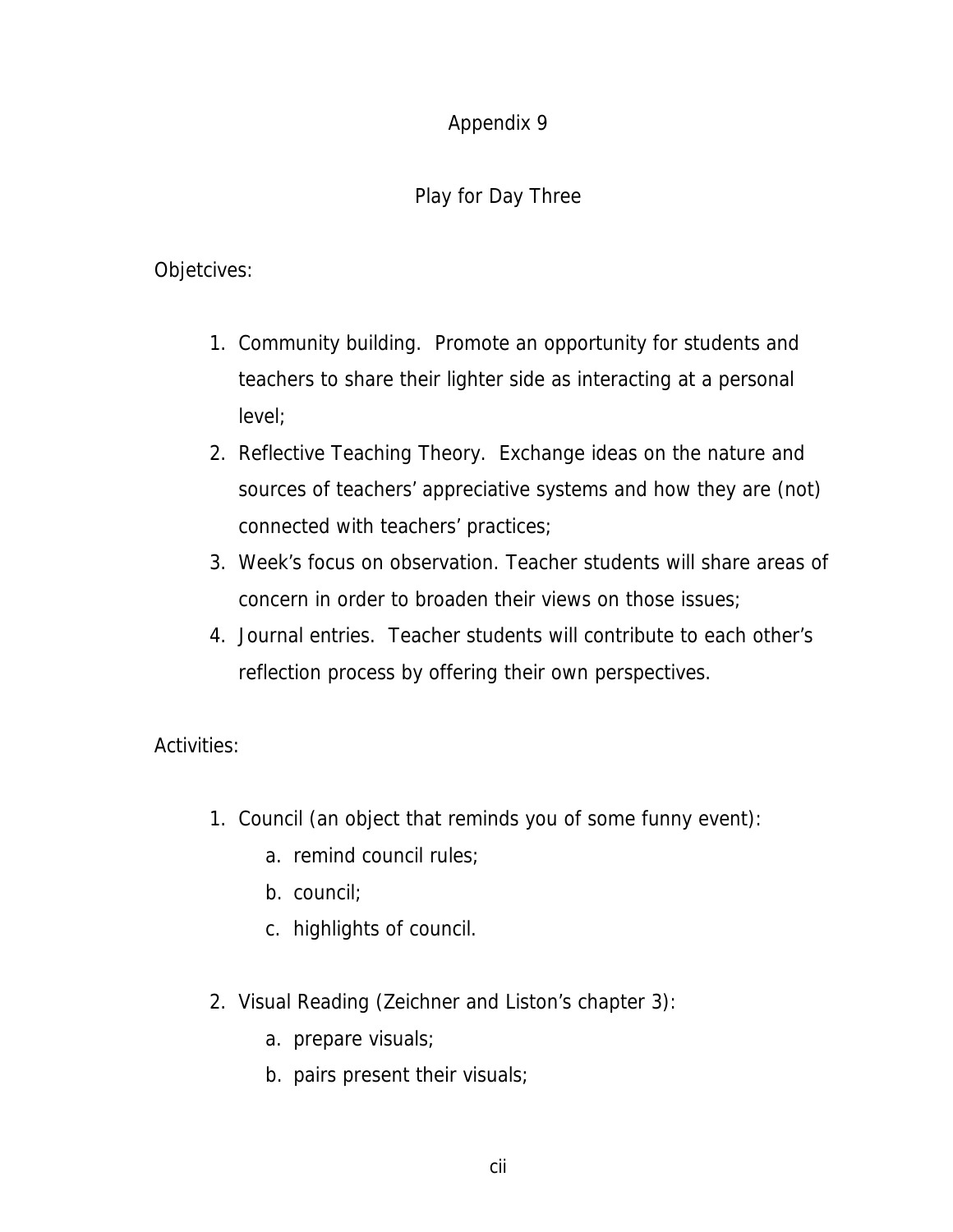# Appendix 9

## Play for Day Three

Objetcives:

1. Community building. Promote an opportunity for students and teachers to share their lighter side as interacting at a personal level;
2. Reflective Teaching Theory. Exchange ideas on the nature and sources of teachers' appreciative systems and how they are (not) connected with teachers' practices;
3. Week's focus on observation. Teacher students will share areas of concern in order to broaden their views on those issues;
4. Journal entries. Teacher students will contribute to each other's reflection process by offering their own perspectives.

Activities:

1. Council (an object that reminds you of some funny event):
   a. remind council rules;
   b. council;
   c. highlights of council.

2. Visual Reading (Zeichner and Liston's chapter 3):
   a. prepare visuals;
   b. pairs present their visuals;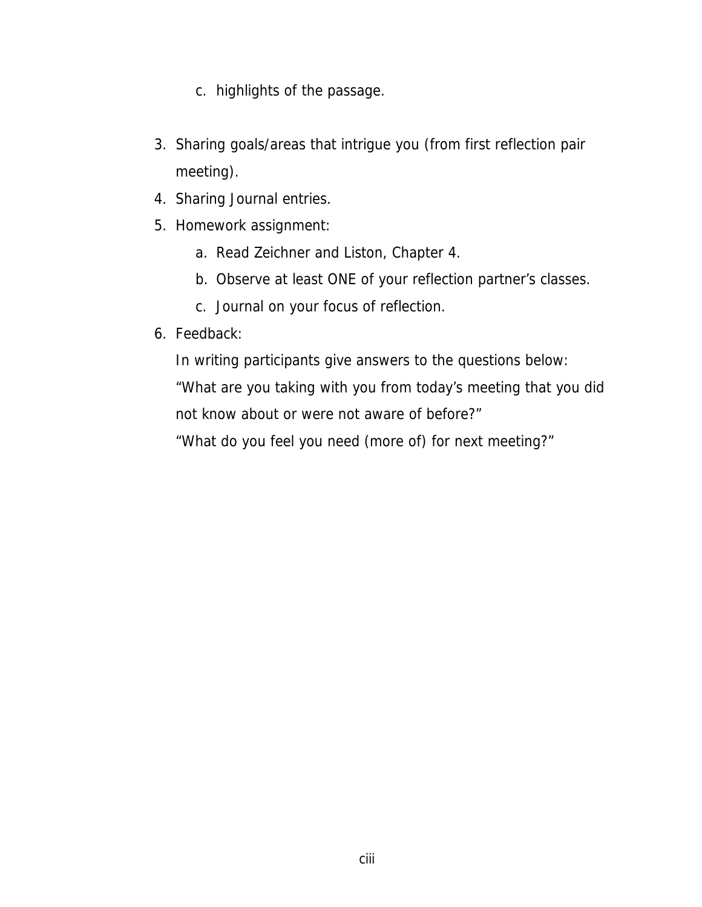c. highlights of the passage.

3. Sharing goals/areas that intrigue you (from first reflection pair meeting).
4. Sharing Journal entries.
5. Homework assignment:
    a. Read Zeichner and Liston, Chapter 4.
    b. Observe at least ONE of your reflection partner's classes.
    c. Journal on your focus of reflection.
6. Feedback:

    In writing participants give answers to the questions below:

    "What are you taking with you from today's meeting that you did not know about or were not aware of before?"

    "What do you feel you need (more of) for next meeting?"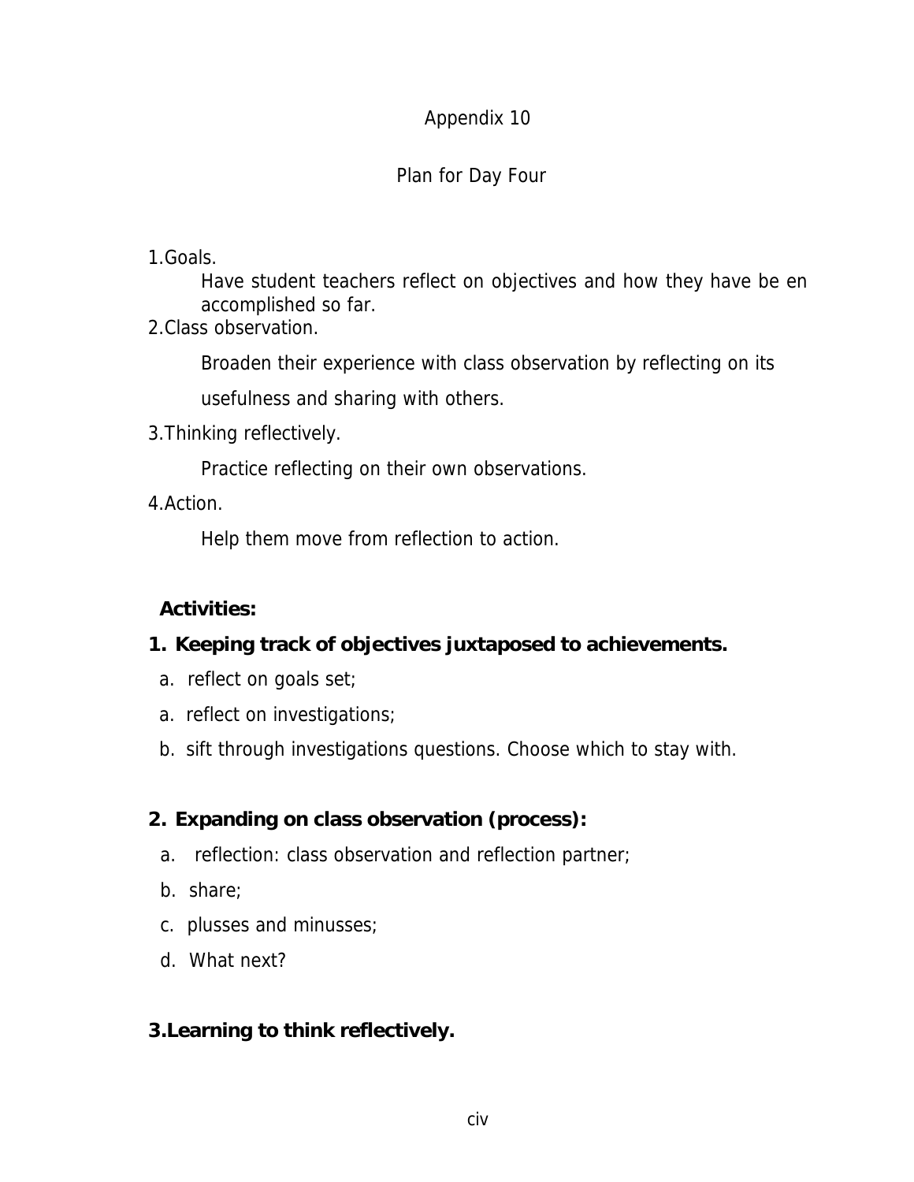Appendix 10

Plan for Day Four

1.Goals.

Have student teachers reflect on objectives and how they have be en accomplished so far.

2.Class observation.

Broaden their experience with class observation by reflecting on its usefulness and sharing with others.

3.Thinking reflectively.

Practice reflecting on their own observations.

4.Action.

Help them move from reflection to action.

**Activities:**

**1. Keeping track of objectives juxtaposed to achievements.**

a. reflect on goals set;

a. reflect on investigations;

b. sift through investigations questions. Choose which to stay with.

**2. Expanding on class observation (process):**

a. reflection: class observation and reflection partner;

b. share;

c. plusses and minusses;

d. What next?

**3.Learning to think reflectively.**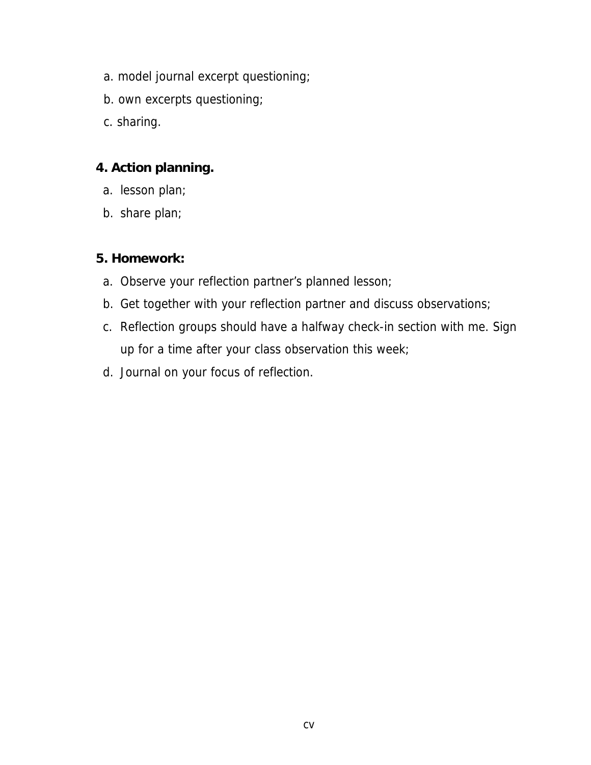a. model journal excerpt questioning;
b. own excerpts questioning;
c. sharing.

**4. Action planning.**

a. lesson plan;
b. share plan;

**5. Homework:**

a. Observe your reflection partner's planned lesson;
b. Get together with your reflection partner and discuss observations;
c. Reflection groups should have a halfway check-in section with me. Sign up for a time after your class observation this week;
d. Journal on your focus of reflection.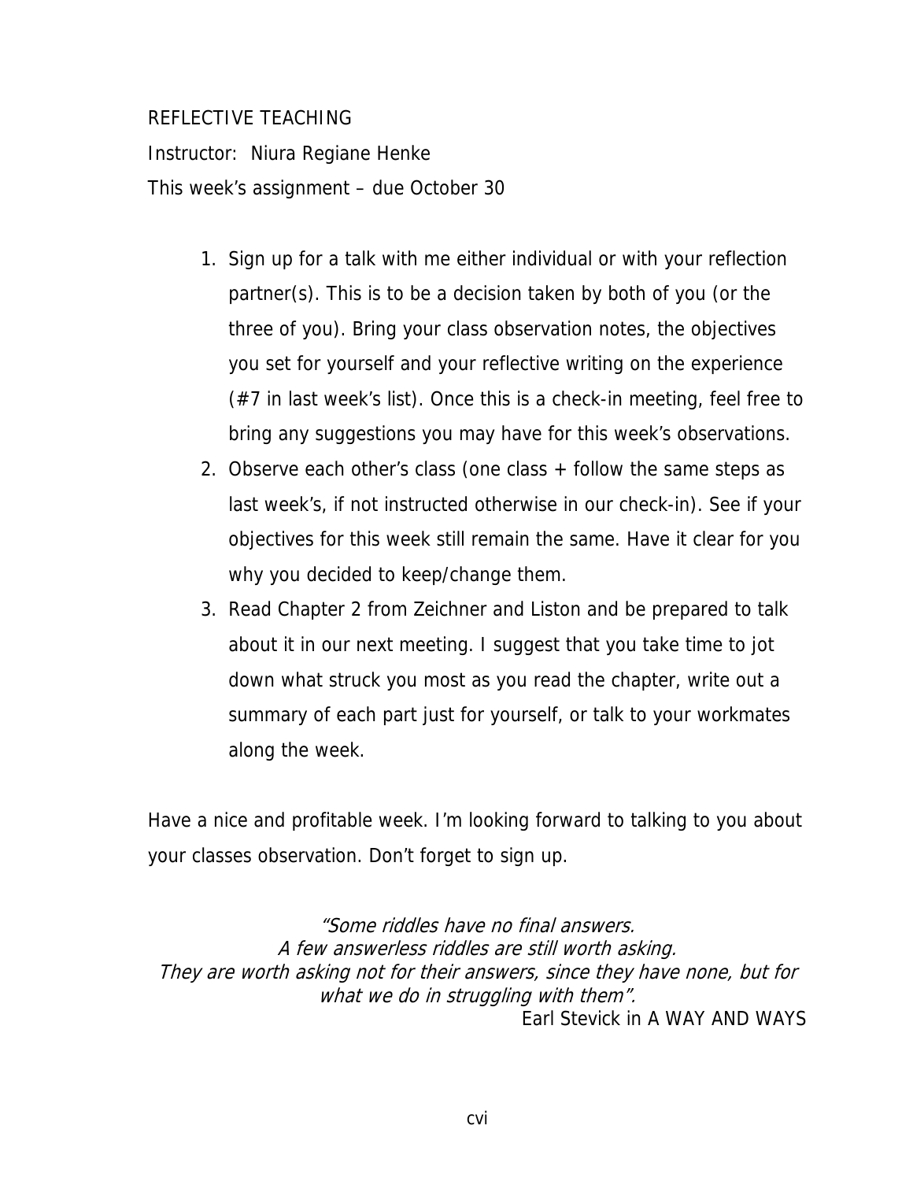REFLECTIVE TEACHING

Instructor: Niura Regiane Henke

This week's assignment – due October 30

1. Sign up for a talk with me either individual or with your reflection partner(s). This is to be a decision taken by both of you (or the three of you). Bring your class observation notes, the objectives you set for yourself and your reflective writing on the experience (#7 in last week's list). Once this is a check-in meeting, feel free to bring any suggestions you may have for this week's observations.
2. Observe each other's class (one class + follow the same steps as last week's, if not instructed otherwise in our check-in). See if your objectives for this week still remain the same. Have it clear for you why you decided to keep/change them.
3. Read Chapter 2 from Zeichner and Liston and be prepared to talk about it in our next meeting. I suggest that you take time to jot down what struck you most as you read the chapter, write out a summary of each part just for yourself, or talk to your workmates along the week.

Have a nice and profitable week. I'm looking forward to talking to you about your classes observation. Don't forget to sign up.

*"Some riddles have no final answers.*
*A few answerless riddles are still worth asking.*
*They are worth asking not for their answers, since they have none, but for what we do in struggling with them".*

Earl Stevick in A WAY AND WAYS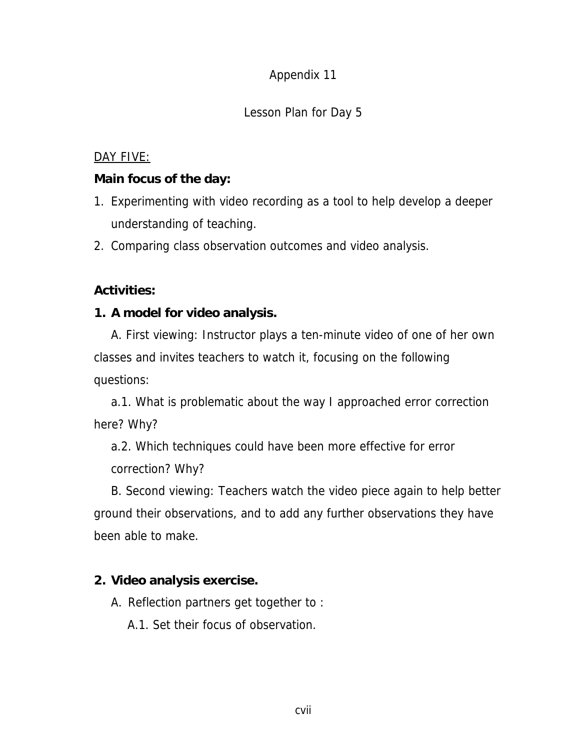Appendix 11

Lesson Plan for Day 5

DAY FIVE:

**Main focus of the day:**

1. Experimenting with video recording as a tool to help develop a deeper understanding of teaching.
2. Comparing class observation outcomes and video analysis.

**Activities:**

**1. A model for video analysis.**

A. First viewing: Instructor plays a ten-minute video of one of her own classes and invites teachers to watch it, focusing on the following questions:

a.1. What is problematic about the way I approached error correction here? Why?

a.2. Which techniques could have been more effective for error correction? Why?

B. Second viewing: Teachers watch the video piece again to help better ground their observations, and to add any further observations they have been able to make.

**2. Video analysis exercise.**

A. Reflection partners get together to :

A.1. Set their focus of observation.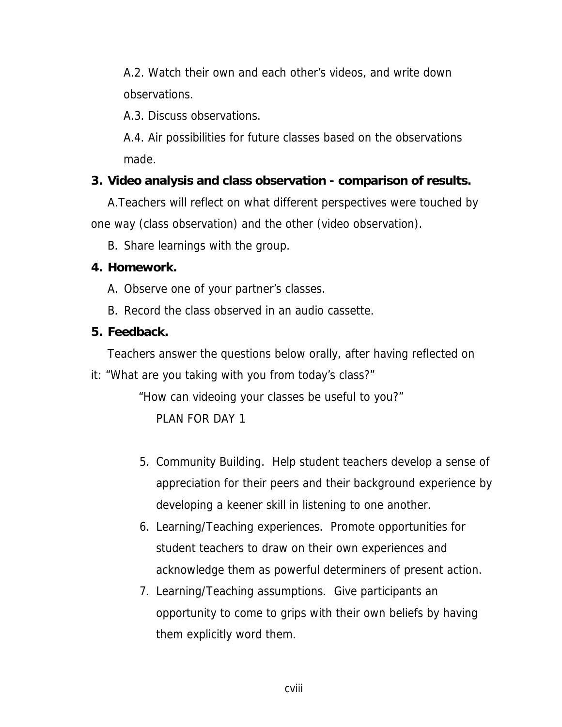A.2. Watch their own and each other's videos, and write down observations.

A.3. Discuss observations.

A.4. Air possibilities for future classes based on the observations made.

**3. Video analysis and class observation - comparison of results.**

A.Teachers will reflect on what different perspectives were touched by one way (class observation) and the other (video observation).

B. Share learnings with the group.

**4. Homework.**

A. Observe one of your partner's classes.

B. Record the class observed in an audio cassette.

**5. Feedback.**

Teachers answer the questions below orally, after having reflected on it: "What are you taking with you from today's class?"

"How can videoing your classes be useful to you?"

PLAN FOR DAY 1

5. Community Building. Help student teachers develop a sense of appreciation for their peers and their background experience by developing a keener skill in listening to one another.
6. Learning/Teaching experiences. Promote opportunities for student teachers to draw on their own experiences and acknowledge them as powerful determiners of present action.
7. Learning/Teaching assumptions. Give participants an opportunity to come to grips with their own beliefs by having them explicitly word them.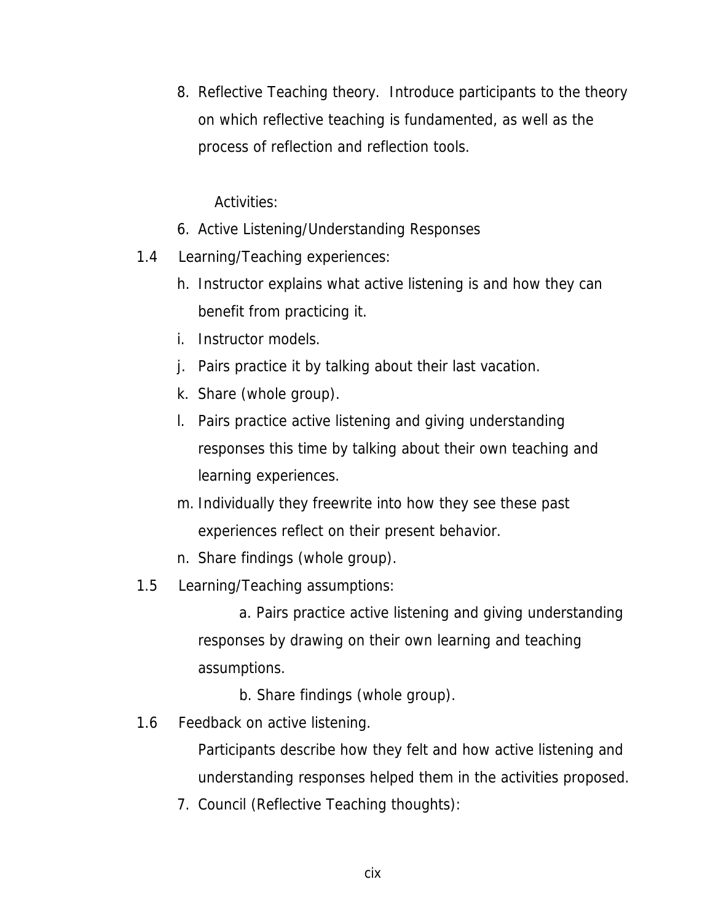8. Reflective Teaching theory. Introduce participants to the theory on which reflective teaching is fundamented, as well as the process of reflection and reflection tools.

Activities:

6. Active Listening/Understanding Responses

1.4 Learning/Teaching experiences:

h. Instructor explains what active listening is and how they can benefit from practicing it.
i. Instructor models.
j. Pairs practice it by talking about their last vacation.
k. Share (whole group).
l. Pairs practice active listening and giving understanding responses this time by talking about their own teaching and learning experiences.
m. Individually they freewrite into how they see these past experiences reflect on their present behavior.
n. Share findings (whole group).

1.5 Learning/Teaching assumptions:

a. Pairs practice active listening and giving understanding responses by drawing on their own learning and teaching assumptions.

b. Share findings (whole group).

1.6 Feedback on active listening.

Participants describe how they felt and how active listening and understanding responses helped them in the activities proposed.

7. Council (Reflective Teaching thoughts):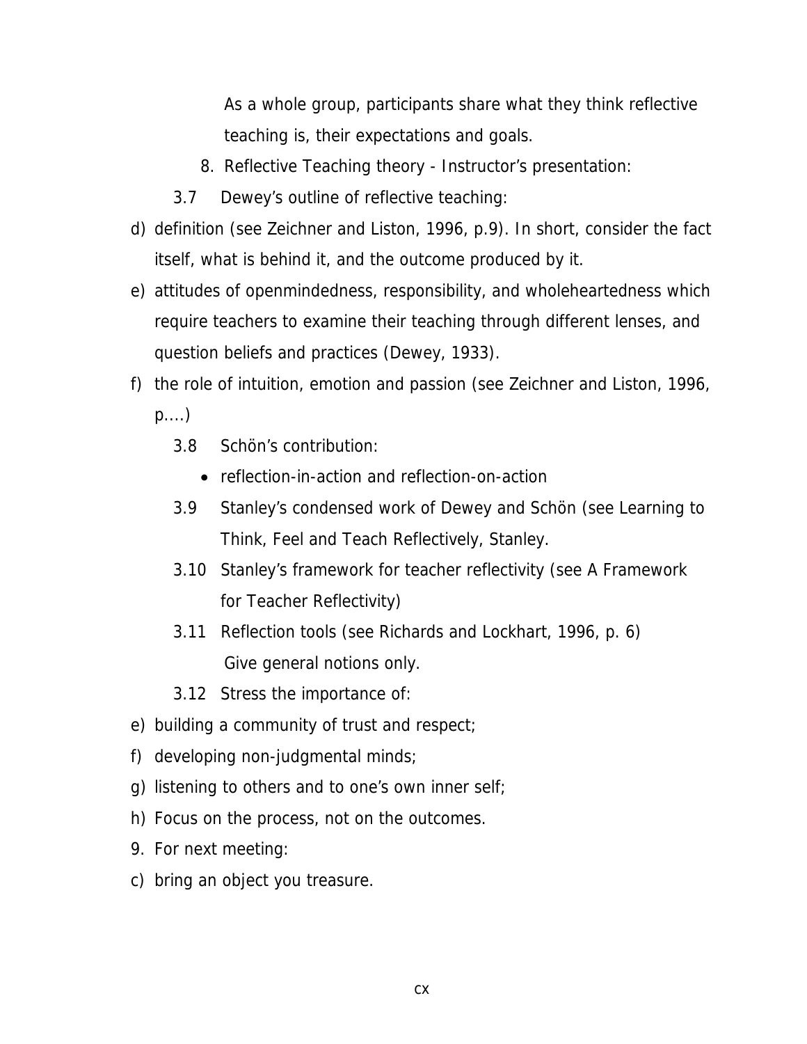As a whole group, participants share what they think reflective teaching is, their expectations and goals.

8. Reflective Teaching theory - Instructor's presentation:

3.7 Dewey's outline of reflective teaching:

d) definition (see Zeichner and Liston, 1996, p.9). In short, consider the fact itself, what is behind it, and the outcome produced by it.

e) attitudes of openmindedness, responsibility, and wholeheartedness which require teachers to examine their teaching through different lenses, and question beliefs and practices (Dewey, 1933).

f) the role of intuition, emotion and passion (see Zeichner and Liston, 1996, p....)

3.8 Schön's contribution:

- reflection-in-action and reflection-on-action

3.9 Stanley's condensed work of Dewey and Schön (see Learning to Think, Feel and Teach Reflectively, Stanley.

3.10 Stanley's framework for teacher reflectivity (see A Framework for Teacher Reflectivity)

3.11 Reflection tools (see Richards and Lockhart, 1996, p. 6) Give general notions only.

3.12 Stress the importance of:

e) building a community of trust and respect;

f) developing non-judgmental minds;

g) listening to others and to one's own inner self;

h) Focus on the process, not on the outcomes.

9. For next meeting:

c) bring an object you treasure.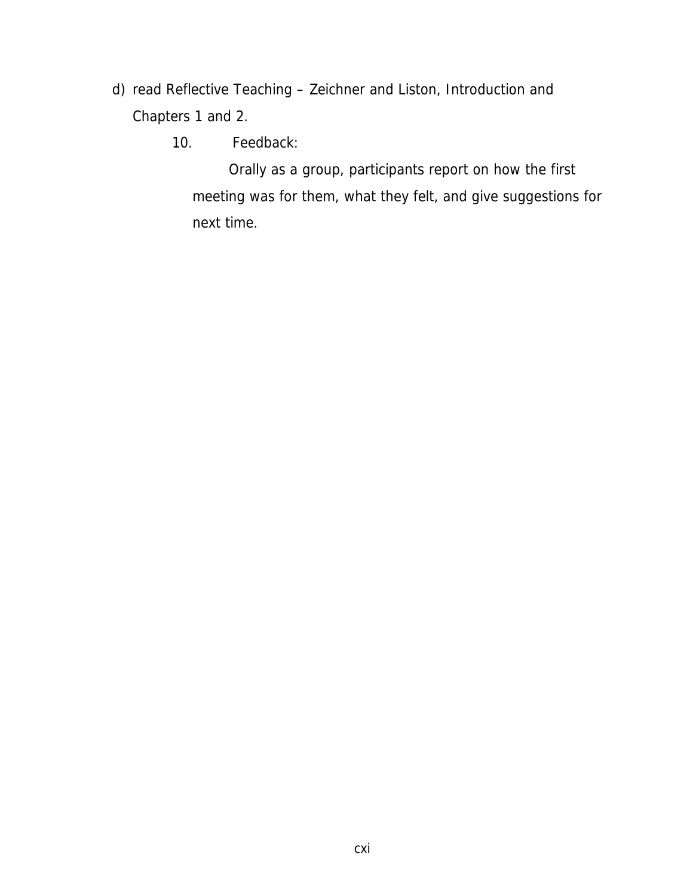d) read Reflective Teaching – Zeichner and Liston, Introduction and Chapters 1 and 2.

10. Feedback:

    Orally as a group, participants report on how the first meeting was for them, what they felt, and give suggestions for next time.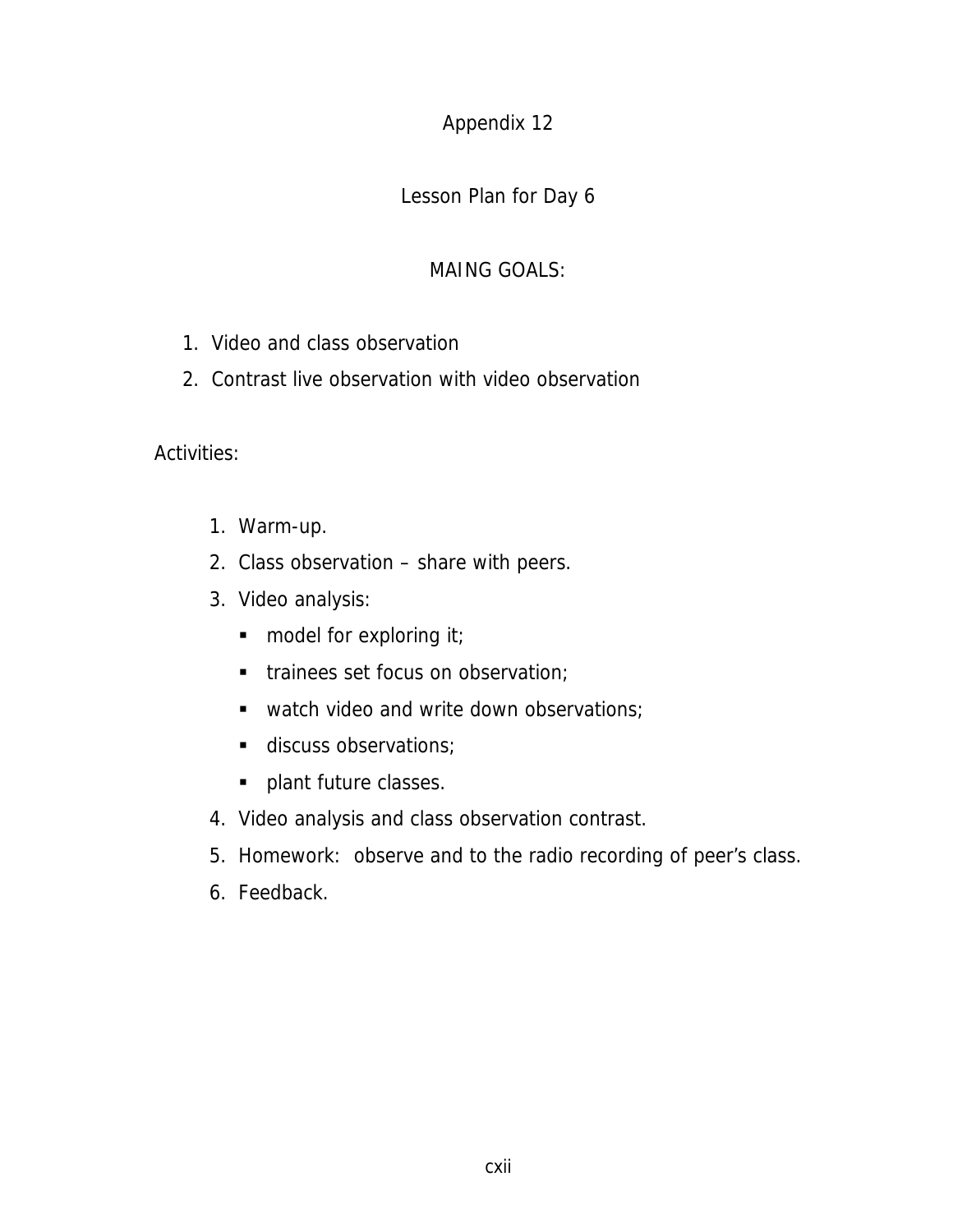# Appendix 12

## Lesson Plan for Day 6

### MAING GOALS:

1. Video and class observation
2. Contrast live observation with video observation

Activities:

1. Warm-up.
2. Class observation – share with peers.
3. Video analysis:
   - model for exploring it;
   - trainees set focus on observation;
   - watch video and write down observations;
   - discuss observations;
   - plant future classes.
4. Video analysis and class observation contrast.
5. Homework:  observe and to the radio recording of peer's class.
6. Feedback.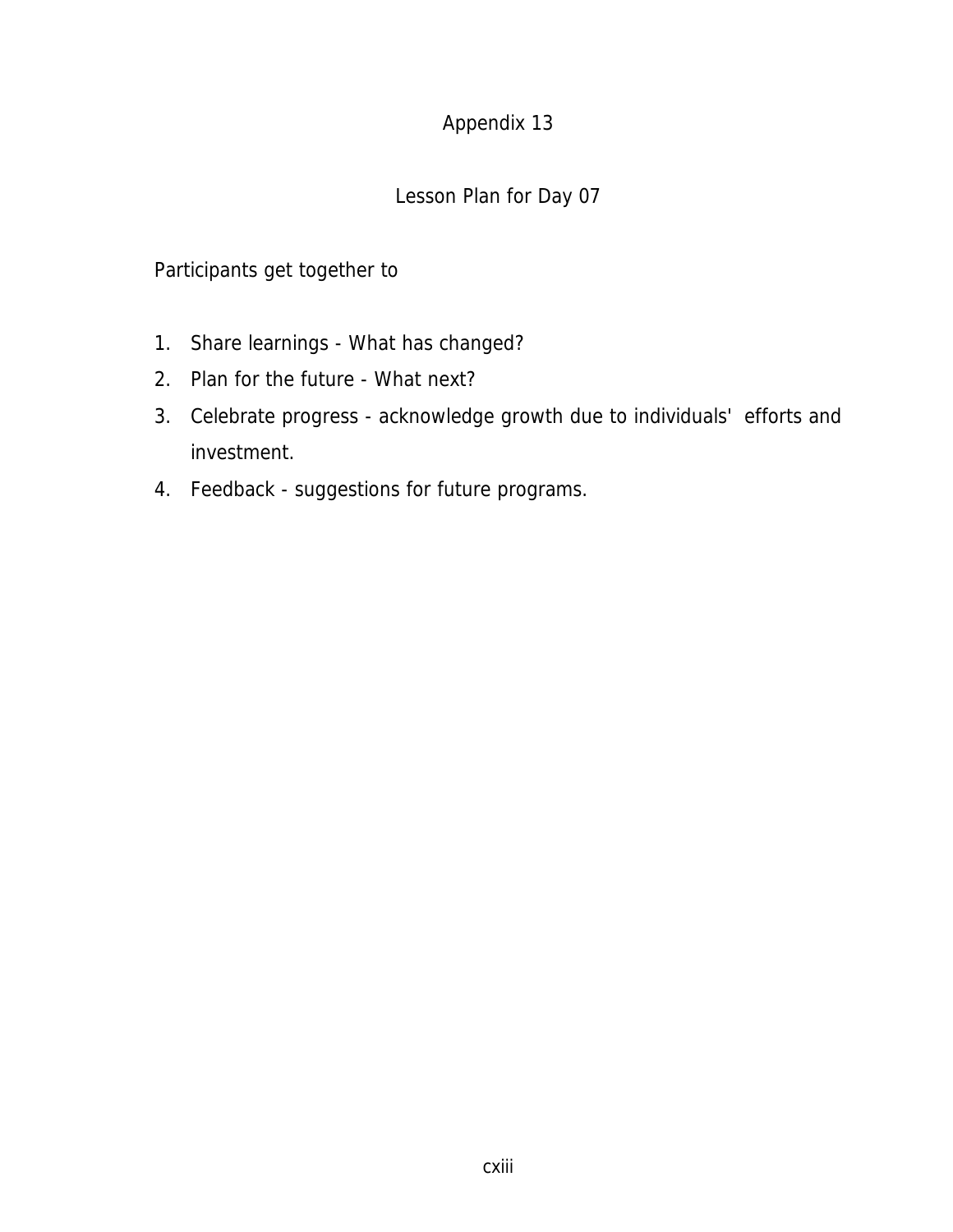# Appendix 13

## Lesson Plan for Day 07

Participants get together to

1. Share learnings - What has changed?
2. Plan for the future - What next?
3. Celebrate progress - acknowledge growth due to individuals' efforts and investment.
4. Feedback - suggestions for future programs.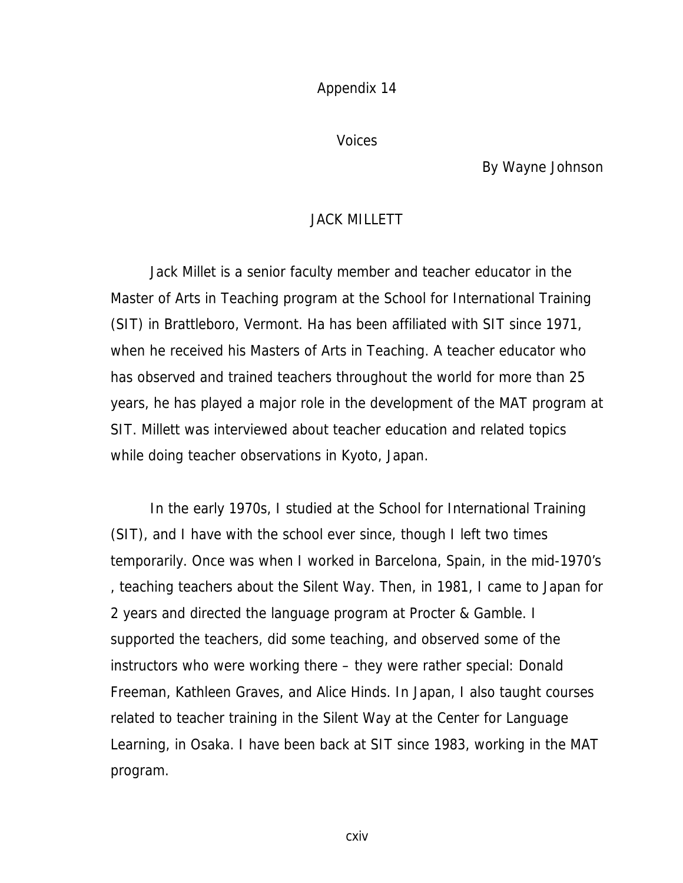Appendix 14

Voices

By Wayne Johnson

## JACK MILLETT

Jack Millet is a senior faculty member and teacher educator in the Master of Arts in Teaching program at the School for International Training (SIT) in Brattleboro, Vermont. Ha has been affiliated with SIT since 1971, when he received his Masters of Arts in Teaching. A teacher educator who has observed and trained teachers throughout the world for more than 25 years, he has played a major role in the development of the MAT program at SIT. Millett was interviewed about teacher education and related topics while doing teacher observations in Kyoto, Japan.

In the early 1970s, I studied at the School for International Training (SIT), and I have with the school ever since, though I left two times temporarily. Once was when I worked in Barcelona, Spain, in the mid-1970's , teaching teachers about the Silent Way. Then, in 1981, I came to Japan for 2 years and directed the language program at Procter & Gamble. I supported the teachers, did some teaching, and observed some of the instructors who were working there – they were rather special: Donald Freeman, Kathleen Graves, and Alice Hinds. In Japan, I also taught courses related to teacher training in the Silent Way at the Center for Language Learning, in Osaka. I have been back at SIT since 1983, working in the MAT program.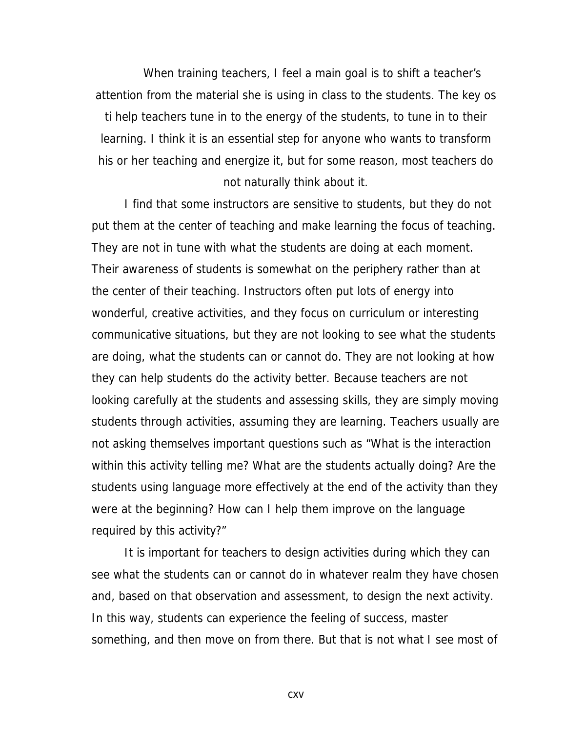When training teachers, I feel a main goal is to shift a teacher's attention from the material she is using in class to the students. The key os ti help teachers tune in to the energy of the students, to tune in to their learning. I think it is an essential step for anyone who wants to transform his or her teaching and energize it, but for some reason, most teachers do not naturally think about it.

I find that some instructors are sensitive to students, but they do not put them at the center of teaching and make learning the focus of teaching. They are not in tune with what the students are doing at each moment. Their awareness of students is somewhat on the periphery rather than at the center of their teaching. Instructors often put lots of energy into wonderful, creative activities, and they focus on curriculum or interesting communicative situations, but they are not looking to see what the students are doing, what the students can or cannot do. They are not looking at how they can help students do the activity better. Because teachers are not looking carefully at the students and assessing skills, they are simply moving students through activities, assuming they are learning. Teachers usually are not asking themselves important questions such as "What is the interaction within this activity telling me? What are the students actually doing? Are the students using language more effectively at the end of the activity than they were at the beginning? How can I help them improve on the language required by this activity?"

It is important for teachers to design activities during which they can see what the students can or cannot do in whatever realm they have chosen and, based on that observation and assessment, to design the next activity. In this way, students can experience the feeling of success, master something, and then move on from there. But that is not what I see most of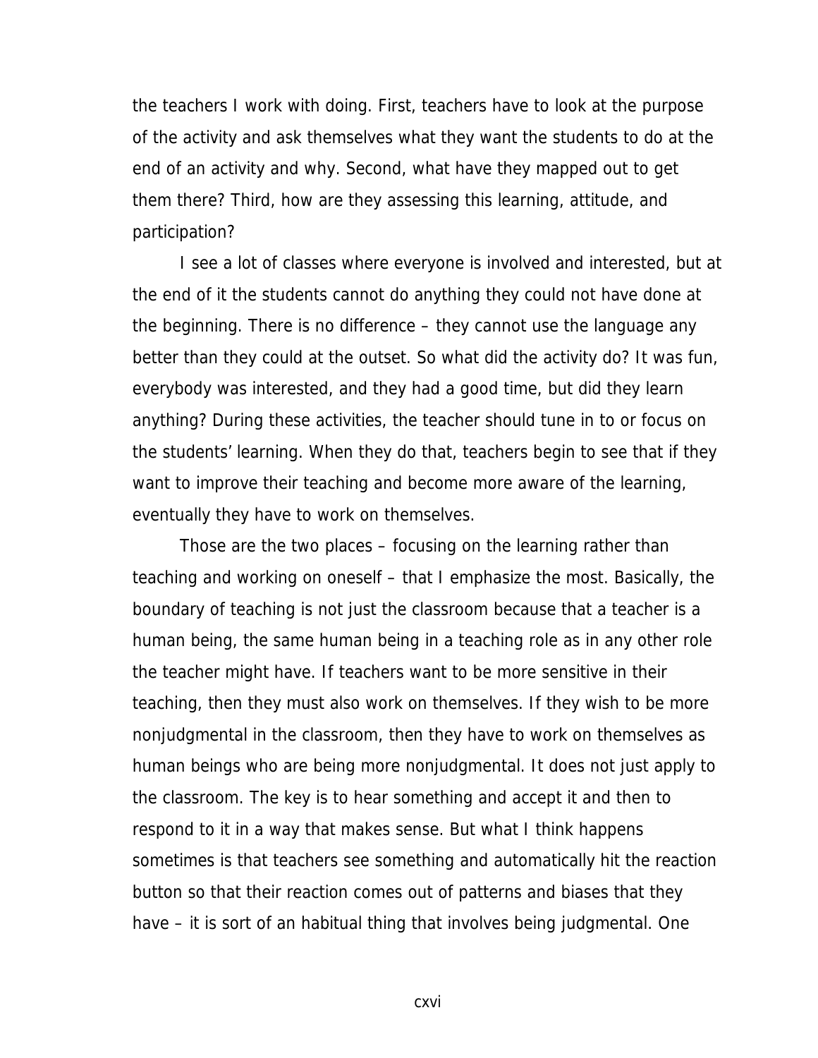the teachers I work with doing. First, teachers have to look at the purpose of the activity and ask themselves what they want the students to do at the end of an activity and why. Second, what have they mapped out to get them there? Third, how are they assessing this learning, attitude, and participation?

I see a lot of classes where everyone is involved and interested, but at the end of it the students cannot do anything they could not have done at the beginning. There is no difference – they cannot use the language any better than they could at the outset. So what did the activity do? It was fun, everybody was interested, and they had a good time, but did they learn anything? During these activities, the teacher should tune in to or focus on the students' learning. When they do that, teachers begin to see that if they want to improve their teaching and become more aware of the learning, eventually they have to work on themselves.

Those are the two places – focusing on the learning rather than teaching and working on oneself – that I emphasize the most. Basically, the boundary of teaching is not just the classroom because that a teacher is a human being, the same human being in a teaching role as in any other role the teacher might have. If teachers want to be more sensitive in their teaching, then they must also work on themselves. If they wish to be more nonjudgmental in the classroom, then they have to work on themselves as human beings who are being more nonjudgmental. It does not just apply to the classroom. The key is to hear something and accept it and then to respond to it in a way that makes sense. But what I think happens sometimes is that teachers see something and automatically hit the reaction button so that their reaction comes out of patterns and biases that they have – it is sort of an habitual thing that involves being judgmental. One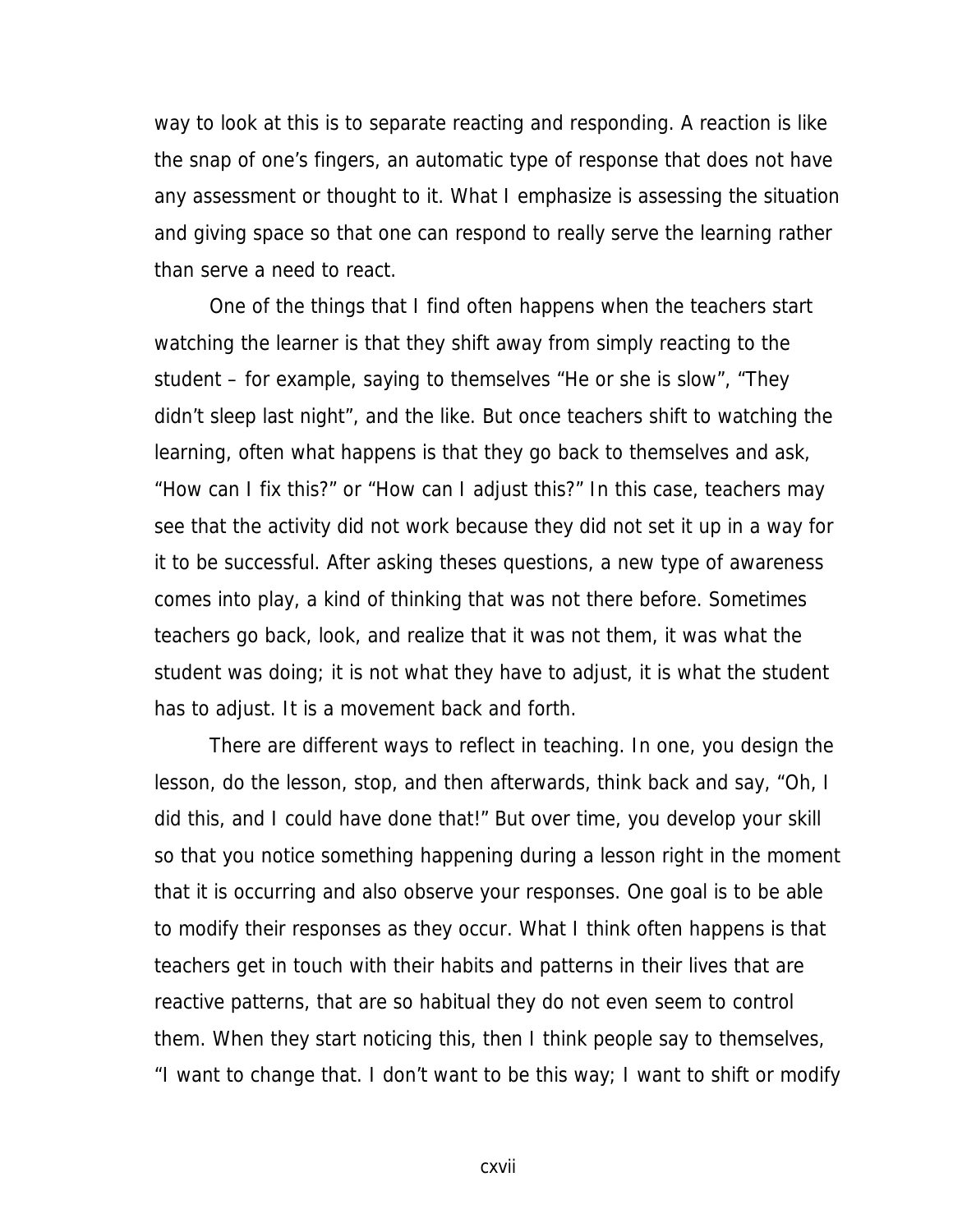way to look at this is to separate reacting and responding. A reaction is like the snap of one's fingers, an automatic type of response that does not have any assessment or thought to it. What I emphasize is assessing the situation and giving space so that one can respond to really serve the learning rather than serve a need to react.

One of the things that I find often happens when the teachers start watching the learner is that they shift away from simply reacting to the student – for example, saying to themselves "He or she is slow", "They didn't sleep last night", and the like. But once teachers shift to watching the learning, often what happens is that they go back to themselves and ask, "How can I fix this?" or "How can I adjust this?" In this case, teachers may see that the activity did not work because they did not set it up in a way for it to be successful. After asking theses questions, a new type of awareness comes into play, a kind of thinking that was not there before. Sometimes teachers go back, look, and realize that it was not them, it was what the student was doing; it is not what they have to adjust, it is what the student has to adjust. It is a movement back and forth.

There are different ways to reflect in teaching. In one, you design the lesson, do the lesson, stop, and then afterwards, think back and say, "Oh, I did this, and I could have done that!" But over time, you develop your skill so that you notice something happening during a lesson right in the moment that it is occurring and also observe your responses. One goal is to be able to modify their responses as they occur. What I think often happens is that teachers get in touch with their habits and patterns in their lives that are reactive patterns, that are so habitual they do not even seem to control them. When they start noticing this, then I think people say to themselves, "I want to change that. I don't want to be this way; I want to shift or modify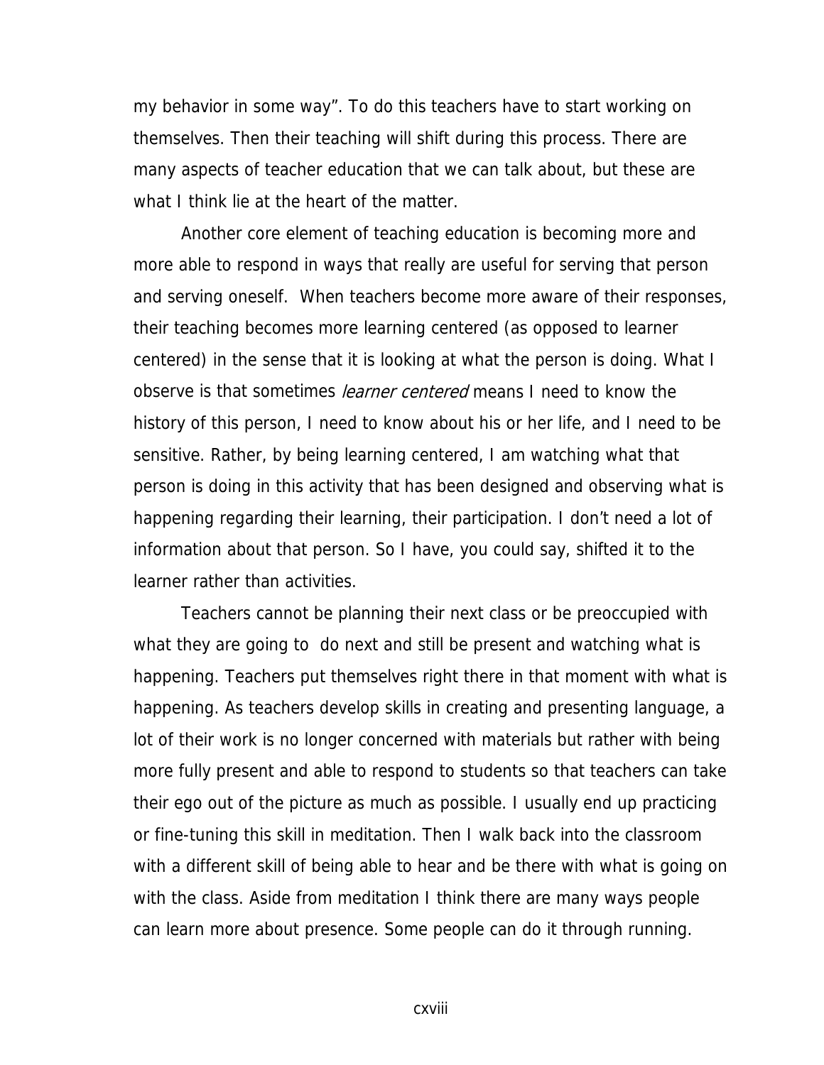my behavior in some way". To do this teachers have to start working on themselves. Then their teaching will shift during this process. There are many aspects of teacher education that we can talk about, but these are what I think lie at the heart of the matter.

Another core element of teaching education is becoming more and more able to respond in ways that really are useful for serving that person and serving oneself. When teachers become more aware of their responses, their teaching becomes more learning centered (as opposed to learner centered) in the sense that it is looking at what the person is doing. What I observe is that sometimes *learner centered* means I need to know the history of this person, I need to know about his or her life, and I need to be sensitive. Rather, by being learning centered, I am watching what that person is doing in this activity that has been designed and observing what is happening regarding their learning, their participation. I don't need a lot of information about that person. So I have, you could say, shifted it to the learner rather than activities.

Teachers cannot be planning their next class or be preoccupied with what they are going to do next and still be present and watching what is happening. Teachers put themselves right there in that moment with what is happening. As teachers develop skills in creating and presenting language, a lot of their work is no longer concerned with materials but rather with being more fully present and able to respond to students so that teachers can take their ego out of the picture as much as possible. I usually end up practicing or fine-tuning this skill in meditation. Then I walk back into the classroom with a different skill of being able to hear and be there with what is going on with the class. Aside from meditation I think there are many ways people can learn more about presence. Some people can do it through running.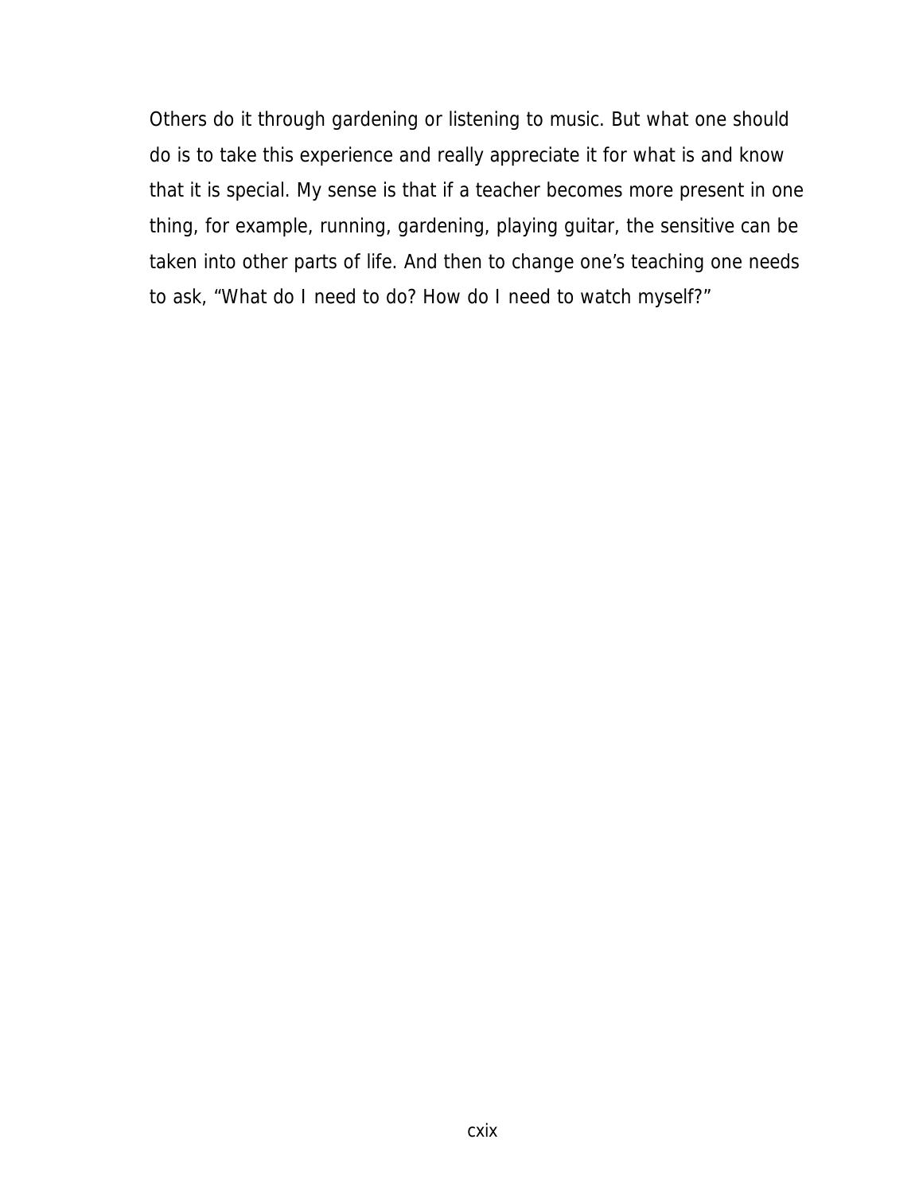Others do it through gardening or listening to music. But what one should do is to take this experience and really appreciate it for what is and know that it is special. My sense is that if a teacher becomes more present in one thing, for example, running, gardening, playing guitar, the sensitive can be taken into other parts of life. And then to change one's teaching one needs to ask, "What do I need to do? How do I need to watch myself?"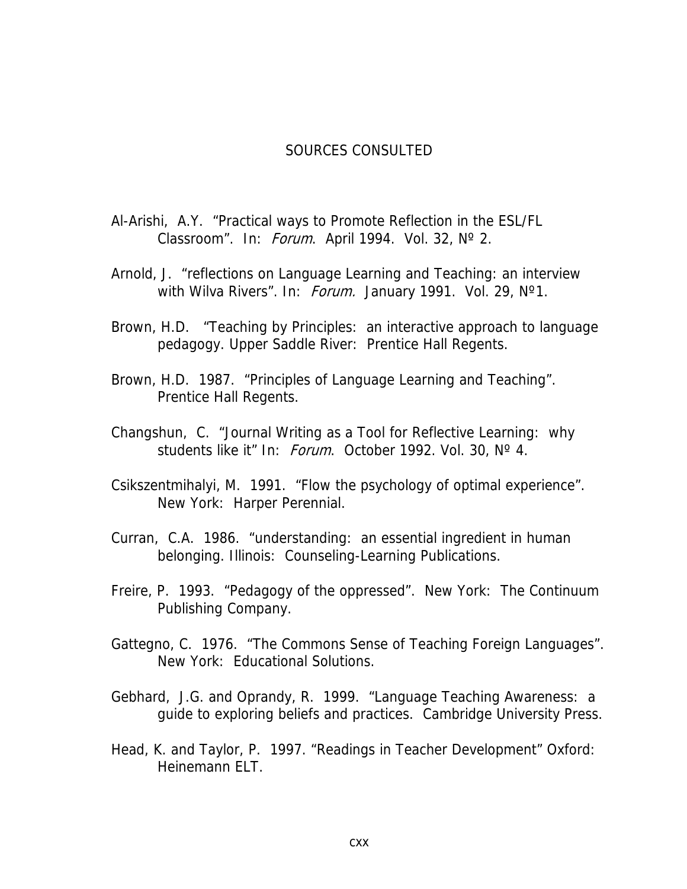# SOURCES CONSULTED

Al-Arishi, A.Y. “Practical ways to Promote Reflection in the ESL/FL Classroom”. In: *Forum*. April 1994. Vol. 32, Nº 2.

Arnold, J. “reflections on Language Learning and Teaching: an interview with Wilva Rivers”. In: *Forum.* January 1991. Vol. 29, Nº1.

Brown, H.D. “Teaching by Principles: an interactive approach to language pedagogy. Upper Saddle River: Prentice Hall Regents.

Brown, H.D. 1987. “Principles of Language Learning and Teaching”. Prentice Hall Regents.

Changshun, C. “Journal Writing as a Tool for Reflective Learning: why students like it” In: *Forum*. October 1992. Vol. 30, Nº 4.

Csikszentmihalyi, M. 1991. “Flow the psychology of optimal experience”. New York: Harper Perennial.

Curran, C.A. 1986. “understanding: an essential ingredient in human belonging. Illinois: Counseling-Learning Publications.

Freire, P. 1993. “Pedagogy of the oppressed”. New York: The Continuum Publishing Company.

Gattegno, C. 1976. “The Commons Sense of Teaching Foreign Languages”. New York: Educational Solutions.

Gebhard, J.G. and Oprandy, R. 1999. “Language Teaching Awareness: a guide to exploring beliefs and practices. Cambridge University Press.

Head, K. and Taylor, P. 1997. “Readings in Teacher Development” Oxford: Heinemann ELT.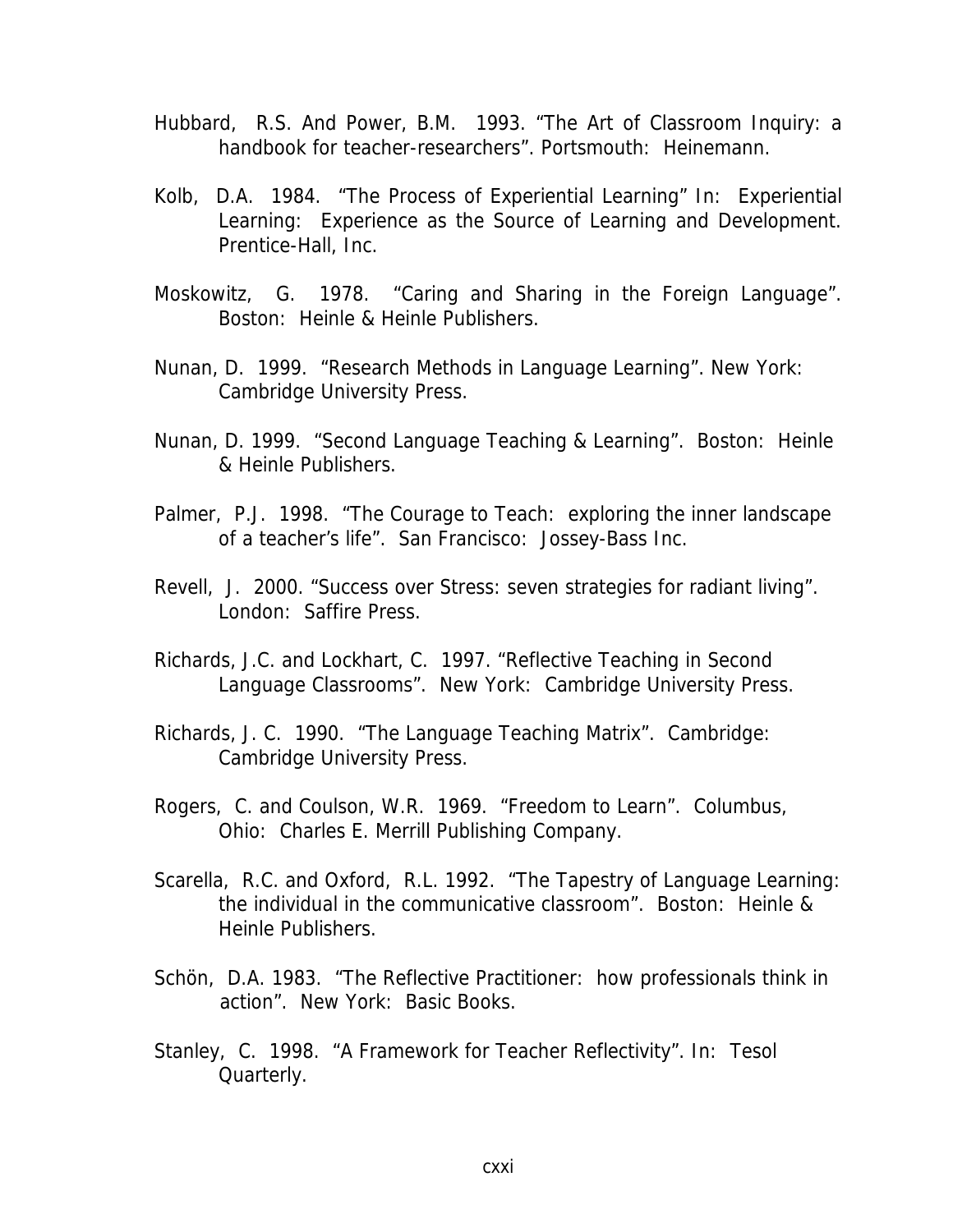Hubbard, R.S. And Power, B.M. 1993. "The Art of Classroom Inquiry: a handbook for teacher-researchers". Portsmouth: Heinemann.

Kolb, D.A. 1984. "The Process of Experiential Learning" In: Experiential Learning: Experience as the Source of Learning and Development. Prentice-Hall, Inc.

Moskowitz, G. 1978. "Caring and Sharing in the Foreign Language". Boston: Heinle & Heinle Publishers.

Nunan, D. 1999. "Research Methods in Language Learning". New York: Cambridge University Press.

Nunan, D. 1999. "Second Language Teaching & Learning". Boston: Heinle & Heinle Publishers.

Palmer, P.J. 1998. "The Courage to Teach: exploring the inner landscape of a teacher's life". San Francisco: Jossey-Bass Inc.

Revell, J. 2000. "Success over Stress: seven strategies for radiant living". London: Saffire Press.

Richards, J.C. and Lockhart, C. 1997. "Reflective Teaching in Second Language Classrooms". New York: Cambridge University Press.

Richards, J. C. 1990. "The Language Teaching Matrix". Cambridge: Cambridge University Press.

Rogers, C. and Coulson, W.R. 1969. "Freedom to Learn". Columbus, Ohio: Charles E. Merrill Publishing Company.

Scarella, R.C. and Oxford, R.L. 1992. "The Tapestry of Language Learning: the individual in the communicative classroom". Boston: Heinle & Heinle Publishers.

Schön, D.A. 1983. "The Reflective Practitioner: how professionals think in action". New York: Basic Books.

Stanley, C. 1998. "A Framework for Teacher Reflectivity". In: Tesol Quarterly.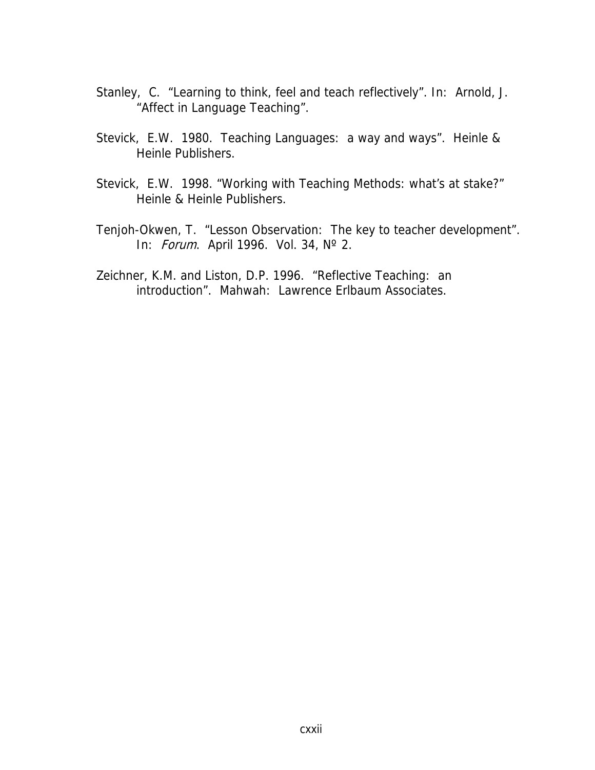Stanley, C. "Learning to think, feel and teach reflectively". In: Arnold, J. "Affect in Language Teaching".

Stevick, E.W. 1980. Teaching Languages: a way and ways". Heinle & Heinle Publishers.

Stevick, E.W. 1998. "Working with Teaching Methods: what's at stake?" Heinle & Heinle Publishers.

Tenjoh-Okwen, T. "Lesson Observation: The key to teacher development". In: *Forum*. April 1996. Vol. 34, Nº 2.

Zeichner, K.M. and Liston, D.P. 1996. "Reflective Teaching: an introduction". Mahwah: Lawrence Erlbaum Associates.